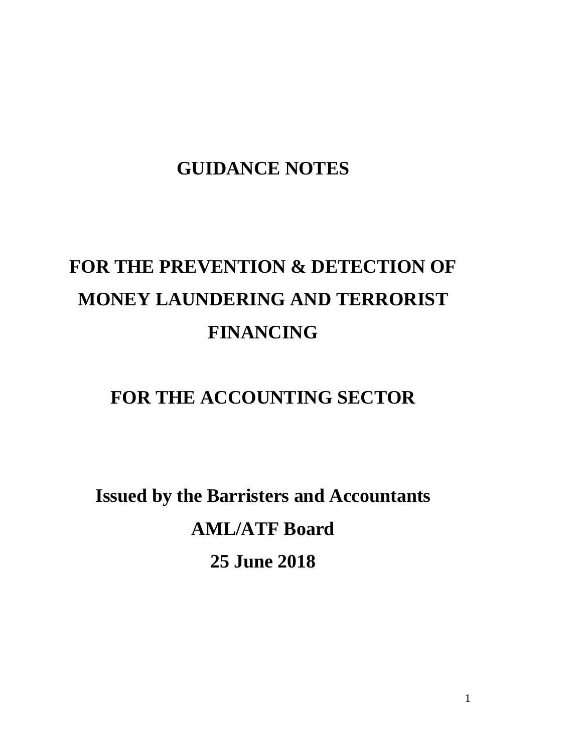# GUIDANCE NOTES

# FOR THE PREVENTION & DETECTION OF MONEY LAUNDERING AND TERRORIST FINANCING

# FOR THE ACCOUNTING SECTOR

**Issued by the Barristers and Accountants**

**AML/ATF Board**

**25 June 2018**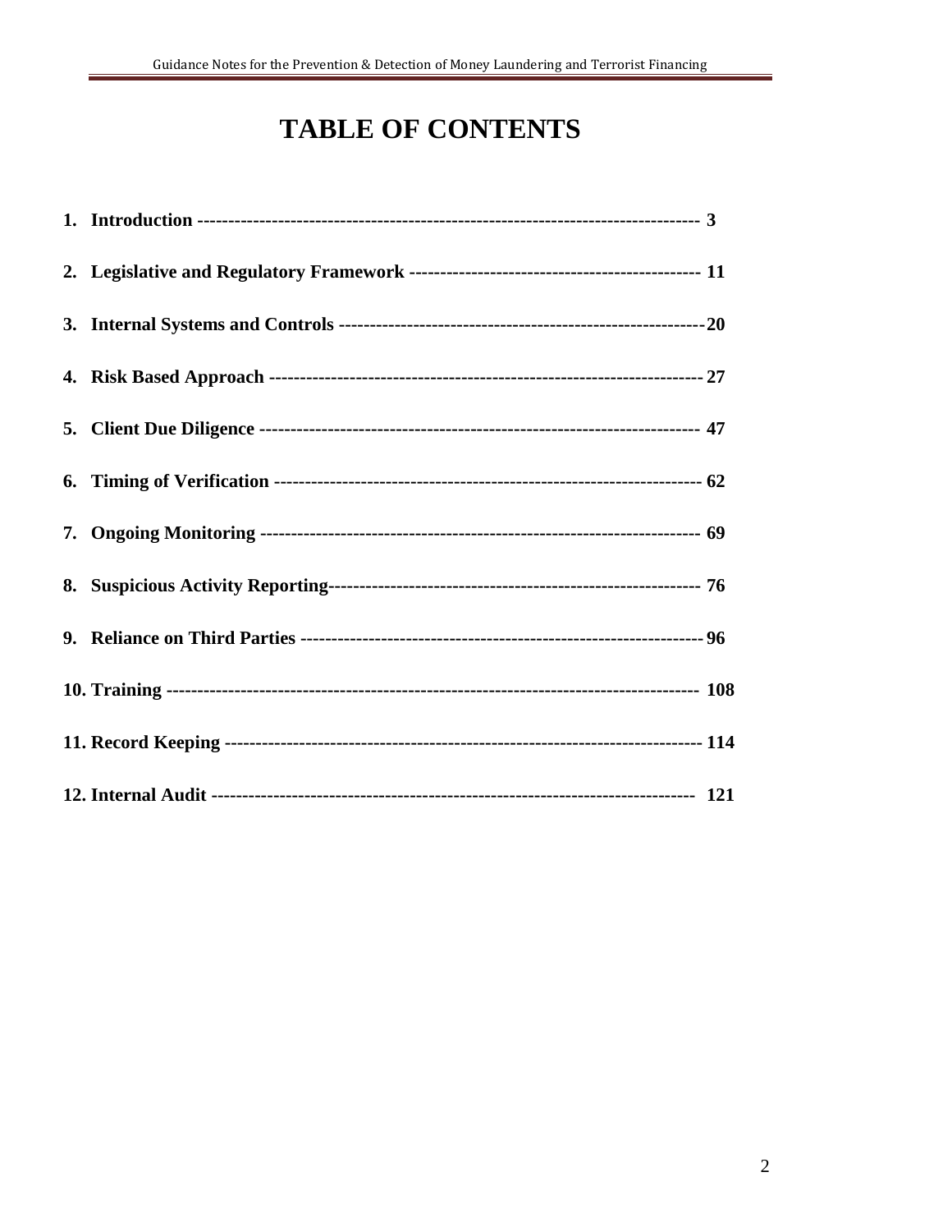# TABLE OF CONTENTS

1. **Introduction** ---------------------------------------------------------------------------------- **3**
2. **Legislative and Regulatory Framework** ----------------------------------------------- **11**
3. **Internal Systems and Controls** ---------------------------------------------------------**20**
4. **Risk Based Approach** --------------------------------------------------------------------**27**
5. **Client Due Diligence** --------------------------------------------------------------------- **47**
6. **Timing of Verification** -------------------------------------------------------------------- **62**
7. **Ongoing Monitoring** ----------------------------------------------------------------------- **69**
8. **Suspicious Activity Reporting**----------------------------------------------------------- **76**
9. **Reliance on Third Parties** ----------------------------------------------------------------**96**
10. **Training** --------------------------------------------------------------------------------- **108**
11. **Record Keeping** ---------------------------------------------------------------------------**114**
12. **Internal Audit** ---------------------------------------------------------------------------- **121**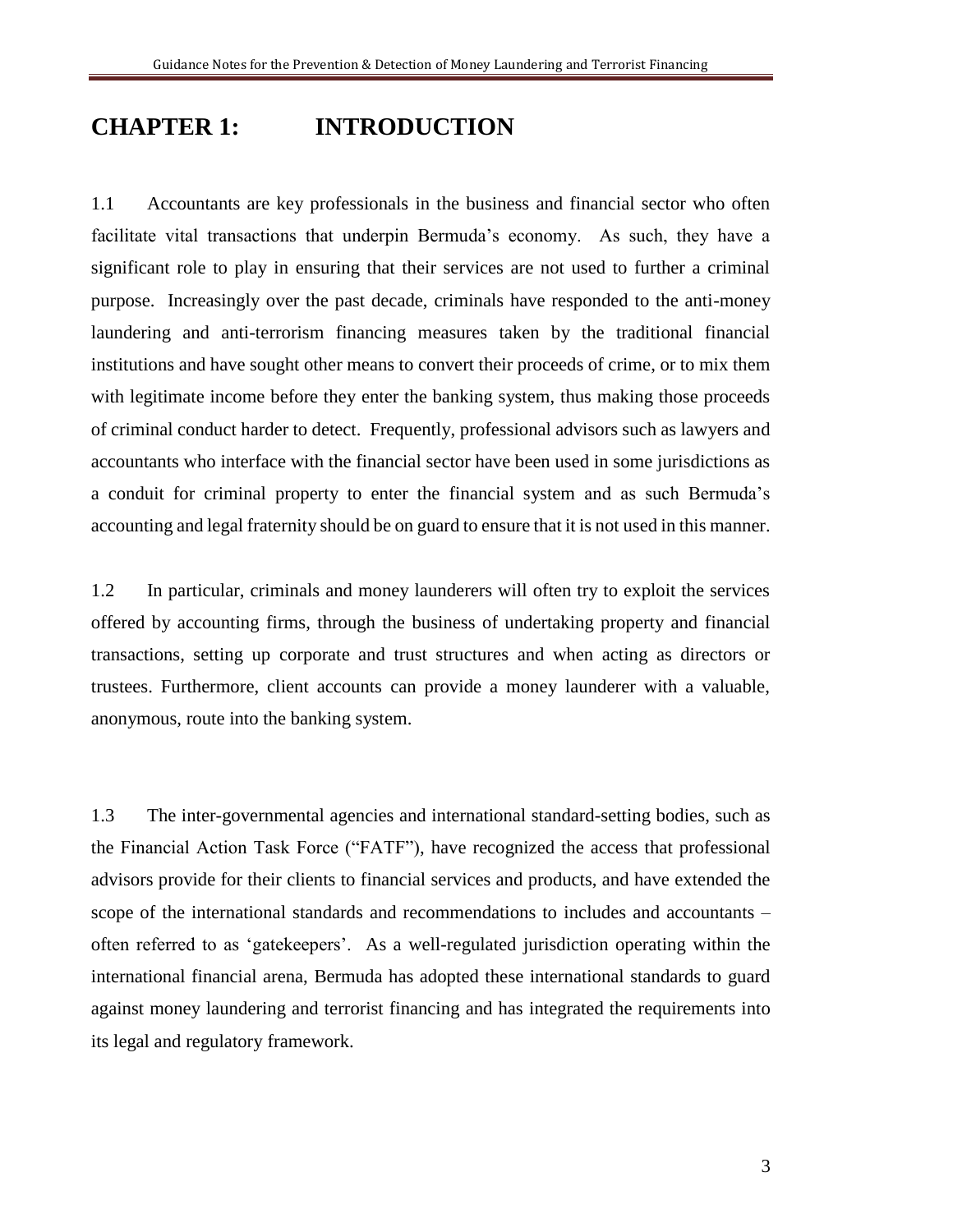# CHAPTER 1: INTRODUCTION

1.1 Accountants are key professionals in the business and financial sector who often facilitate vital transactions that underpin Bermuda's economy. As such, they have a significant role to play in ensuring that their services are not used to further a criminal purpose. Increasingly over the past decade, criminals have responded to the anti-money laundering and anti-terrorism financing measures taken by the traditional financial institutions and have sought other means to convert their proceeds of crime, or to mix them with legitimate income before they enter the banking system, thus making those proceeds of criminal conduct harder to detect. Frequently, professional advisors such as lawyers and accountants who interface with the financial sector have been used in some jurisdictions as a conduit for criminal property to enter the financial system and as such Bermuda's accounting and legal fraternity should be on guard to ensure that it is not used in this manner.

1.2 In particular, criminals and money launderers will often try to exploit the services offered by accounting firms, through the business of undertaking property and financial transactions, setting up corporate and trust structures and when acting as directors or trustees. Furthermore, client accounts can provide a money launderer with a valuable, anonymous, route into the banking system.

1.3 The inter-governmental agencies and international standard-setting bodies, such as the Financial Action Task Force ("FATF"), have recognized the access that professional advisors provide for their clients to financial services and products, and have extended the scope of the international standards and recommendations to includes and accountants – often referred to as 'gatekeepers'. As a well-regulated jurisdiction operating within the international financial arena, Bermuda has adopted these international standards to guard against money laundering and terrorist financing and has integrated the requirements into its legal and regulatory framework.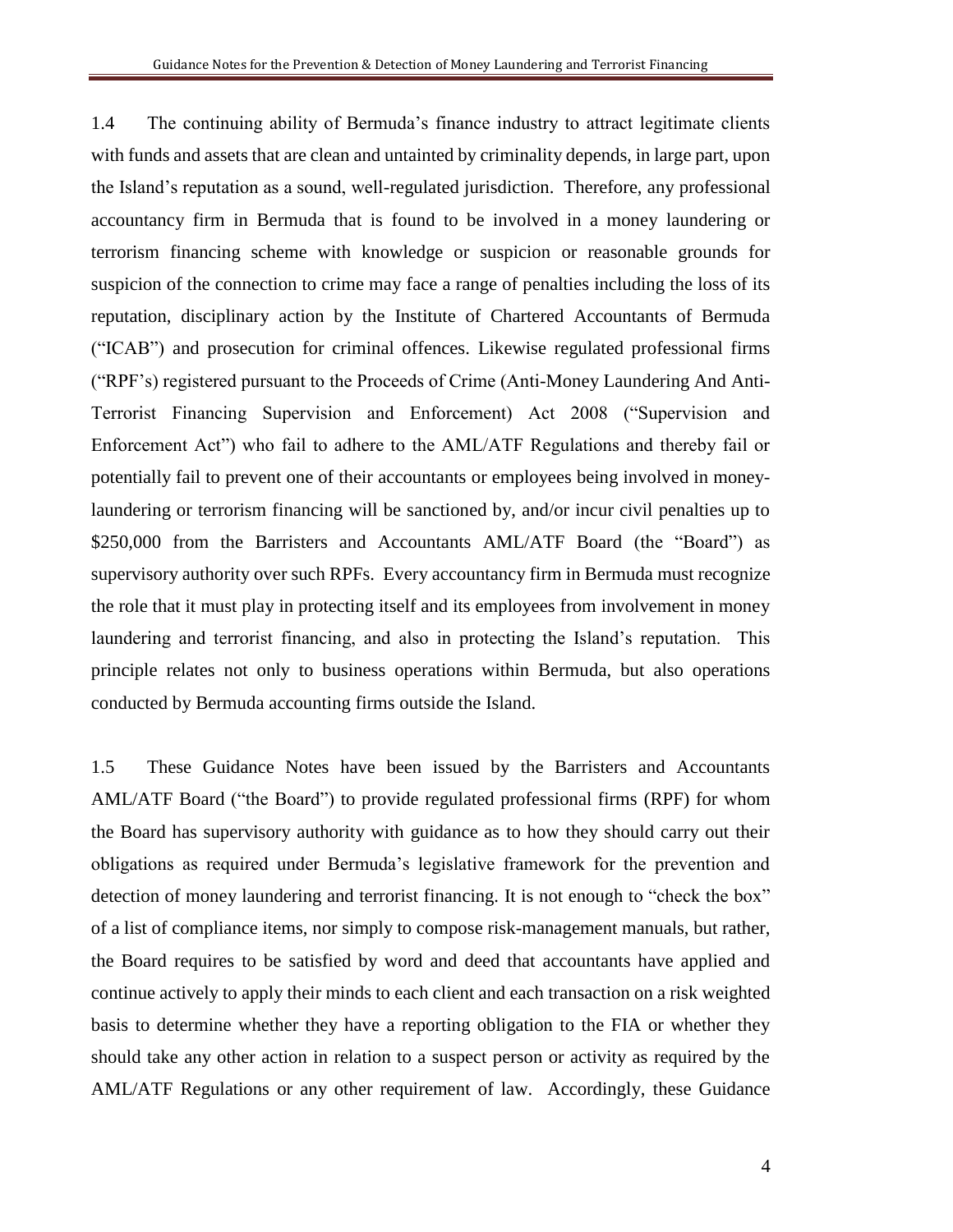1.4 The continuing ability of Bermuda's finance industry to attract legitimate clients with funds and assets that are clean and untainted by criminality depends, in large part, upon the Island's reputation as a sound, well-regulated jurisdiction. Therefore, any professional accountancy firm in Bermuda that is found to be involved in a money laundering or terrorism financing scheme with knowledge or suspicion or reasonable grounds for suspicion of the connection to crime may face a range of penalties including the loss of its reputation, disciplinary action by the Institute of Chartered Accountants of Bermuda ("ICAB") and prosecution for criminal offences. Likewise regulated professional firms ("RPF's) registered pursuant to the Proceeds of Crime (Anti-Money Laundering And Anti-Terrorist Financing Supervision and Enforcement) Act 2008 ("Supervision and Enforcement Act") who fail to adhere to the AML/ATF Regulations and thereby fail or potentially fail to prevent one of their accountants or employees being involved in money-laundering or terrorism financing will be sanctioned by, and/or incur civil penalties up to \$250,000 from the Barristers and Accountants AML/ATF Board (the "Board") as supervisory authority over such RPFs. Every accountancy firm in Bermuda must recognize the role that it must play in protecting itself and its employees from involvement in money laundering and terrorist financing, and also in protecting the Island's reputation. This principle relates not only to business operations within Bermuda, but also operations conducted by Bermuda accounting firms outside the Island.

1.5 These Guidance Notes have been issued by the Barristers and Accountants AML/ATF Board ("the Board") to provide regulated professional firms (RPF) for whom the Board has supervisory authority with guidance as to how they should carry out their obligations as required under Bermuda's legislative framework for the prevention and detection of money laundering and terrorist financing. It is not enough to "check the box" of a list of compliance items, nor simply to compose risk-management manuals, but rather, the Board requires to be satisfied by word and deed that accountants have applied and continue actively to apply their minds to each client and each transaction on a risk weighted basis to determine whether they have a reporting obligation to the FIA or whether they should take any other action in relation to a suspect person or activity as required by the AML/ATF Regulations or any other requirement of law. Accordingly, these Guidance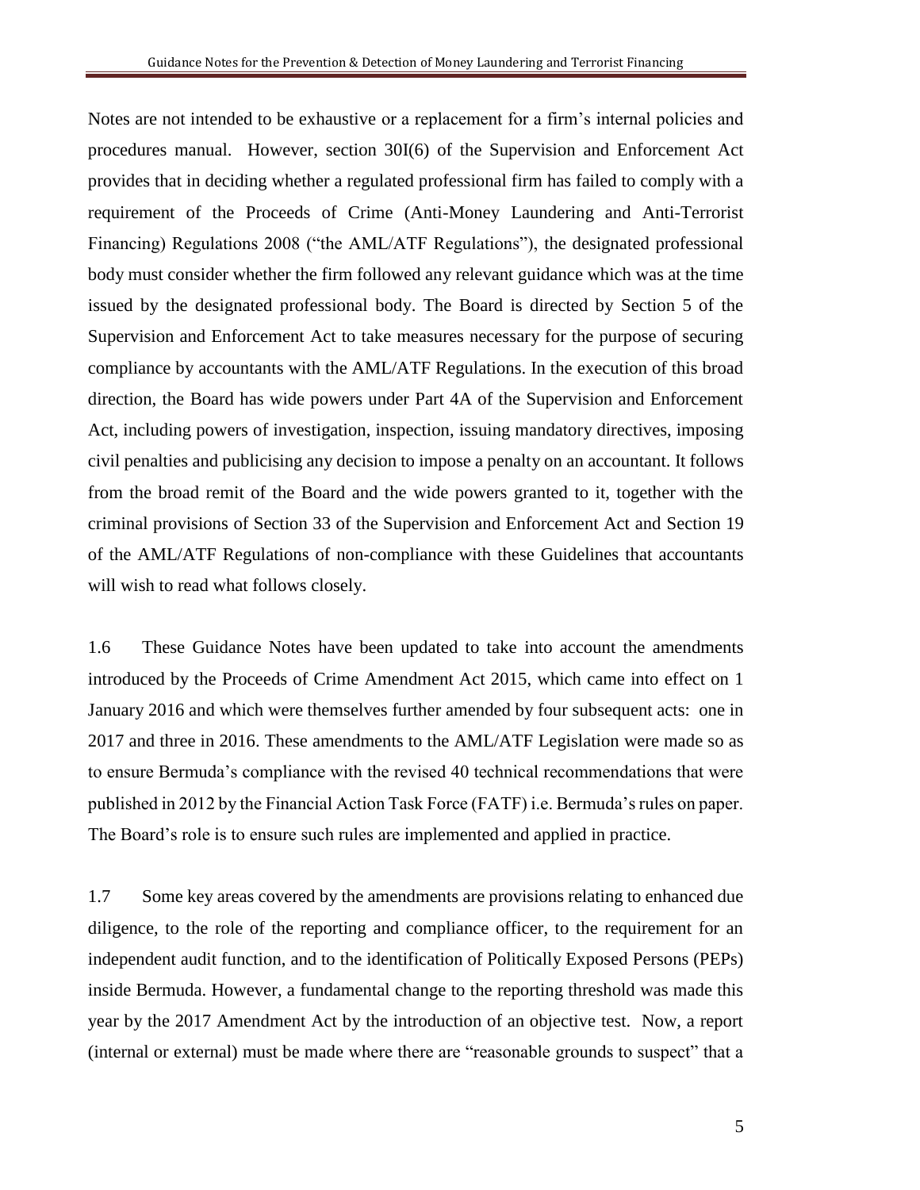Notes are not intended to be exhaustive or a replacement for a firm's internal policies and procedures manual. However, section 30I(6) of the Supervision and Enforcement Act provides that in deciding whether a regulated professional firm has failed to comply with a requirement of the Proceeds of Crime (Anti-Money Laundering and Anti-Terrorist Financing) Regulations 2008 ("the AML/ATF Regulations"), the designated professional body must consider whether the firm followed any relevant guidance which was at the time issued by the designated professional body. The Board is directed by Section 5 of the Supervision and Enforcement Act to take measures necessary for the purpose of securing compliance by accountants with the AML/ATF Regulations. In the execution of this broad direction, the Board has wide powers under Part 4A of the Supervision and Enforcement Act, including powers of investigation, inspection, issuing mandatory directives, imposing civil penalties and publicising any decision to impose a penalty on an accountant. It follows from the broad remit of the Board and the wide powers granted to it, together with the criminal provisions of Section 33 of the Supervision and Enforcement Act and Section 19 of the AML/ATF Regulations of non-compliance with these Guidelines that accountants will wish to read what follows closely.

1.6 These Guidance Notes have been updated to take into account the amendments introduced by the Proceeds of Crime Amendment Act 2015, which came into effect on 1 January 2016 and which were themselves further amended by four subsequent acts: one in 2017 and three in 2016. These amendments to the AML/ATF Legislation were made so as to ensure Bermuda's compliance with the revised 40 technical recommendations that were published in 2012 by the Financial Action Task Force (FATF) i.e. Bermuda's rules on paper. The Board's role is to ensure such rules are implemented and applied in practice.

1.7 Some key areas covered by the amendments are provisions relating to enhanced due diligence, to the role of the reporting and compliance officer, to the requirement for an independent audit function, and to the identification of Politically Exposed Persons (PEPs) inside Bermuda. However, a fundamental change to the reporting threshold was made this year by the 2017 Amendment Act by the introduction of an objective test. Now, a report (internal or external) must be made where there are "reasonable grounds to suspect" that a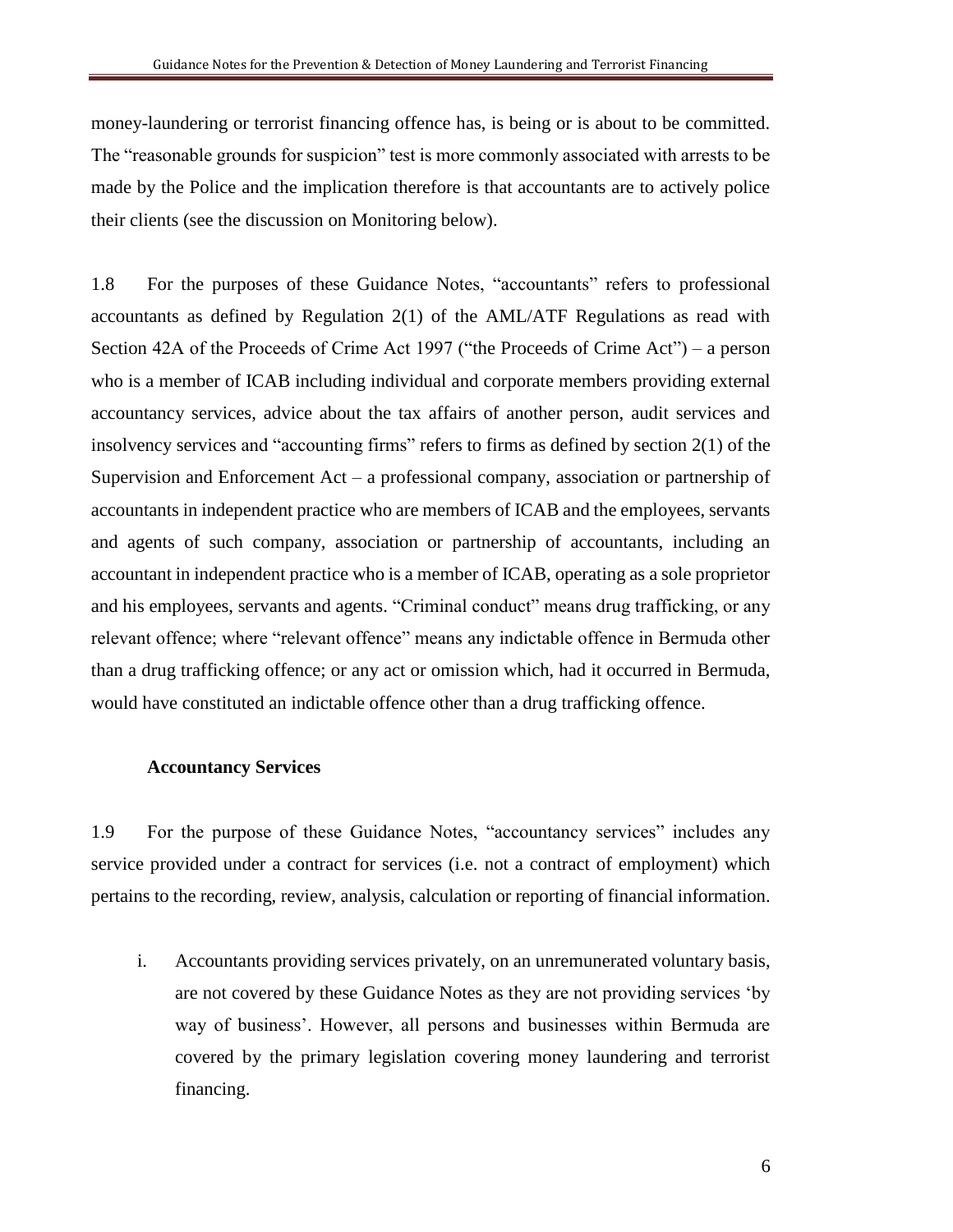money-laundering or terrorist financing offence has, is being or is about to be committed. The "reasonable grounds for suspicion" test is more commonly associated with arrests to be made by the Police and the implication therefore is that accountants are to actively police their clients (see the discussion on Monitoring below).

1.8 For the purposes of these Guidance Notes, "accountants" refers to professional accountants as defined by Regulation 2(1) of the AML/ATF Regulations as read with Section 42A of the Proceeds of Crime Act 1997 ("the Proceeds of Crime Act") – a person who is a member of ICAB including individual and corporate members providing external accountancy services, advice about the tax affairs of another person, audit services and insolvency services and "accounting firms" refers to firms as defined by section 2(1) of the Supervision and Enforcement Act – a professional company, association or partnership of accountants in independent practice who are members of ICAB and the employees, servants and agents of such company, association or partnership of accountants, including an accountant in independent practice who is a member of ICAB, operating as a sole proprietor and his employees, servants and agents. "Criminal conduct" means drug trafficking, or any relevant offence; where "relevant offence" means any indictable offence in Bermuda other than a drug trafficking offence; or any act or omission which, had it occurred in Bermuda, would have constituted an indictable offence other than a drug trafficking offence.

### Accountancy Services

1.9 For the purpose of these Guidance Notes, "accountancy services" includes any service provided under a contract for services (i.e. not a contract of employment) which pertains to the recording, review, analysis, calculation or reporting of financial information.

i. Accountants providing services privately, on an unremunerated voluntary basis, are not covered by these Guidance Notes as they are not providing services 'by way of business'. However, all persons and businesses within Bermuda are covered by the primary legislation covering money laundering and terrorist financing.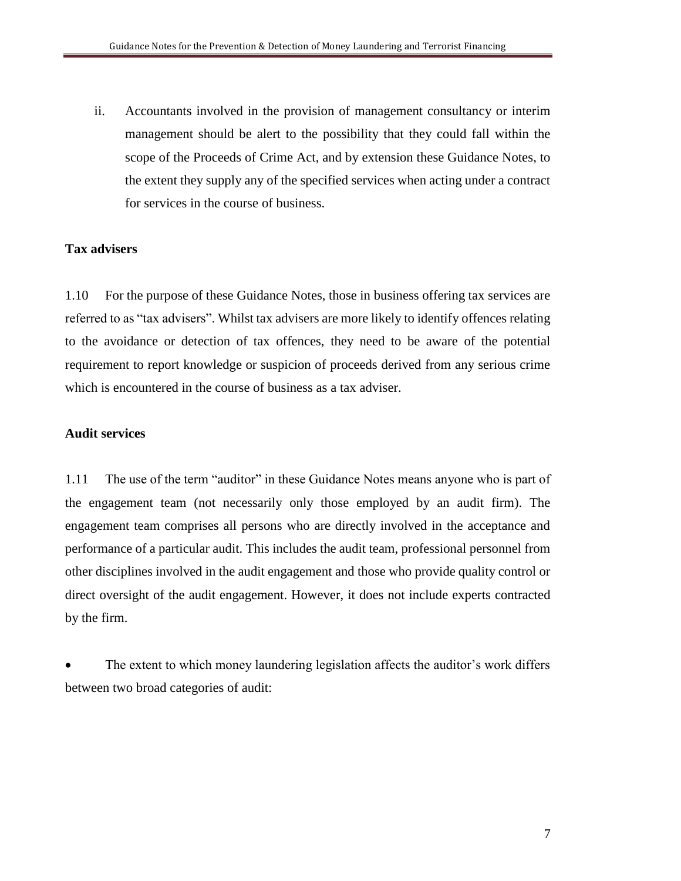ii. Accountants involved in the provision of management consultancy or interim management should be alert to the possibility that they could fall within the scope of the Proceeds of Crime Act, and by extension these Guidance Notes, to the extent they supply any of the specified services when acting under a contract for services in the course of business.

**Tax advisers**

1.10 For the purpose of these Guidance Notes, those in business offering tax services are referred to as "tax advisers". Whilst tax advisers are more likely to identify offences relating to the avoidance or detection of tax offences, they need to be aware of the potential requirement to report knowledge or suspicion of proceeds derived from any serious crime which is encountered in the course of business as a tax adviser.

**Audit services**

1.11 The use of the term "auditor" in these Guidance Notes means anyone who is part of the engagement team (not necessarily only those employed by an audit firm). The engagement team comprises all persons who are directly involved in the acceptance and performance of a particular audit. This includes the audit team, professional personnel from other disciplines involved in the audit engagement and those who provide quality control or direct oversight of the audit engagement. However, it does not include experts contracted by the firm.

- The extent to which money laundering legislation affects the auditor's work differs between two broad categories of audit: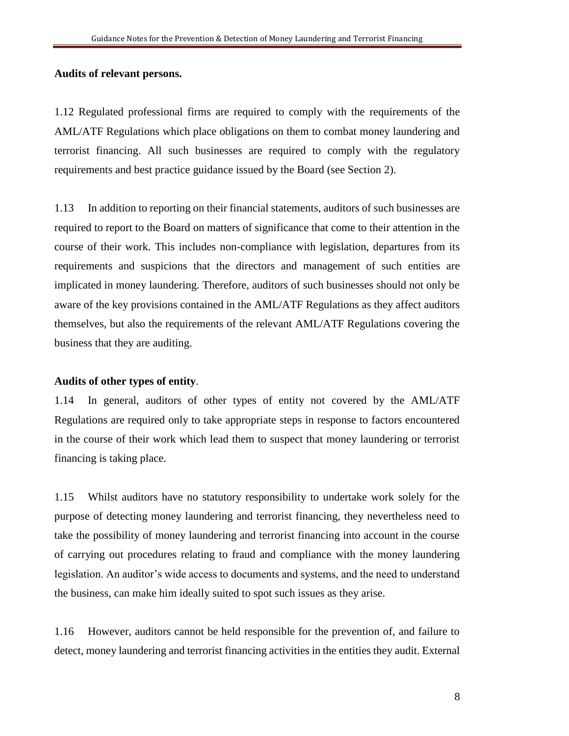**Audits of relevant persons.**

1.12 Regulated professional firms are required to comply with the requirements of the AML/ATF Regulations which place obligations on them to combat money laundering and terrorist financing. All such businesses are required to comply with the regulatory requirements and best practice guidance issued by the Board (see Section 2).

1.13 In addition to reporting on their financial statements, auditors of such businesses are required to report to the Board on matters of significance that come to their attention in the course of their work. This includes non-compliance with legislation, departures from its requirements and suspicions that the directors and management of such entities are implicated in money laundering. Therefore, auditors of such businesses should not only be aware of the key provisions contained in the AML/ATF Regulations as they affect auditors themselves, but also the requirements of the relevant AML/ATF Regulations covering the business that they are auditing.

**Audits of other types of entity**.

1.14 In general, auditors of other types of entity not covered by the AML/ATF Regulations are required only to take appropriate steps in response to factors encountered in the course of their work which lead them to suspect that money laundering or terrorist financing is taking place.

1.15 Whilst auditors have no statutory responsibility to undertake work solely for the purpose of detecting money laundering and terrorist financing, they nevertheless need to take the possibility of money laundering and terrorist financing into account in the course of carrying out procedures relating to fraud and compliance with the money laundering legislation. An auditor's wide access to documents and systems, and the need to understand the business, can make him ideally suited to spot such issues as they arise.

1.16 However, auditors cannot be held responsible for the prevention of, and failure to detect, money laundering and terrorist financing activities in the entities they audit. External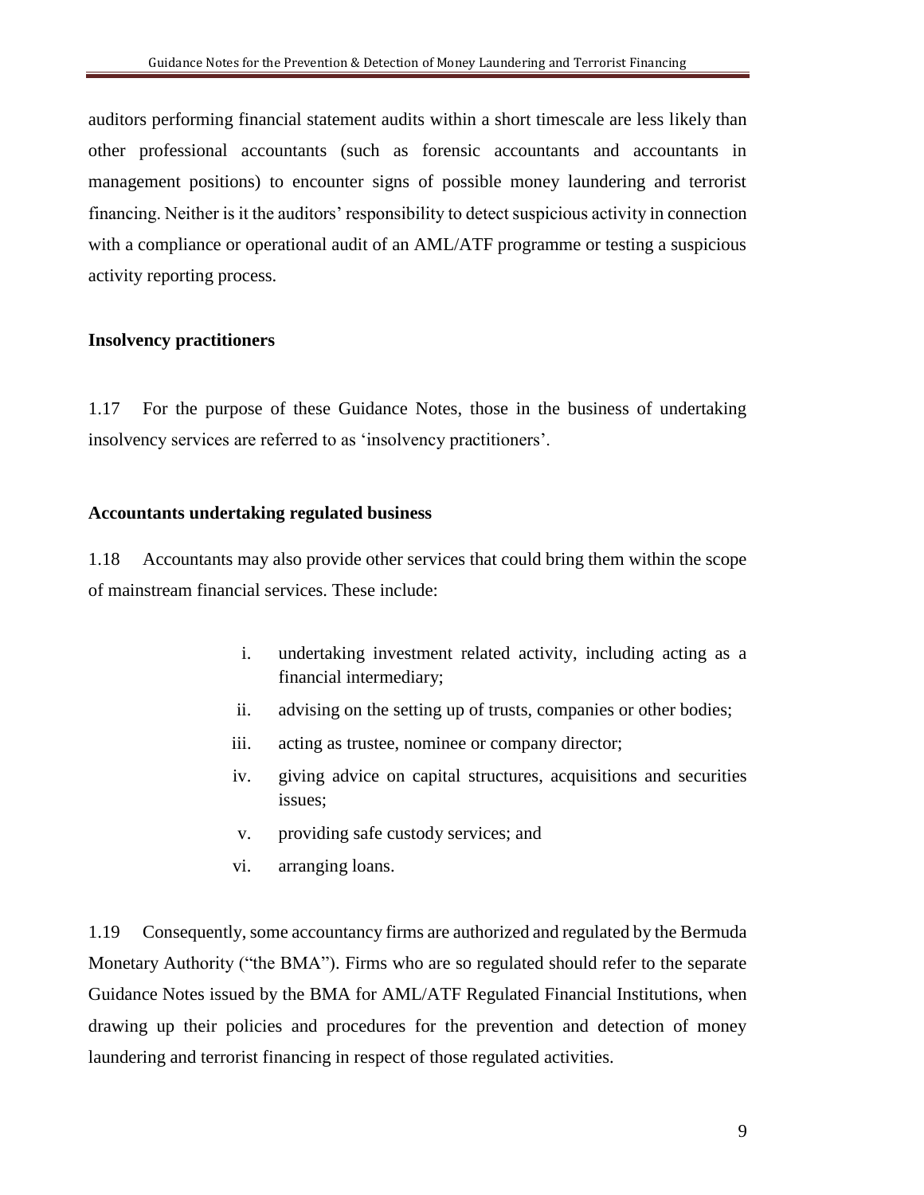auditors performing financial statement audits within a short timescale are less likely than other professional accountants (such as forensic accountants and accountants in management positions) to encounter signs of possible money laundering and terrorist financing. Neither is it the auditors' responsibility to detect suspicious activity in connection with a compliance or operational audit of an AML/ATF programme or testing a suspicious activity reporting process.

**Insolvency practitioners**

1.17 For the purpose of these Guidance Notes, those in the business of undertaking insolvency services are referred to as 'insolvency practitioners'.

**Accountants undertaking regulated business**

1.18 Accountants may also provide other services that could bring them within the scope of mainstream financial services. These include:

i. undertaking investment related activity, including acting as a financial intermediary;
ii. advising on the setting up of trusts, companies or other bodies;
iii. acting as trustee, nominee or company director;
iv. giving advice on capital structures, acquisitions and securities issues;
v. providing safe custody services; and
vi. arranging loans.

1.19 Consequently, some accountancy firms are authorized and regulated by the Bermuda Monetary Authority ("the BMA"). Firms who are so regulated should refer to the separate Guidance Notes issued by the BMA for AML/ATF Regulated Financial Institutions, when drawing up their policies and procedures for the prevention and detection of money laundering and terrorist financing in respect of those regulated activities.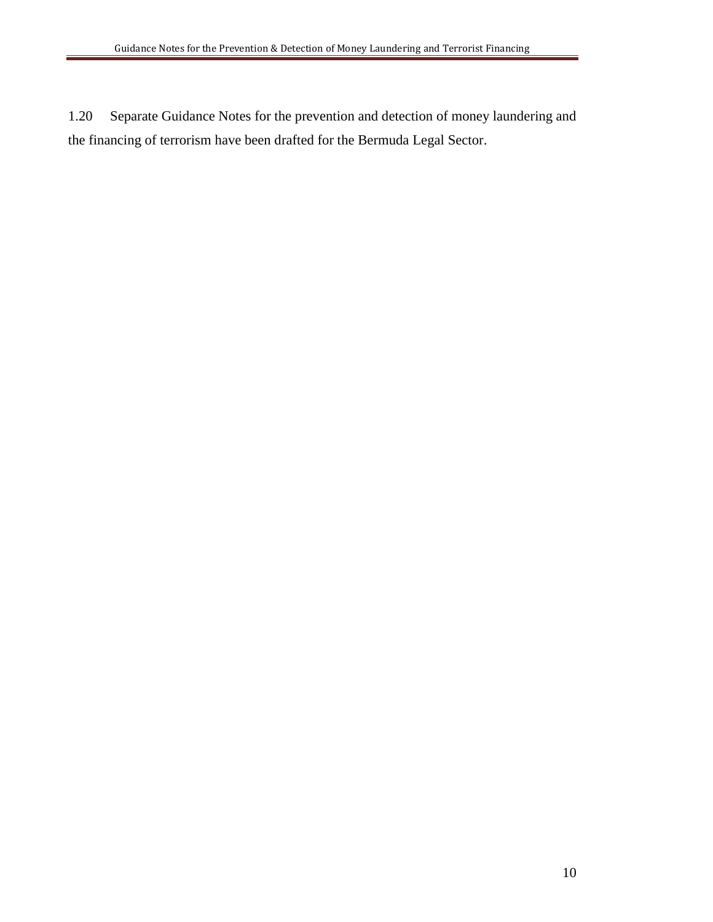1.20 Separate Guidance Notes for the prevention and detection of money laundering and the financing of terrorism have been drafted for the Bermuda Legal Sector.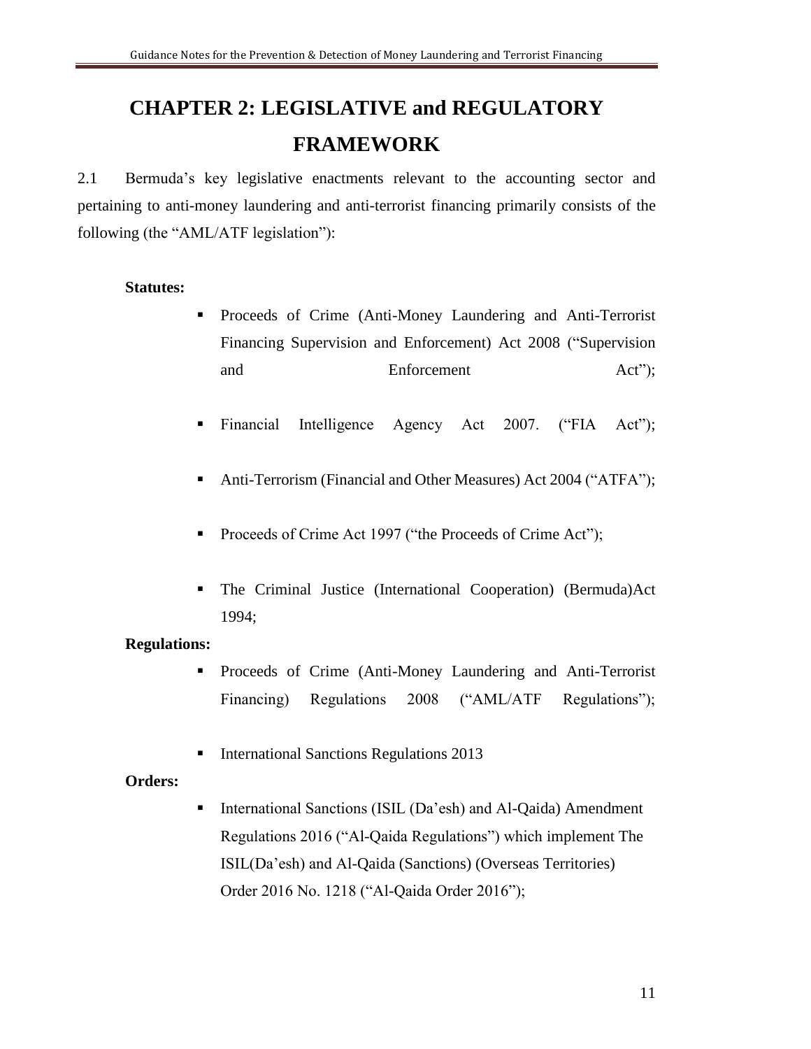# CHAPTER 2: LEGISLATIVE and REGULATORY FRAMEWORK

2.1 Bermuda's key legislative enactments relevant to the accounting sector and pertaining to anti-money laundering and anti-terrorist financing primarily consists of the following (the "AML/ATF legislation"):

**Statutes:**

- Proceeds of Crime (Anti-Money Laundering and Anti-Terrorist Financing Supervision and Enforcement) Act 2008 ("Supervision and Enforcement Act");
- Financial Intelligence Agency Act 2007. ("FIA Act");
- Anti-Terrorism (Financial and Other Measures) Act 2004 ("ATFA");
- Proceeds of Crime Act 1997 ("the Proceeds of Crime Act");
- The Criminal Justice (International Cooperation) (Bermuda)Act 1994;

**Regulations:**

- Proceeds of Crime (Anti-Money Laundering and Anti-Terrorist Financing) Regulations 2008 ("AML/ATF Regulations");
- International Sanctions Regulations 2013

**Orders:**

- International Sanctions (ISIL (Da'esh) and Al-Qaida) Amendment Regulations 2016 ("Al-Qaida Regulations") which implement The ISIL(Da'esh) and Al-Qaida (Sanctions) (Overseas Territories) Order 2016 No. 1218 ("Al-Qaida Order 2016");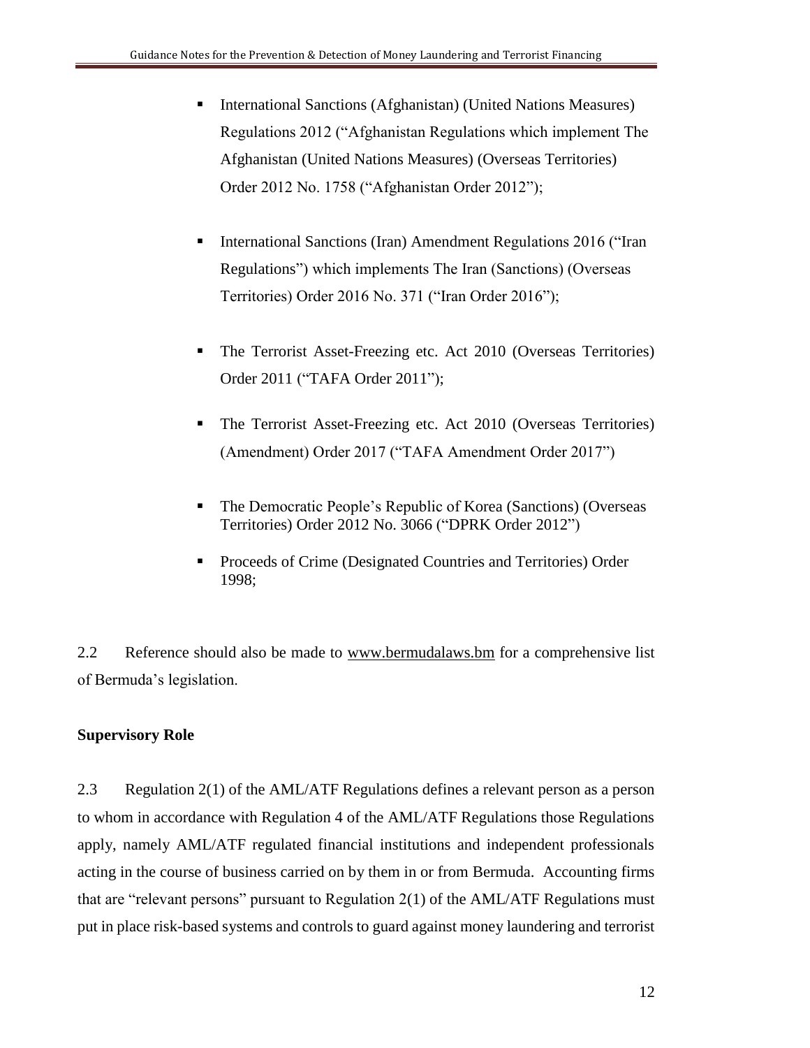- International Sanctions (Afghanistan) (United Nations Measures) Regulations 2012 ("Afghanistan Regulations which implement The Afghanistan (United Nations Measures) (Overseas Territories) Order 2012 No. 1758 ("Afghanistan Order 2012");

- International Sanctions (Iran) Amendment Regulations 2016 ("Iran Regulations") which implements The Iran (Sanctions) (Overseas Territories) Order 2016 No. 371 ("Iran Order 2016");

- The Terrorist Asset-Freezing etc. Act 2010 (Overseas Territories) Order 2011 ("TAFA Order 2011");

- The Terrorist Asset-Freezing etc. Act 2010 (Overseas Territories) (Amendment) Order 2017 ("TAFA Amendment Order 2017")

- The Democratic People's Republic of Korea (Sanctions) (Overseas Territories) Order 2012 No. 3066 ("DPRK Order 2012")

- Proceeds of Crime (Designated Countries and Territories) Order 1998;

2.2 Reference should also be made to www.bermudalaws.bm for a comprehensive list of Bermuda's legislation.

**Supervisory Role**

2.3 Regulation 2(1) of the AML/ATF Regulations defines a relevant person as a person to whom in accordance with Regulation 4 of the AML/ATF Regulations those Regulations apply, namely AML/ATF regulated financial institutions and independent professionals acting in the course of business carried on by them in or from Bermuda. Accounting firms that are "relevant persons" pursuant to Regulation 2(1) of the AML/ATF Regulations must put in place risk-based systems and controls to guard against money laundering and terrorist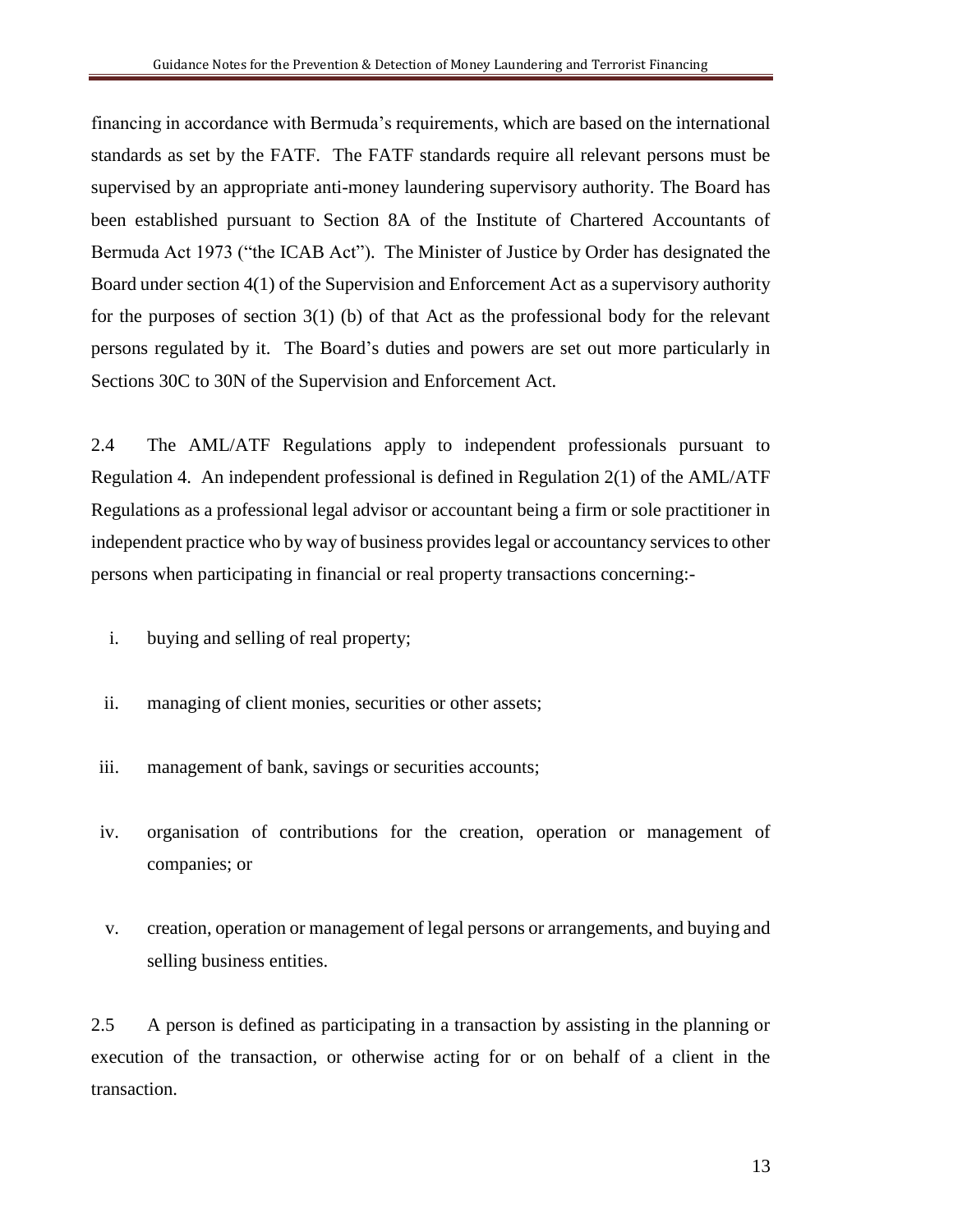financing in accordance with Bermuda's requirements, which are based on the international standards as set by the FATF. The FATF standards require all relevant persons must be supervised by an appropriate anti-money laundering supervisory authority. The Board has been established pursuant to Section 8A of the Institute of Chartered Accountants of Bermuda Act 1973 ("the ICAB Act"). The Minister of Justice by Order has designated the Board under section 4(1) of the Supervision and Enforcement Act as a supervisory authority for the purposes of section 3(1) (b) of that Act as the professional body for the relevant persons regulated by it. The Board's duties and powers are set out more particularly in Sections 30C to 30N of the Supervision and Enforcement Act.

2.4 The AML/ATF Regulations apply to independent professionals pursuant to Regulation 4. An independent professional is defined in Regulation 2(1) of the AML/ATF Regulations as a professional legal advisor or accountant being a firm or sole practitioner in independent practice who by way of business provides legal or accountancy services to other persons when participating in financial or real property transactions concerning:-

i. buying and selling of real property;

ii. managing of client monies, securities or other assets;

iii. management of bank, savings or securities accounts;

iv. organisation of contributions for the creation, operation or management of companies; or

v. creation, operation or management of legal persons or arrangements, and buying and selling business entities.

2.5 A person is defined as participating in a transaction by assisting in the planning or execution of the transaction, or otherwise acting for or on behalf of a client in the transaction.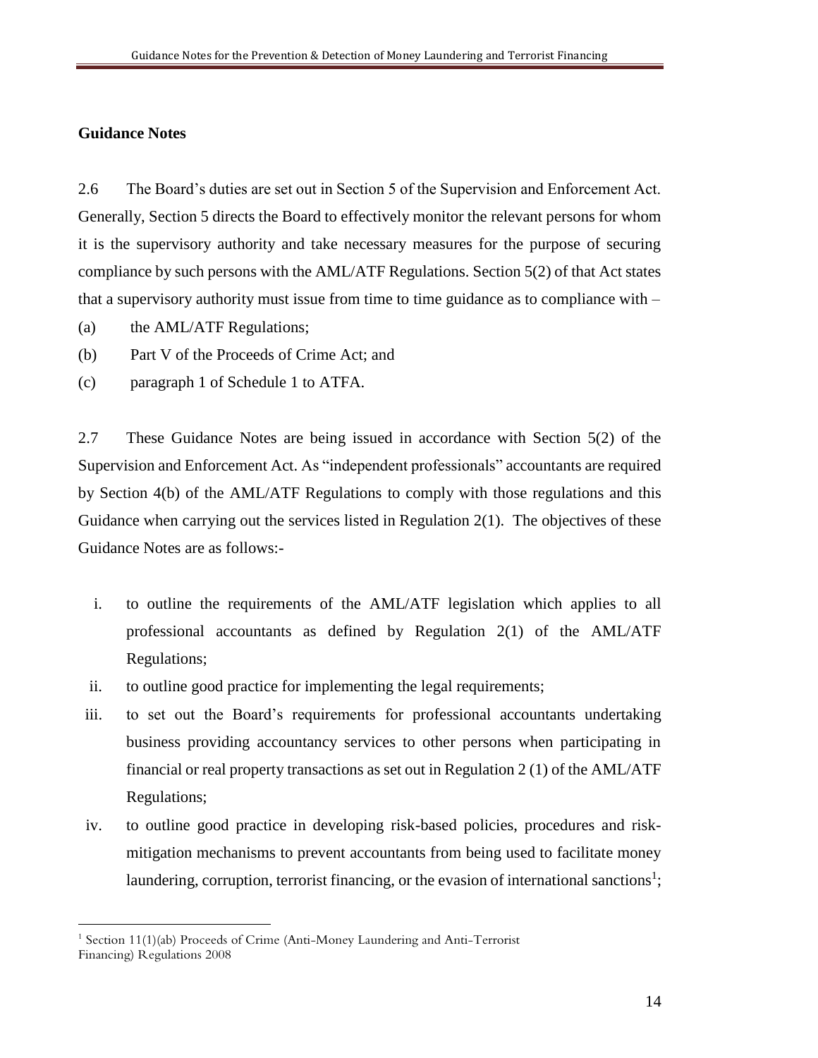**Guidance Notes**

2.6 The Board's duties are set out in Section 5 of the Supervision and Enforcement Act. Generally, Section 5 directs the Board to effectively monitor the relevant persons for whom it is the supervisory authority and take necessary measures for the purpose of securing compliance by such persons with the AML/ATF Regulations. Section 5(2) of that Act states that a supervisory authority must issue from time to time guidance as to compliance with –

(a) the AML/ATF Regulations;

(b) Part V of the Proceeds of Crime Act; and

(c) paragraph 1 of Schedule 1 to ATFA.

2.7 These Guidance Notes are being issued in accordance with Section 5(2) of the Supervision and Enforcement Act. As "independent professionals" accountants are required by Section 4(b) of the AML/ATF Regulations to comply with those regulations and this Guidance when carrying out the services listed in Regulation 2(1). The objectives of these Guidance Notes are as follows:-

i. to outline the requirements of the AML/ATF legislation which applies to all professional accountants as defined by Regulation 2(1) of the AML/ATF Regulations;

ii. to outline good practice for implementing the legal requirements;

iii. to set out the Board's requirements for professional accountants undertaking business providing accountancy services to other persons when participating in financial or real property transactions as set out in Regulation 2 (1) of the AML/ATF Regulations;

iv. to outline good practice in developing risk-based policies, procedures and risk-mitigation mechanisms to prevent accountants from being used to facilitate money laundering, corruption, terrorist financing, or the evasion of international sanctions[1];

[1] Section 11(1)(ab) Proceeds of Crime (Anti-Money Laundering and Anti-Terrorist Financing) Regulations 2008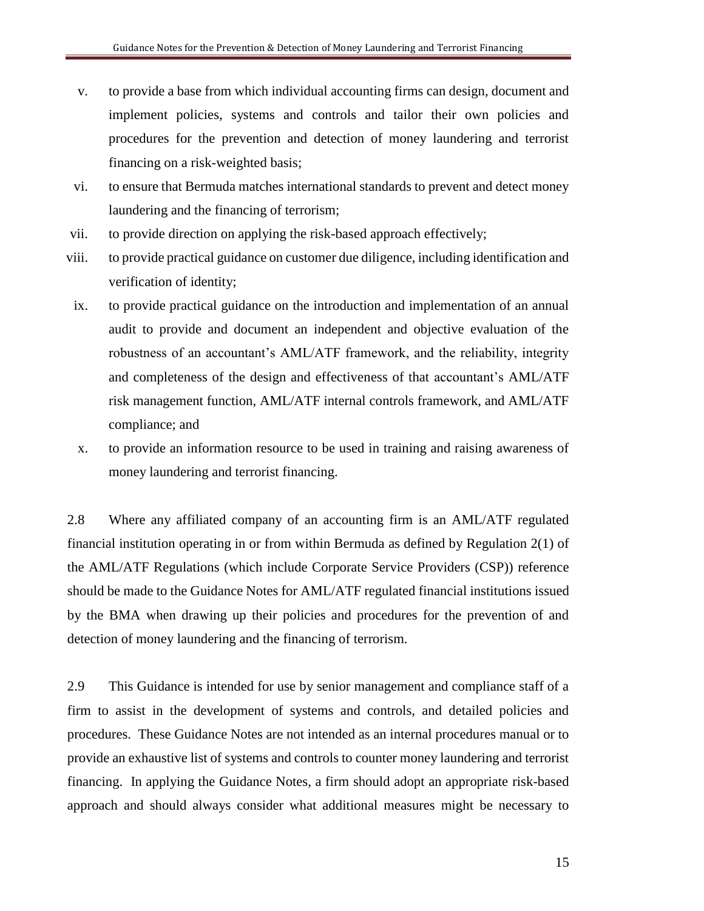v. to provide a base from which individual accounting firms can design, document and implement policies, systems and controls and tailor their own policies and procedures for the prevention and detection of money laundering and terrorist financing on a risk-weighted basis;

vi. to ensure that Bermuda matches international standards to prevent and detect money laundering and the financing of terrorism;

vii. to provide direction on applying the risk-based approach effectively;

viii. to provide practical guidance on customer due diligence, including identification and verification of identity;

ix. to provide practical guidance on the introduction and implementation of an annual audit to provide and document an independent and objective evaluation of the robustness of an accountant's AML/ATF framework, and the reliability, integrity and completeness of the design and effectiveness of that accountant's AML/ATF risk management function, AML/ATF internal controls framework, and AML/ATF compliance; and

x. to provide an information resource to be used in training and raising awareness of money laundering and terrorist financing.

2.8 Where any affiliated company of an accounting firm is an AML/ATF regulated financial institution operating in or from within Bermuda as defined by Regulation 2(1) of the AML/ATF Regulations (which include Corporate Service Providers (CSP)) reference should be made to the Guidance Notes for AML/ATF regulated financial institutions issued by the BMA when drawing up their policies and procedures for the prevention of and detection of money laundering and the financing of terrorism.

2.9 This Guidance is intended for use by senior management and compliance staff of a firm to assist in the development of systems and controls, and detailed policies and procedures. These Guidance Notes are not intended as an internal procedures manual or to provide an exhaustive list of systems and controls to counter money laundering and terrorist financing. In applying the Guidance Notes, a firm should adopt an appropriate risk-based approach and should always consider what additional measures might be necessary to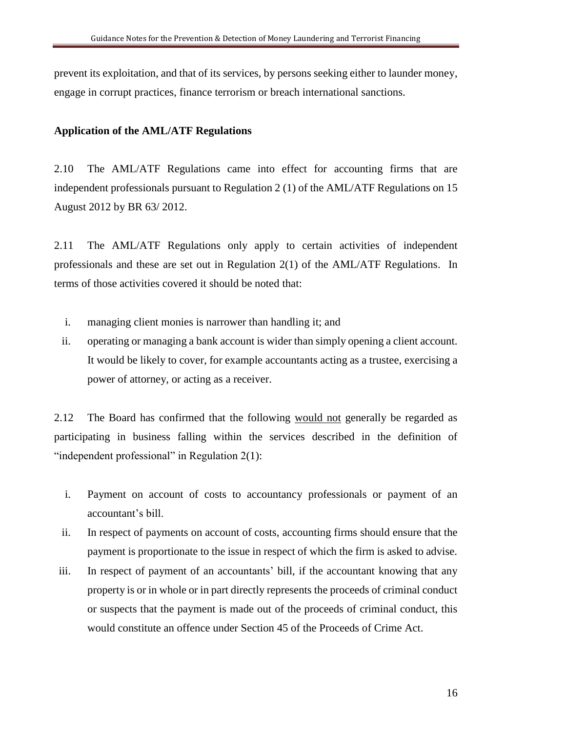prevent its exploitation, and that of its services, by persons seeking either to launder money, engage in corrupt practices, finance terrorism or breach international sanctions.

**Application of the AML/ATF Regulations**

2.10 The AML/ATF Regulations came into effect for accounting firms that are independent professionals pursuant to Regulation 2 (1) of the AML/ATF Regulations on 15 August 2012 by BR 63/ 2012.

2.11 The AML/ATF Regulations only apply to certain activities of independent professionals and these are set out in Regulation 2(1) of the AML/ATF Regulations. In terms of those activities covered it should be noted that:

i. managing client monies is narrower than handling it; and
ii. operating or managing a bank account is wider than simply opening a client account. It would be likely to cover, for example accountants acting as a trustee, exercising a power of attorney, or acting as a receiver.

2.12 The Board has confirmed that the following would not generally be regarded as participating in business falling within the services described in the definition of "independent professional" in Regulation 2(1):

i. Payment on account of costs to accountancy professionals or payment of an accountant's bill.
ii. In respect of payments on account of costs, accounting firms should ensure that the payment is proportionate to the issue in respect of which the firm is asked to advise.
iii. In respect of payment of an accountants' bill, if the accountant knowing that any property is or in whole or in part directly represents the proceeds of criminal conduct or suspects that the payment is made out of the proceeds of criminal conduct, this would constitute an offence under Section 45 of the Proceeds of Crime Act.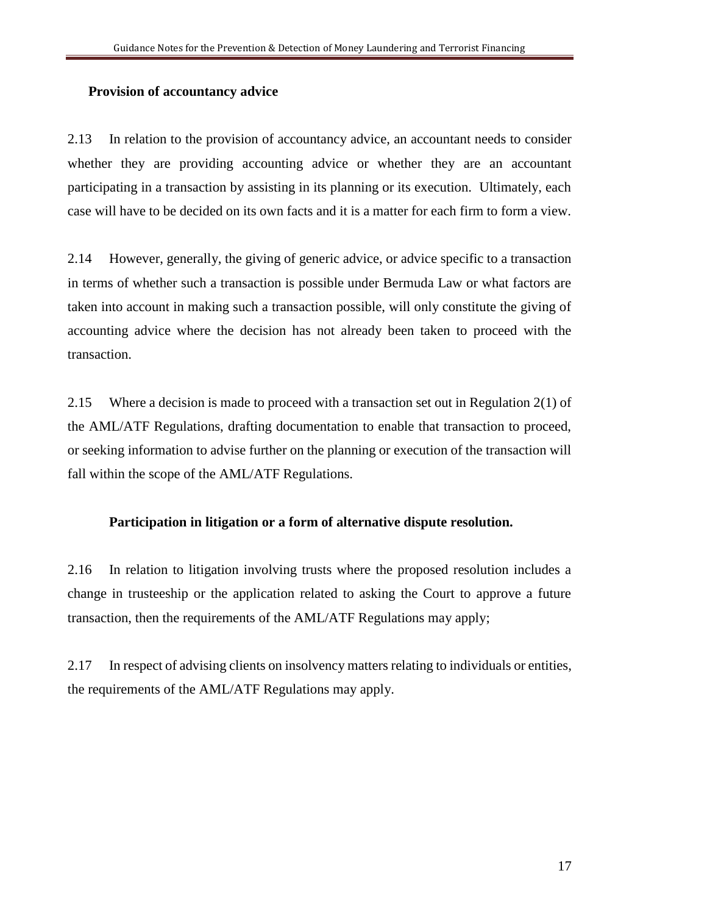**Provision of accountancy advice**

2.13 In relation to the provision of accountancy advice, an accountant needs to consider whether they are providing accounting advice or whether they are an accountant participating in a transaction by assisting in its planning or its execution. Ultimately, each case will have to be decided on its own facts and it is a matter for each firm to form a view.

2.14 However, generally, the giving of generic advice, or advice specific to a transaction in terms of whether such a transaction is possible under Bermuda Law or what factors are taken into account in making such a transaction possible, will only constitute the giving of accounting advice where the decision has not already been taken to proceed with the transaction.

2.15 Where a decision is made to proceed with a transaction set out in Regulation 2(1) of the AML/ATF Regulations, drafting documentation to enable that transaction to proceed, or seeking information to advise further on the planning or execution of the transaction will fall within the scope of the AML/ATF Regulations.

**Participation in litigation or a form of alternative dispute resolution.**

2.16 In relation to litigation involving trusts where the proposed resolution includes a change in trusteeship or the application related to asking the Court to approve a future transaction, then the requirements of the AML/ATF Regulations may apply;

2.17 In respect of advising clients on insolvency matters relating to individuals or entities, the requirements of the AML/ATF Regulations may apply.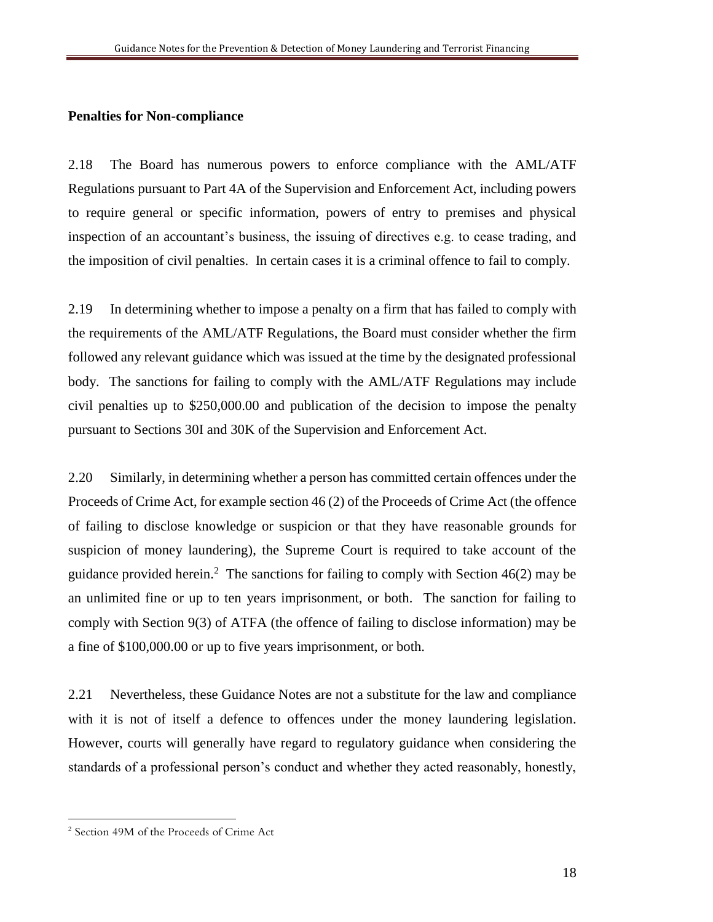**Penalties for Non-compliance**

2.18 The Board has numerous powers to enforce compliance with the AML/ATF Regulations pursuant to Part 4A of the Supervision and Enforcement Act, including powers to require general or specific information, powers of entry to premises and physical inspection of an accountant's business, the issuing of directives e.g. to cease trading, and the imposition of civil penalties. In certain cases it is a criminal offence to fail to comply.

2.19 In determining whether to impose a penalty on a firm that has failed to comply with the requirements of the AML/ATF Regulations, the Board must consider whether the firm followed any relevant guidance which was issued at the time by the designated professional body. The sanctions for failing to comply with the AML/ATF Regulations may include civil penalties up to $250,000.00 and publication of the decision to impose the penalty pursuant to Sections 30I and 30K of the Supervision and Enforcement Act.

2.20 Similarly, in determining whether a person has committed certain offences under the Proceeds of Crime Act, for example section 46 (2) of the Proceeds of Crime Act (the offence of failing to disclose knowledge or suspicion or that they have reasonable grounds for suspicion of money laundering), the Supreme Court is required to take account of the guidance provided herein.[2] The sanctions for failing to comply with Section 46(2) may be an unlimited fine or up to ten years imprisonment, or both. The sanction for failing to comply with Section 9(3) of ATFA (the offence of failing to disclose information) may be a fine of $100,000.00 or up to five years imprisonment, or both.

2.21 Nevertheless, these Guidance Notes are not a substitute for the law and compliance with it is not of itself a defence to offences under the money laundering legislation. However, courts will generally have regard to regulatory guidance when considering the standards of a professional person's conduct and whether they acted reasonably, honestly,

[2] Section 49M of the Proceeds of Crime Act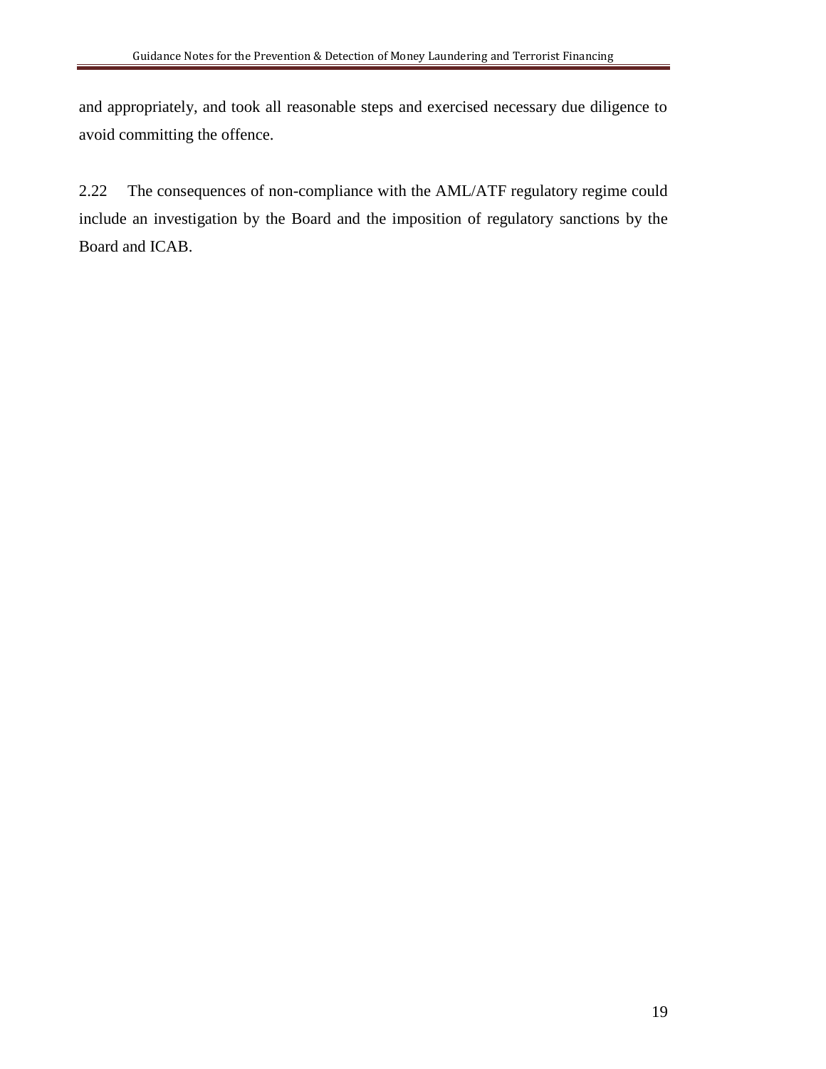and appropriately, and took all reasonable steps and exercised necessary due diligence to avoid committing the offence.

2.22 The consequences of non-compliance with the AML/ATF regulatory regime could include an investigation by the Board and the imposition of regulatory sanctions by the Board and ICAB.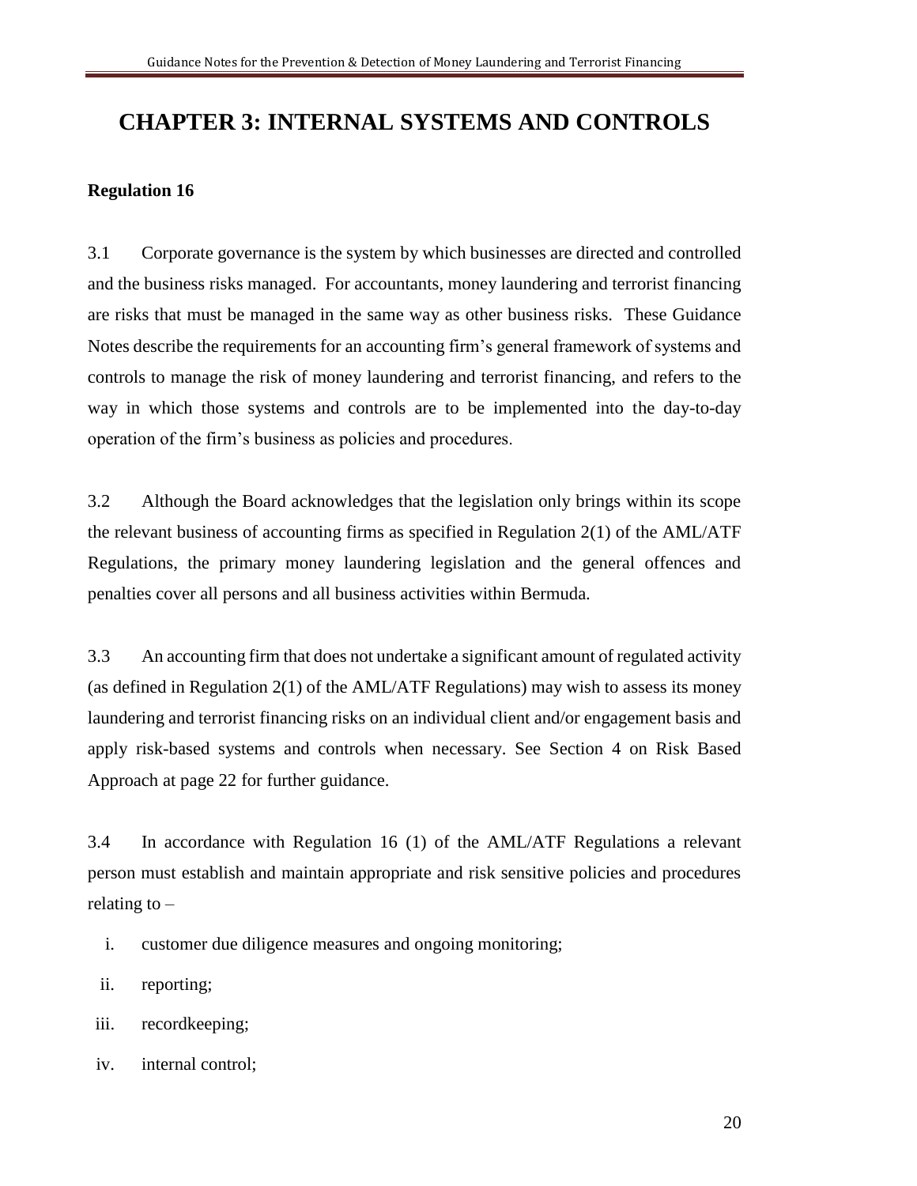# CHAPTER 3: INTERNAL SYSTEMS AND CONTROLS

**Regulation 16**

3.1 Corporate governance is the system by which businesses are directed and controlled and the business risks managed. For accountants, money laundering and terrorist financing are risks that must be managed in the same way as other business risks. These Guidance Notes describe the requirements for an accounting firm's general framework of systems and controls to manage the risk of money laundering and terrorist financing, and refers to the way in which those systems and controls are to be implemented into the day-to-day operation of the firm's business as policies and procedures.

3.2 Although the Board acknowledges that the legislation only brings within its scope the relevant business of accounting firms as specified in Regulation 2(1) of the AML/ATF Regulations, the primary money laundering legislation and the general offences and penalties cover all persons and all business activities within Bermuda.

3.3 An accounting firm that does not undertake a significant amount of regulated activity (as defined in Regulation 2(1) of the AML/ATF Regulations) may wish to assess its money laundering and terrorist financing risks on an individual client and/or engagement basis and apply risk-based systems and controls when necessary. See Section 4 on Risk Based Approach at page 22 for further guidance.

3.4 In accordance with Regulation 16 (1) of the AML/ATF Regulations a relevant person must establish and maintain appropriate and risk sensitive policies and procedures relating to –

i. customer due diligence measures and ongoing monitoring;

ii. reporting;

iii. recordkeeping;

iv. internal control;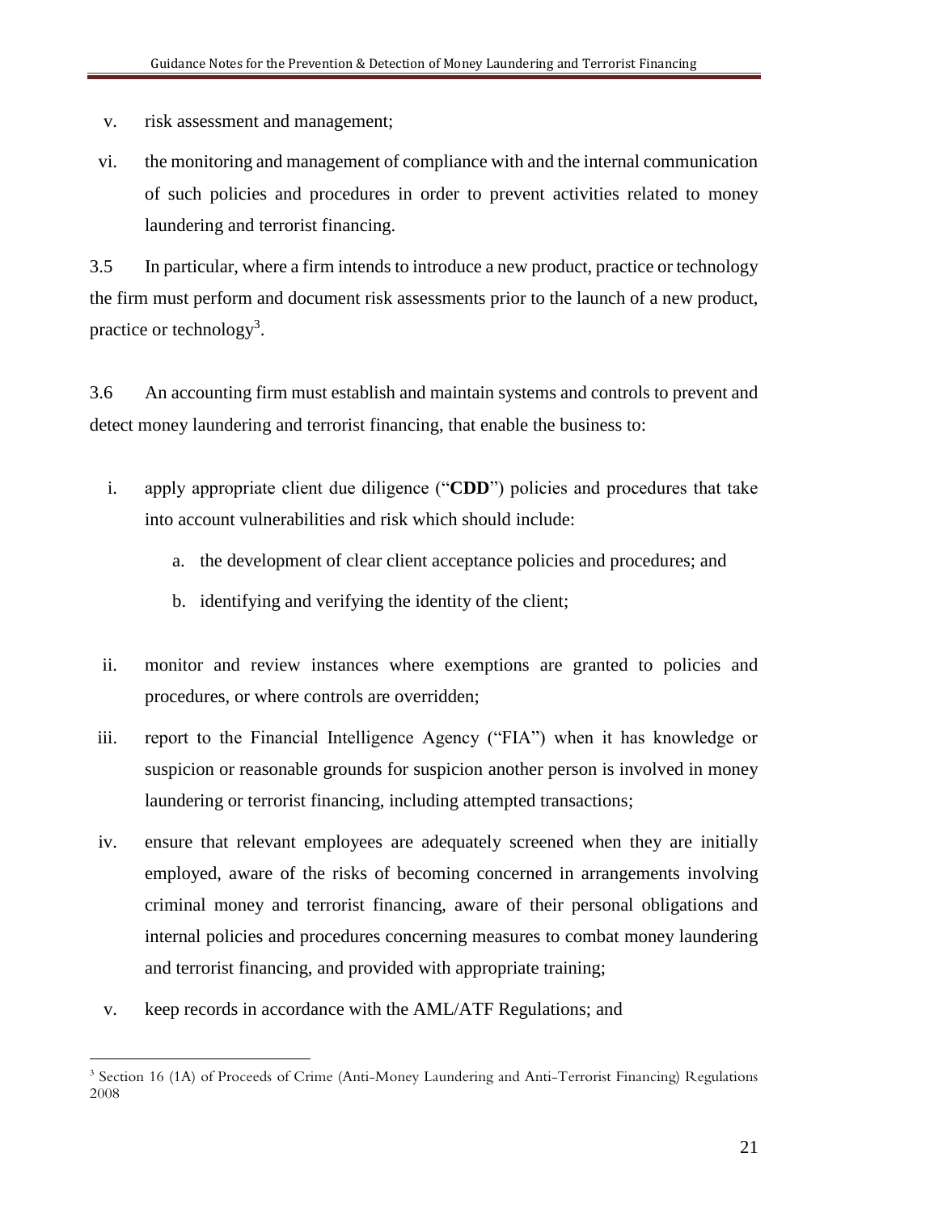v. risk assessment and management;

vi. the monitoring and management of compliance with and the internal communication of such policies and procedures in order to prevent activities related to money laundering and terrorist financing.

3.5 In particular, where a firm intends to introduce a new product, practice or technology the firm must perform and document risk assessments prior to the launch of a new product, practice or technology[3].

3.6 An accounting firm must establish and maintain systems and controls to prevent and detect money laundering and terrorist financing, that enable the business to:

i. apply appropriate client due diligence ("**CDD**") policies and procedures that take into account vulnerabilities and risk which should include:

   a. the development of clear client acceptance policies and procedures; and

   b. identifying and verifying the identity of the client;

ii. monitor and review instances where exemptions are granted to policies and procedures, or where controls are overridden;

iii. report to the Financial Intelligence Agency ("FIA") when it has knowledge or suspicion or reasonable grounds for suspicion another person is involved in money laundering or terrorist financing, including attempted transactions;

iv. ensure that relevant employees are adequately screened when they are initially employed, aware of the risks of becoming concerned in arrangements involving criminal money and terrorist financing, aware of their personal obligations and internal policies and procedures concerning measures to combat money laundering and terrorist financing, and provided with appropriate training;

v. keep records in accordance with the AML/ATF Regulations; and

---

[3] Section 16 (1A) of Proceeds of Crime (Anti-Money Laundering and Anti-Terrorist Financing) Regulations 2008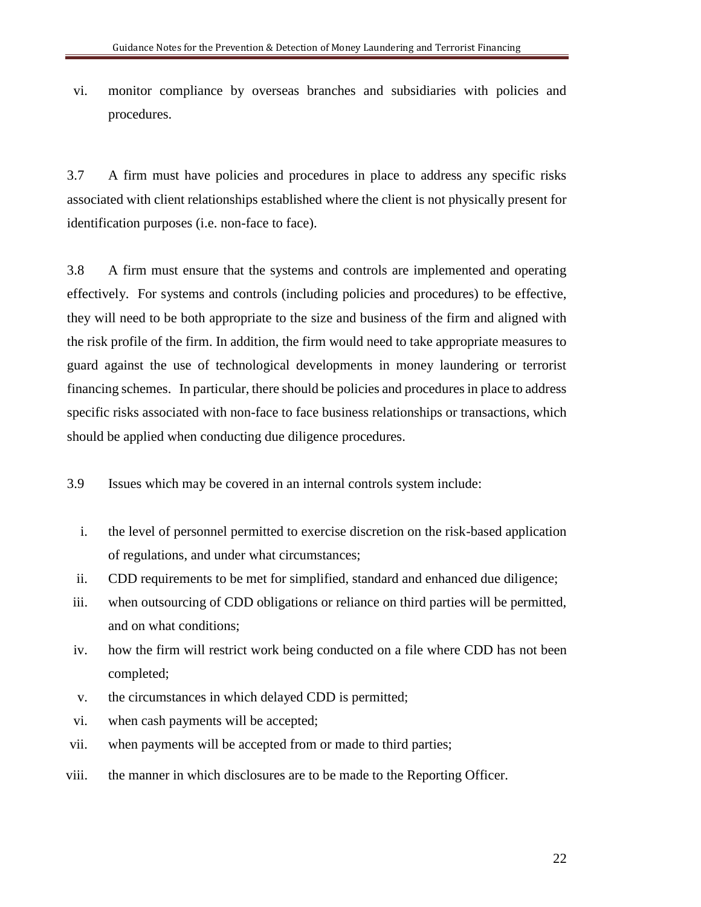vi. monitor compliance by overseas branches and subsidiaries with policies and procedures.

3.7 A firm must have policies and procedures in place to address any specific risks associated with client relationships established where the client is not physically present for identification purposes (i.e. non-face to face).

3.8 A firm must ensure that the systems and controls are implemented and operating effectively. For systems and controls (including policies and procedures) to be effective, they will need to be both appropriate to the size and business of the firm and aligned with the risk profile of the firm. In addition, the firm would need to take appropriate measures to guard against the use of technological developments in money laundering or terrorist financing schemes. In particular, there should be policies and procedures in place to address specific risks associated with non-face to face business relationships or transactions, which should be applied when conducting due diligence procedures.

3.9 Issues which may be covered in an internal controls system include:

i. the level of personnel permitted to exercise discretion on the risk-based application of regulations, and under what circumstances;
ii. CDD requirements to be met for simplified, standard and enhanced due diligence;
iii. when outsourcing of CDD obligations or reliance on third parties will be permitted, and on what conditions;
iv. how the firm will restrict work being conducted on a file where CDD has not been completed;
v. the circumstances in which delayed CDD is permitted;
vi. when cash payments will be accepted;
vii. when payments will be accepted from or made to third parties;
viii. the manner in which disclosures are to be made to the Reporting Officer.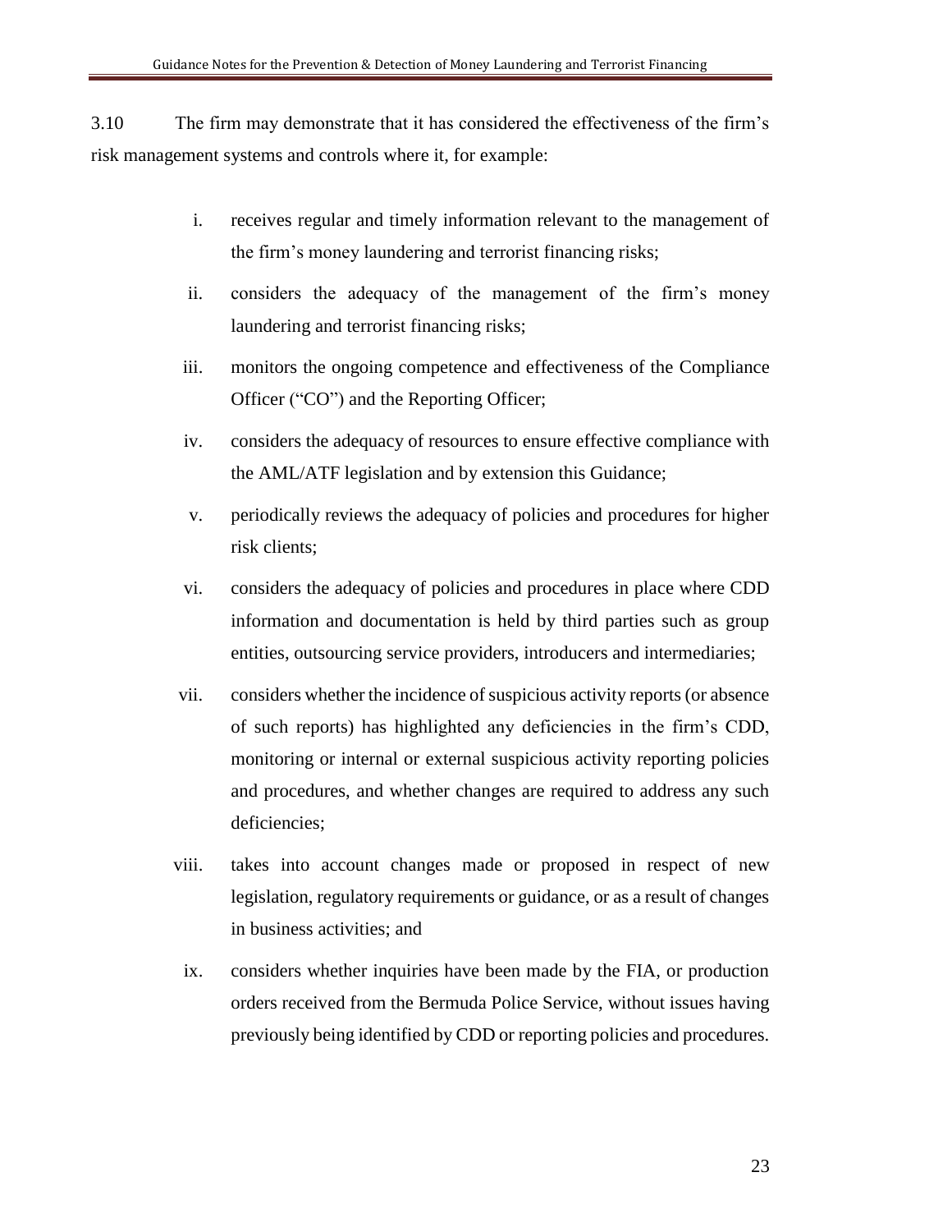3.10 The firm may demonstrate that it has considered the effectiveness of the firm's risk management systems and controls where it, for example:

i. receives regular and timely information relevant to the management of the firm's money laundering and terrorist financing risks;

ii. considers the adequacy of the management of the firm's money laundering and terrorist financing risks;

iii. monitors the ongoing competence and effectiveness of the Compliance Officer ("CO") and the Reporting Officer;

iv. considers the adequacy of resources to ensure effective compliance with the AML/ATF legislation and by extension this Guidance;

v. periodically reviews the adequacy of policies and procedures for higher risk clients;

vi. considers the adequacy of policies and procedures in place where CDD information and documentation is held by third parties such as group entities, outsourcing service providers, introducers and intermediaries;

vii. considers whether the incidence of suspicious activity reports (or absence of such reports) has highlighted any deficiencies in the firm's CDD, monitoring or internal or external suspicious activity reporting policies and procedures, and whether changes are required to address any such deficiencies;

viii. takes into account changes made or proposed in respect of new legislation, regulatory requirements or guidance, or as a result of changes in business activities; and

ix. considers whether inquiries have been made by the FIA, or production orders received from the Bermuda Police Service, without issues having previously being identified by CDD or reporting policies and procedures.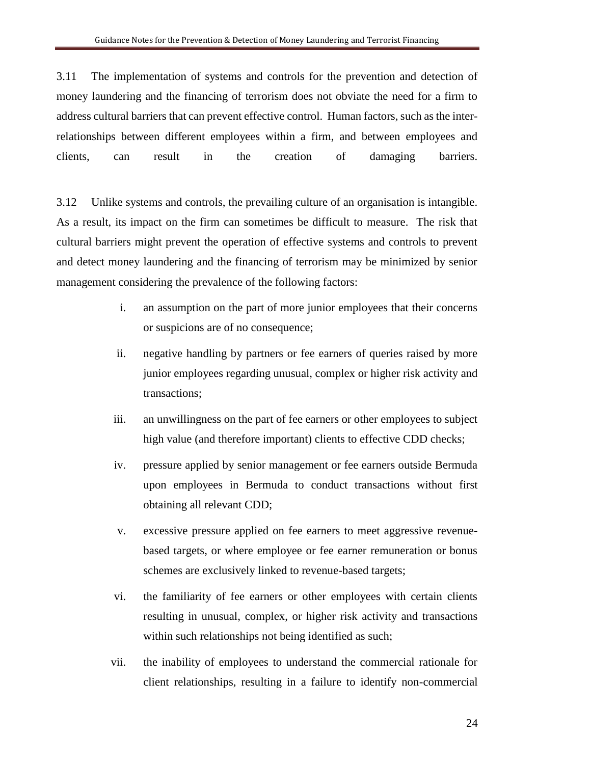3.11 The implementation of systems and controls for the prevention and detection of money laundering and the financing of terrorism does not obviate the need for a firm to address cultural barriers that can prevent effective control. Human factors, such as the inter-relationships between different employees within a firm, and between employees and clients, can result in the creation of damaging barriers.

3.12 Unlike systems and controls, the prevailing culture of an organisation is intangible. As a result, its impact on the firm can sometimes be difficult to measure. The risk that cultural barriers might prevent the operation of effective systems and controls to prevent and detect money laundering and the financing of terrorism may be minimized by senior management considering the prevalence of the following factors:

i. an assumption on the part of more junior employees that their concerns or suspicions are of no consequence;

ii. negative handling by partners or fee earners of queries raised by more junior employees regarding unusual, complex or higher risk activity and transactions;

iii. an unwillingness on the part of fee earners or other employees to subject high value (and therefore important) clients to effective CDD checks;

iv. pressure applied by senior management or fee earners outside Bermuda upon employees in Bermuda to conduct transactions without first obtaining all relevant CDD;

v. excessive pressure applied on fee earners to meet aggressive revenue-based targets, or where employee or fee earner remuneration or bonus schemes are exclusively linked to revenue-based targets;

vi. the familiarity of fee earners or other employees with certain clients resulting in unusual, complex, or higher risk activity and transactions within such relationships not being identified as such;

vii. the inability of employees to understand the commercial rationale for client relationships, resulting in a failure to identify non-commercial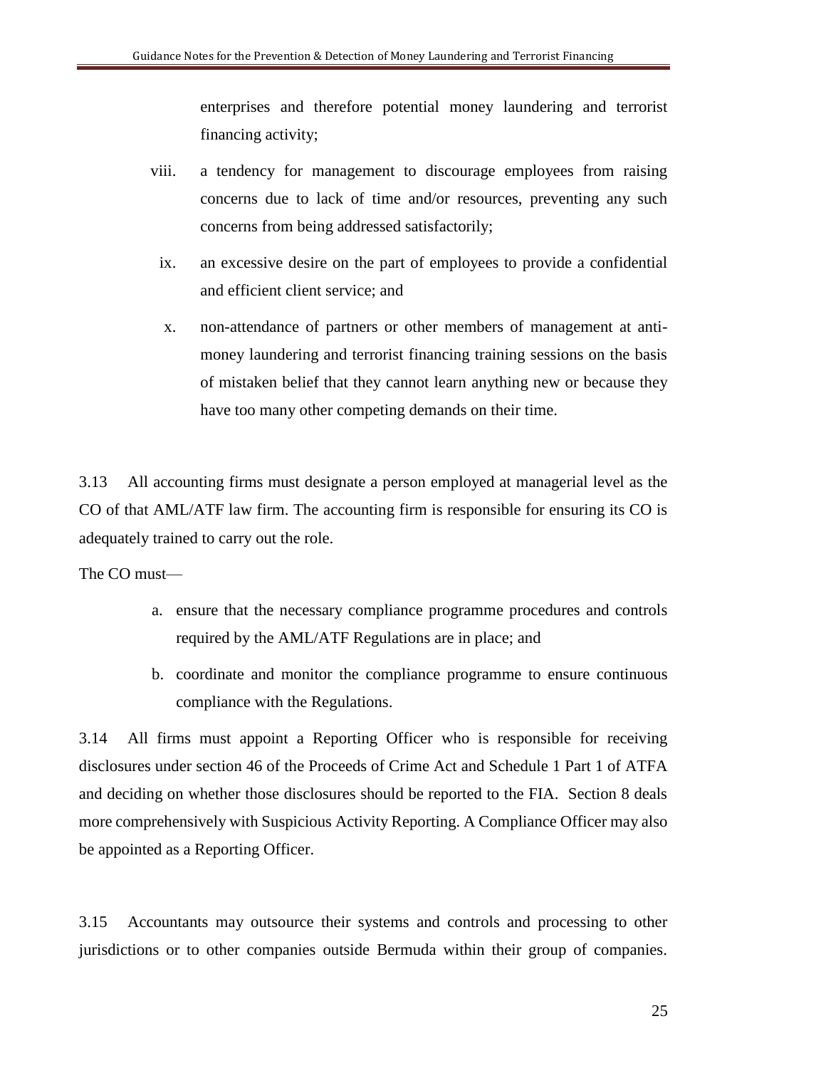enterprises and therefore potential money laundering and terrorist financing activity;

viii. a tendency for management to discourage employees from raising concerns due to lack of time and/or resources, preventing any such concerns from being addressed satisfactorily;

ix. an excessive desire on the part of employees to provide a confidential and efficient client service; and

x. non-attendance of partners or other members of management at anti-money laundering and terrorist financing training sessions on the basis of mistaken belief that they cannot learn anything new or because they have too many other competing demands on their time.

3.13 All accounting firms must designate a person employed at managerial level as the CO of that AML/ATF law firm. The accounting firm is responsible for ensuring its CO is adequately trained to carry out the role.

The CO must—

a. ensure that the necessary compliance programme procedures and controls required by the AML/ATF Regulations are in place; and
b. coordinate and monitor the compliance programme to ensure continuous compliance with the Regulations.

3.14 All firms must appoint a Reporting Officer who is responsible for receiving disclosures under section 46 of the Proceeds of Crime Act and Schedule 1 Part 1 of ATFA and deciding on whether those disclosures should be reported to the FIA. Section 8 deals more comprehensively with Suspicious Activity Reporting. A Compliance Officer may also be appointed as a Reporting Officer.

3.15 Accountants may outsource their systems and controls and processing to other jurisdictions or to other companies outside Bermuda within their group of companies.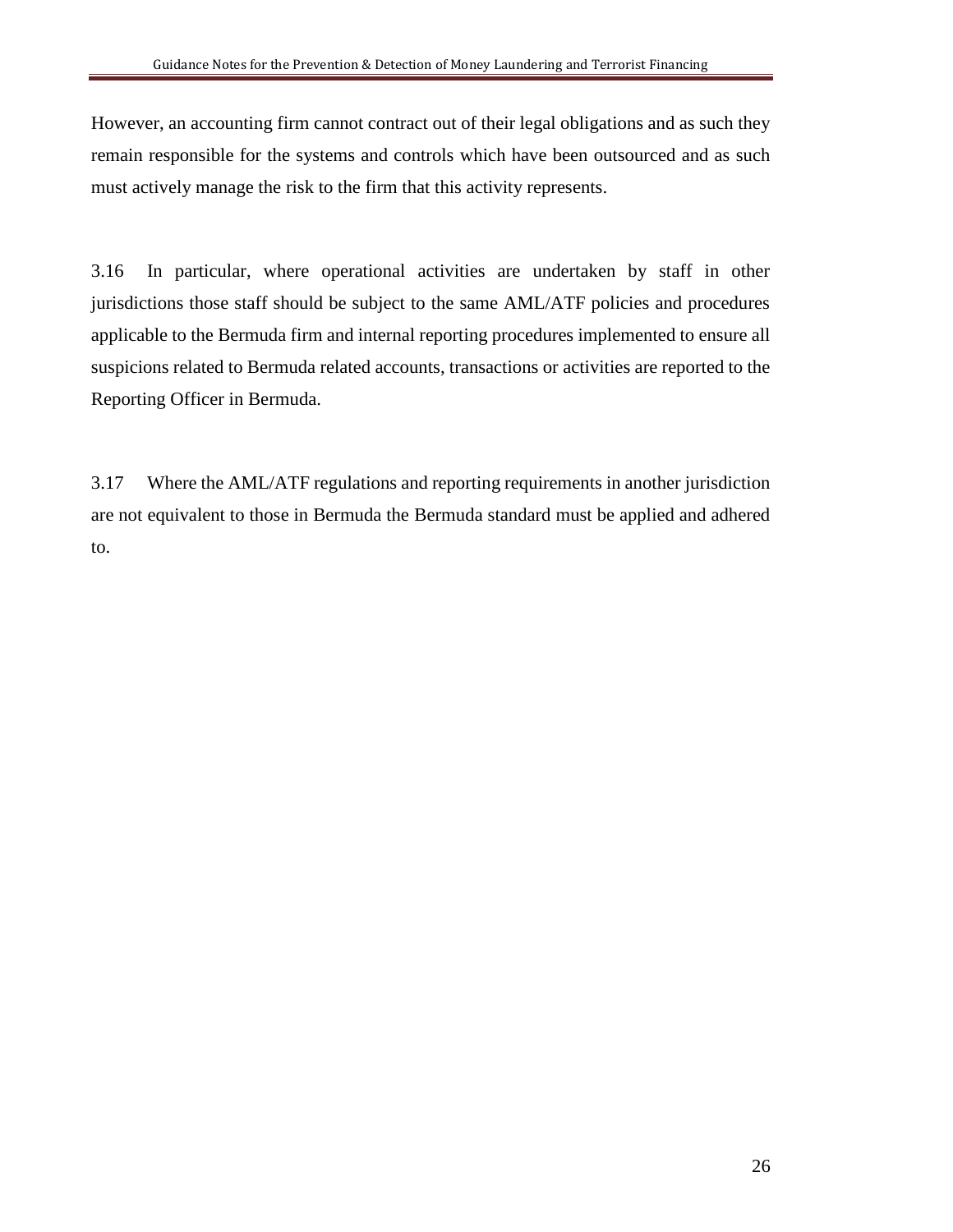However, an accounting firm cannot contract out of their legal obligations and as such they remain responsible for the systems and controls which have been outsourced and as such must actively manage the risk to the firm that this activity represents.

3.16 In particular, where operational activities are undertaken by staff in other jurisdictions those staff should be subject to the same AML/ATF policies and procedures applicable to the Bermuda firm and internal reporting procedures implemented to ensure all suspicions related to Bermuda related accounts, transactions or activities are reported to the Reporting Officer in Bermuda.

3.17 Where the AML/ATF regulations and reporting requirements in another jurisdiction are not equivalent to those in Bermuda the Bermuda standard must be applied and adhered to.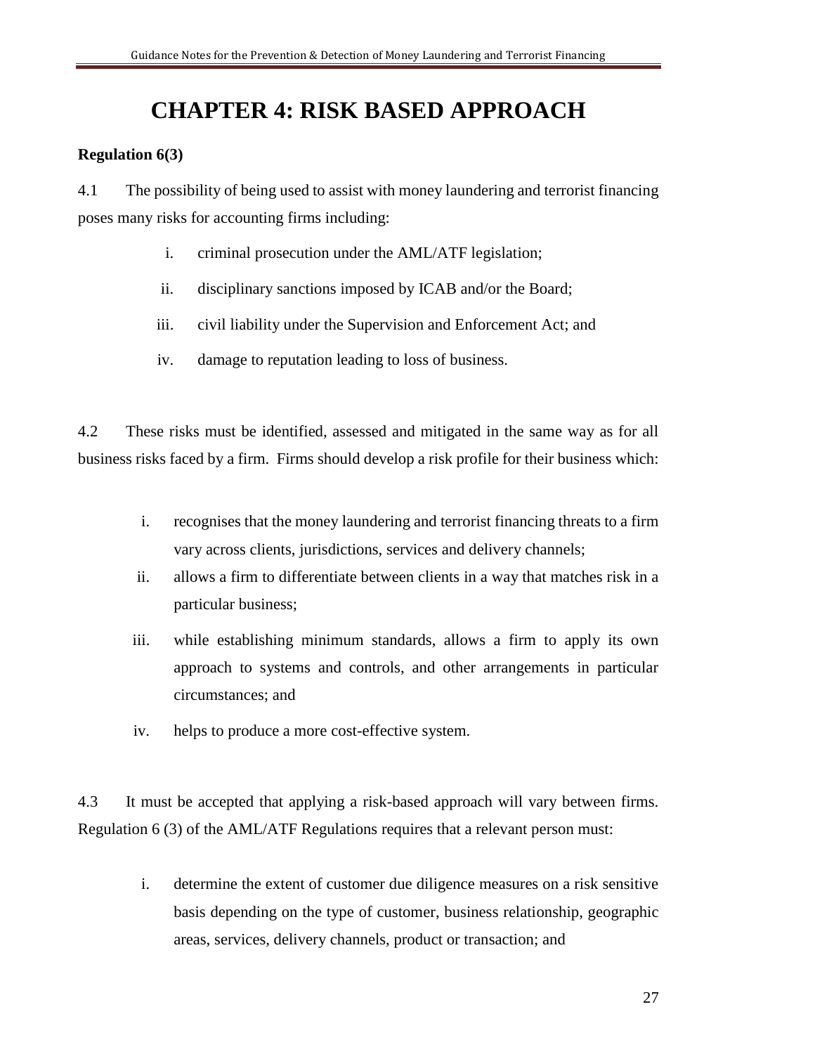# CHAPTER 4: RISK BASED APPROACH

**Regulation 6(3)**

4.1 The possibility of being used to assist with money laundering and terrorist financing poses many risks for accounting firms including:

i. criminal prosecution under the AML/ATF legislation;

ii. disciplinary sanctions imposed by ICAB and/or the Board;

iii. civil liability under the Supervision and Enforcement Act; and

iv. damage to reputation leading to loss of business.

4.2 These risks must be identified, assessed and mitigated in the same way as for all business risks faced by a firm. Firms should develop a risk profile for their business which:

i. recognises that the money laundering and terrorist financing threats to a firm vary across clients, jurisdictions, services and delivery channels;

ii. allows a firm to differentiate between clients in a way that matches risk in a particular business;

iii. while establishing minimum standards, allows a firm to apply its own approach to systems and controls, and other arrangements in particular circumstances; and

iv. helps to produce a more cost-effective system.

4.3 It must be accepted that applying a risk-based approach will vary between firms. Regulation 6 (3) of the AML/ATF Regulations requires that a relevant person must:

i. determine the extent of customer due diligence measures on a risk sensitive basis depending on the type of customer, business relationship, geographic areas, services, delivery channels, product or transaction; and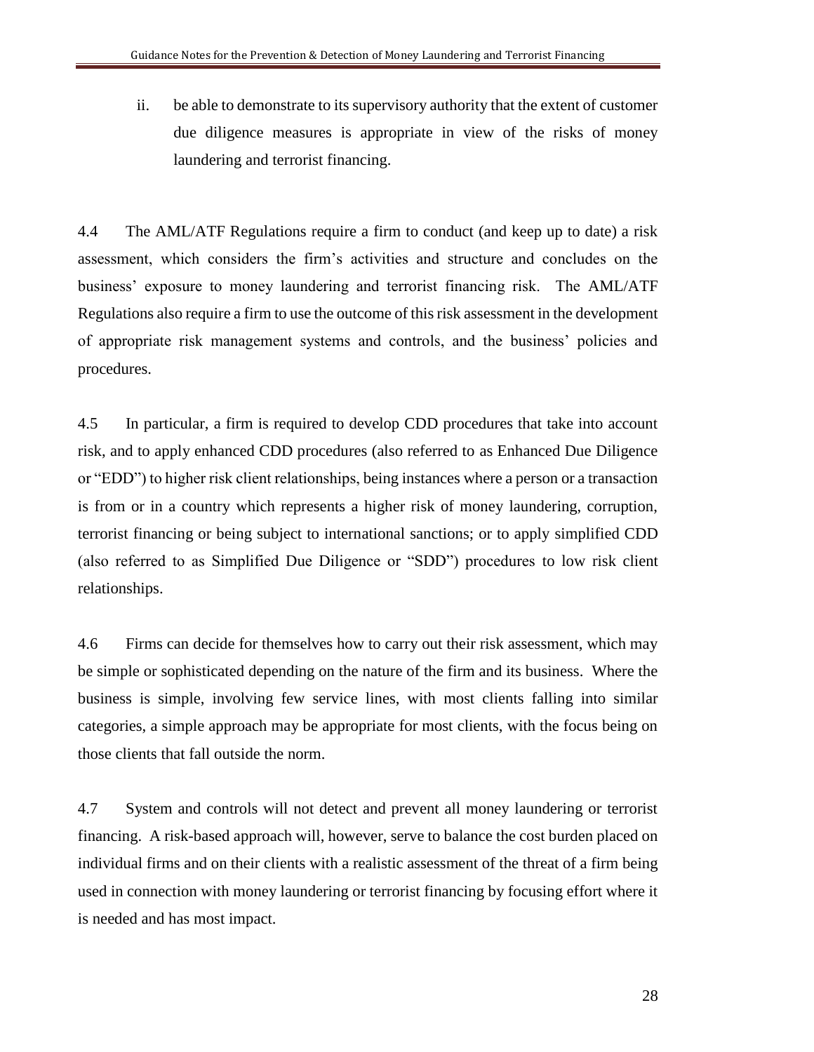ii. be able to demonstrate to its supervisory authority that the extent of customer due diligence measures is appropriate in view of the risks of money laundering and terrorist financing.

4.4 The AML/ATF Regulations require a firm to conduct (and keep up to date) a risk assessment, which considers the firm's activities and structure and concludes on the business' exposure to money laundering and terrorist financing risk. The AML/ATF Regulations also require a firm to use the outcome of this risk assessment in the development of appropriate risk management systems and controls, and the business' policies and procedures.

4.5 In particular, a firm is required to develop CDD procedures that take into account risk, and to apply enhanced CDD procedures (also referred to as Enhanced Due Diligence or "EDD") to higher risk client relationships, being instances where a person or a transaction is from or in a country which represents a higher risk of money laundering, corruption, terrorist financing or being subject to international sanctions; or to apply simplified CDD (also referred to as Simplified Due Diligence or "SDD") procedures to low risk client relationships.

4.6 Firms can decide for themselves how to carry out their risk assessment, which may be simple or sophisticated depending on the nature of the firm and its business. Where the business is simple, involving few service lines, with most clients falling into similar categories, a simple approach may be appropriate for most clients, with the focus being on those clients that fall outside the norm.

4.7 System and controls will not detect and prevent all money laundering or terrorist financing. A risk-based approach will, however, serve to balance the cost burden placed on individual firms and on their clients with a realistic assessment of the threat of a firm being used in connection with money laundering or terrorist financing by focusing effort where it is needed and has most impact.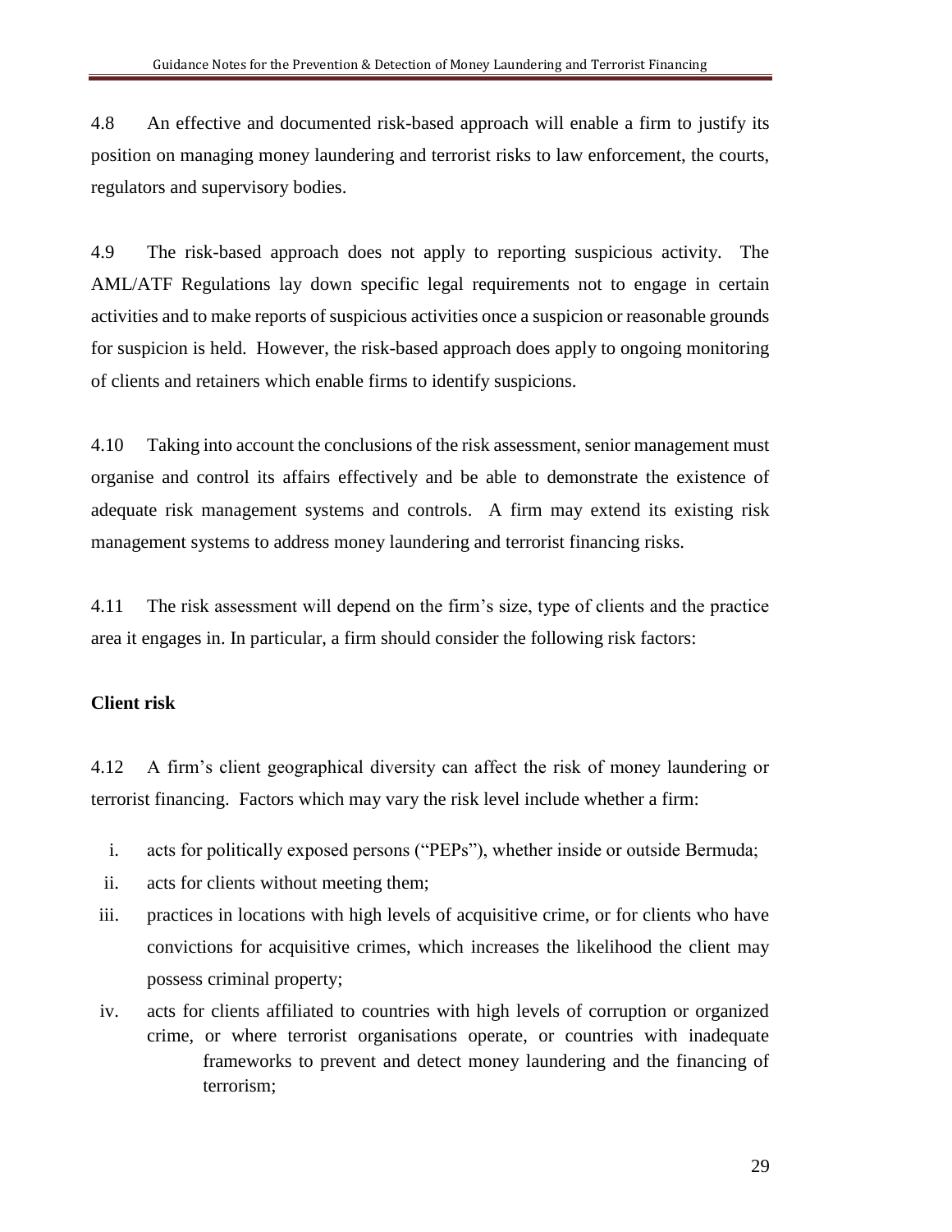4.8 An effective and documented risk-based approach will enable a firm to justify its position on managing money laundering and terrorist risks to law enforcement, the courts, regulators and supervisory bodies.

4.9 The risk-based approach does not apply to reporting suspicious activity. The AML/ATF Regulations lay down specific legal requirements not to engage in certain activities and to make reports of suspicious activities once a suspicion or reasonable grounds for suspicion is held. However, the risk-based approach does apply to ongoing monitoring of clients and retainers which enable firms to identify suspicions.

4.10 Taking into account the conclusions of the risk assessment, senior management must organise and control its affairs effectively and be able to demonstrate the existence of adequate risk management systems and controls. A firm may extend its existing risk management systems to address money laundering and terrorist financing risks.

4.11 The risk assessment will depend on the firm's size, type of clients and the practice area it engages in. In particular, a firm should consider the following risk factors:

**Client risk**

4.12 A firm's client geographical diversity can affect the risk of money laundering or terrorist financing. Factors which may vary the risk level include whether a firm:

i. acts for politically exposed persons ("PEPs"), whether inside or outside Bermuda;
ii. acts for clients without meeting them;
iii. practices in locations with high levels of acquisitive crime, or for clients who have convictions for acquisitive crimes, which increases the likelihood the client may possess criminal property;
iv. acts for clients affiliated to countries with high levels of corruption or organized crime, or where terrorist organisations operate, or countries with inadequate frameworks to prevent and detect money laundering and the financing of terrorism;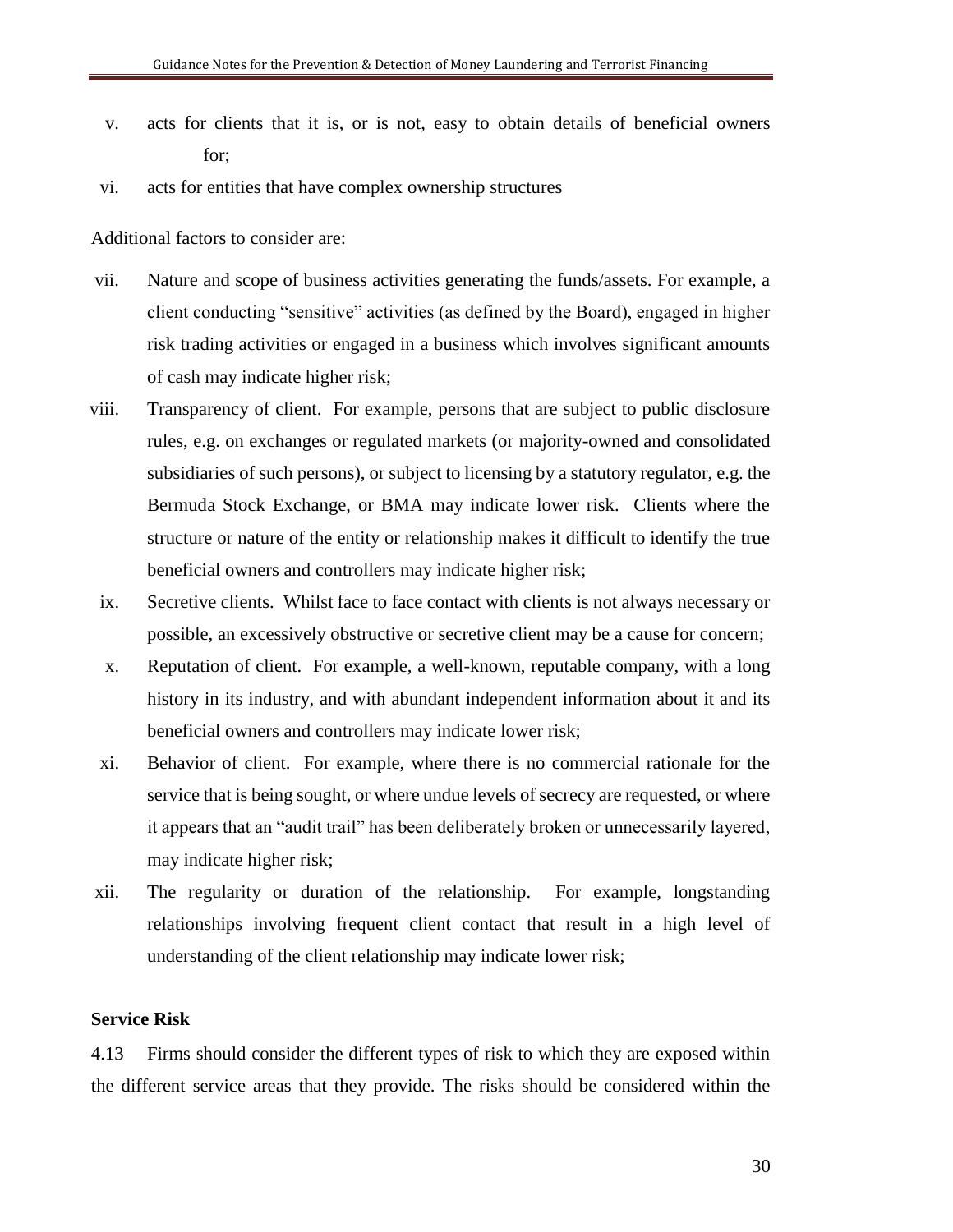v. acts for clients that it is, or is not, easy to obtain details of beneficial owners for;

vi. acts for entities that have complex ownership structures

Additional factors to consider are:

vii. Nature and scope of business activities generating the funds/assets. For example, a client conducting "sensitive" activities (as defined by the Board), engaged in higher risk trading activities or engaged in a business which involves significant amounts of cash may indicate higher risk;

viii. Transparency of client. For example, persons that are subject to public disclosure rules, e.g. on exchanges or regulated markets (or majority-owned and consolidated subsidiaries of such persons), or subject to licensing by a statutory regulator, e.g. the Bermuda Stock Exchange, or BMA may indicate lower risk. Clients where the structure or nature of the entity or relationship makes it difficult to identify the true beneficial owners and controllers may indicate higher risk;

ix. Secretive clients. Whilst face to face contact with clients is not always necessary or possible, an excessively obstructive or secretive client may be a cause for concern;

x. Reputation of client. For example, a well-known, reputable company, with a long history in its industry, and with abundant independent information about it and its beneficial owners and controllers may indicate lower risk;

xi. Behavior of client. For example, where there is no commercial rationale for the service that is being sought, or where undue levels of secrecy are requested, or where it appears that an "audit trail" has been deliberately broken or unnecessarily layered, may indicate higher risk;

xii. The regularity or duration of the relationship. For example, longstanding relationships involving frequent client contact that result in a high level of understanding of the client relationship may indicate lower risk;

**Service Risk**

4.13 Firms should consider the different types of risk to which they are exposed within the different service areas that they provide. The risks should be considered within the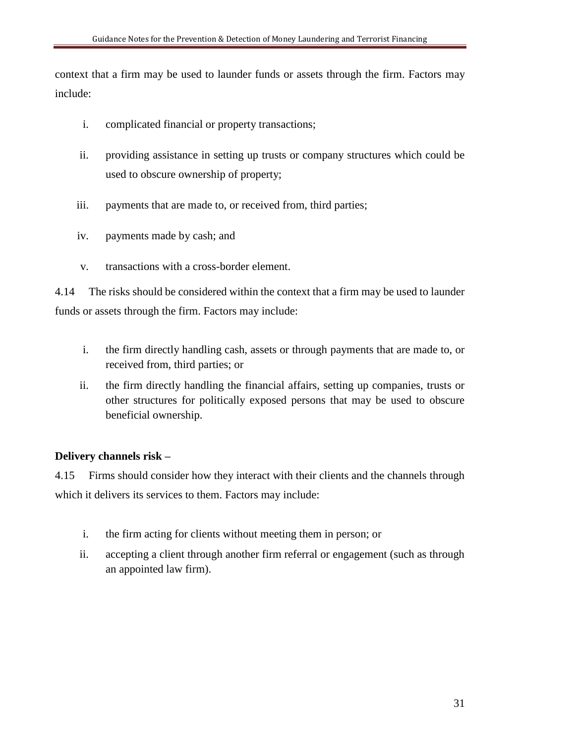context that a firm may be used to launder funds or assets through the firm. Factors may include:

i. complicated financial or property transactions;

ii. providing assistance in setting up trusts or company structures which could be used to obscure ownership of property;

iii. payments that are made to, or received from, third parties;

iv. payments made by cash; and

v. transactions with a cross-border element.

4.14 The risks should be considered within the context that a firm may be used to launder funds or assets through the firm. Factors may include:

i. the firm directly handling cash, assets or through payments that are made to, or received from, third parties; or

ii. the firm directly handling the financial affairs, setting up companies, trusts or other structures for politically exposed persons that may be used to obscure beneficial ownership.

**Delivery channels risk –**

4.15 Firms should consider how they interact with their clients and the channels through which it delivers its services to them. Factors may include:

i. the firm acting for clients without meeting them in person; or

ii. accepting a client through another firm referral or engagement (such as through an appointed law firm).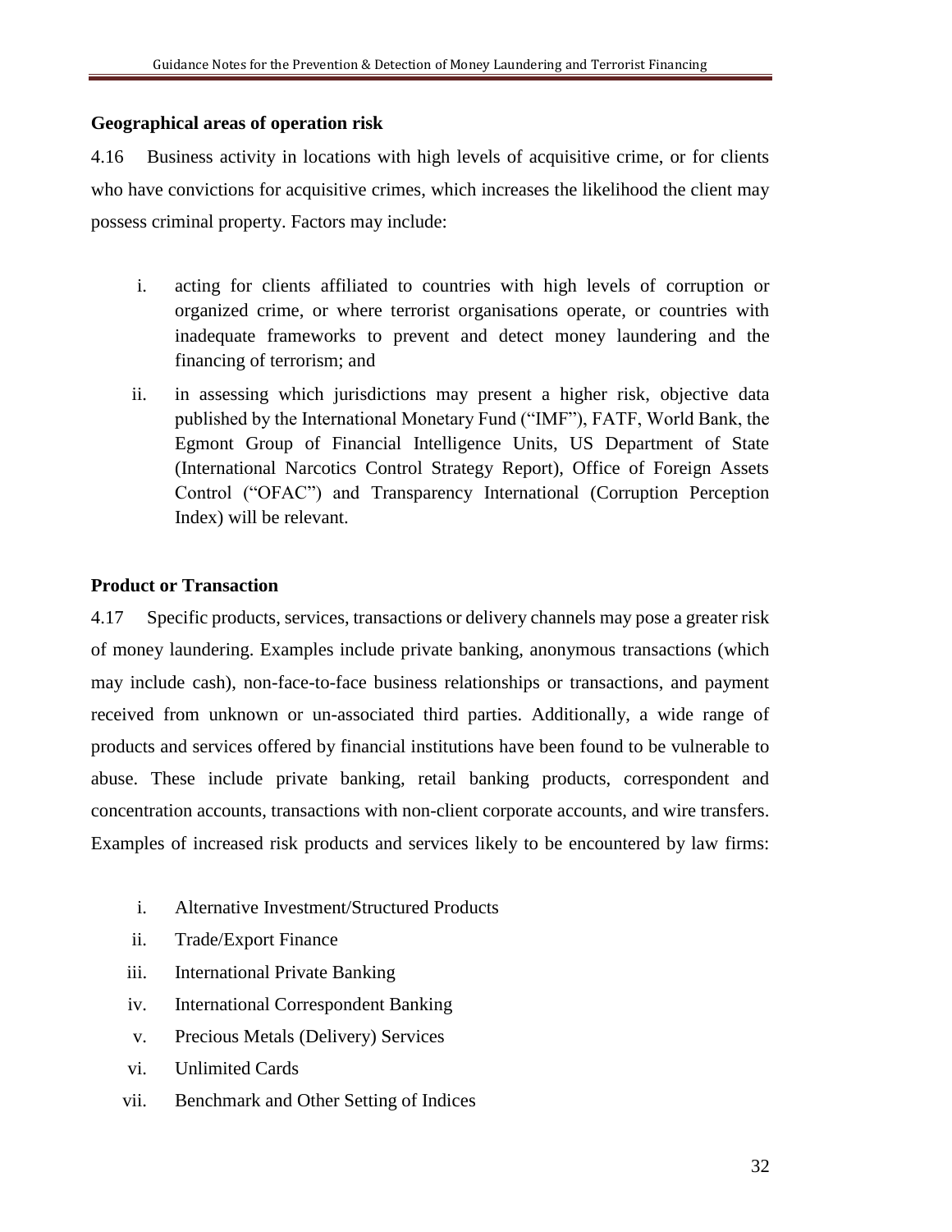**Geographical areas of operation risk**

4.16 Business activity in locations with high levels of acquisitive crime, or for clients who have convictions for acquisitive crimes, which increases the likelihood the client may possess criminal property. Factors may include:

i. acting for clients affiliated to countries with high levels of corruption or organized crime, or where terrorist organisations operate, or countries with inadequate frameworks to prevent and detect money laundering and the financing of terrorism; and

ii. in assessing which jurisdictions may present a higher risk, objective data published by the International Monetary Fund ("IMF"), FATF, World Bank, the Egmont Group of Financial Intelligence Units, US Department of State (International Narcotics Control Strategy Report), Office of Foreign Assets Control ("OFAC") and Transparency International (Corruption Perception Index) will be relevant.

**Product or Transaction**

4.17 Specific products, services, transactions or delivery channels may pose a greater risk of money laundering. Examples include private banking, anonymous transactions (which may include cash), non-face-to-face business relationships or transactions, and payment received from unknown or un-associated third parties. Additionally, a wide range of products and services offered by financial institutions have been found to be vulnerable to abuse. These include private banking, retail banking products, correspondent and concentration accounts, transactions with non-client corporate accounts, and wire transfers. Examples of increased risk products and services likely to be encountered by law firms:

i. Alternative Investment/Structured Products
ii. Trade/Export Finance
iii. International Private Banking
iv. International Correspondent Banking
v. Precious Metals (Delivery) Services
vi. Unlimited Cards
vii. Benchmark and Other Setting of Indices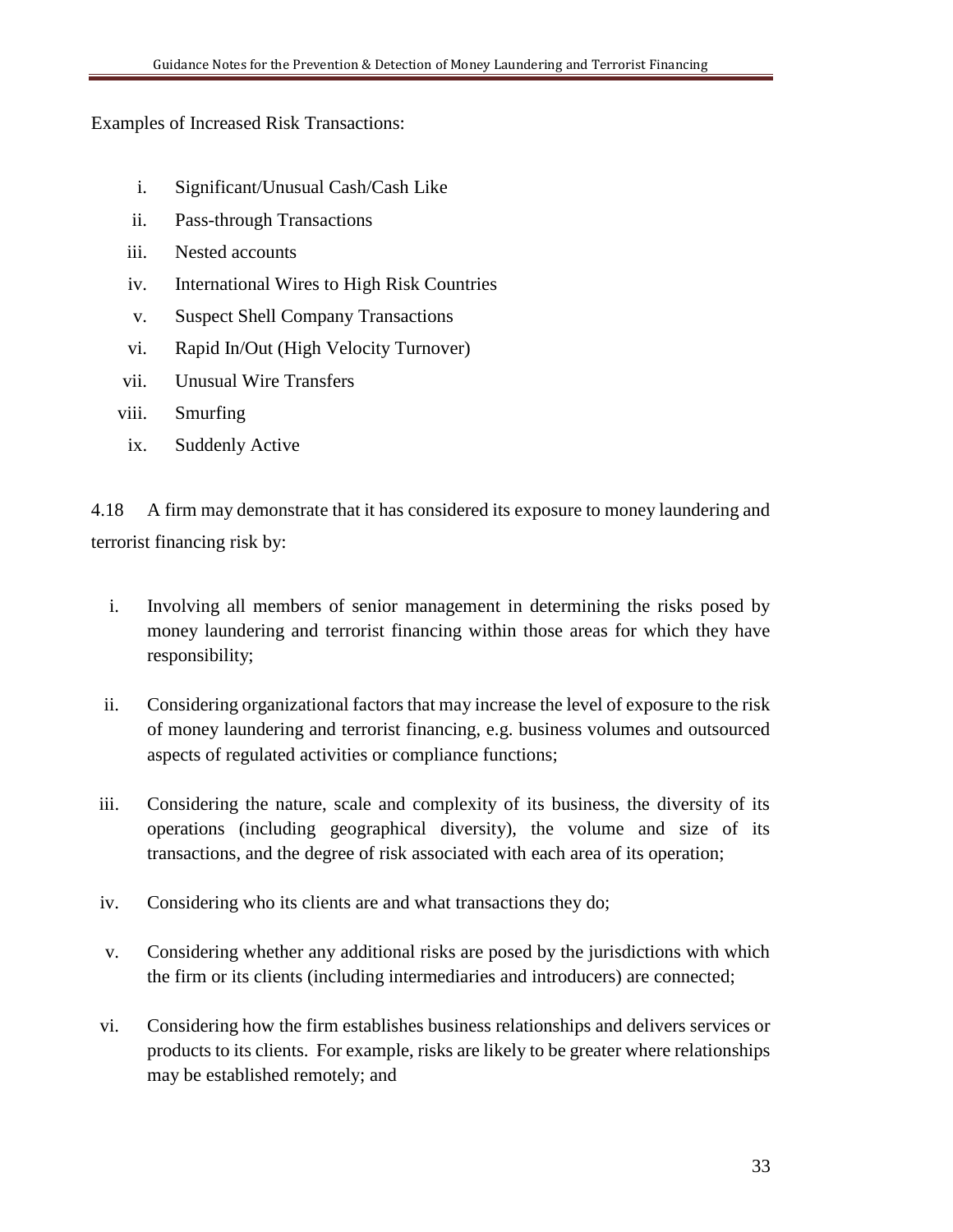Examples of Increased Risk Transactions:

i. Significant/Unusual Cash/Cash Like
ii. Pass-through Transactions
iii. Nested accounts
iv. International Wires to High Risk Countries
v. Suspect Shell Company Transactions
vi. Rapid In/Out (High Velocity Turnover)
vii. Unusual Wire Transfers
viii. Smurfing
ix. Suddenly Active

4.18 A firm may demonstrate that it has considered its exposure to money laundering and terrorist financing risk by:

i. Involving all members of senior management in determining the risks posed by money laundering and terrorist financing within those areas for which they have responsibility;

ii. Considering organizational factors that may increase the level of exposure to the risk of money laundering and terrorist financing, e.g. business volumes and outsourced aspects of regulated activities or compliance functions;

iii. Considering the nature, scale and complexity of its business, the diversity of its operations (including geographical diversity), the volume and size of its transactions, and the degree of risk associated with each area of its operation;

iv. Considering who its clients are and what transactions they do;

v. Considering whether any additional risks are posed by the jurisdictions with which the firm or its clients (including intermediaries and introducers) are connected;

vi. Considering how the firm establishes business relationships and delivers services or products to its clients. For example, risks are likely to be greater where relationships may be established remotely; and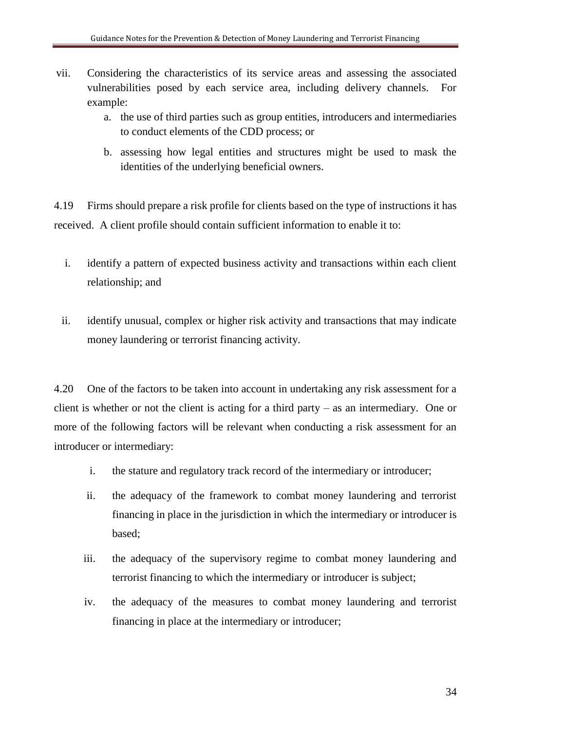vii. Considering the characteristics of its service areas and assessing the associated vulnerabilities posed by each service area, including delivery channels. For example:

    a. the use of third parties such as group entities, introducers and intermediaries to conduct elements of the CDD process; or

    b. assessing how legal entities and structures might be used to mask the identities of the underlying beneficial owners.

4.19 Firms should prepare a risk profile for clients based on the type of instructions it has received. A client profile should contain sufficient information to enable it to:

i. identify a pattern of expected business activity and transactions within each client relationship; and

ii. identify unusual, complex or higher risk activity and transactions that may indicate money laundering or terrorist financing activity.

4.20 One of the factors to be taken into account in undertaking any risk assessment for a client is whether or not the client is acting for a third party – as an intermediary. One or more of the following factors will be relevant when conducting a risk assessment for an introducer or intermediary:

i. the stature and regulatory track record of the intermediary or introducer;

ii. the adequacy of the framework to combat money laundering and terrorist financing in place in the jurisdiction in which the intermediary or introducer is based;

iii. the adequacy of the supervisory regime to combat money laundering and terrorist financing to which the intermediary or introducer is subject;

iv. the adequacy of the measures to combat money laundering and terrorist financing in place at the intermediary or introducer;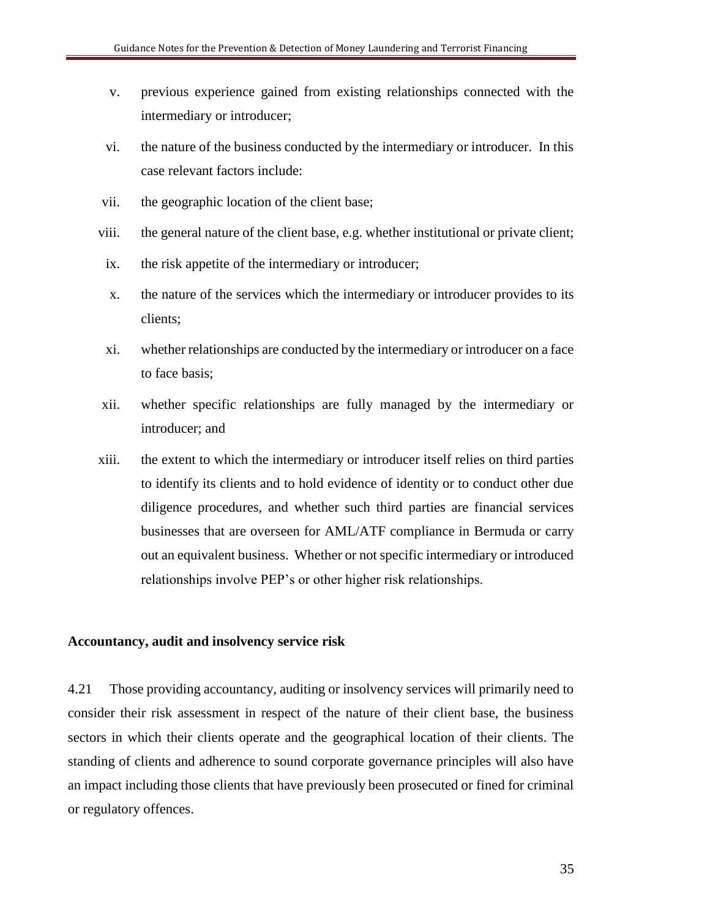v. previous experience gained from existing relationships connected with the intermediary or introducer;

vi. the nature of the business conducted by the intermediary or introducer. In this case relevant factors include:

vii. the geographic location of the client base;

viii. the general nature of the client base, e.g. whether institutional or private client;

ix. the risk appetite of the intermediary or introducer;

x. the nature of the services which the intermediary or introducer provides to its clients;

xi. whether relationships are conducted by the intermediary or introducer on a face to face basis;

xii. whether specific relationships are fully managed by the intermediary or introducer; and

xiii. the extent to which the intermediary or introducer itself relies on third parties to identify its clients and to hold evidence of identity or to conduct other due diligence procedures, and whether such third parties are financial services businesses that are overseen for AML/ATF compliance in Bermuda or carry out an equivalent business. Whether or not specific intermediary or introduced relationships involve PEP's or other higher risk relationships.

**Accountancy, audit and insolvency service risk**

4.21 Those providing accountancy, auditing or insolvency services will primarily need to consider their risk assessment in respect of the nature of their client base, the business sectors in which their clients operate and the geographical location of their clients. The standing of clients and adherence to sound corporate governance principles will also have an impact including those clients that have previously been prosecuted or fined for criminal or regulatory offences.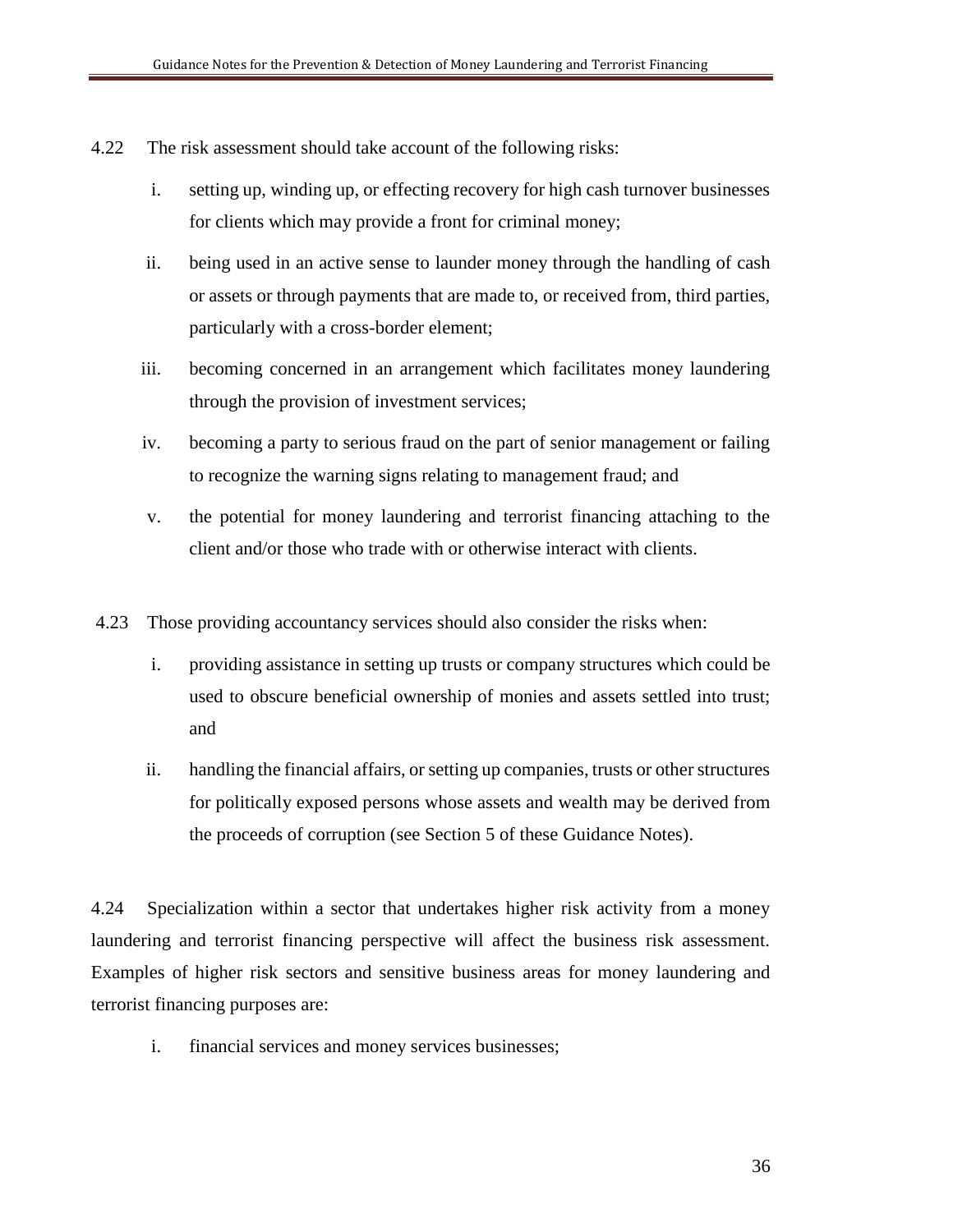4.22 The risk assessment should take account of the following risks:

i. setting up, winding up, or effecting recovery for high cash turnover businesses for clients which may provide a front for criminal money;

ii. being used in an active sense to launder money through the handling of cash or assets or through payments that are made to, or received from, third parties, particularly with a cross-border element;

iii. becoming concerned in an arrangement which facilitates money laundering through the provision of investment services;

iv. becoming a party to serious fraud on the part of senior management or failing to recognize the warning signs relating to management fraud; and

v. the potential for money laundering and terrorist financing attaching to the client and/or those who trade with or otherwise interact with clients.

4.23 Those providing accountancy services should also consider the risks when:

i. providing assistance in setting up trusts or company structures which could be used to obscure beneficial ownership of monies and assets settled into trust; and

ii. handling the financial affairs, or setting up companies, trusts or other structures for politically exposed persons whose assets and wealth may be derived from the proceeds of corruption (see Section 5 of these Guidance Notes).

4.24 Specialization within a sector that undertakes higher risk activity from a money laundering and terrorist financing perspective will affect the business risk assessment. Examples of higher risk sectors and sensitive business areas for money laundering and terrorist financing purposes are:

i. financial services and money services businesses;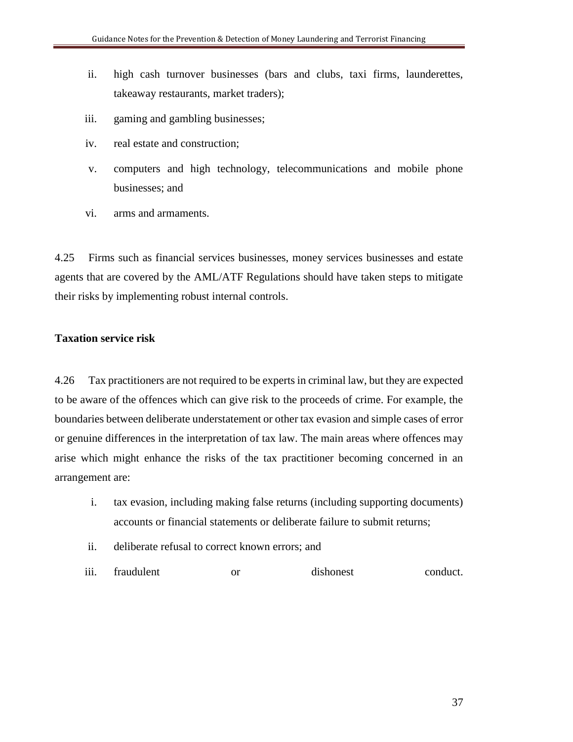ii. high cash turnover businesses (bars and clubs, taxi firms, launderettes, takeaway restaurants, market traders);

iii. gaming and gambling businesses;

iv. real estate and construction;

v. computers and high technology, telecommunications and mobile phone businesses; and

vi. arms and armaments.

4.25 Firms such as financial services businesses, money services businesses and estate agents that are covered by the AML/ATF Regulations should have taken steps to mitigate their risks by implementing robust internal controls.

**Taxation service risk**

4.26 Tax practitioners are not required to be experts in criminal law, but they are expected to be aware of the offences which can give risk to the proceeds of crime. For example, the boundaries between deliberate understatement or other tax evasion and simple cases of error or genuine differences in the interpretation of tax law. The main areas where offences may arise which might enhance the risks of the tax practitioner becoming concerned in an arrangement are:

i. tax evasion, including making false returns (including supporting documents) accounts or financial statements or deliberate failure to submit returns;

ii. deliberate refusal to correct known errors; and

iii. fraudulent or dishonest conduct.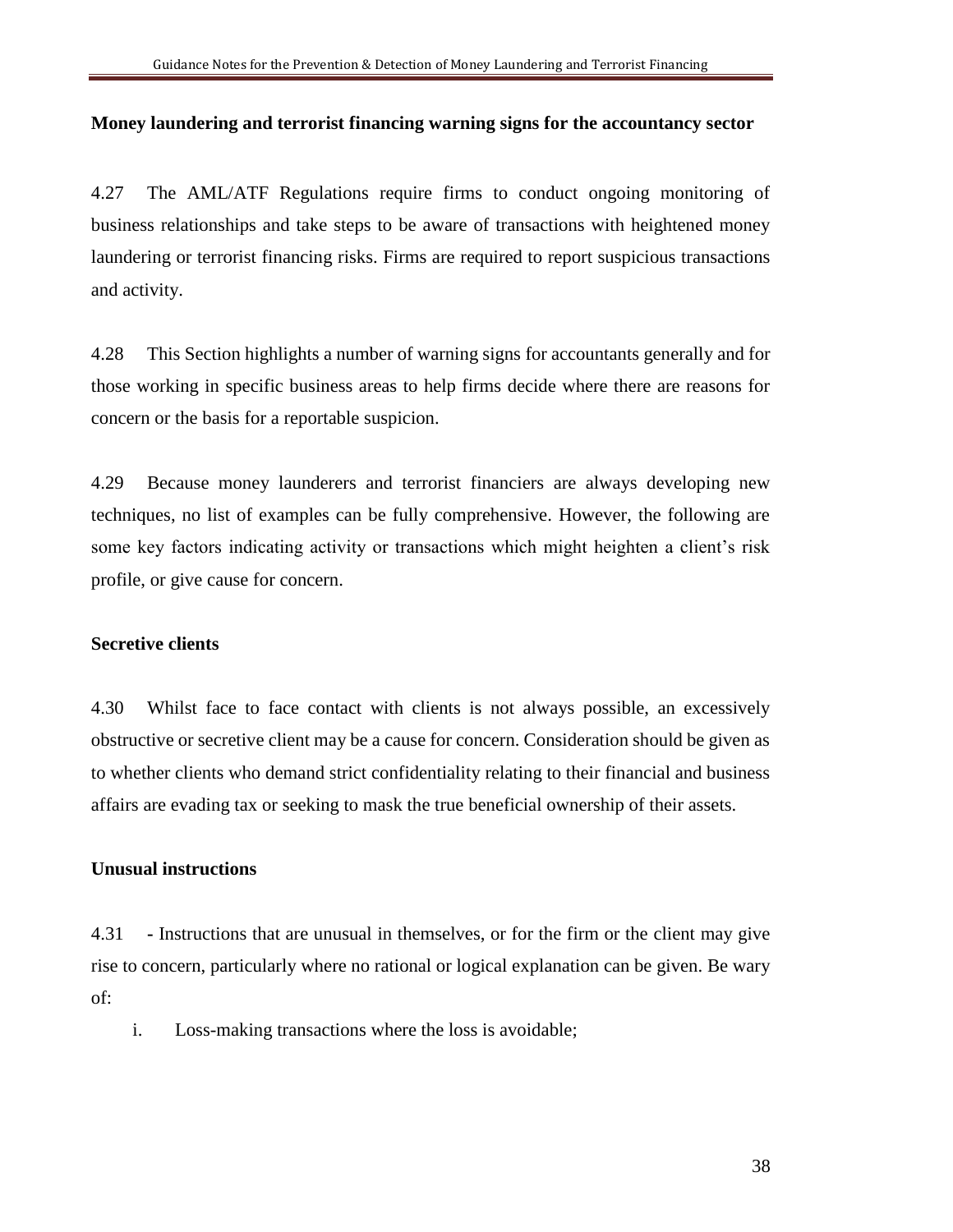**Money laundering and terrorist financing warning signs for the accountancy sector**

4.27 The AML/ATF Regulations require firms to conduct ongoing monitoring of business relationships and take steps to be aware of transactions with heightened money laundering or terrorist financing risks. Firms are required to report suspicious transactions and activity.

4.28 This Section highlights a number of warning signs for accountants generally and for those working in specific business areas to help firms decide where there are reasons for concern or the basis for a reportable suspicion.

4.29 Because money launderers and terrorist financiers are always developing new techniques, no list of examples can be fully comprehensive. However, the following are some key factors indicating activity or transactions which might heighten a client's risk profile, or give cause for concern.

**Secretive clients**

4.30 Whilst face to face contact with clients is not always possible, an excessively obstructive or secretive client may be a cause for concern. Consideration should be given as to whether clients who demand strict confidentiality relating to their financial and business affairs are evading tax or seeking to mask the true beneficial ownership of their assets.

**Unusual instructions**

4.31 - Instructions that are unusual in themselves, or for the firm or the client may give rise to concern, particularly where no rational or logical explanation can be given. Be wary of:

i. Loss-making transactions where the loss is avoidable;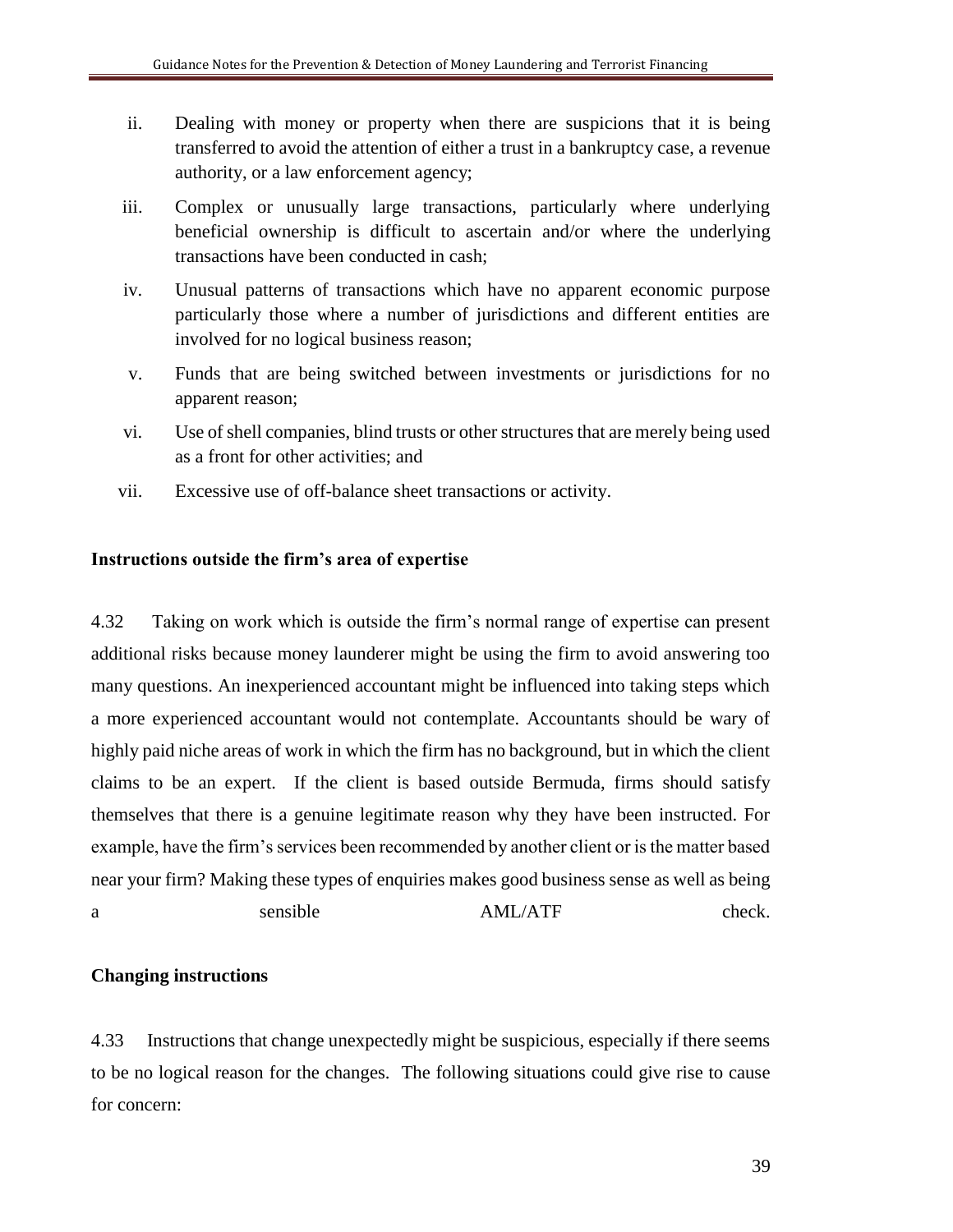ii. Dealing with money or property when there are suspicions that it is being transferred to avoid the attention of either a trust in a bankruptcy case, a revenue authority, or a law enforcement agency;

iii. Complex or unusually large transactions, particularly where underlying beneficial ownership is difficult to ascertain and/or where the underlying transactions have been conducted in cash;

iv. Unusual patterns of transactions which have no apparent economic purpose particularly those where a number of jurisdictions and different entities are involved for no logical business reason;

v. Funds that are being switched between investments or jurisdictions for no apparent reason;

vi. Use of shell companies, blind trusts or other structures that are merely being used as a front for other activities; and

vii. Excessive use of off-balance sheet transactions or activity.

**Instructions outside the firm's area of expertise**

4.32 Taking on work which is outside the firm's normal range of expertise can present additional risks because money launderer might be using the firm to avoid answering too many questions. An inexperienced accountant might be influenced into taking steps which a more experienced accountant would not contemplate. Accountants should be wary of highly paid niche areas of work in which the firm has no background, but in which the client claims to be an expert. If the client is based outside Bermuda, firms should satisfy themselves that there is a genuine legitimate reason why they have been instructed. For example, have the firm's services been recommended by another client or is the matter based near your firm? Making these types of enquiries makes good business sense as well as being a sensible AML/ATF check.

**Changing instructions**

4.33 Instructions that change unexpectedly might be suspicious, especially if there seems to be no logical reason for the changes. The following situations could give rise to cause for concern: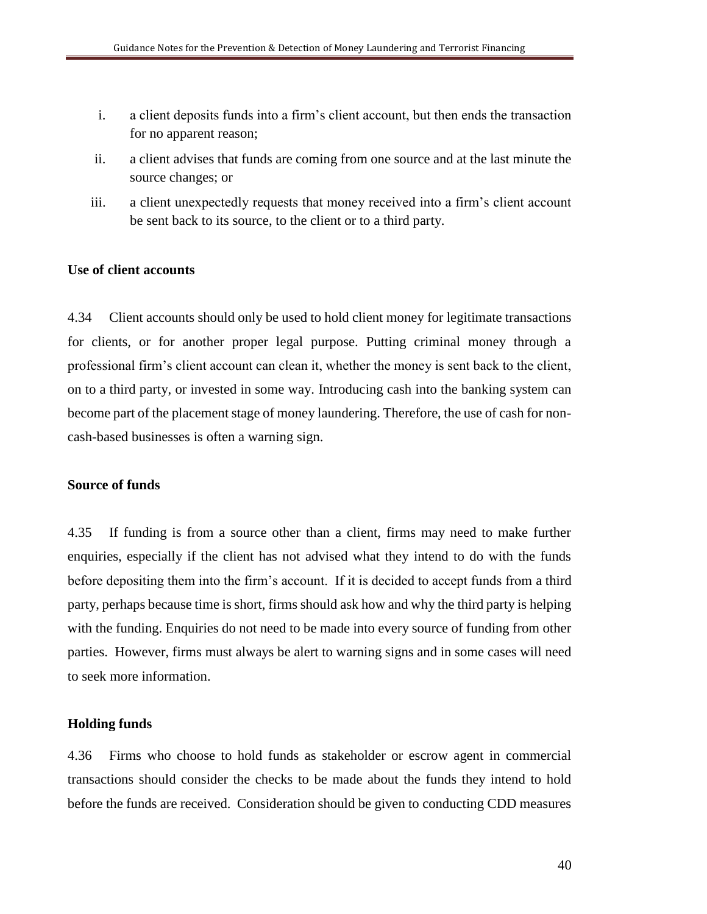i. a client deposits funds into a firm's client account, but then ends the transaction for no apparent reason;
ii. a client advises that funds are coming from one source and at the last minute the source changes; or
iii. a client unexpectedly requests that money received into a firm's client account be sent back to its source, to the client or to a third party.

**Use of client accounts**

4.34 Client accounts should only be used to hold client money for legitimate transactions for clients, or for another proper legal purpose. Putting criminal money through a professional firm's client account can clean it, whether the money is sent back to the client, on to a third party, or invested in some way. Introducing cash into the banking system can become part of the placement stage of money laundering. Therefore, the use of cash for non-cash-based businesses is often a warning sign.

**Source of funds**

4.35 If funding is from a source other than a client, firms may need to make further enquiries, especially if the client has not advised what they intend to do with the funds before depositing them into the firm's account. If it is decided to accept funds from a third party, perhaps because time is short, firms should ask how and why the third party is helping with the funding. Enquiries do not need to be made into every source of funding from other parties. However, firms must always be alert to warning signs and in some cases will need to seek more information.

**Holding funds**

4.36 Firms who choose to hold funds as stakeholder or escrow agent in commercial transactions should consider the checks to be made about the funds they intend to hold before the funds are received. Consideration should be given to conducting CDD measures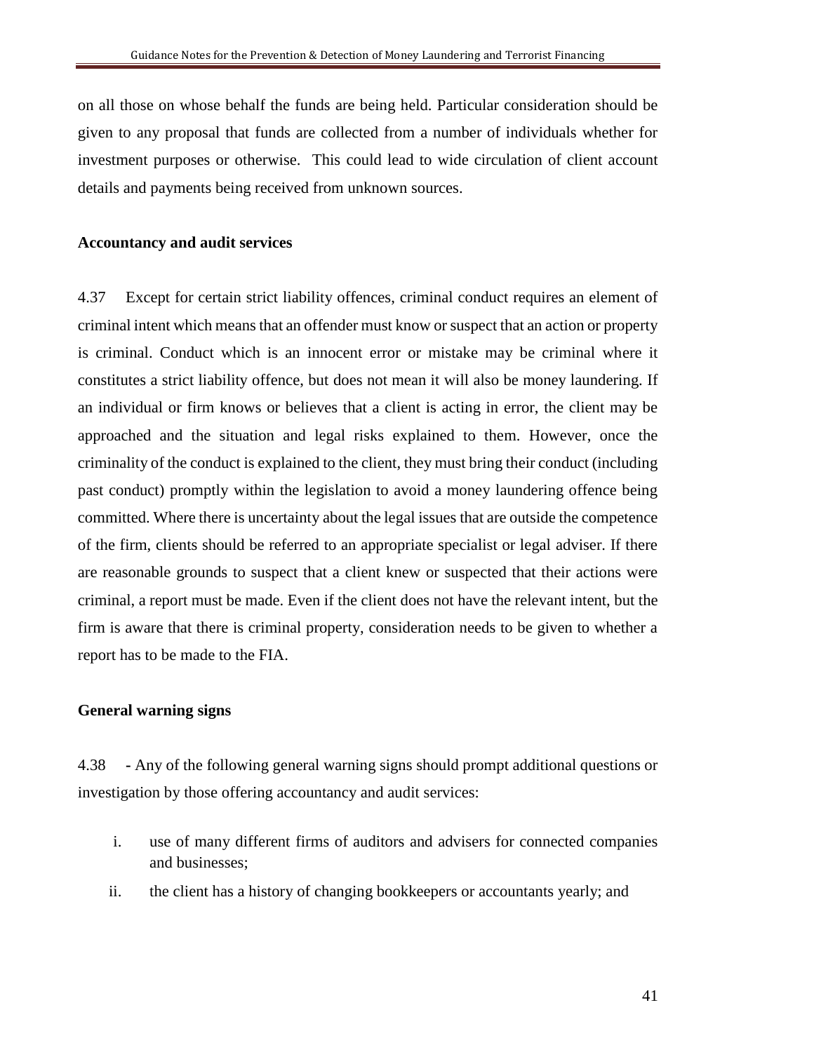on all those on whose behalf the funds are being held. Particular consideration should be given to any proposal that funds are collected from a number of individuals whether for investment purposes or otherwise. This could lead to wide circulation of client account details and payments being received from unknown sources.

**Accountancy and audit services**

4.37 Except for certain strict liability offences, criminal conduct requires an element of criminal intent which means that an offender must know or suspect that an action or property is criminal. Conduct which is an innocent error or mistake may be criminal where it constitutes a strict liability offence, but does not mean it will also be money laundering. If an individual or firm knows or believes that a client is acting in error, the client may be approached and the situation and legal risks explained to them. However, once the criminality of the conduct is explained to the client, they must bring their conduct (including past conduct) promptly within the legislation to avoid a money laundering offence being committed. Where there is uncertainty about the legal issues that are outside the competence of the firm, clients should be referred to an appropriate specialist or legal adviser. If there are reasonable grounds to suspect that a client knew or suspected that their actions were criminal, a report must be made. Even if the client does not have the relevant intent, but the firm is aware that there is criminal property, consideration needs to be given to whether a report has to be made to the FIA.

**General warning signs**

4.38 - Any of the following general warning signs should prompt additional questions or investigation by those offering accountancy and audit services:

i. use of many different firms of auditors and advisers for connected companies and businesses;

ii. the client has a history of changing bookkeepers or accountants yearly; and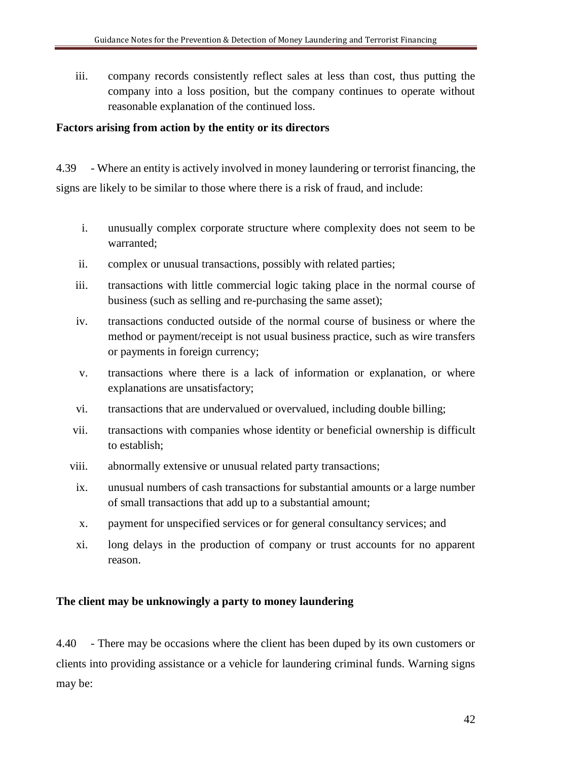iii. company records consistently reflect sales at less than cost, thus putting the company into a loss position, but the company continues to operate without reasonable explanation of the continued loss.

**Factors arising from action by the entity or its directors**

4.39 - Where an entity is actively involved in money laundering or terrorist financing, the signs are likely to be similar to those where there is a risk of fraud, and include:

i. unusually complex corporate structure where complexity does not seem to be warranted;

ii. complex or unusual transactions, possibly with related parties;

iii. transactions with little commercial logic taking place in the normal course of business (such as selling and re-purchasing the same asset);

iv. transactions conducted outside of the normal course of business or where the method or payment/receipt is not usual business practice, such as wire transfers or payments in foreign currency;

v. transactions where there is a lack of information or explanation, or where explanations are unsatisfactory;

vi. transactions that are undervalued or overvalued, including double billing;

vii. transactions with companies whose identity or beneficial ownership is difficult to establish;

viii. abnormally extensive or unusual related party transactions;

ix. unusual numbers of cash transactions for substantial amounts or a large number of small transactions that add up to a substantial amount;

x. payment for unspecified services or for general consultancy services; and

xi. long delays in the production of company or trust accounts for no apparent reason.

**The client may be unknowingly a party to money laundering**

4.40 - There may be occasions where the client has been duped by its own customers or clients into providing assistance or a vehicle for laundering criminal funds. Warning signs may be: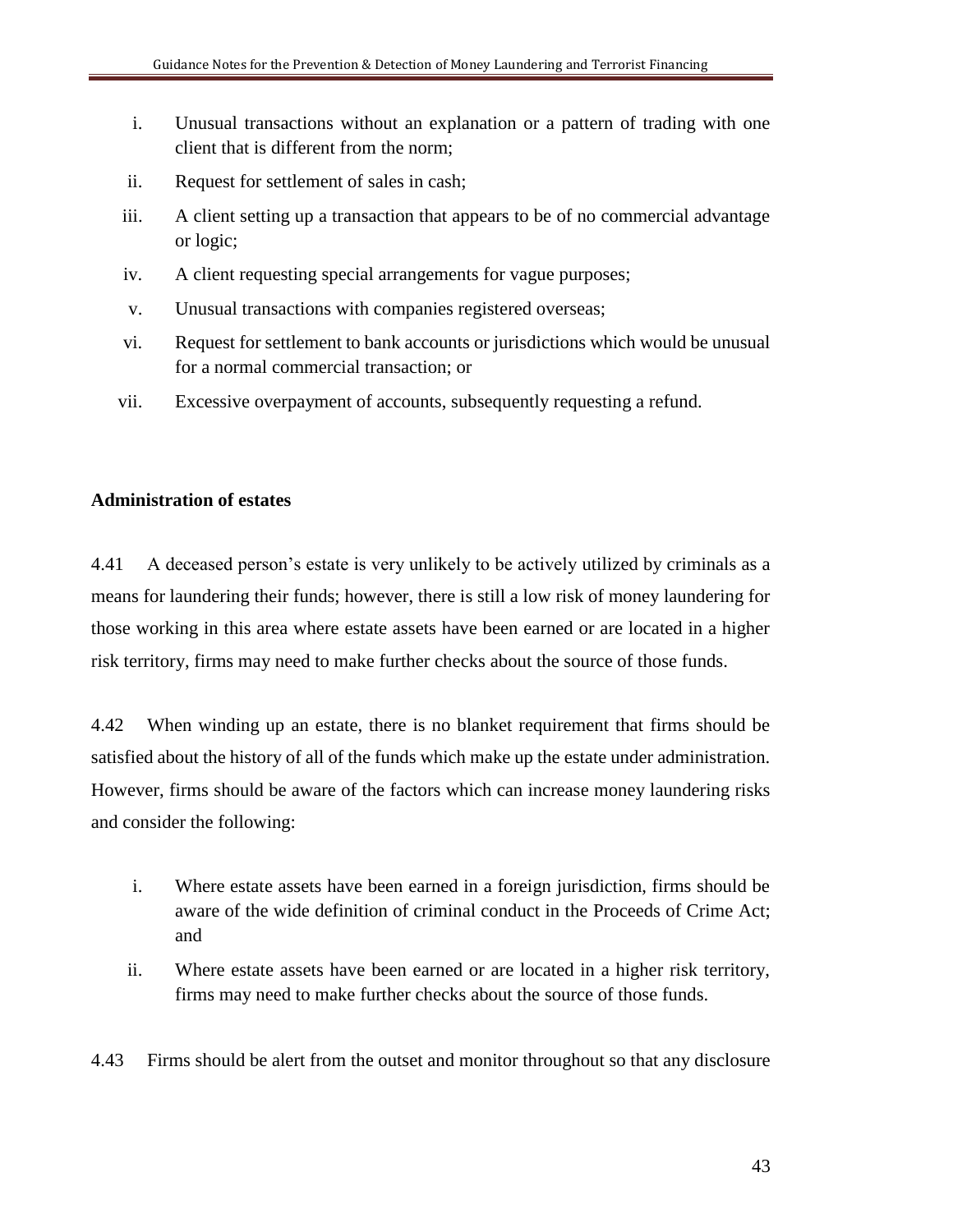i. Unusual transactions without an explanation or a pattern of trading with one client that is different from the norm;
ii. Request for settlement of sales in cash;
iii. A client setting up a transaction that appears to be of no commercial advantage or logic;
iv. A client requesting special arrangements for vague purposes;
v. Unusual transactions with companies registered overseas;
vi. Request for settlement to bank accounts or jurisdictions which would be unusual for a normal commercial transaction; or
vii. Excessive overpayment of accounts, subsequently requesting a refund.

**Administration of estates**

4.41 A deceased person's estate is very unlikely to be actively utilized by criminals as a means for laundering their funds; however, there is still a low risk of money laundering for those working in this area where estate assets have been earned or are located in a higher risk territory, firms may need to make further checks about the source of those funds.

4.42 When winding up an estate, there is no blanket requirement that firms should be satisfied about the history of all of the funds which make up the estate under administration. However, firms should be aware of the factors which can increase money laundering risks and consider the following:

i. Where estate assets have been earned in a foreign jurisdiction, firms should be aware of the wide definition of criminal conduct in the Proceeds of Crime Act; and
ii. Where estate assets have been earned or are located in a higher risk territory, firms may need to make further checks about the source of those funds.

4.43 Firms should be alert from the outset and monitor throughout so that any disclosure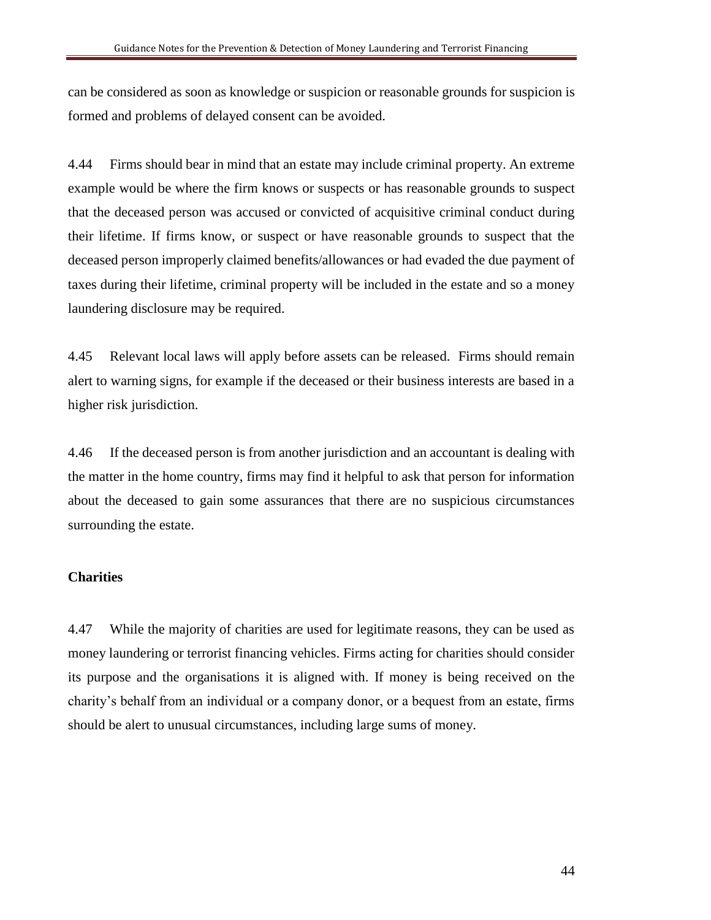can be considered as soon as knowledge or suspicion or reasonable grounds for suspicion is formed and problems of delayed consent can be avoided.

4.44 Firms should bear in mind that an estate may include criminal property. An extreme example would be where the firm knows or suspects or has reasonable grounds to suspect that the deceased person was accused or convicted of acquisitive criminal conduct during their lifetime. If firms know, or suspect or have reasonable grounds to suspect that the deceased person improperly claimed benefits/allowances or had evaded the due payment of taxes during their lifetime, criminal property will be included in the estate and so a money laundering disclosure may be required.

4.45 Relevant local laws will apply before assets can be released. Firms should remain alert to warning signs, for example if the deceased or their business interests are based in a higher risk jurisdiction.

4.46 If the deceased person is from another jurisdiction and an accountant is dealing with the matter in the home country, firms may find it helpful to ask that person for information about the deceased to gain some assurances that there are no suspicious circumstances surrounding the estate.

**Charities**

4.47 While the majority of charities are used for legitimate reasons, they can be used as money laundering or terrorist financing vehicles. Firms acting for charities should consider its purpose and the organisations it is aligned with. If money is being received on the charity's behalf from an individual or a company donor, or a bequest from an estate, firms should be alert to unusual circumstances, including large sums of money.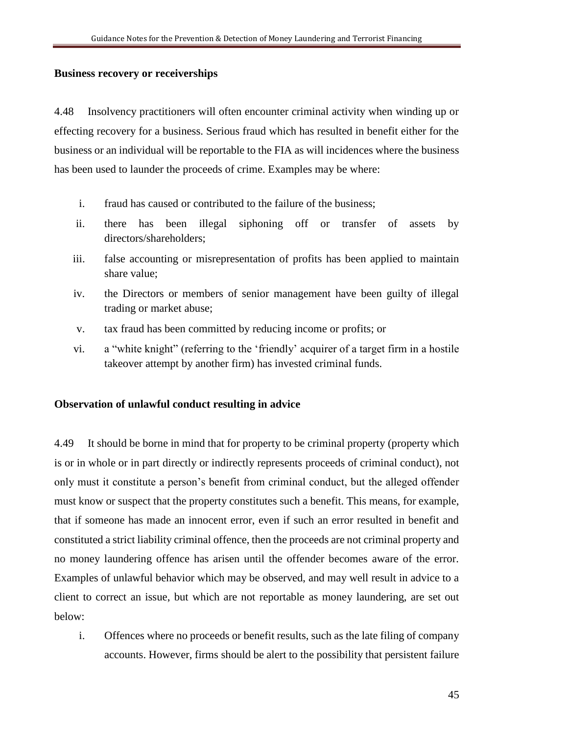**Business recovery or receiverships**

4.48 Insolvency practitioners will often encounter criminal activity when winding up or effecting recovery for a business. Serious fraud which has resulted in benefit either for the business or an individual will be reportable to the FIA as will incidences where the business has been used to launder the proceeds of crime. Examples may be where:

i. fraud has caused or contributed to the failure of the business;
ii. there has been illegal siphoning off or transfer of assets by directors/shareholders;
iii. false accounting or misrepresentation of profits has been applied to maintain share value;
iv. the Directors or members of senior management have been guilty of illegal trading or market abuse;
v. tax fraud has been committed by reducing income or profits; or
vi. a "white knight" (referring to the 'friendly' acquirer of a target firm in a hostile takeover attempt by another firm) has invested criminal funds.

**Observation of unlawful conduct resulting in advice**

4.49 It should be borne in mind that for property to be criminal property (property which is or in whole or in part directly or indirectly represents proceeds of criminal conduct), not only must it constitute a person's benefit from criminal conduct, but the alleged offender must know or suspect that the property constitutes such a benefit. This means, for example, that if someone has made an innocent error, even if such an error resulted in benefit and constituted a strict liability criminal offence, then the proceeds are not criminal property and no money laundering offence has arisen until the offender becomes aware of the error. Examples of unlawful behavior which may be observed, and may well result in advice to a client to correct an issue, but which are not reportable as money laundering, are set out below:

i. Offences where no proceeds or benefit results, such as the late filing of company accounts. However, firms should be alert to the possibility that persistent failure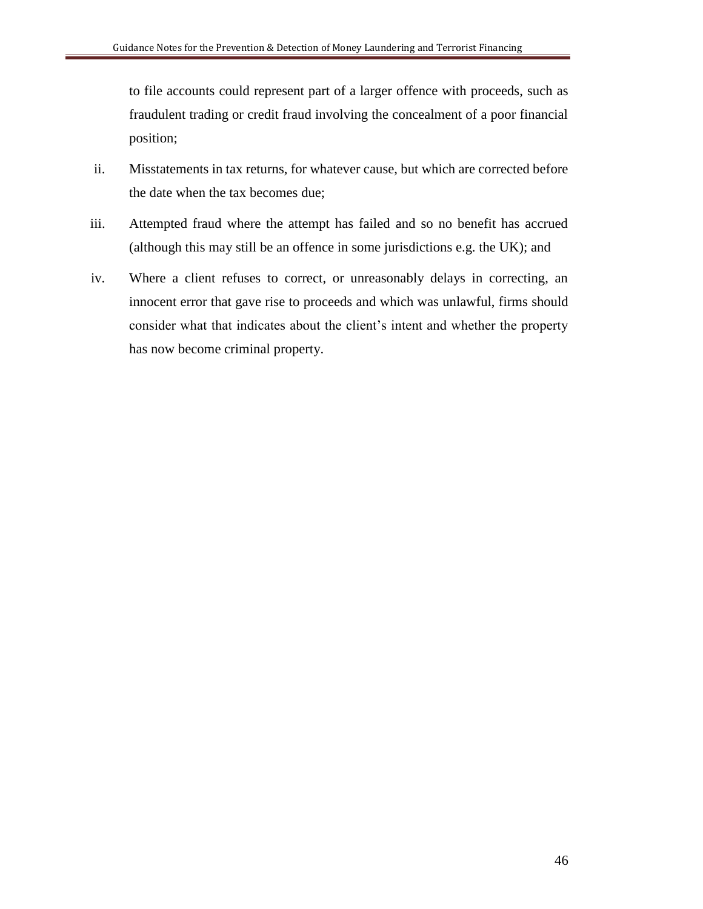to file accounts could represent part of a larger offence with proceeds, such as fraudulent trading or credit fraud involving the concealment of a poor financial position;

ii. Misstatements in tax returns, for whatever cause, but which are corrected before the date when the tax becomes due;

iii. Attempted fraud where the attempt has failed and so no benefit has accrued (although this may still be an offence in some jurisdictions e.g. the UK); and

iv. Where a client refuses to correct, or unreasonably delays in correcting, an innocent error that gave rise to proceeds and which was unlawful, firms should consider what that indicates about the client's intent and whether the property has now become criminal property.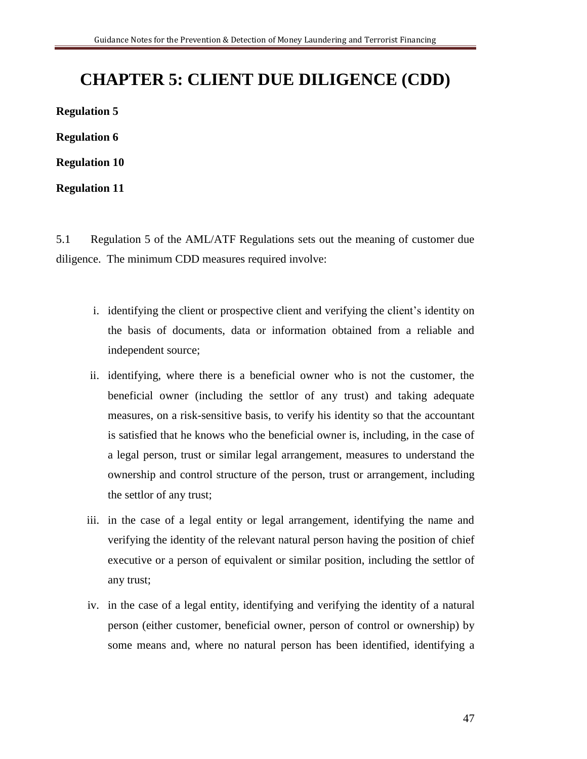# CHAPTER 5: CLIENT DUE DILIGENCE (CDD)

**Regulation 5**

**Regulation 6**

**Regulation 10**

**Regulation 11**

5.1 Regulation 5 of the AML/ATF Regulations sets out the meaning of customer due diligence. The minimum CDD measures required involve:

i. identifying the client or prospective client and verifying the client's identity on the basis of documents, data or information obtained from a reliable and independent source;

ii. identifying, where there is a beneficial owner who is not the customer, the beneficial owner (including the settlor of any trust) and taking adequate measures, on a risk-sensitive basis, to verify his identity so that the accountant is satisfied that he knows who the beneficial owner is, including, in the case of a legal person, trust or similar legal arrangement, measures to understand the ownership and control structure of the person, trust or arrangement, including the settlor of any trust;

iii. in the case of a legal entity or legal arrangement, identifying the name and verifying the identity of the relevant natural person having the position of chief executive or a person of equivalent or similar position, including the settlor of any trust;

iv. in the case of a legal entity, identifying and verifying the identity of a natural person (either customer, beneficial owner, person of control or ownership) by some means and, where no natural person has been identified, identifying a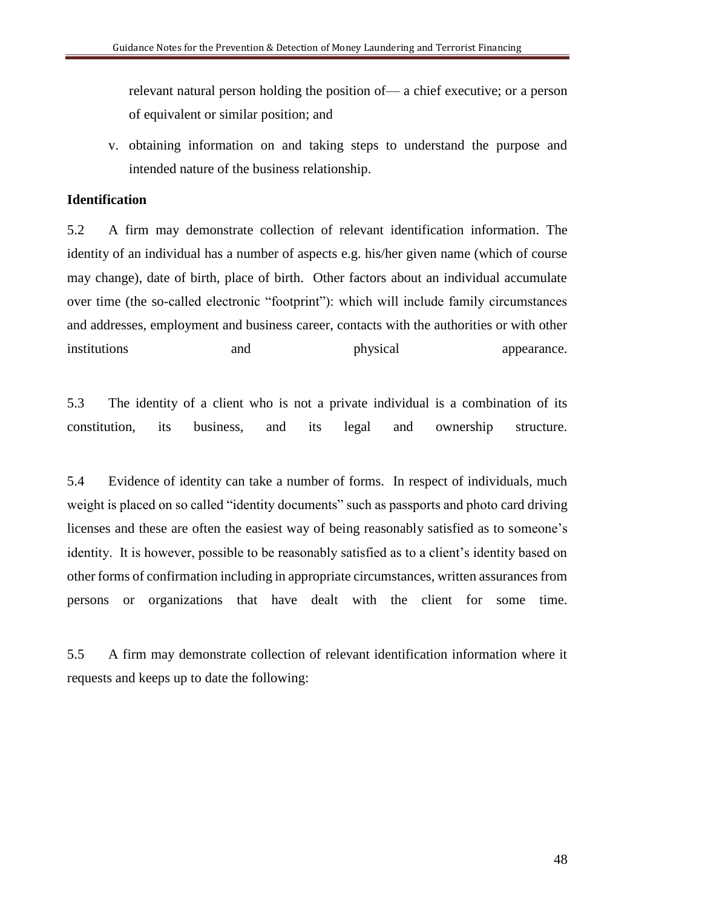relevant natural person holding the position of— a chief executive; or a person of equivalent or similar position; and

v. obtaining information on and taking steps to understand the purpose and intended nature of the business relationship.

**Identification**

5.2 A firm may demonstrate collection of relevant identification information. The identity of an individual has a number of aspects e.g. his/her given name (which of course may change), date of birth, place of birth. Other factors about an individual accumulate over time (the so-called electronic "footprint"): which will include family circumstances and addresses, employment and business career, contacts with the authorities or with other institutions and physical appearance.

5.3 The identity of a client who is not a private individual is a combination of its constitution, its business, and its legal and ownership structure.

5.4 Evidence of identity can take a number of forms. In respect of individuals, much weight is placed on so called "identity documents" such as passports and photo card driving licenses and these are often the easiest way of being reasonably satisfied as to someone's identity. It is however, possible to be reasonably satisfied as to a client's identity based on other forms of confirmation including in appropriate circumstances, written assurances from persons or organizations that have dealt with the client for some time.

5.5 A firm may demonstrate collection of relevant identification information where it requests and keeps up to date the following: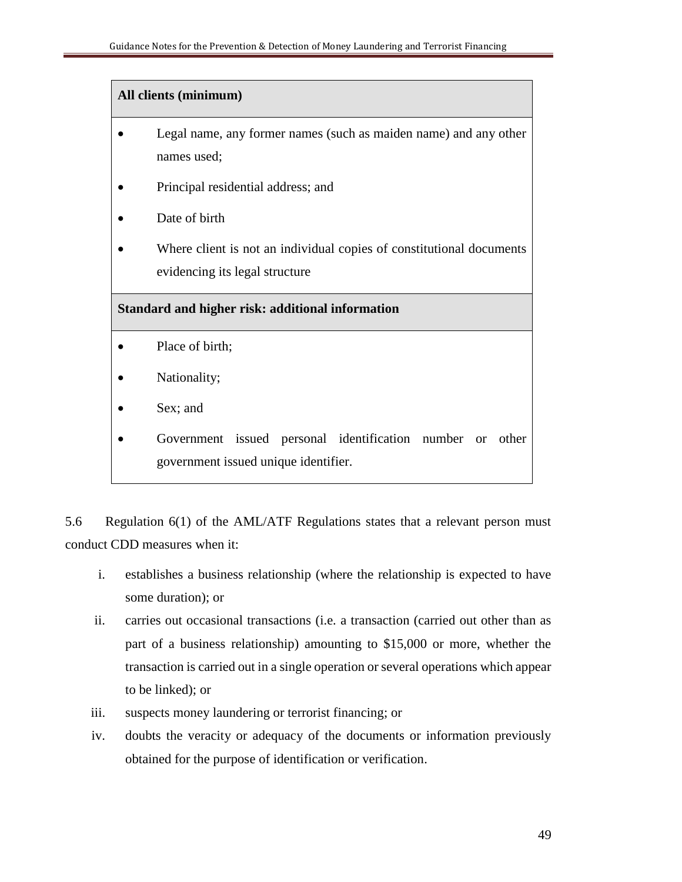| All clients (minimum) |
| --- |
| • Legal name, any former names (such as maiden name) and any other names used;<br>• Principal residential address; and<br>• Date of birth<br>• Where client is not an individual copies of constitutional documents evidencing its legal structure |
| **Standard and higher risk: additional information** |
| • Place of birth;<br>• Nationality;<br>• Sex; and<br>• Government issued personal identification number or other government issued unique identifier. |

5.6 Regulation 6(1) of the AML/ATF Regulations states that a relevant person must conduct CDD measures when it:

i. establishes a business relationship (where the relationship is expected to have some duration); or
ii. carries out occasional transactions (i.e. a transaction (carried out other than as part of a business relationship) amounting to $15,000 or more, whether the transaction is carried out in a single operation or several operations which appear to be linked); or
iii. suspects money laundering or terrorist financing; or
iv. doubts the veracity or adequacy of the documents or information previously obtained for the purpose of identification or verification.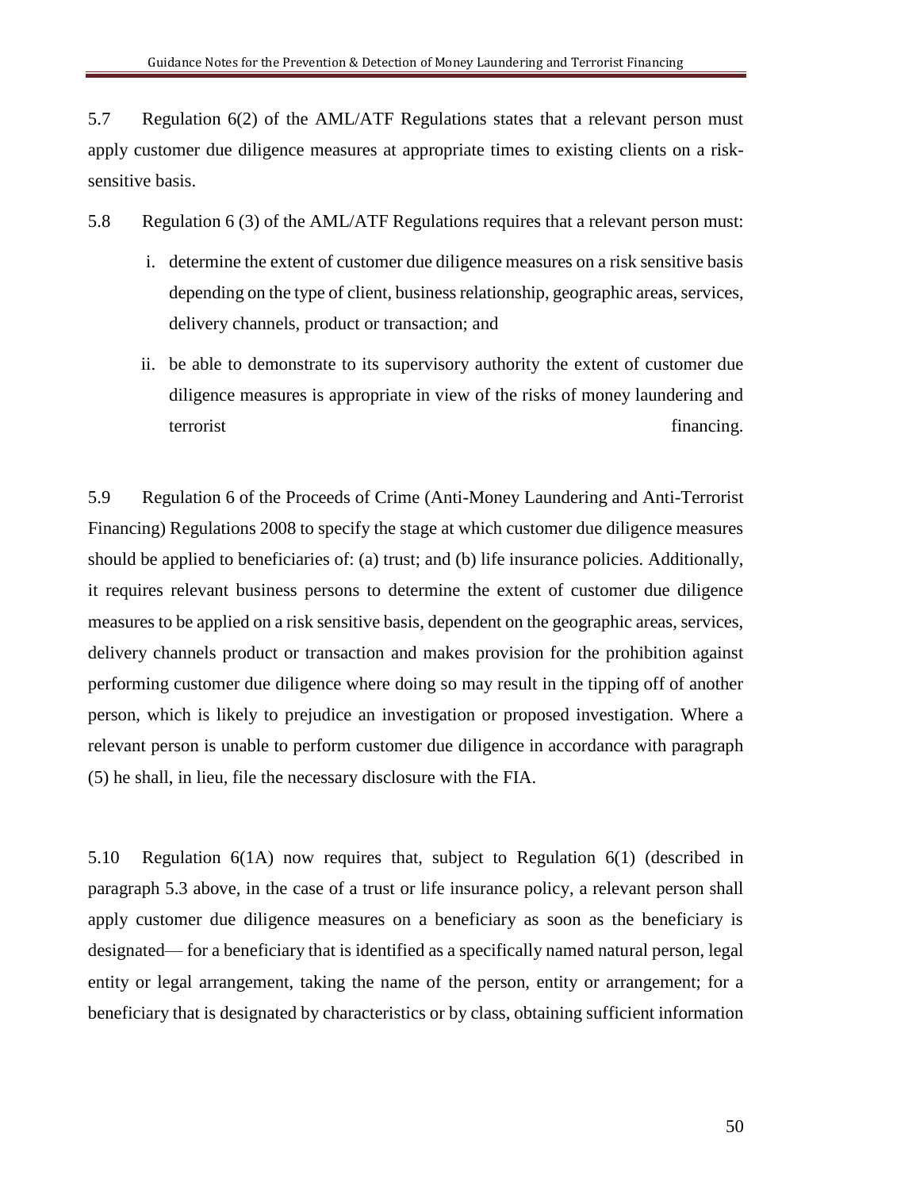5.7 Regulation 6(2) of the AML/ATF Regulations states that a relevant person must apply customer due diligence measures at appropriate times to existing clients on a risk-sensitive basis.

5.8 Regulation 6 (3) of the AML/ATF Regulations requires that a relevant person must:

i. determine the extent of customer due diligence measures on a risk sensitive basis depending on the type of client, business relationship, geographic areas, services, delivery channels, product or transaction; and

ii. be able to demonstrate to its supervisory authority the extent of customer due diligence measures is appropriate in view of the risks of money laundering and terrorist financing.

5.9 Regulation 6 of the Proceeds of Crime (Anti-Money Laundering and Anti-Terrorist Financing) Regulations 2008 to specify the stage at which customer due diligence measures should be applied to beneficiaries of: (a) trust; and (b) life insurance policies. Additionally, it requires relevant business persons to determine the extent of customer due diligence measures to be applied on a risk sensitive basis, dependent on the geographic areas, services, delivery channels product or transaction and makes provision for the prohibition against performing customer due diligence where doing so may result in the tipping off of another person, which is likely to prejudice an investigation or proposed investigation. Where a relevant person is unable to perform customer due diligence in accordance with paragraph (5) he shall, in lieu, file the necessary disclosure with the FIA.

5.10 Regulation 6(1A) now requires that, subject to Regulation 6(1) (described in paragraph 5.3 above, in the case of a trust or life insurance policy, a relevant person shall apply customer due diligence measures on a beneficiary as soon as the beneficiary is designated— for a beneficiary that is identified as a specifically named natural person, legal entity or legal arrangement, taking the name of the person, entity or arrangement; for a beneficiary that is designated by characteristics or by class, obtaining sufficient information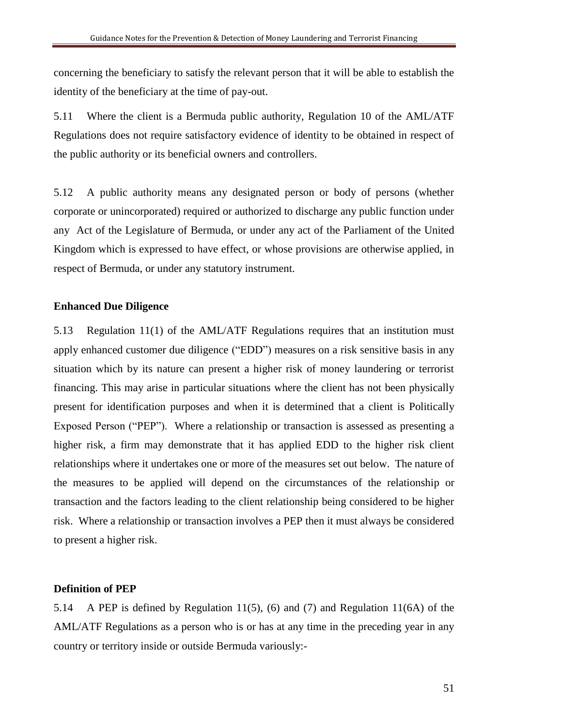concerning the beneficiary to satisfy the relevant person that it will be able to establish the identity of the beneficiary at the time of pay-out.

5.11 Where the client is a Bermuda public authority, Regulation 10 of the AML/ATF Regulations does not require satisfactory evidence of identity to be obtained in respect of the public authority or its beneficial owners and controllers.

5.12 A public authority means any designated person or body of persons (whether corporate or unincorporated) required or authorized to discharge any public function under any Act of the Legislature of Bermuda, or under any act of the Parliament of the United Kingdom which is expressed to have effect, or whose provisions are otherwise applied, in respect of Bermuda, or under any statutory instrument.

**Enhanced Due Diligence**

5.13 Regulation 11(1) of the AML/ATF Regulations requires that an institution must apply enhanced customer due diligence ("EDD") measures on a risk sensitive basis in any situation which by its nature can present a higher risk of money laundering or terrorist financing. This may arise in particular situations where the client has not been physically present for identification purposes and when it is determined that a client is Politically Exposed Person ("PEP"). Where a relationship or transaction is assessed as presenting a higher risk, a firm may demonstrate that it has applied EDD to the higher risk client relationships where it undertakes one or more of the measures set out below. The nature of the measures to be applied will depend on the circumstances of the relationship or transaction and the factors leading to the client relationship being considered to be higher risk. Where a relationship or transaction involves a PEP then it must always be considered to present a higher risk.

**Definition of PEP**

5.14 A PEP is defined by Regulation 11(5), (6) and (7) and Regulation 11(6A) of the AML/ATF Regulations as a person who is or has at any time in the preceding year in any country or territory inside or outside Bermuda variously:-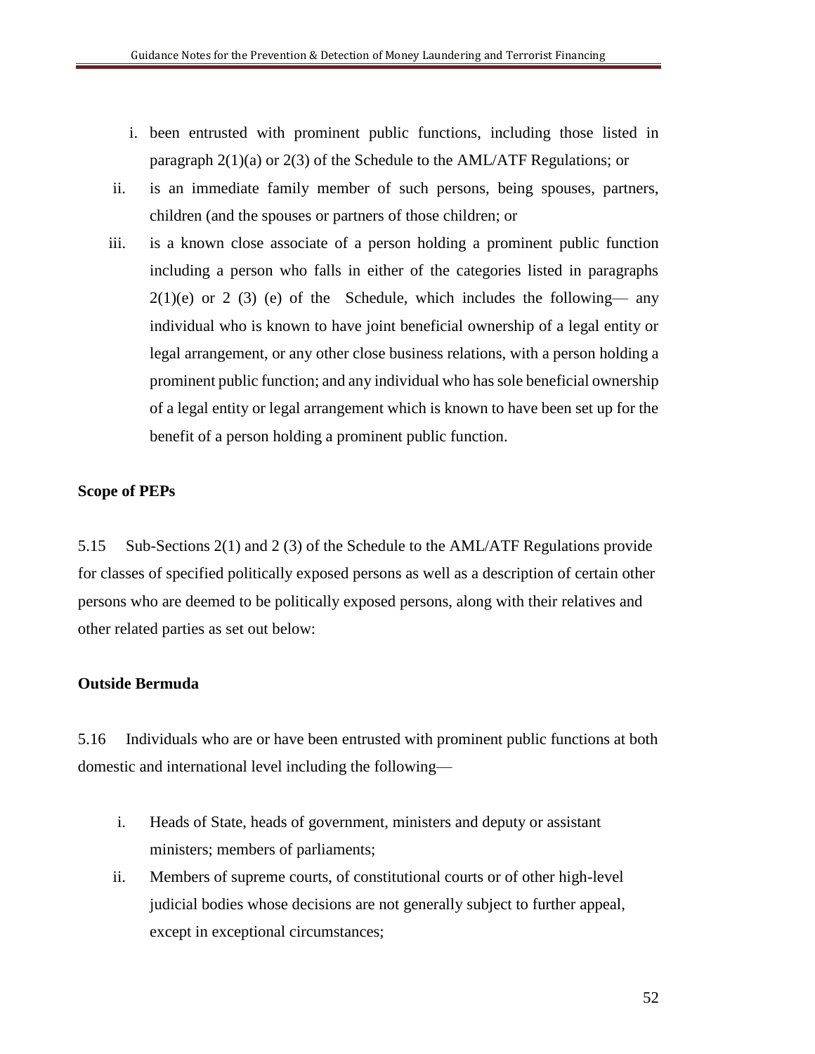i. been entrusted with prominent public functions, including those listed in paragraph 2(1)(a) or 2(3) of the Schedule to the AML/ATF Regulations; or

ii. is an immediate family member of such persons, being spouses, partners, children (and the spouses or partners of those children; or

iii. is a known close associate of a person holding a prominent public function including a person who falls in either of the categories listed in paragraphs 2(1)(e) or 2 (3) (e) of the Schedule, which includes the following— any individual who is known to have joint beneficial ownership of a legal entity or legal arrangement, or any other close business relations, with a person holding a prominent public function; and any individual who has sole beneficial ownership of a legal entity or legal arrangement which is known to have been set up for the benefit of a person holding a prominent public function.

**Scope of PEPs**

5.15 Sub-Sections 2(1) and 2 (3) of the Schedule to the AML/ATF Regulations provide for classes of specified politically exposed persons as well as a description of certain other persons who are deemed to be politically exposed persons, along with their relatives and other related parties as set out below:

**Outside Bermuda**

5.16 Individuals who are or have been entrusted with prominent public functions at both domestic and international level including the following—

i. Heads of State, heads of government, ministers and deputy or assistant ministers; members of parliaments;

ii. Members of supreme courts, of constitutional courts or of other high-level judicial bodies whose decisions are not generally subject to further appeal, except in exceptional circumstances;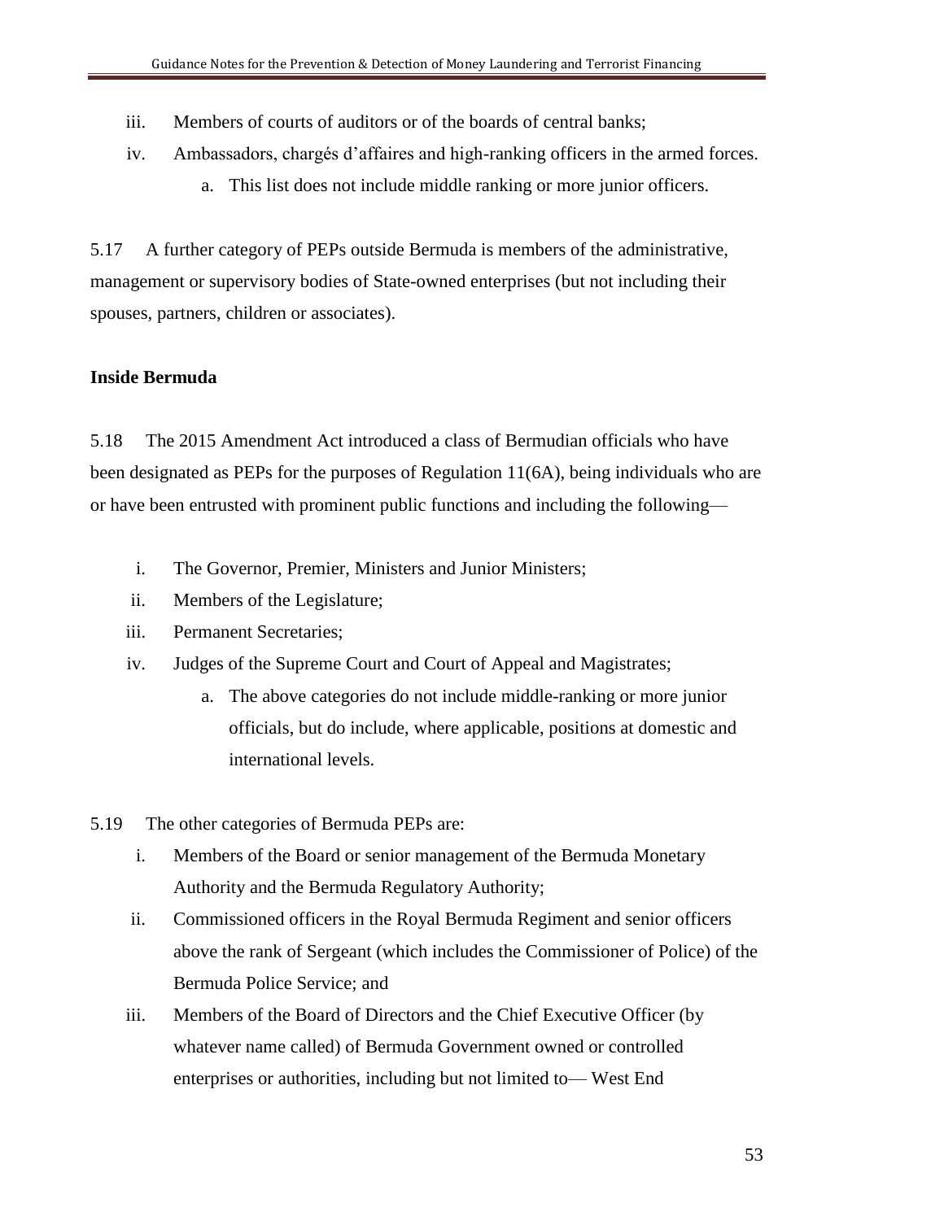iii. Members of courts of auditors or of the boards of central banks;

iv. Ambassadors, chargés d'affaires and high-ranking officers in the armed forces.

  a. This list does not include middle ranking or more junior officers.

5.17 A further category of PEPs outside Bermuda is members of the administrative, management or supervisory bodies of State-owned enterprises (but not including their spouses, partners, children or associates).

**Inside Bermuda**

5.18 The 2015 Amendment Act introduced a class of Bermudian officials who have been designated as PEPs for the purposes of Regulation 11(6A), being individuals who are or have been entrusted with prominent public functions and including the following—

i. The Governor, Premier, Ministers and Junior Ministers;

ii. Members of the Legislature;

iii. Permanent Secretaries;

iv. Judges of the Supreme Court and Court of Appeal and Magistrates;

  a. The above categories do not include middle-ranking or more junior officials, but do include, where applicable, positions at domestic and international levels.

5.19 The other categories of Bermuda PEPs are:

i. Members of the Board or senior management of the Bermuda Monetary Authority and the Bermuda Regulatory Authority;

ii. Commissioned officers in the Royal Bermuda Regiment and senior officers above the rank of Sergeant (which includes the Commissioner of Police) of the Bermuda Police Service; and

iii. Members of the Board of Directors and the Chief Executive Officer (by whatever name called) of Bermuda Government owned or controlled enterprises or authorities, including but not limited to— West End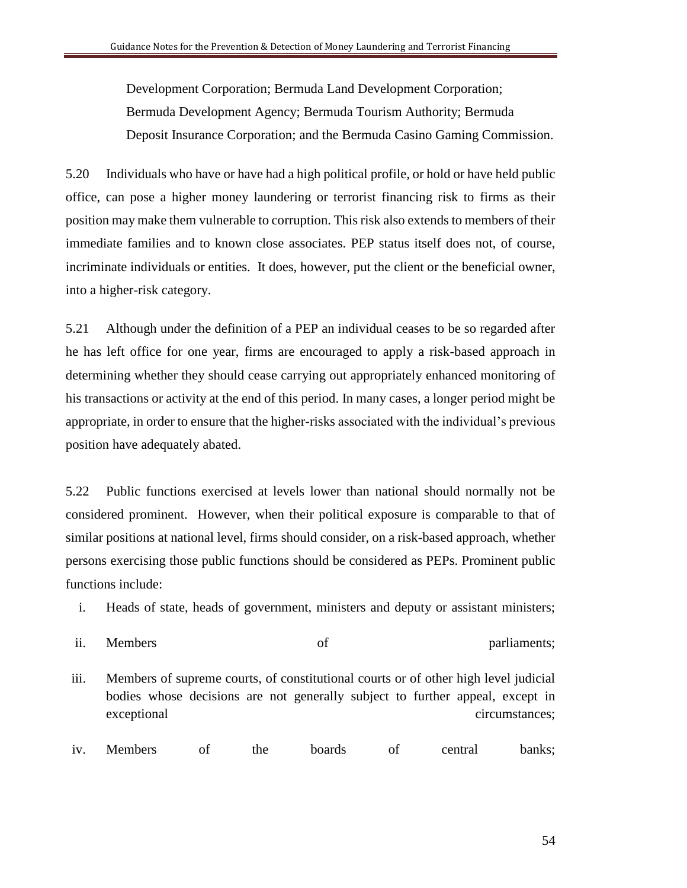Development Corporation; Bermuda Land Development Corporation; Bermuda Development Agency; Bermuda Tourism Authority; Bermuda Deposit Insurance Corporation; and the Bermuda Casino Gaming Commission.

5.20 Individuals who have or have had a high political profile, or hold or have held public office, can pose a higher money laundering or terrorist financing risk to firms as their position may make them vulnerable to corruption. This risk also extends to members of their immediate families and to known close associates. PEP status itself does not, of course, incriminate individuals or entities. It does, however, put the client or the beneficial owner, into a higher-risk category.

5.21 Although under the definition of a PEP an individual ceases to be so regarded after he has left office for one year, firms are encouraged to apply a risk-based approach in determining whether they should cease carrying out appropriately enhanced monitoring of his transactions or activity at the end of this period. In many cases, a longer period might be appropriate, in order to ensure that the higher-risks associated with the individual's previous position have adequately abated.

5.22 Public functions exercised at levels lower than national should normally not be considered prominent. However, when their political exposure is comparable to that of similar positions at national level, firms should consider, on a risk-based approach, whether persons exercising those public functions should be considered as PEPs. Prominent public functions include:

i. Heads of state, heads of government, ministers and deputy or assistant ministers;

ii. Members of parliaments;

iii. Members of supreme courts, of constitutional courts or of other high level judicial bodies whose decisions are not generally subject to further appeal, except in exceptional circumstances;

iv. Members of the boards of central banks;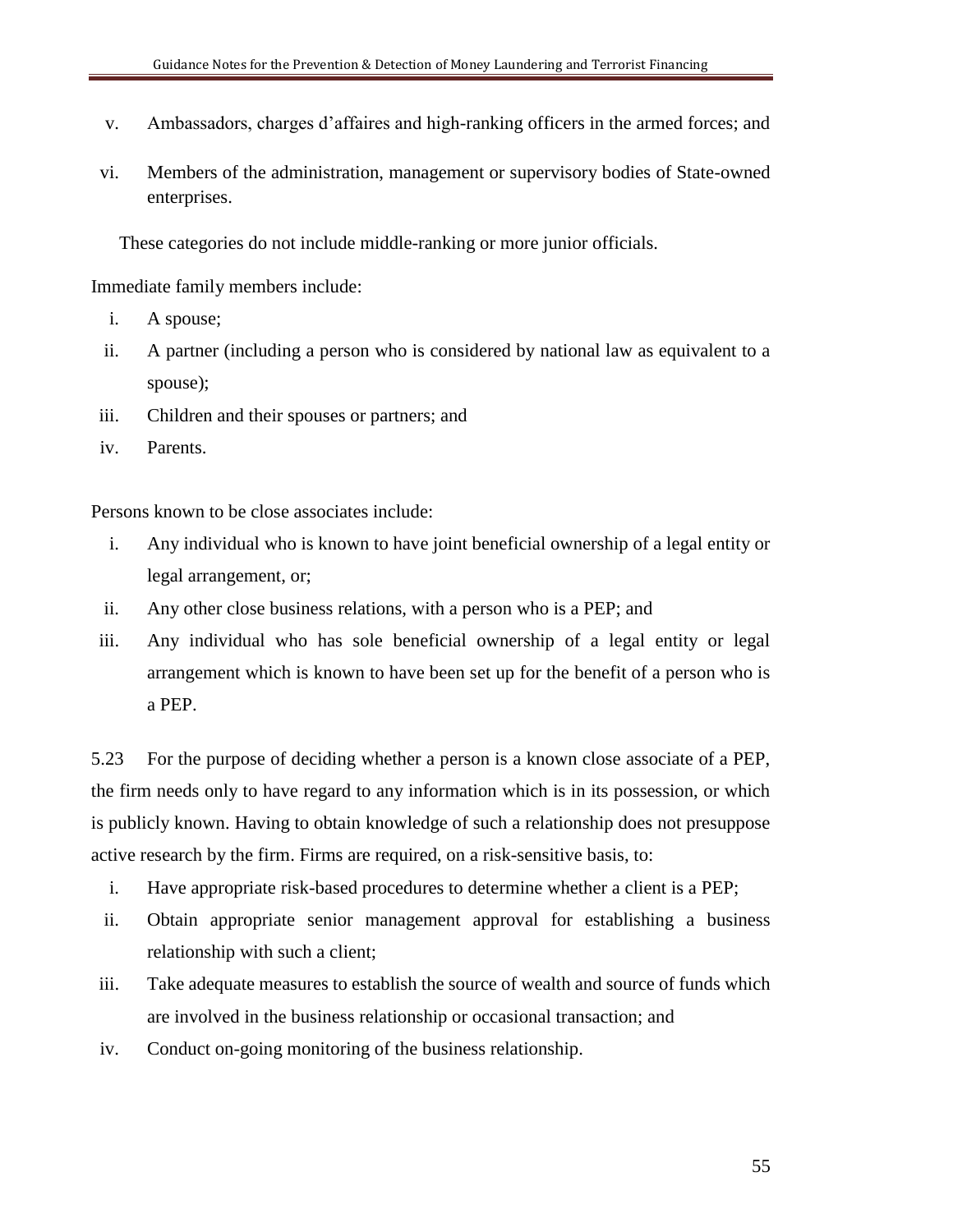v. Ambassadors, charges d'affaires and high-ranking officers in the armed forces; and

vi. Members of the administration, management or supervisory bodies of State-owned enterprises.

These categories do not include middle-ranking or more junior officials.

Immediate family members include:

i. A spouse;
ii. A partner (including a person who is considered by national law as equivalent to a spouse);
iii. Children and their spouses or partners; and
iv. Parents.

Persons known to be close associates include:

i. Any individual who is known to have joint beneficial ownership of a legal entity or legal arrangement, or;
ii. Any other close business relations, with a person who is a PEP; and
iii. Any individual who has sole beneficial ownership of a legal entity or legal arrangement which is known to have been set up for the benefit of a person who is a PEP.

5.23 For the purpose of deciding whether a person is a known close associate of a PEP, the firm needs only to have regard to any information which is in its possession, or which is publicly known. Having to obtain knowledge of such a relationship does not presuppose active research by the firm. Firms are required, on a risk-sensitive basis, to:

i. Have appropriate risk-based procedures to determine whether a client is a PEP;
ii. Obtain appropriate senior management approval for establishing a business relationship with such a client;
iii. Take adequate measures to establish the source of wealth and source of funds which are involved in the business relationship or occasional transaction; and
iv. Conduct on-going monitoring of the business relationship.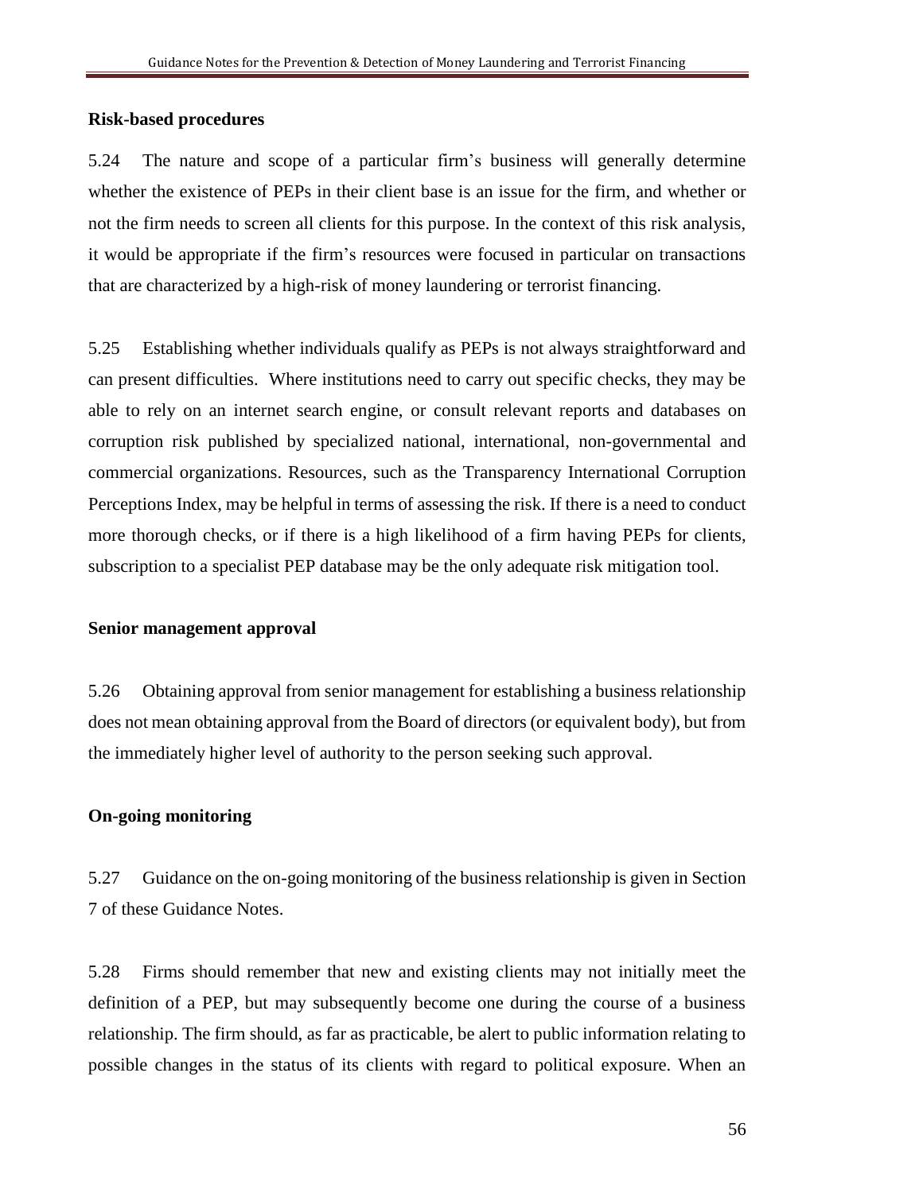### Risk-based procedures

5.24 The nature and scope of a particular firm's business will generally determine whether the existence of PEPs in their client base is an issue for the firm, and whether or not the firm needs to screen all clients for this purpose. In the context of this risk analysis, it would be appropriate if the firm's resources were focused in particular on transactions that are characterized by a high-risk of money laundering or terrorist financing.

5.25 Establishing whether individuals qualify as PEPs is not always straightforward and can present difficulties. Where institutions need to carry out specific checks, they may be able to rely on an internet search engine, or consult relevant reports and databases on corruption risk published by specialized national, international, non-governmental and commercial organizations. Resources, such as the Transparency International Corruption Perceptions Index, may be helpful in terms of assessing the risk. If there is a need to conduct more thorough checks, or if there is a high likelihood of a firm having PEPs for clients, subscription to a specialist PEP database may be the only adequate risk mitigation tool.

### Senior management approval

5.26 Obtaining approval from senior management for establishing a business relationship does not mean obtaining approval from the Board of directors (or equivalent body), but from the immediately higher level of authority to the person seeking such approval.

### On-going monitoring

5.27 Guidance on the on-going monitoring of the business relationship is given in Section 7 of these Guidance Notes.

5.28 Firms should remember that new and existing clients may not initially meet the definition of a PEP, but may subsequently become one during the course of a business relationship. The firm should, as far as practicable, be alert to public information relating to possible changes in the status of its clients with regard to political exposure. When an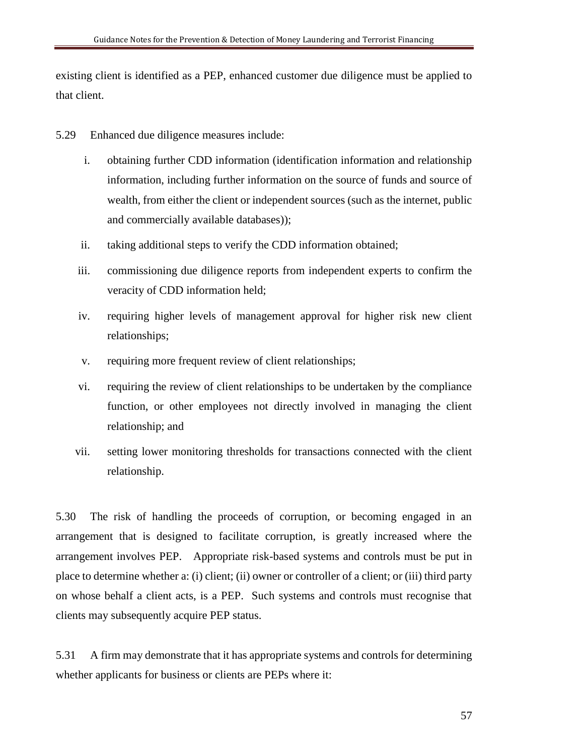existing client is identified as a PEP, enhanced customer due diligence must be applied to that client.

5.29 Enhanced due diligence measures include:

i. obtaining further CDD information (identification information and relationship information, including further information on the source of funds and source of wealth, from either the client or independent sources (such as the internet, public and commercially available databases));

ii. taking additional steps to verify the CDD information obtained;

iii. commissioning due diligence reports from independent experts to confirm the veracity of CDD information held;

iv. requiring higher levels of management approval for higher risk new client relationships;

v. requiring more frequent review of client relationships;

vi. requiring the review of client relationships to be undertaken by the compliance function, or other employees not directly involved in managing the client relationship; and

vii. setting lower monitoring thresholds for transactions connected with the client relationship.

5.30 The risk of handling the proceeds of corruption, or becoming engaged in an arrangement that is designed to facilitate corruption, is greatly increased where the arrangement involves PEP. Appropriate risk-based systems and controls must be put in place to determine whether a: (i) client; (ii) owner or controller of a client; or (iii) third party on whose behalf a client acts, is a PEP. Such systems and controls must recognise that clients may subsequently acquire PEP status.

5.31 A firm may demonstrate that it has appropriate systems and controls for determining whether applicants for business or clients are PEPs where it: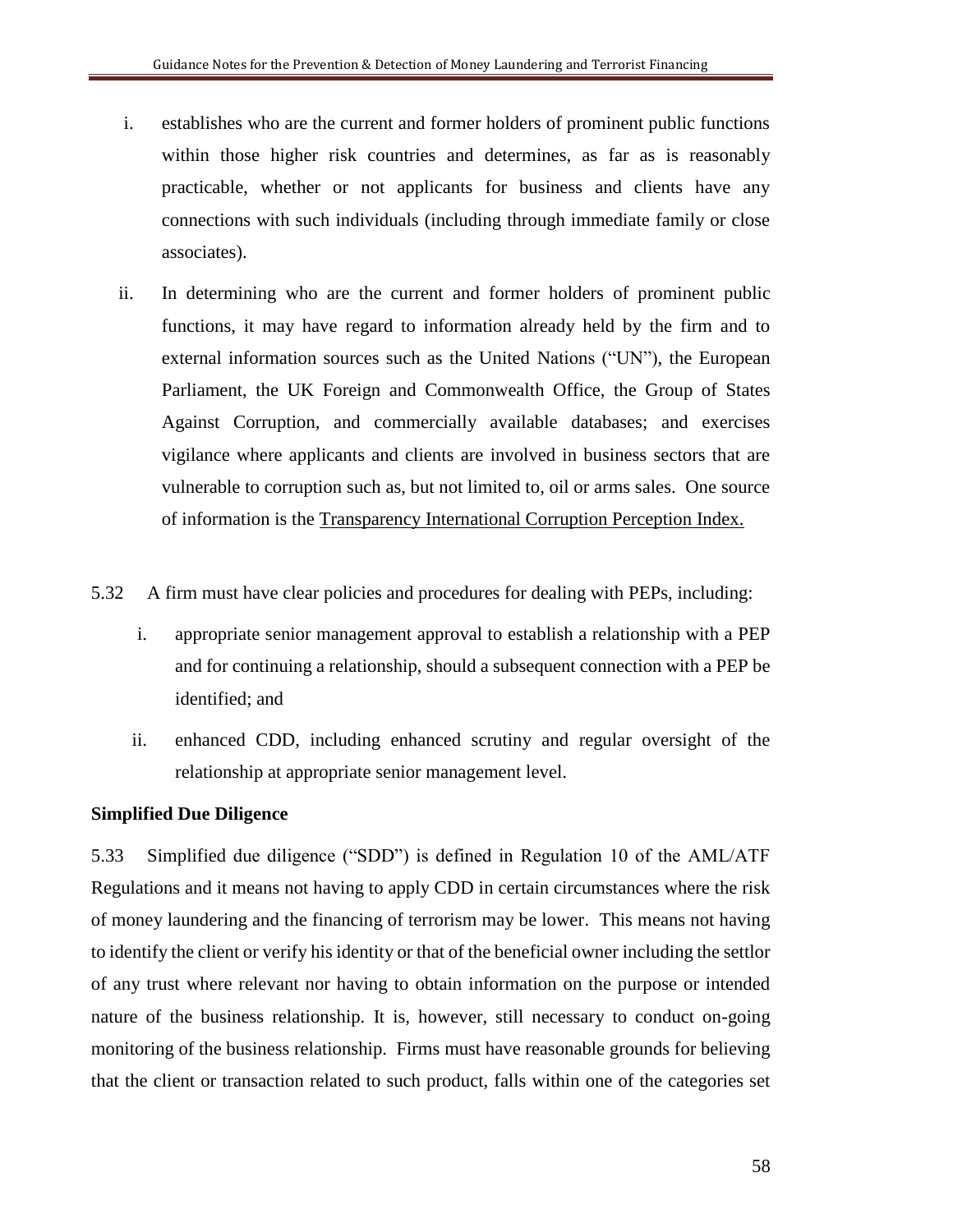i. establishes who are the current and former holders of prominent public functions within those higher risk countries and determines, as far as is reasonably practicable, whether or not applicants for business and clients have any connections with such individuals (including through immediate family or close associates).

ii. In determining who are the current and former holders of prominent public functions, it may have regard to information already held by the firm and to external information sources such as the United Nations ("UN"), the European Parliament, the UK Foreign and Commonwealth Office, the Group of States Against Corruption, and commercially available databases; and exercises vigilance where applicants and clients are involved in business sectors that are vulnerable to corruption such as, but not limited to, oil or arms sales. One source of information is the Transparency International Corruption Perception Index.

5.32 A firm must have clear policies and procedures for dealing with PEPs, including:

i. appropriate senior management approval to establish a relationship with a PEP and for continuing a relationship, should a subsequent connection with a PEP be identified; and

ii. enhanced CDD, including enhanced scrutiny and regular oversight of the relationship at appropriate senior management level.

**Simplified Due Diligence**

5.33 Simplified due diligence ("SDD") is defined in Regulation 10 of the AML/ATF Regulations and it means not having to apply CDD in certain circumstances where the risk of money laundering and the financing of terrorism may be lower. This means not having to identify the client or verify his identity or that of the beneficial owner including the settlor of any trust where relevant nor having to obtain information on the purpose or intended nature of the business relationship. It is, however, still necessary to conduct on-going monitoring of the business relationship. Firms must have reasonable grounds for believing that the client or transaction related to such product, falls within one of the categories set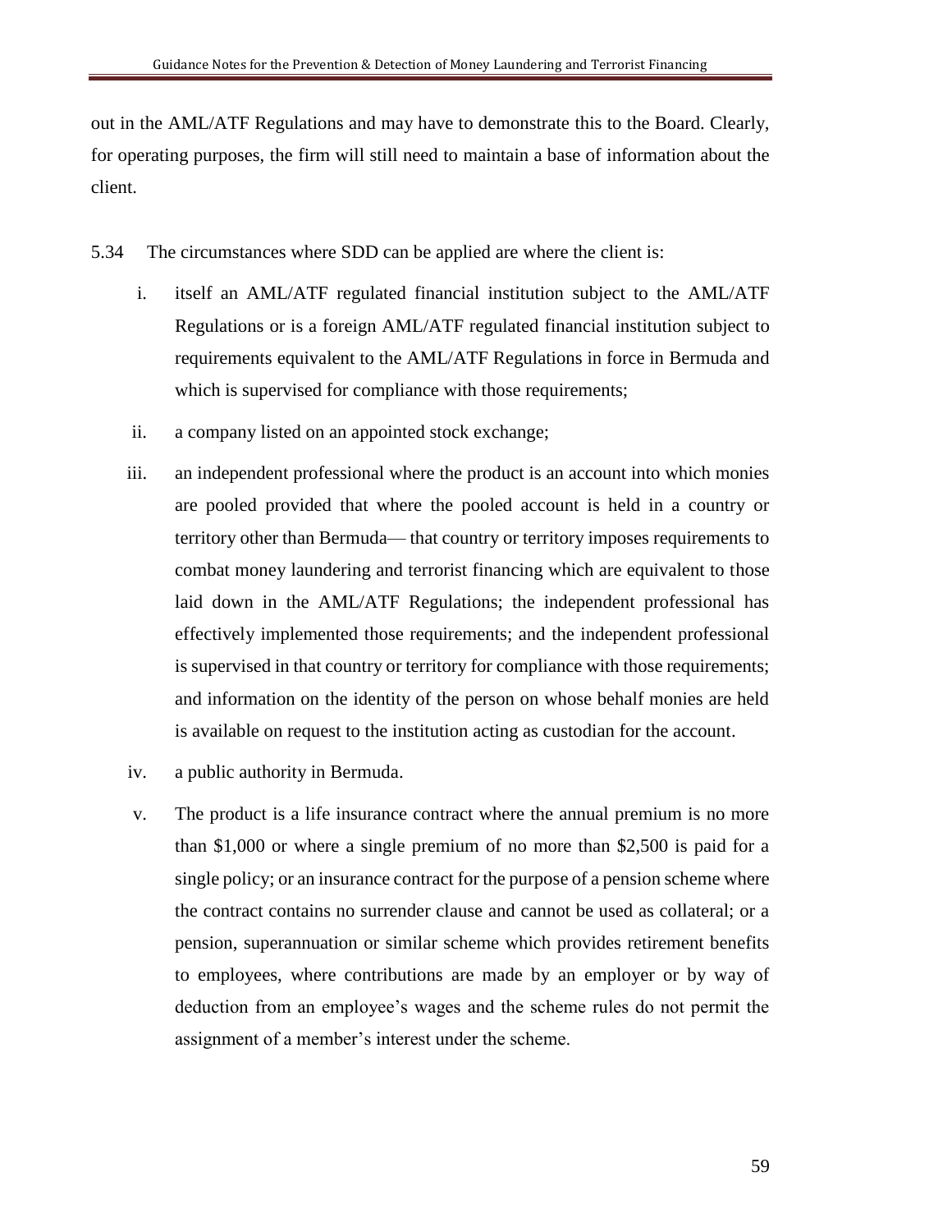out in the AML/ATF Regulations and may have to demonstrate this to the Board. Clearly, for operating purposes, the firm will still need to maintain a base of information about the client.

5.34 The circumstances where SDD can be applied are where the client is:

i. itself an AML/ATF regulated financial institution subject to the AML/ATF Regulations or is a foreign AML/ATF regulated financial institution subject to requirements equivalent to the AML/ATF Regulations in force in Bermuda and which is supervised for compliance with those requirements;

ii. a company listed on an appointed stock exchange;

iii. an independent professional where the product is an account into which monies are pooled provided that where the pooled account is held in a country or territory other than Bermuda— that country or territory imposes requirements to combat money laundering and terrorist financing which are equivalent to those laid down in the AML/ATF Regulations; the independent professional has effectively implemented those requirements; and the independent professional is supervised in that country or territory for compliance with those requirements; and information on the identity of the person on whose behalf monies are held is available on request to the institution acting as custodian for the account.

iv. a public authority in Bermuda.

v. The product is a life insurance contract where the annual premium is no more than $1,000 or where a single premium of no more than $2,500 is paid for a single policy; or an insurance contract for the purpose of a pension scheme where the contract contains no surrender clause and cannot be used as collateral; or a pension, superannuation or similar scheme which provides retirement benefits to employees, where contributions are made by an employer or by way of deduction from an employee's wages and the scheme rules do not permit the assignment of a member's interest under the scheme.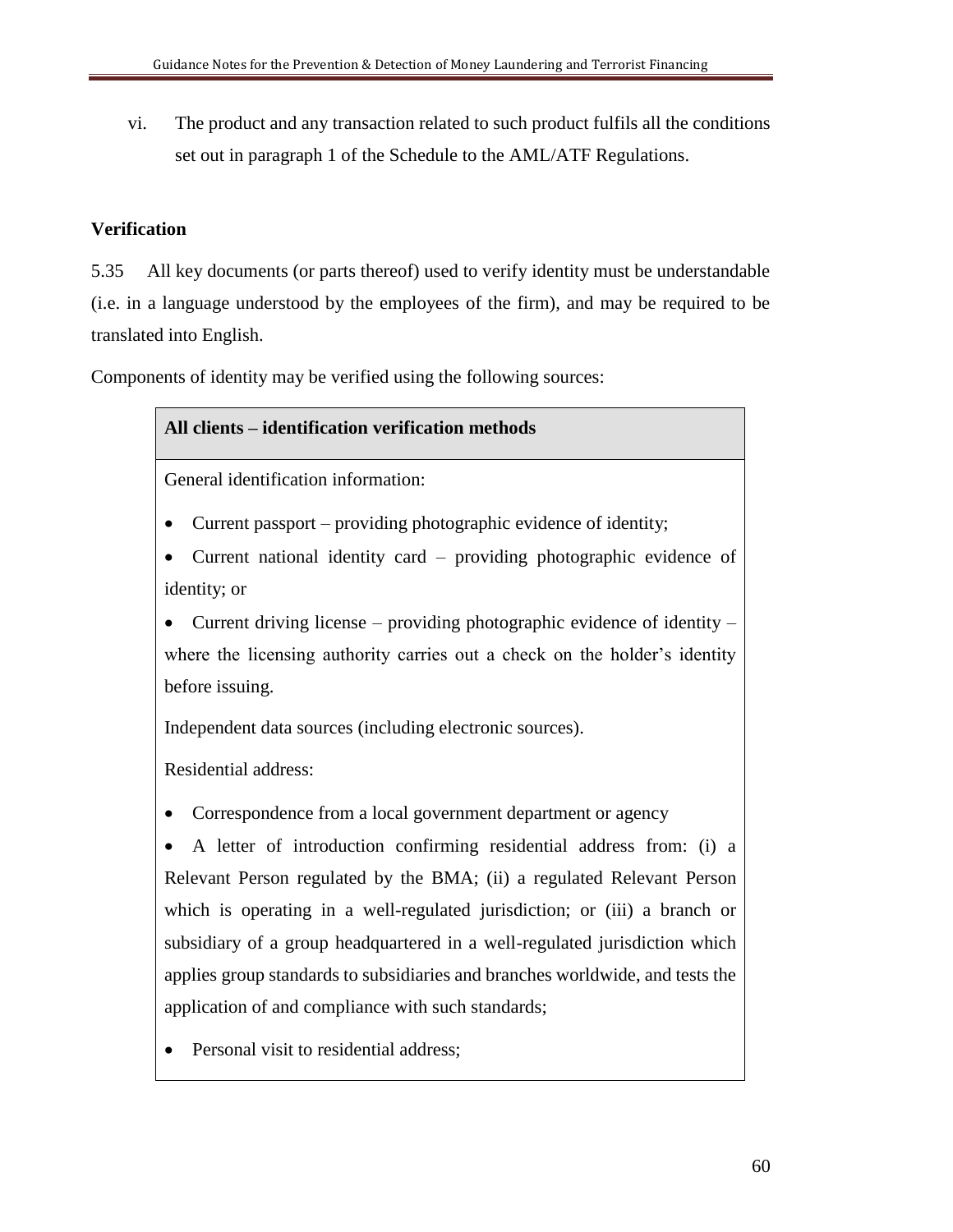vi. The product and any transaction related to such product fulfils all the conditions set out in paragraph 1 of the Schedule to the AML/ATF Regulations.

**Verification**

5.35 All key documents (or parts thereof) used to verify identity must be understandable (i.e. in a language understood by the employees of the firm), and may be required to be translated into English.

Components of identity may be verified using the following sources:

| **All clients – identification verification methods** |
| --- |
| General identification information:<br>• Current passport – providing photographic evidence of identity;<br>• Current national identity card – providing photographic evidence of identity; or<br>• Current driving license – providing photographic evidence of identity – where the licensing authority carries out a check on the holder's identity before issuing.<br>Independent data sources (including electronic sources).<br>Residential address:<br>• Correspondence from a local government department or agency<br>• A letter of introduction confirming residential address from: (i) a Relevant Person regulated by the BMA; (ii) a regulated Relevant Person which is operating in a well-regulated jurisdiction; or (iii) a branch or subsidiary of a group headquartered in a well-regulated jurisdiction which applies group standards to subsidiaries and branches worldwide, and tests the application of and compliance with such standards;<br>• Personal visit to residential address; |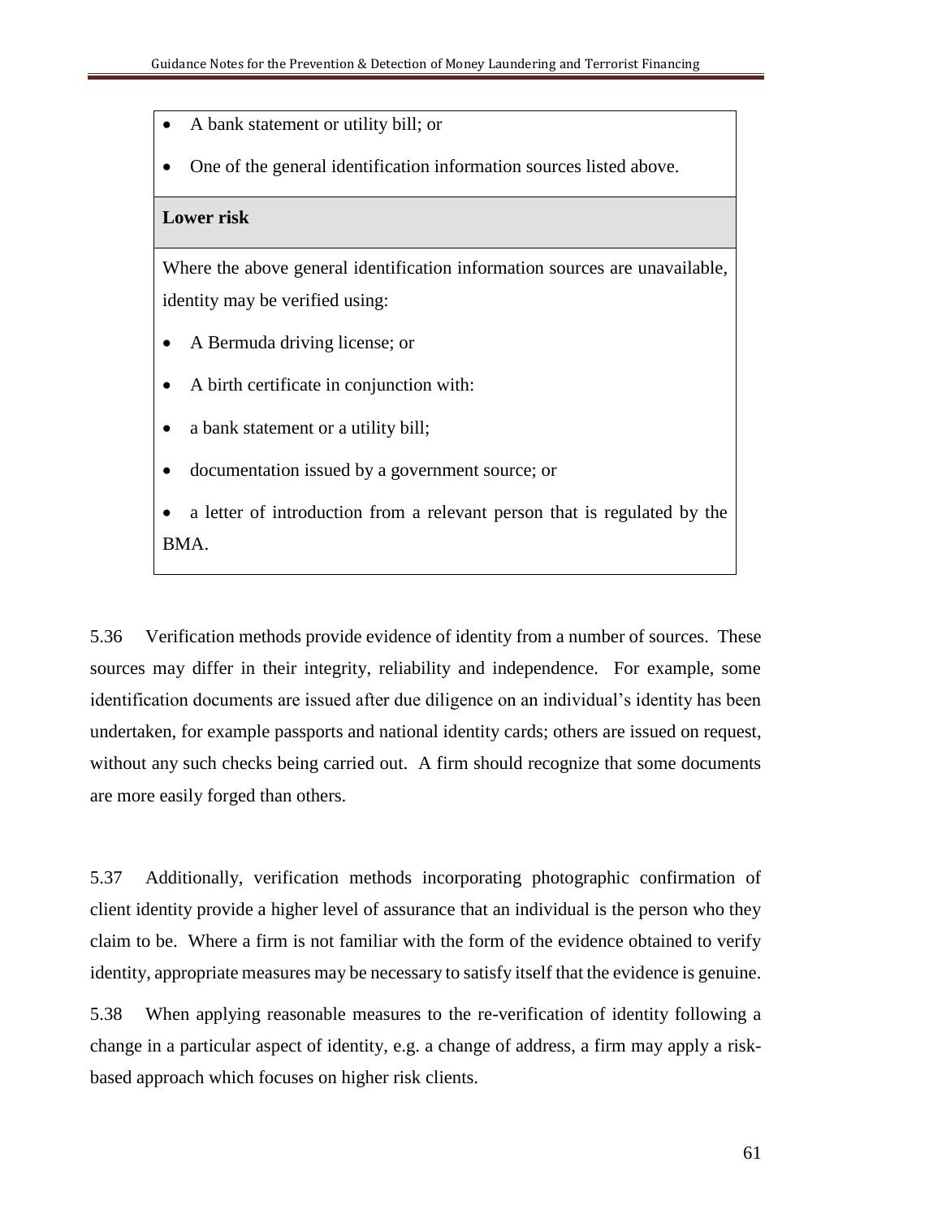- A bank statement or utility bill; or
- One of the general identification information sources listed above.

**Lower risk**

Where the above general identification information sources are unavailable, identity may be verified using:

- A Bermuda driving license; or
- A birth certificate in conjunction with:
- a bank statement or a utility bill;
- documentation issued by a government source; or
- a letter of introduction from a relevant person that is regulated by the BMA.

5.36 Verification methods provide evidence of identity from a number of sources. These sources may differ in their integrity, reliability and independence. For example, some identification documents are issued after due diligence on an individual's identity has been undertaken, for example passports and national identity cards; others are issued on request, without any such checks being carried out. A firm should recognize that some documents are more easily forged than others.

5.37 Additionally, verification methods incorporating photographic confirmation of client identity provide a higher level of assurance that an individual is the person who they claim to be. Where a firm is not familiar with the form of the evidence obtained to verify identity, appropriate measures may be necessary to satisfy itself that the evidence is genuine.

5.38 When applying reasonable measures to the re-verification of identity following a change in a particular aspect of identity, e.g. a change of address, a firm may apply a risk-based approach which focuses on higher risk clients.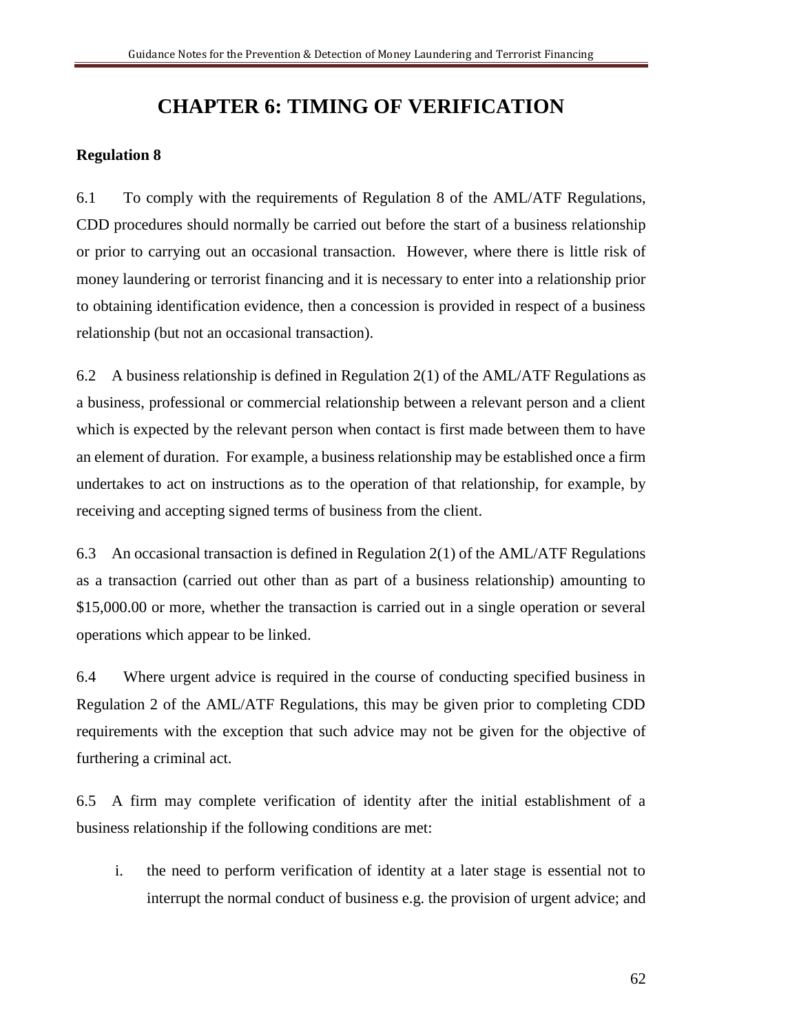# CHAPTER 6: TIMING OF VERIFICATION

**Regulation 8**

6.1 To comply with the requirements of Regulation 8 of the AML/ATF Regulations, CDD procedures should normally be carried out before the start of a business relationship or prior to carrying out an occasional transaction. However, where there is little risk of money laundering or terrorist financing and it is necessary to enter into a relationship prior to obtaining identification evidence, then a concession is provided in respect of a business relationship (but not an occasional transaction).

6.2 A business relationship is defined in Regulation 2(1) of the AML/ATF Regulations as a business, professional or commercial relationship between a relevant person and a client which is expected by the relevant person when contact is first made between them to have an element of duration. For example, a business relationship may be established once a firm undertakes to act on instructions as to the operation of that relationship, for example, by receiving and accepting signed terms of business from the client.

6.3 An occasional transaction is defined in Regulation 2(1) of the AML/ATF Regulations as a transaction (carried out other than as part of a business relationship) amounting to $15,000.00 or more, whether the transaction is carried out in a single operation or several operations which appear to be linked.

6.4 Where urgent advice is required in the course of conducting specified business in Regulation 2 of the AML/ATF Regulations, this may be given prior to completing CDD requirements with the exception that such advice may not be given for the objective of furthering a criminal act.

6.5 A firm may complete verification of identity after the initial establishment of a business relationship if the following conditions are met:

i. the need to perform verification of identity at a later stage is essential not to interrupt the normal conduct of business e.g. the provision of urgent advice; and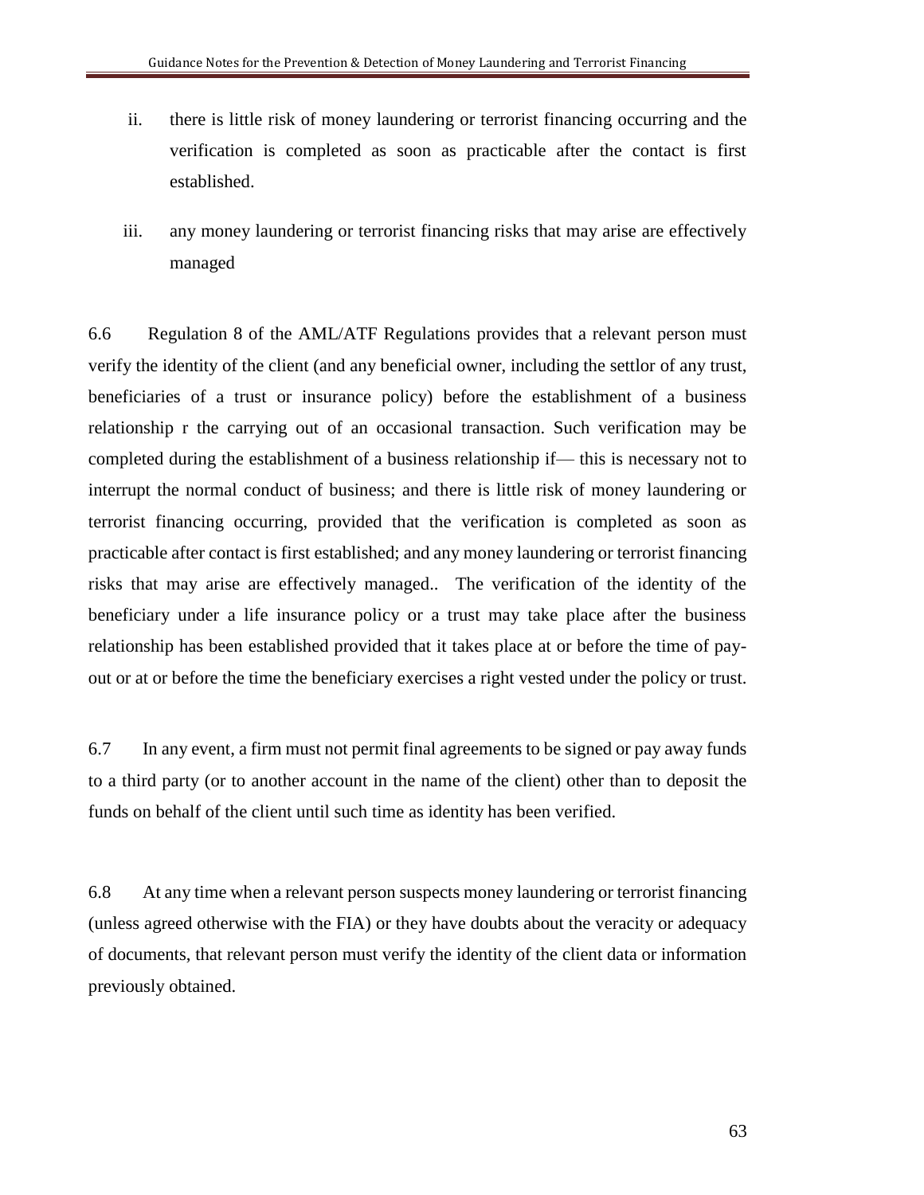ii. there is little risk of money laundering or terrorist financing occurring and the verification is completed as soon as practicable after the contact is first established.

iii. any money laundering or terrorist financing risks that may arise are effectively managed

6.6 Regulation 8 of the AML/ATF Regulations provides that a relevant person must verify the identity of the client (and any beneficial owner, including the settlor of any trust, beneficiaries of a trust or insurance policy) before the establishment of a business relationship r the carrying out of an occasional transaction. Such verification may be completed during the establishment of a business relationship if— this is necessary not to interrupt the normal conduct of business; and there is little risk of money laundering or terrorist financing occurring, provided that the verification is completed as soon as practicable after contact is first established; and any money laundering or terrorist financing risks that may arise are effectively managed.. The verification of the identity of the beneficiary under a life insurance policy or a trust may take place after the business relationship has been established provided that it takes place at or before the time of pay-out or at or before the time the beneficiary exercises a right vested under the policy or trust.

6.7 In any event, a firm must not permit final agreements to be signed or pay away funds to a third party (or to another account in the name of the client) other than to deposit the funds on behalf of the client until such time as identity has been verified.

6.8 At any time when a relevant person suspects money laundering or terrorist financing (unless agreed otherwise with the FIA) or they have doubts about the veracity or adequacy of documents, that relevant person must verify the identity of the client data or information previously obtained.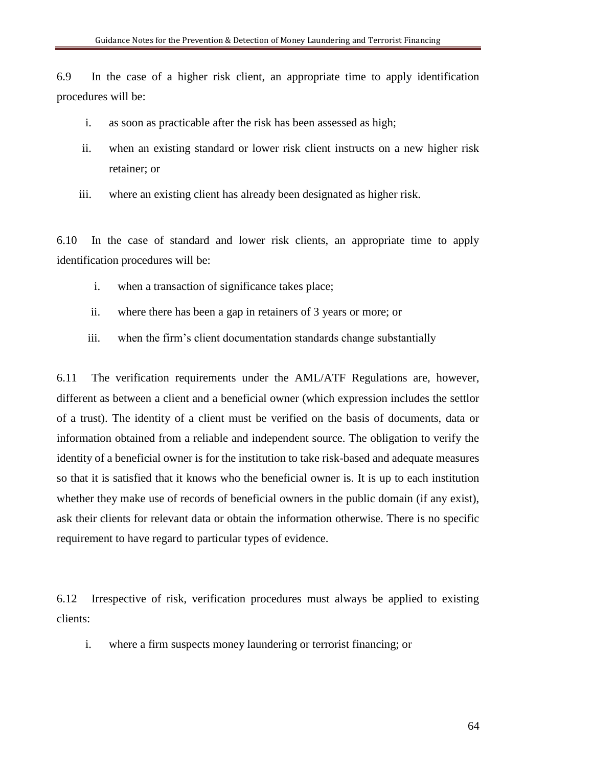6.9 In the case of a higher risk client, an appropriate time to apply identification procedures will be:

i. as soon as practicable after the risk has been assessed as high;

ii. when an existing standard or lower risk client instructs on a new higher risk retainer; or

iii. where an existing client has already been designated as higher risk.

6.10 In the case of standard and lower risk clients, an appropriate time to apply identification procedures will be:

i. when a transaction of significance takes place;

ii. where there has been a gap in retainers of 3 years or more; or

iii. when the firm's client documentation standards change substantially

6.11 The verification requirements under the AML/ATF Regulations are, however, different as between a client and a beneficial owner (which expression includes the settlor of a trust). The identity of a client must be verified on the basis of documents, data or information obtained from a reliable and independent source. The obligation to verify the identity of a beneficial owner is for the institution to take risk-based and adequate measures so that it is satisfied that it knows who the beneficial owner is. It is up to each institution whether they make use of records of beneficial owners in the public domain (if any exist), ask their clients for relevant data or obtain the information otherwise. There is no specific requirement to have regard to particular types of evidence.

6.12 Irrespective of risk, verification procedures must always be applied to existing clients:

i. where a firm suspects money laundering or terrorist financing; or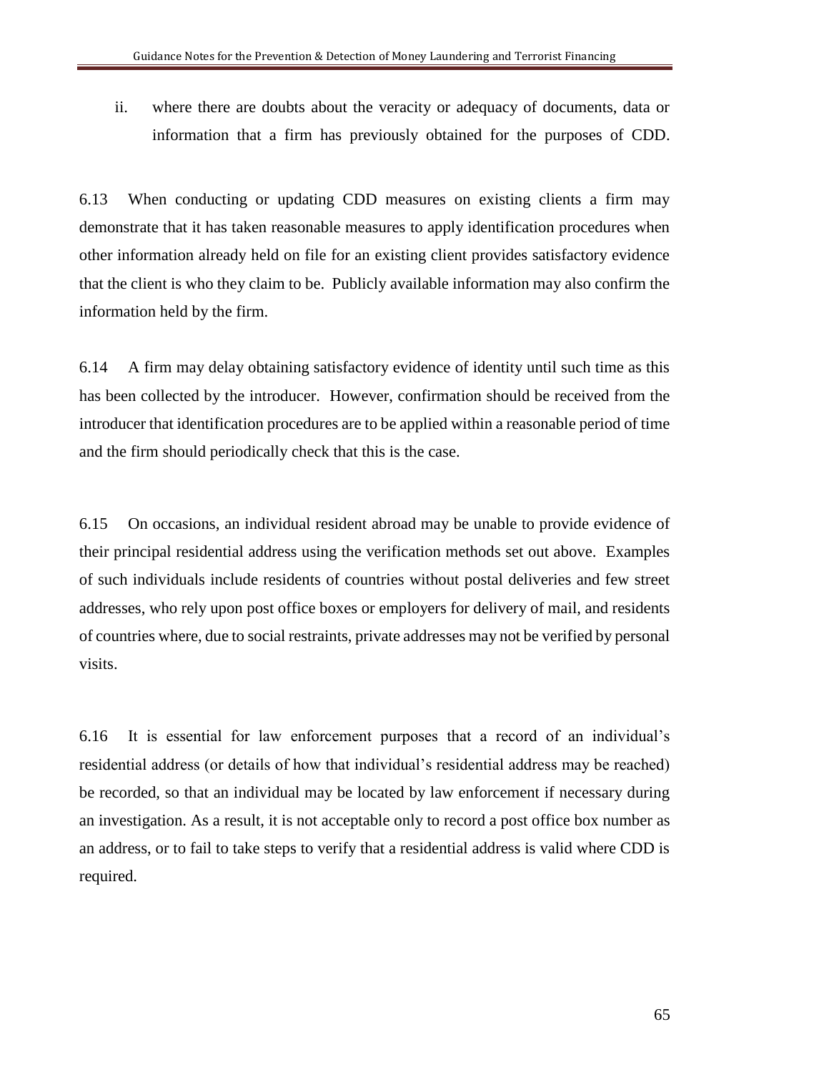ii. where there are doubts about the veracity or adequacy of documents, data or information that a firm has previously obtained for the purposes of CDD.

6.13 When conducting or updating CDD measures on existing clients a firm may demonstrate that it has taken reasonable measures to apply identification procedures when other information already held on file for an existing client provides satisfactory evidence that the client is who they claim to be. Publicly available information may also confirm the information held by the firm.

6.14 A firm may delay obtaining satisfactory evidence of identity until such time as this has been collected by the introducer. However, confirmation should be received from the introducer that identification procedures are to be applied within a reasonable period of time and the firm should periodically check that this is the case.

6.15 On occasions, an individual resident abroad may be unable to provide evidence of their principal residential address using the verification methods set out above. Examples of such individuals include residents of countries without postal deliveries and few street addresses, who rely upon post office boxes or employers for delivery of mail, and residents of countries where, due to social restraints, private addresses may not be verified by personal visits.

6.16 It is essential for law enforcement purposes that a record of an individual's residential address (or details of how that individual's residential address may be reached) be recorded, so that an individual may be located by law enforcement if necessary during an investigation. As a result, it is not acceptable only to record a post office box number as an address, or to fail to take steps to verify that a residential address is valid where CDD is required.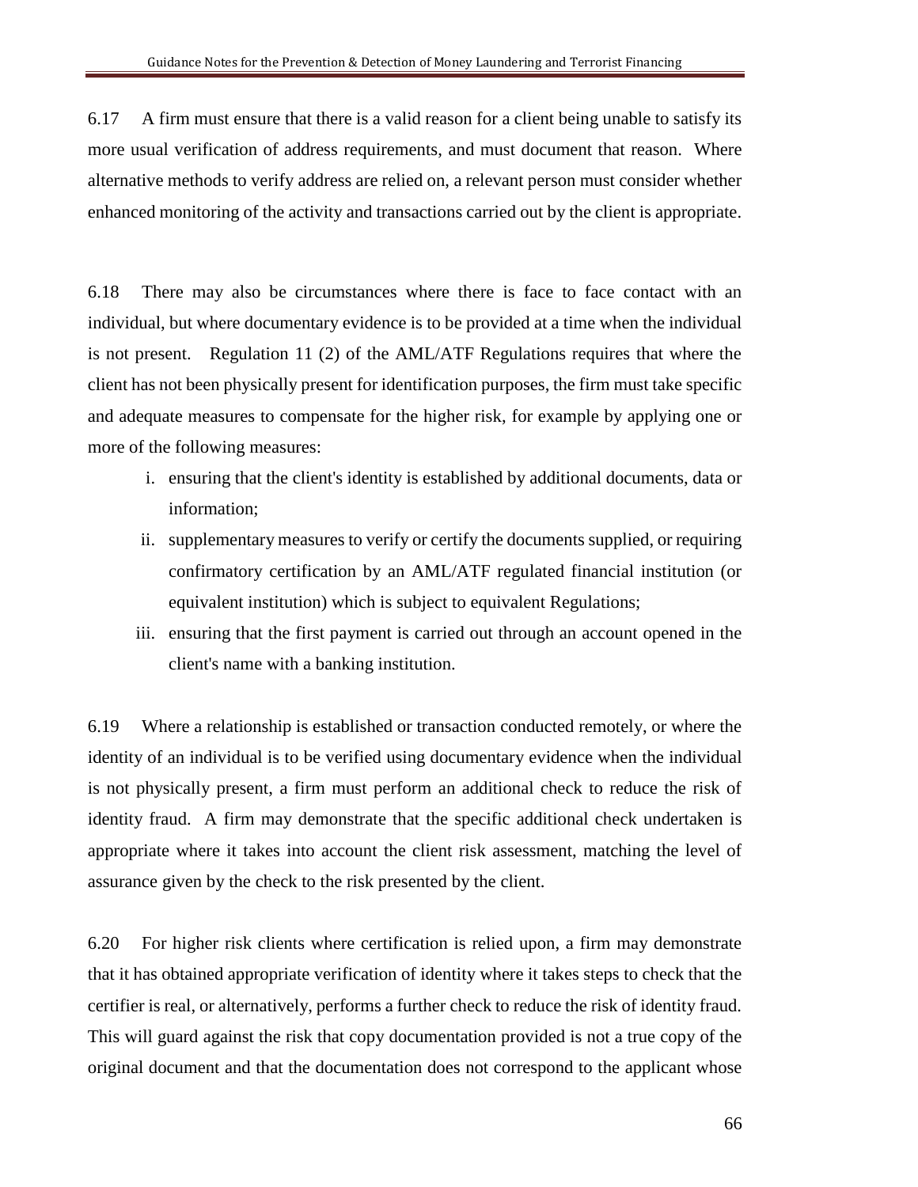6.17 A firm must ensure that there is a valid reason for a client being unable to satisfy its more usual verification of address requirements, and must document that reason. Where alternative methods to verify address are relied on, a relevant person must consider whether enhanced monitoring of the activity and transactions carried out by the client is appropriate.

6.18 There may also be circumstances where there is face to face contact with an individual, but where documentary evidence is to be provided at a time when the individual is not present. Regulation 11 (2) of the AML/ATF Regulations requires that where the client has not been physically present for identification purposes, the firm must take specific and adequate measures to compensate for the higher risk, for example by applying one or more of the following measures:

i. ensuring that the client's identity is established by additional documents, data or information;
ii. supplementary measures to verify or certify the documents supplied, or requiring confirmatory certification by an AML/ATF regulated financial institution (or equivalent institution) which is subject to equivalent Regulations;
iii. ensuring that the first payment is carried out through an account opened in the client's name with a banking institution.

6.19 Where a relationship is established or transaction conducted remotely, or where the identity of an individual is to be verified using documentary evidence when the individual is not physically present, a firm must perform an additional check to reduce the risk of identity fraud. A firm may demonstrate that the specific additional check undertaken is appropriate where it takes into account the client risk assessment, matching the level of assurance given by the check to the risk presented by the client.

6.20 For higher risk clients where certification is relied upon, a firm may demonstrate that it has obtained appropriate verification of identity where it takes steps to check that the certifier is real, or alternatively, performs a further check to reduce the risk of identity fraud. This will guard against the risk that copy documentation provided is not a true copy of the original document and that the documentation does not correspond to the applicant whose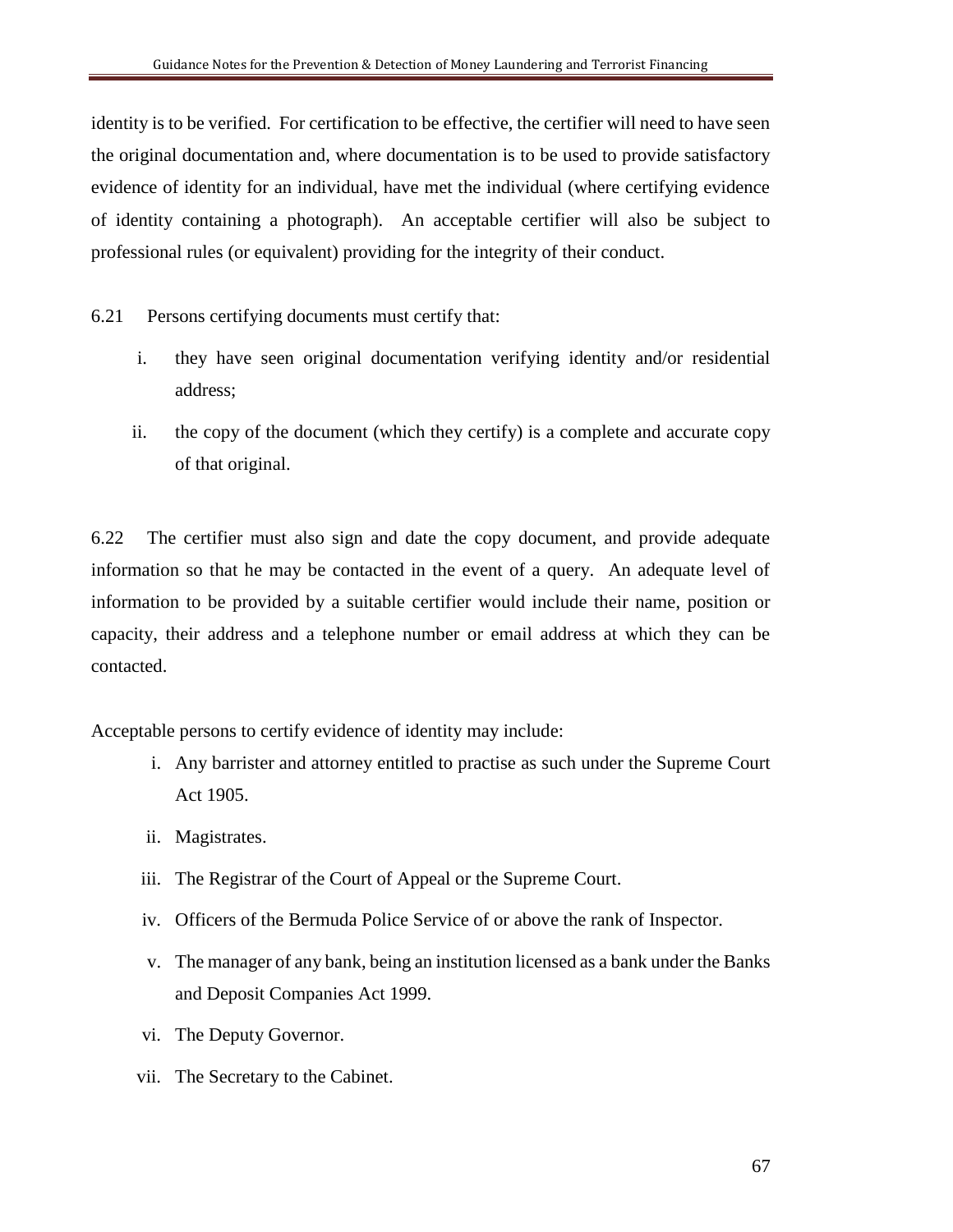identity is to be verified. For certification to be effective, the certifier will need to have seen the original documentation and, where documentation is to be used to provide satisfactory evidence of identity for an individual, have met the individual (where certifying evidence of identity containing a photograph). An acceptable certifier will also be subject to professional rules (or equivalent) providing for the integrity of their conduct.

6.21 Persons certifying documents must certify that:

i. they have seen original documentation verifying identity and/or residential address;

ii. the copy of the document (which they certify) is a complete and accurate copy of that original.

6.22 The certifier must also sign and date the copy document, and provide adequate information so that he may be contacted in the event of a query. An adequate level of information to be provided by a suitable certifier would include their name, position or capacity, their address and a telephone number or email address at which they can be contacted.

Acceptable persons to certify evidence of identity may include:

i. Any barrister and attorney entitled to practise as such under the Supreme Court Act 1905.

ii. Magistrates.

iii. The Registrar of the Court of Appeal or the Supreme Court.

iv. Officers of the Bermuda Police Service of or above the rank of Inspector.

v. The manager of any bank, being an institution licensed as a bank under the Banks and Deposit Companies Act 1999.

vi. The Deputy Governor.

vii. The Secretary to the Cabinet.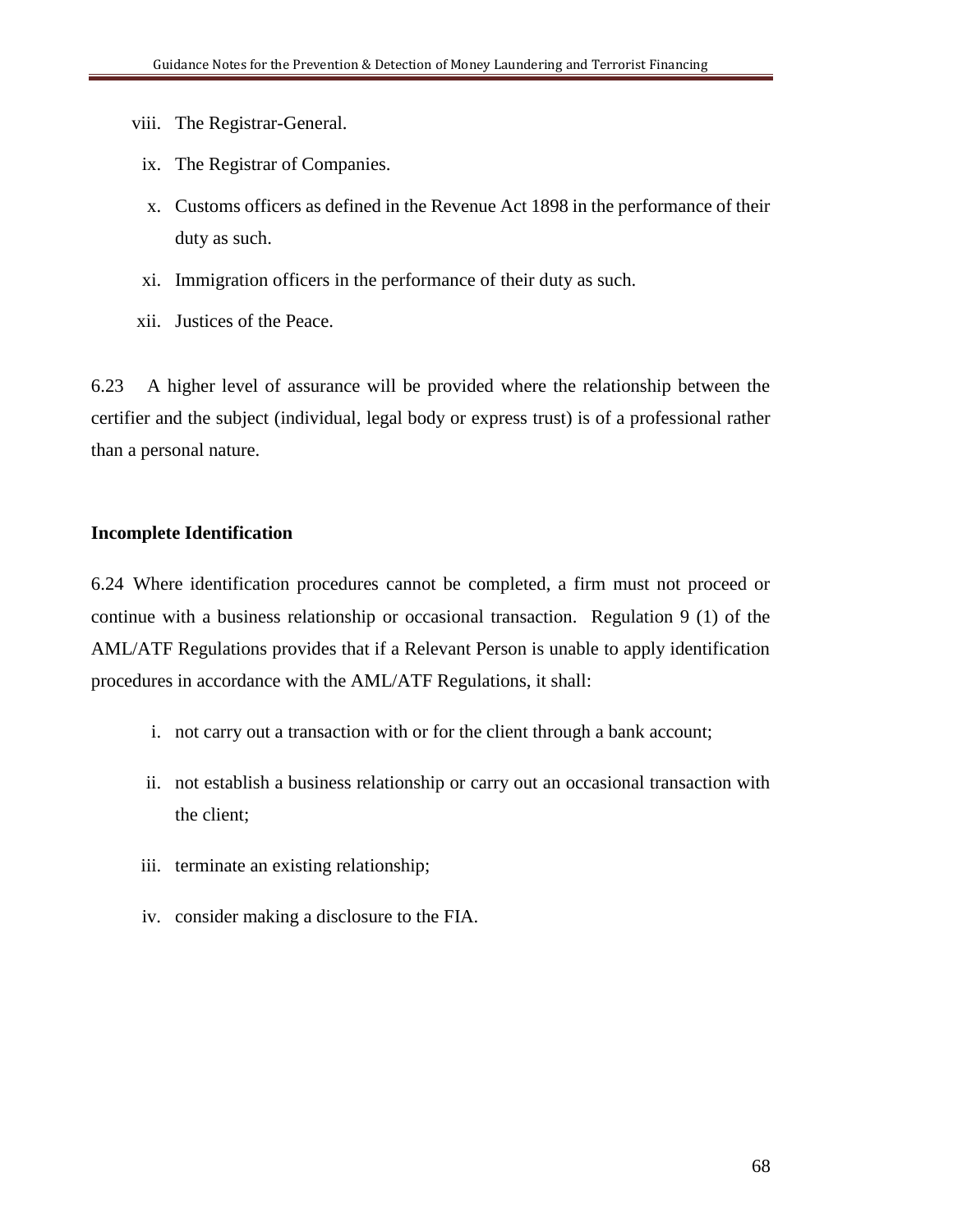viii. The Registrar-General.

ix. The Registrar of Companies.

x. Customs officers as defined in the Revenue Act 1898 in the performance of their duty as such.

xi. Immigration officers in the performance of their duty as such.

xii. Justices of the Peace.

6.23 A higher level of assurance will be provided where the relationship between the certifier and the subject (individual, legal body or express trust) is of a professional rather than a personal nature.

**Incomplete Identification**

6.24 Where identification procedures cannot be completed, a firm must not proceed or continue with a business relationship or occasional transaction. Regulation 9 (1) of the AML/ATF Regulations provides that if a Relevant Person is unable to apply identification procedures in accordance with the AML/ATF Regulations, it shall:

i. not carry out a transaction with or for the client through a bank account;

ii. not establish a business relationship or carry out an occasional transaction with the client;

iii. terminate an existing relationship;

iv. consider making a disclosure to the FIA.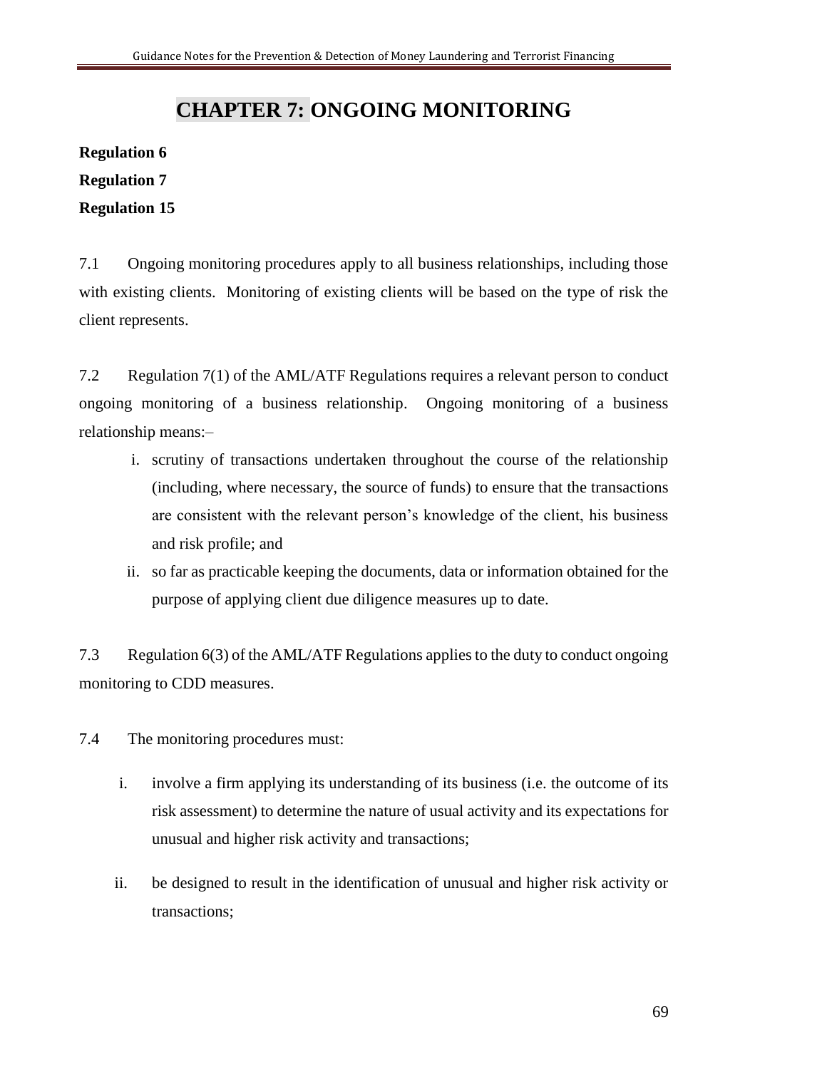# CHAPTER 7: ONGOING MONITORING

**Regulation 6**

**Regulation 7**

**Regulation 15**

7.1 Ongoing monitoring procedures apply to all business relationships, including those with existing clients. Monitoring of existing clients will be based on the type of risk the client represents.

7.2 Regulation 7(1) of the AML/ATF Regulations requires a relevant person to conduct ongoing monitoring of a business relationship. Ongoing monitoring of a business relationship means:–

i. scrutiny of transactions undertaken throughout the course of the relationship (including, where necessary, the source of funds) to ensure that the transactions are consistent with the relevant person's knowledge of the client, his business and risk profile; and

ii. so far as practicable keeping the documents, data or information obtained for the purpose of applying client due diligence measures up to date.

7.3 Regulation 6(3) of the AML/ATF Regulations applies to the duty to conduct ongoing monitoring to CDD measures.

7.4 The monitoring procedures must:

i. involve a firm applying its understanding of its business (i.e. the outcome of its risk assessment) to determine the nature of usual activity and its expectations for unusual and higher risk activity and transactions;

ii. be designed to result in the identification of unusual and higher risk activity or transactions;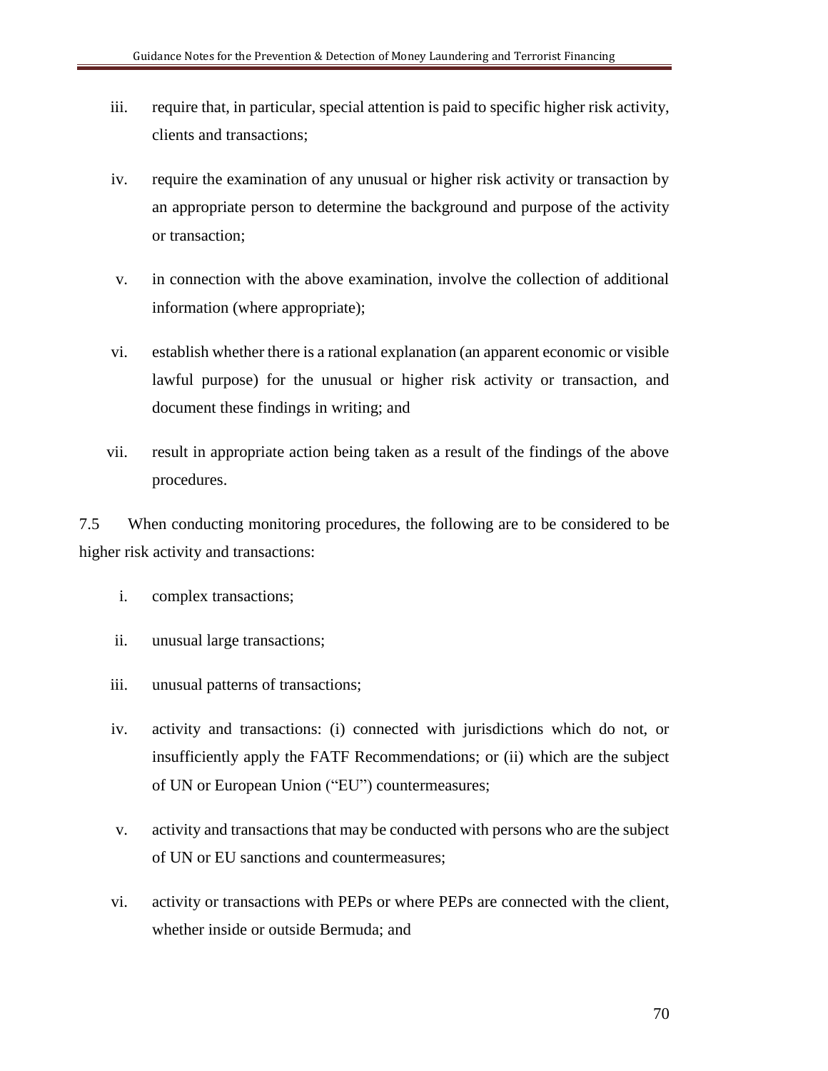iii. require that, in particular, special attention is paid to specific higher risk activity, clients and transactions;

iv. require the examination of any unusual or higher risk activity or transaction by an appropriate person to determine the background and purpose of the activity or transaction;

v. in connection with the above examination, involve the collection of additional information (where appropriate);

vi. establish whether there is a rational explanation (an apparent economic or visible lawful purpose) for the unusual or higher risk activity or transaction, and document these findings in writing; and

vii. result in appropriate action being taken as a result of the findings of the above procedures.

7.5 When conducting monitoring procedures, the following are to be considered to be higher risk activity and transactions:

i. complex transactions;

ii. unusual large transactions;

iii. unusual patterns of transactions;

iv. activity and transactions: (i) connected with jurisdictions which do not, or insufficiently apply the FATF Recommendations; or (ii) which are the subject of UN or European Union ("EU") countermeasures;

v. activity and transactions that may be conducted with persons who are the subject of UN or EU sanctions and countermeasures;

vi. activity or transactions with PEPs or where PEPs are connected with the client, whether inside or outside Bermuda; and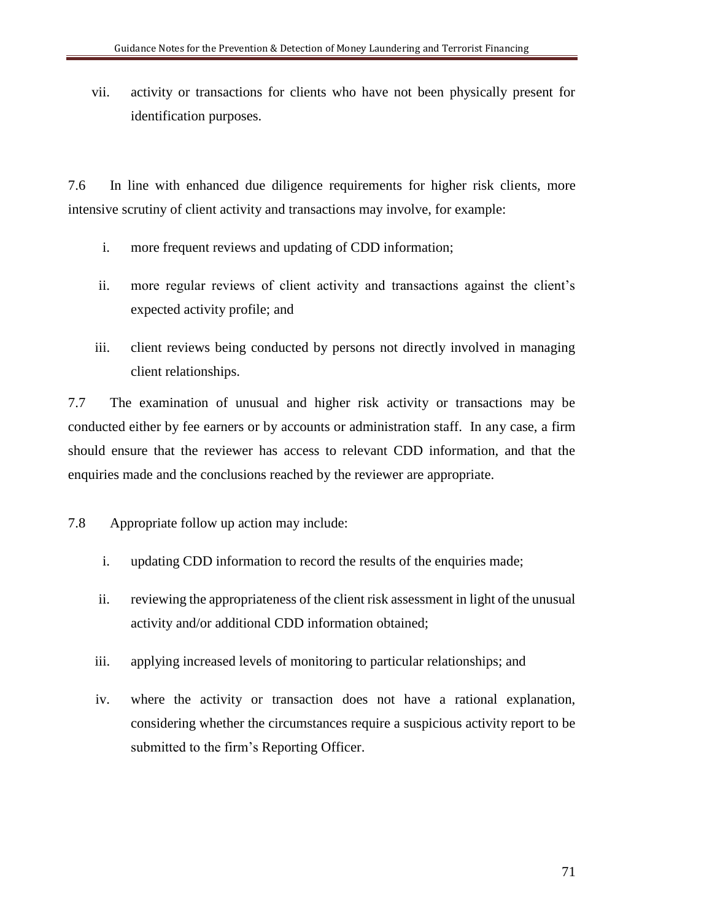vii. activity or transactions for clients who have not been physically present for identification purposes.

7.6 In line with enhanced due diligence requirements for higher risk clients, more intensive scrutiny of client activity and transactions may involve, for example:

i. more frequent reviews and updating of CDD information;

ii. more regular reviews of client activity and transactions against the client's expected activity profile; and

iii. client reviews being conducted by persons not directly involved in managing client relationships.

7.7 The examination of unusual and higher risk activity or transactions may be conducted either by fee earners or by accounts or administration staff. In any case, a firm should ensure that the reviewer has access to relevant CDD information, and that the enquiries made and the conclusions reached by the reviewer are appropriate.

7.8 Appropriate follow up action may include:

i. updating CDD information to record the results of the enquiries made;

ii. reviewing the appropriateness of the client risk assessment in light of the unusual activity and/or additional CDD information obtained;

iii. applying increased levels of monitoring to particular relationships; and

iv. where the activity or transaction does not have a rational explanation, considering whether the circumstances require a suspicious activity report to be submitted to the firm's Reporting Officer.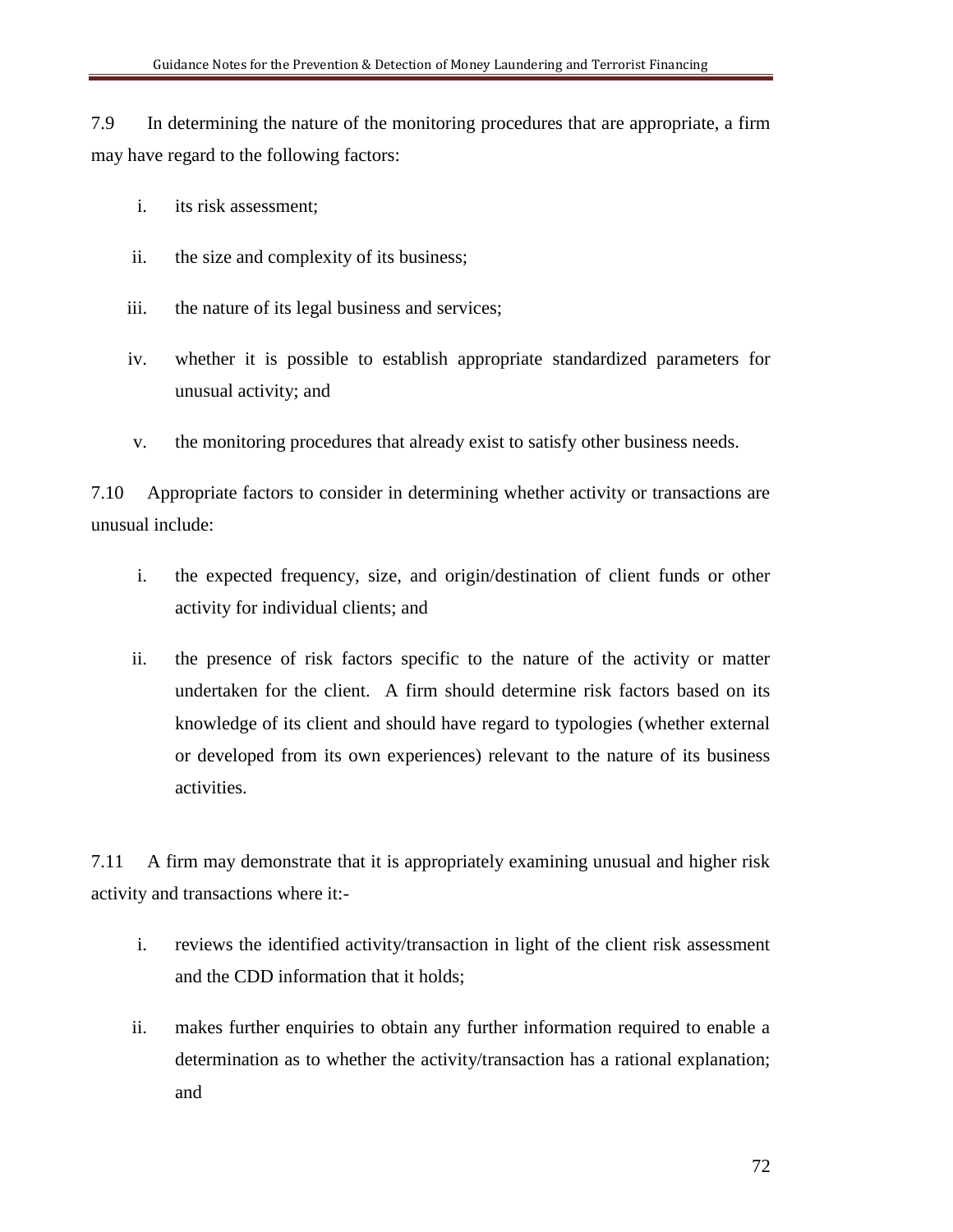7.9 In determining the nature of the monitoring procedures that are appropriate, a firm may have regard to the following factors:

i. its risk assessment;

ii. the size and complexity of its business;

iii. the nature of its legal business and services;

iv. whether it is possible to establish appropriate standardized parameters for unusual activity; and

v. the monitoring procedures that already exist to satisfy other business needs.

7.10 Appropriate factors to consider in determining whether activity or transactions are unusual include:

i. the expected frequency, size, and origin/destination of client funds or other activity for individual clients; and

ii. the presence of risk factors specific to the nature of the activity or matter undertaken for the client. A firm should determine risk factors based on its knowledge of its client and should have regard to typologies (whether external or developed from its own experiences) relevant to the nature of its business activities.

7.11 A firm may demonstrate that it is appropriately examining unusual and higher risk activity and transactions where it:-

i. reviews the identified activity/transaction in light of the client risk assessment and the CDD information that it holds;

ii. makes further enquiries to obtain any further information required to enable a determination as to whether the activity/transaction has a rational explanation; and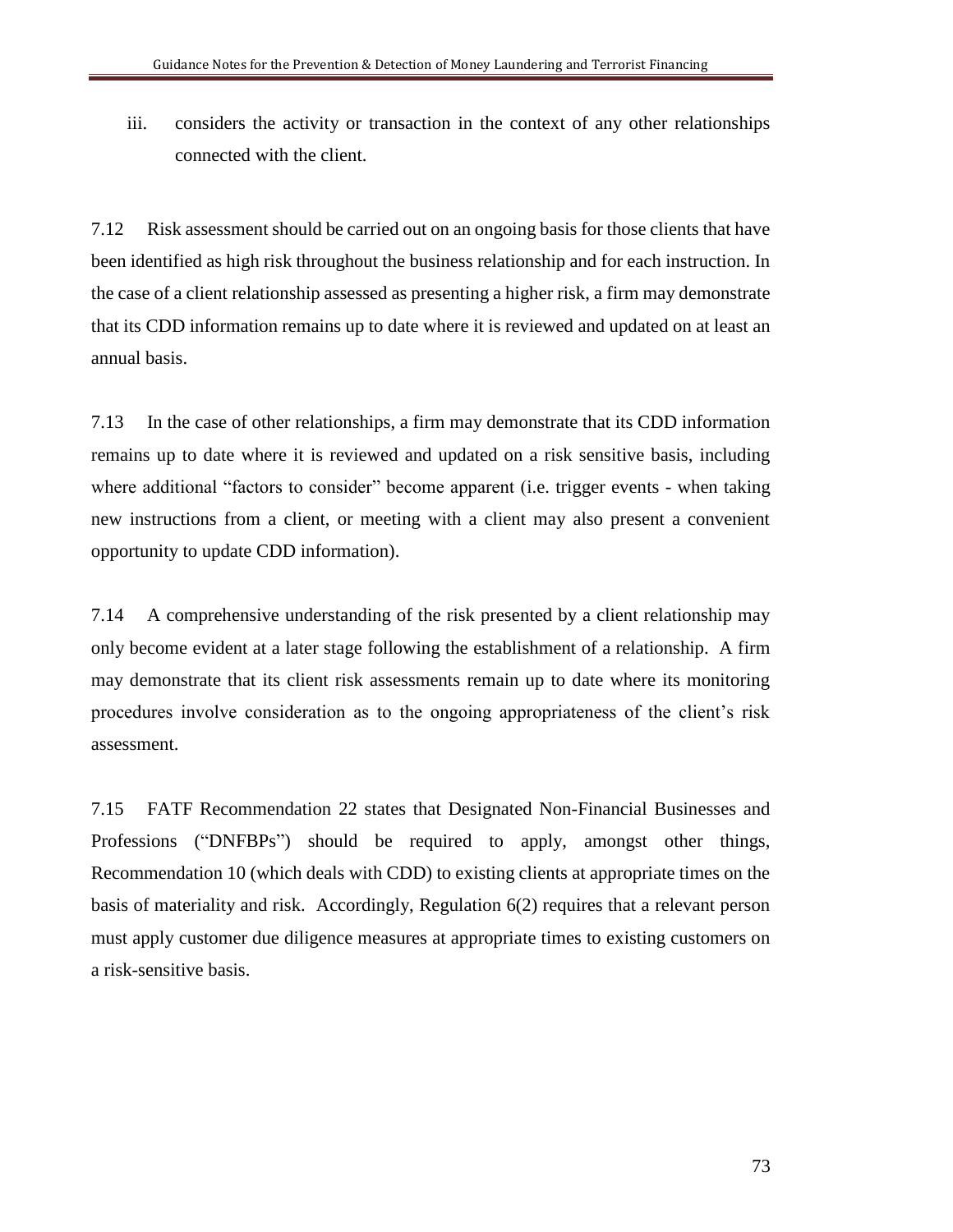iii. considers the activity or transaction in the context of any other relationships connected with the client.

7.12 Risk assessment should be carried out on an ongoing basis for those clients that have been identified as high risk throughout the business relationship and for each instruction. In the case of a client relationship assessed as presenting a higher risk, a firm may demonstrate that its CDD information remains up to date where it is reviewed and updated on at least an annual basis.

7.13 In the case of other relationships, a firm may demonstrate that its CDD information remains up to date where it is reviewed and updated on a risk sensitive basis, including where additional "factors to consider" become apparent (i.e. trigger events - when taking new instructions from a client, or meeting with a client may also present a convenient opportunity to update CDD information).

7.14 A comprehensive understanding of the risk presented by a client relationship may only become evident at a later stage following the establishment of a relationship. A firm may demonstrate that its client risk assessments remain up to date where its monitoring procedures involve consideration as to the ongoing appropriateness of the client's risk assessment.

7.15 FATF Recommendation 22 states that Designated Non-Financial Businesses and Professions ("DNFBPs") should be required to apply, amongst other things, Recommendation 10 (which deals with CDD) to existing clients at appropriate times on the basis of materiality and risk. Accordingly, Regulation 6(2) requires that a relevant person must apply customer due diligence measures at appropriate times to existing customers on a risk-sensitive basis.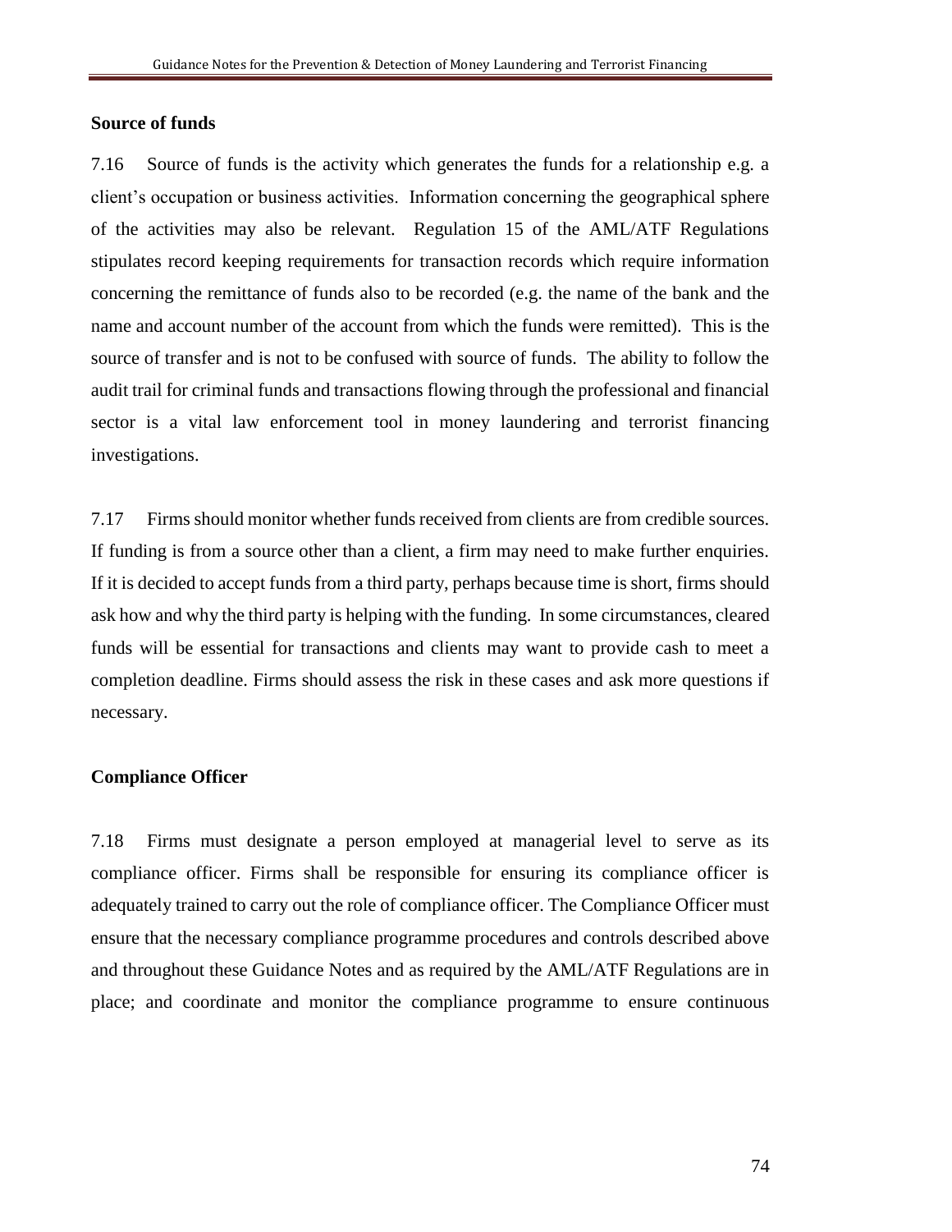**Source of funds**

7.16 Source of funds is the activity which generates the funds for a relationship e.g. a client's occupation or business activities. Information concerning the geographical sphere of the activities may also be relevant. Regulation 15 of the AML/ATF Regulations stipulates record keeping requirements for transaction records which require information concerning the remittance of funds also to be recorded (e.g. the name of the bank and the name and account number of the account from which the funds were remitted). This is the source of transfer and is not to be confused with source of funds. The ability to follow the audit trail for criminal funds and transactions flowing through the professional and financial sector is a vital law enforcement tool in money laundering and terrorist financing investigations.

7.17 Firms should monitor whether funds received from clients are from credible sources. If funding is from a source other than a client, a firm may need to make further enquiries. If it is decided to accept funds from a third party, perhaps because time is short, firms should ask how and why the third party is helping with the funding. In some circumstances, cleared funds will be essential for transactions and clients may want to provide cash to meet a completion deadline. Firms should assess the risk in these cases and ask more questions if necessary.

**Compliance Officer**

7.18 Firms must designate a person employed at managerial level to serve as its compliance officer. Firms shall be responsible for ensuring its compliance officer is adequately trained to carry out the role of compliance officer. The Compliance Officer must ensure that the necessary compliance programme procedures and controls described above and throughout these Guidance Notes and as required by the AML/ATF Regulations are in place; and coordinate and monitor the compliance programme to ensure continuous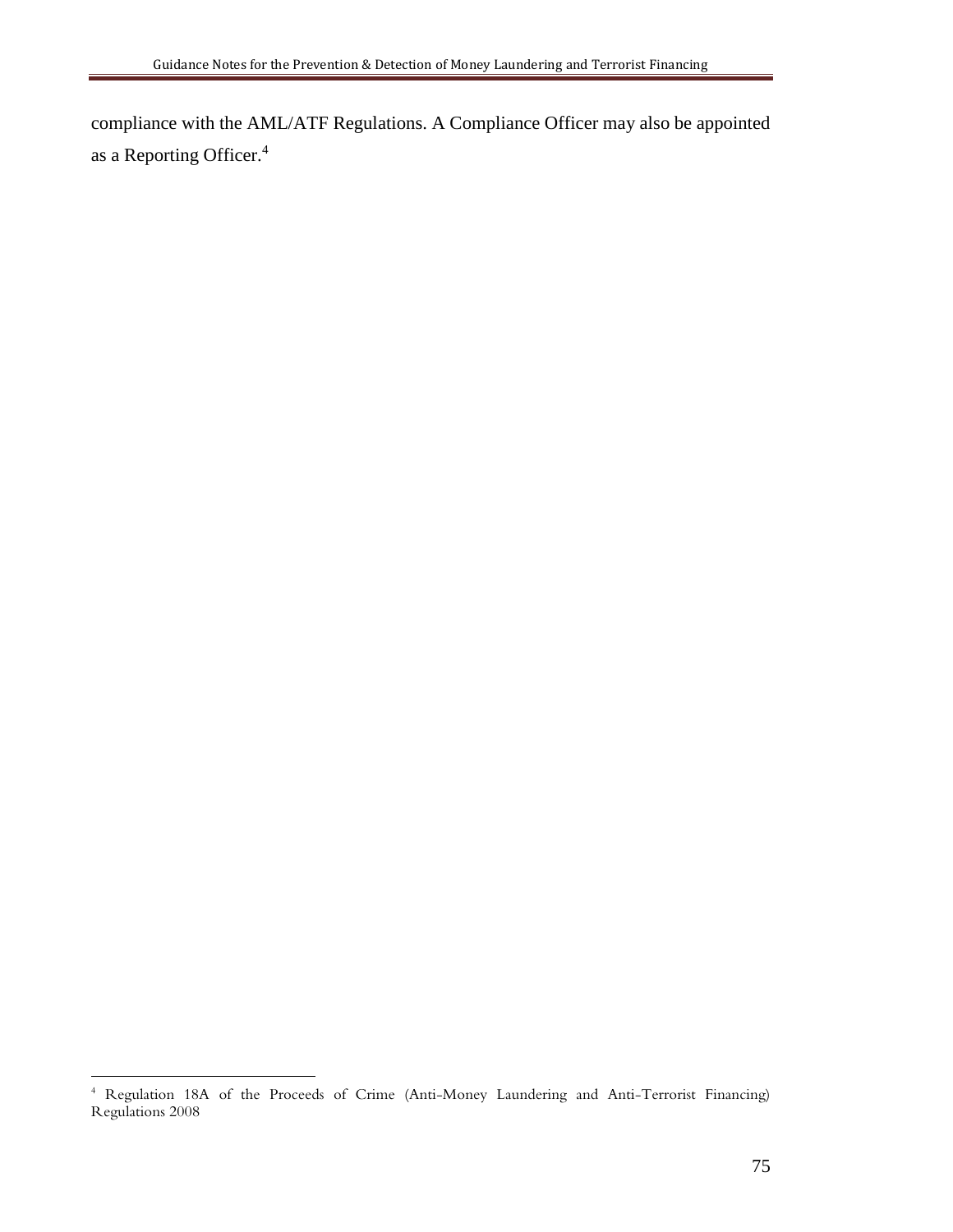compliance with the AML/ATF Regulations. A Compliance Officer may also be appointed as a Reporting Officer.[4]

---

[4] Regulation 18A of the Proceeds of Crime (Anti-Money Laundering and Anti-Terrorist Financing) Regulations 2008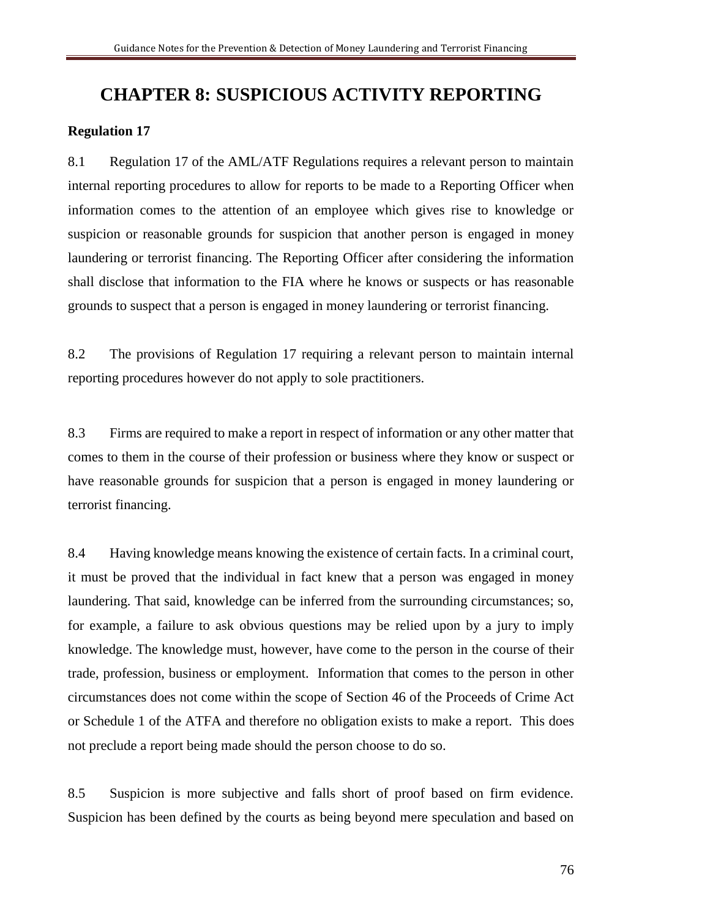# CHAPTER 8: SUSPICIOUS ACTIVITY REPORTING

**Regulation 17**

8.1 Regulation 17 of the AML/ATF Regulations requires a relevant person to maintain internal reporting procedures to allow for reports to be made to a Reporting Officer when information comes to the attention of an employee which gives rise to knowledge or suspicion or reasonable grounds for suspicion that another person is engaged in money laundering or terrorist financing. The Reporting Officer after considering the information shall disclose that information to the FIA where he knows or suspects or has reasonable grounds to suspect that a person is engaged in money laundering or terrorist financing.

8.2 The provisions of Regulation 17 requiring a relevant person to maintain internal reporting procedures however do not apply to sole practitioners.

8.3 Firms are required to make a report in respect of information or any other matter that comes to them in the course of their profession or business where they know or suspect or have reasonable grounds for suspicion that a person is engaged in money laundering or terrorist financing.

8.4 Having knowledge means knowing the existence of certain facts. In a criminal court, it must be proved that the individual in fact knew that a person was engaged in money laundering. That said, knowledge can be inferred from the surrounding circumstances; so, for example, a failure to ask obvious questions may be relied upon by a jury to imply knowledge. The knowledge must, however, have come to the person in the course of their trade, profession, business or employment. Information that comes to the person in other circumstances does not come within the scope of Section 46 of the Proceeds of Crime Act or Schedule 1 of the ATFA and therefore no obligation exists to make a report. This does not preclude a report being made should the person choose to do so.

8.5 Suspicion is more subjective and falls short of proof based on firm evidence. Suspicion has been defined by the courts as being beyond mere speculation and based on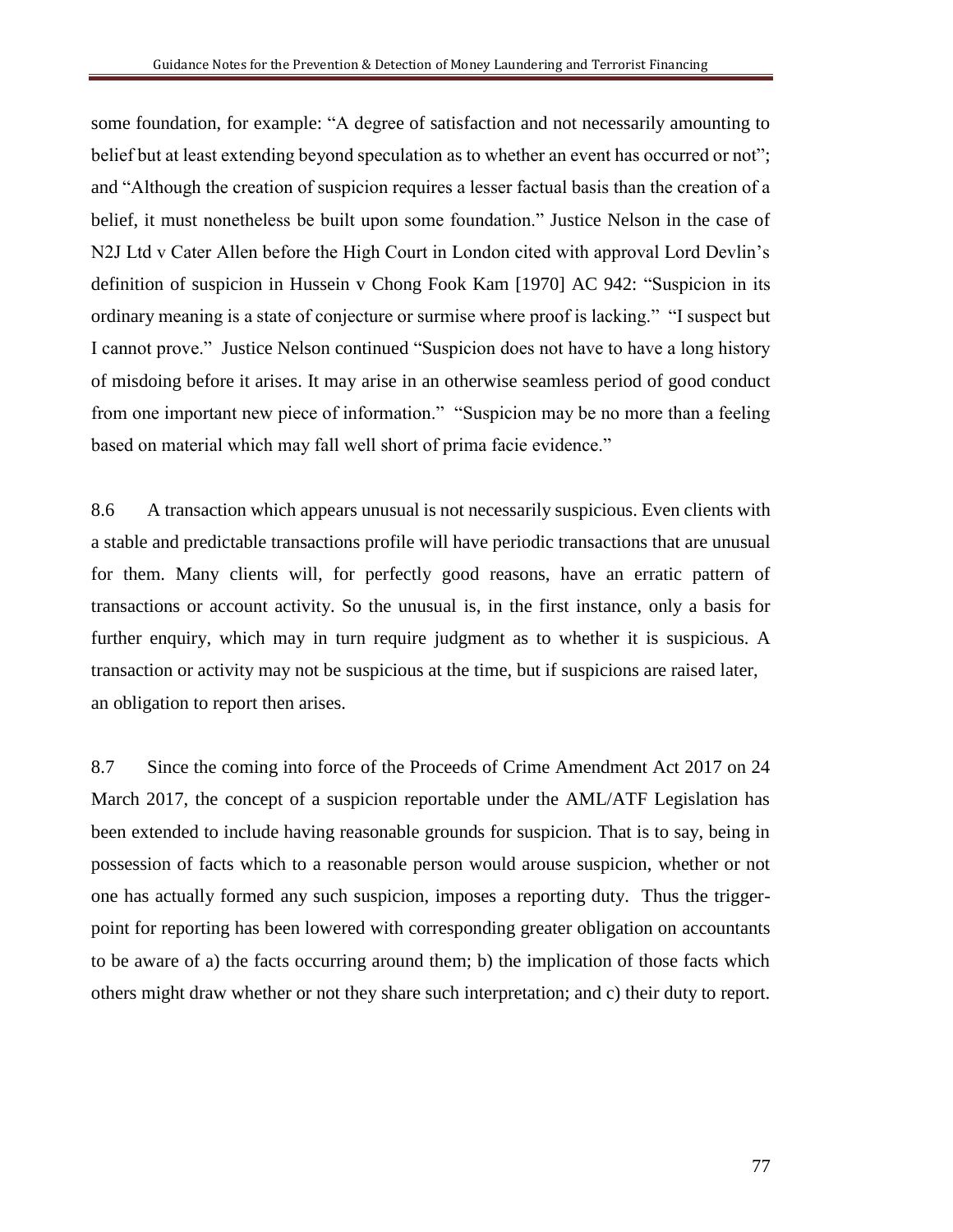some foundation, for example: “A degree of satisfaction and not necessarily amounting to belief but at least extending beyond speculation as to whether an event has occurred or not”; and “Although the creation of suspicion requires a lesser factual basis than the creation of a belief, it must nonetheless be built upon some foundation.” Justice Nelson in the case of N2J Ltd v Cater Allen before the High Court in London cited with approval Lord Devlin’s definition of suspicion in Hussein v Chong Fook Kam [1970] AC 942: “Suspicion in its ordinary meaning is a state of conjecture or surmise where proof is lacking.” “I suspect but I cannot prove.” Justice Nelson continued “Suspicion does not have to have a long history of misdoing before it arises. It may arise in an otherwise seamless period of good conduct from one important new piece of information.” “Suspicion may be no more than a feeling based on material which may fall well short of prima facie evidence.”

8.6 A transaction which appears unusual is not necessarily suspicious. Even clients with a stable and predictable transactions profile will have periodic transactions that are unusual for them. Many clients will, for perfectly good reasons, have an erratic pattern of transactions or account activity. So the unusual is, in the first instance, only a basis for further enquiry, which may in turn require judgment as to whether it is suspicious. A transaction or activity may not be suspicious at the time, but if suspicions are raised later, an obligation to report then arises.

8.7 Since the coming into force of the Proceeds of Crime Amendment Act 2017 on 24 March 2017, the concept of a suspicion reportable under the AML/ATF Legislation has been extended to include having reasonable grounds for suspicion. That is to say, being in possession of facts which to a reasonable person would arouse suspicion, whether or not one has actually formed any such suspicion, imposes a reporting duty. Thus the trigger-point for reporting has been lowered with corresponding greater obligation on accountants to be aware of a) the facts occurring around them; b) the implication of those facts which others might draw whether or not they share such interpretation; and c) their duty to report.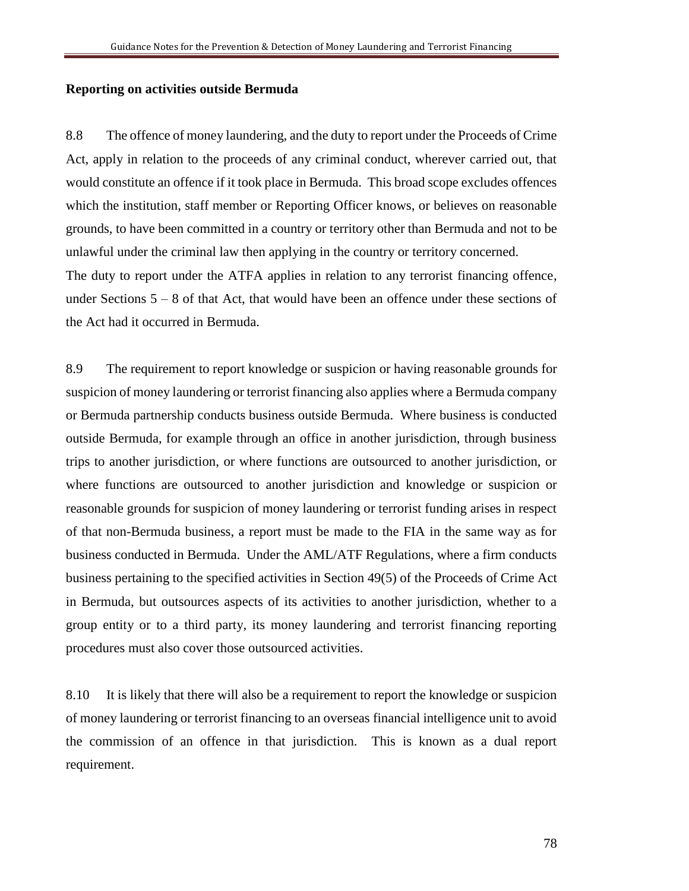**Reporting on activities outside Bermuda**

8.8 The offence of money laundering, and the duty to report under the Proceeds of Crime Act, apply in relation to the proceeds of any criminal conduct, wherever carried out, that would constitute an offence if it took place in Bermuda. This broad scope excludes offences which the institution, staff member or Reporting Officer knows, or believes on reasonable grounds, to have been committed in a country or territory other than Bermuda and not to be unlawful under the criminal law then applying in the country or territory concerned. The duty to report under the ATFA applies in relation to any terrorist financing offence, under Sections 5 – 8 of that Act, that would have been an offence under these sections of the Act had it occurred in Bermuda.

8.9 The requirement to report knowledge or suspicion or having reasonable grounds for suspicion of money laundering or terrorist financing also applies where a Bermuda company or Bermuda partnership conducts business outside Bermuda. Where business is conducted outside Bermuda, for example through an office in another jurisdiction, through business trips to another jurisdiction, or where functions are outsourced to another jurisdiction, or where functions are outsourced to another jurisdiction and knowledge or suspicion or reasonable grounds for suspicion of money laundering or terrorist funding arises in respect of that non-Bermuda business, a report must be made to the FIA in the same way as for business conducted in Bermuda. Under the AML/ATF Regulations, where a firm conducts business pertaining to the specified activities in Section 49(5) of the Proceeds of Crime Act in Bermuda, but outsources aspects of its activities to another jurisdiction, whether to a group entity or to a third party, its money laundering and terrorist financing reporting procedures must also cover those outsourced activities.

8.10 It is likely that there will also be a requirement to report the knowledge or suspicion of money laundering or terrorist financing to an overseas financial intelligence unit to avoid the commission of an offence in that jurisdiction. This is known as a dual report requirement.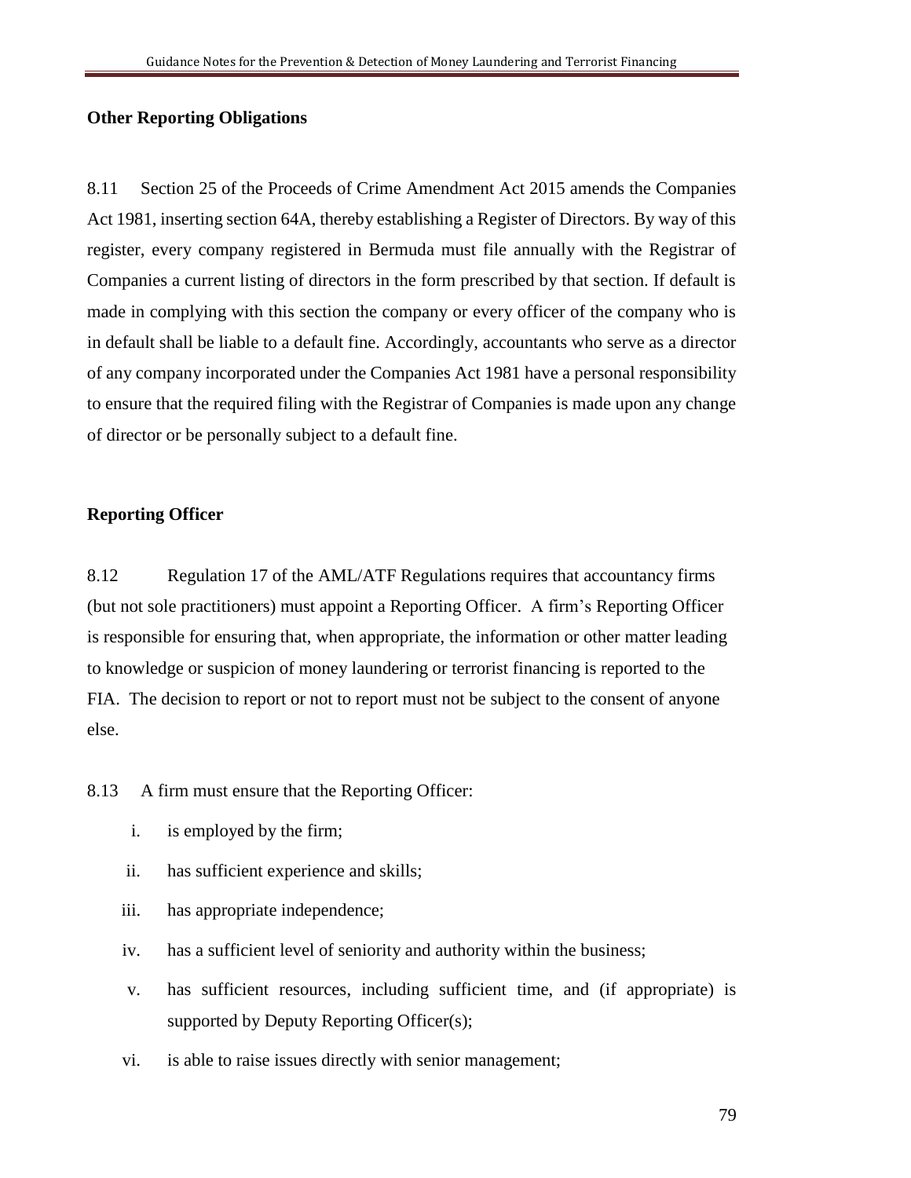**Other Reporting Obligations**

8.11 Section 25 of the Proceeds of Crime Amendment Act 2015 amends the Companies Act 1981, inserting section 64A, thereby establishing a Register of Directors. By way of this register, every company registered in Bermuda must file annually with the Registrar of Companies a current listing of directors in the form prescribed by that section. If default is made in complying with this section the company or every officer of the company who is in default shall be liable to a default fine. Accordingly, accountants who serve as a director of any company incorporated under the Companies Act 1981 have a personal responsibility to ensure that the required filing with the Registrar of Companies is made upon any change of director or be personally subject to a default fine.

**Reporting Officer**

8.12 Regulation 17 of the AML/ATF Regulations requires that accountancy firms (but not sole practitioners) must appoint a Reporting Officer. A firm's Reporting Officer is responsible for ensuring that, when appropriate, the information or other matter leading to knowledge or suspicion of money laundering or terrorist financing is reported to the FIA. The decision to report or not to report must not be subject to the consent of anyone else.

8.13 A firm must ensure that the Reporting Officer:

i. is employed by the firm;

ii. has sufficient experience and skills;

iii. has appropriate independence;

iv. has a sufficient level of seniority and authority within the business;

v. has sufficient resources, including sufficient time, and (if appropriate) is supported by Deputy Reporting Officer(s);

vi. is able to raise issues directly with senior management;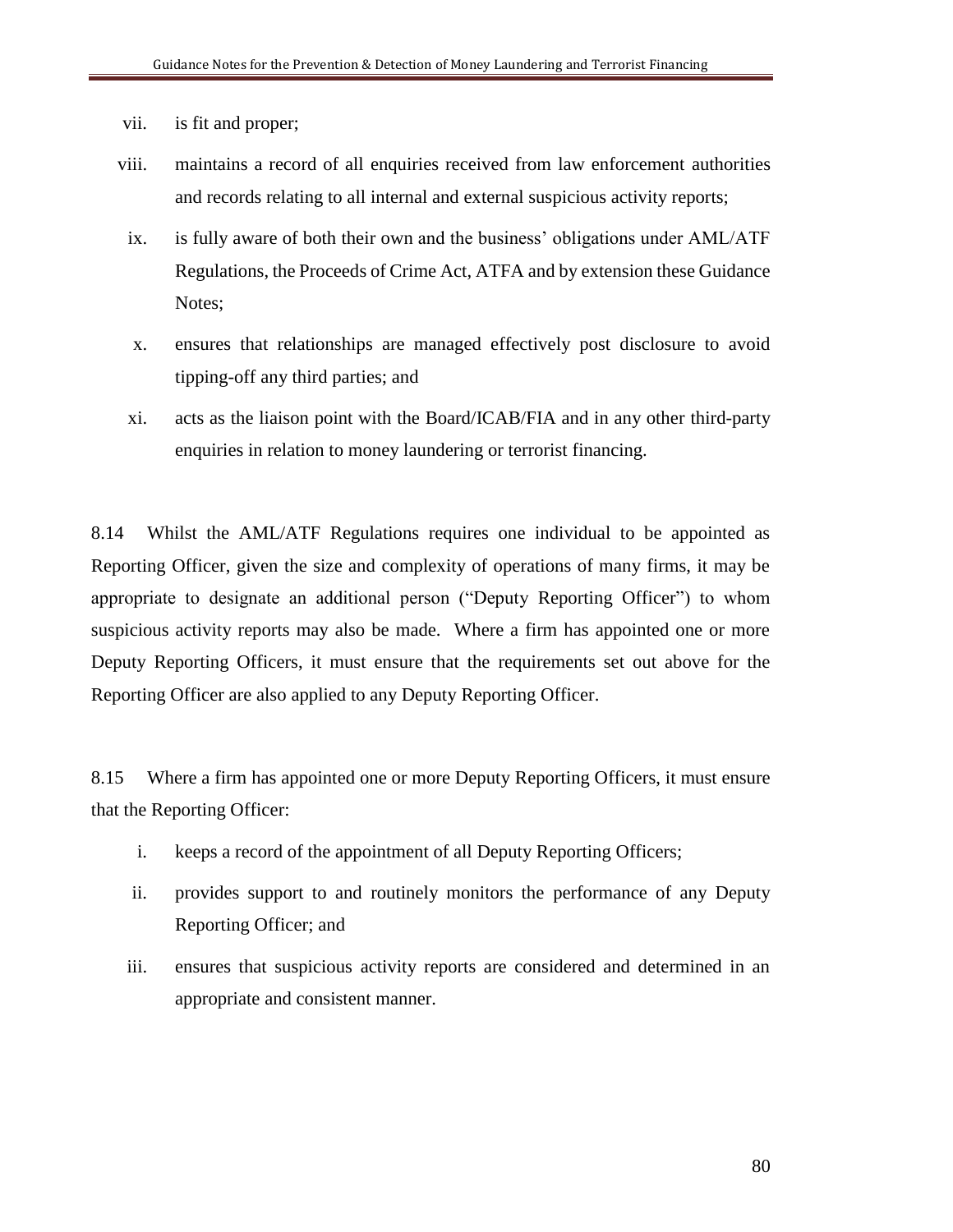vii. is fit and proper;

viii. maintains a record of all enquiries received from law enforcement authorities and records relating to all internal and external suspicious activity reports;

ix. is fully aware of both their own and the business' obligations under AML/ATF Regulations, the Proceeds of Crime Act, ATFA and by extension these Guidance Notes;

x. ensures that relationships are managed effectively post disclosure to avoid tipping-off any third parties; and

xi. acts as the liaison point with the Board/ICAB/FIA and in any other third-party enquiries in relation to money laundering or terrorist financing.

8.14 Whilst the AML/ATF Regulations requires one individual to be appointed as Reporting Officer, given the size and complexity of operations of many firms, it may be appropriate to designate an additional person ("Deputy Reporting Officer") to whom suspicious activity reports may also be made. Where a firm has appointed one or more Deputy Reporting Officers, it must ensure that the requirements set out above for the Reporting Officer are also applied to any Deputy Reporting Officer.

8.15 Where a firm has appointed one or more Deputy Reporting Officers, it must ensure that the Reporting Officer:

i. keeps a record of the appointment of all Deputy Reporting Officers;

ii. provides support to and routinely monitors the performance of any Deputy Reporting Officer; and

iii. ensures that suspicious activity reports are considered and determined in an appropriate and consistent manner.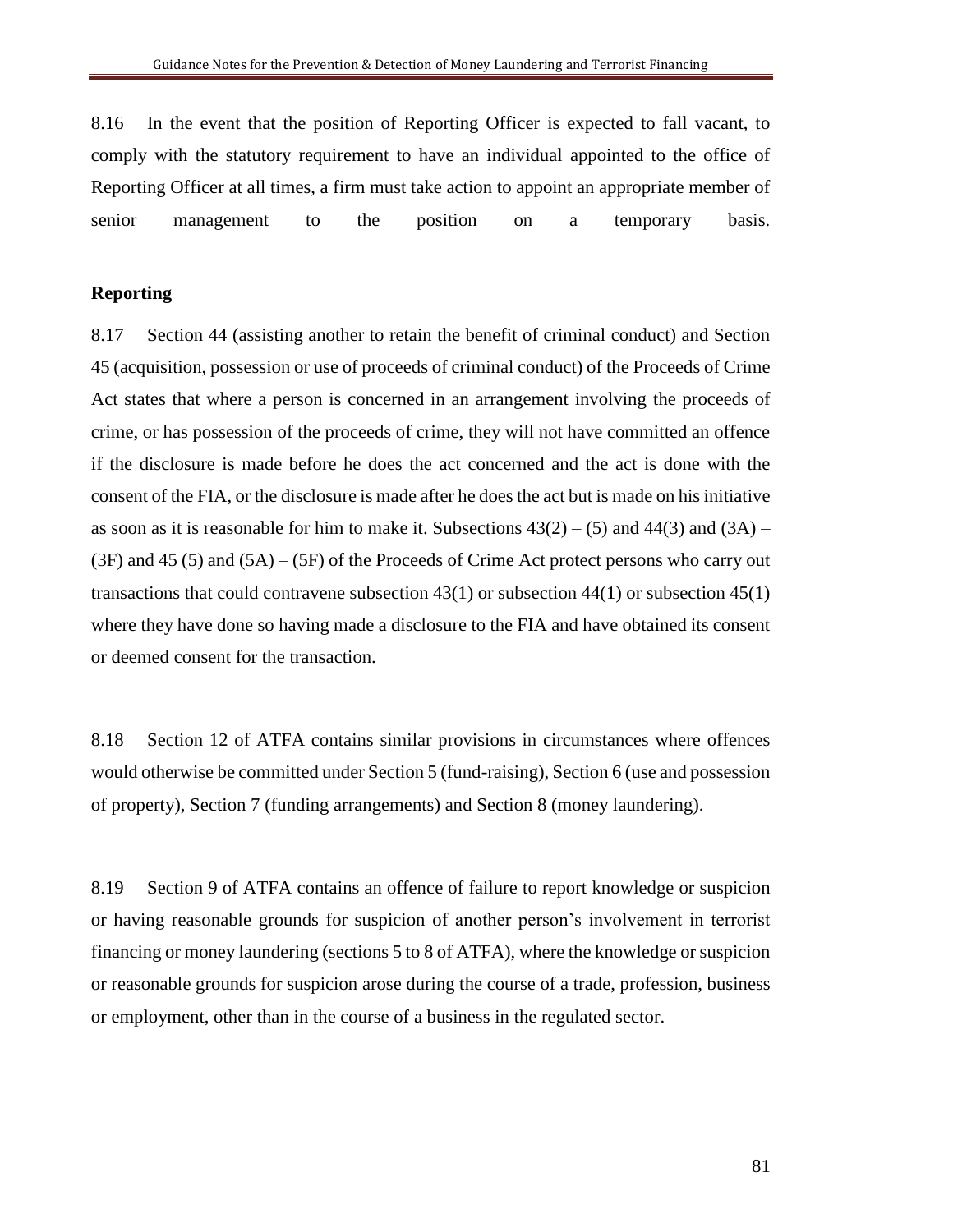8.16 In the event that the position of Reporting Officer is expected to fall vacant, to comply with the statutory requirement to have an individual appointed to the office of Reporting Officer at all times, a firm must take action to appoint an appropriate member of senior management to the position on a temporary basis.

**Reporting**

8.17 Section 44 (assisting another to retain the benefit of criminal conduct) and Section 45 (acquisition, possession or use of proceeds of criminal conduct) of the Proceeds of Crime Act states that where a person is concerned in an arrangement involving the proceeds of crime, or has possession of the proceeds of crime, they will not have committed an offence if the disclosure is made before he does the act concerned and the act is done with the consent of the FIA, or the disclosure is made after he does the act but is made on his initiative as soon as it is reasonable for him to make it. Subsections 43(2) – (5) and 44(3) and (3A) – (3F) and 45 (5) and (5A) – (5F) of the Proceeds of Crime Act protect persons who carry out transactions that could contravene subsection 43(1) or subsection 44(1) or subsection 45(1) where they have done so having made a disclosure to the FIA and have obtained its consent or deemed consent for the transaction.

8.18 Section 12 of ATFA contains similar provisions in circumstances where offences would otherwise be committed under Section 5 (fund-raising), Section 6 (use and possession of property), Section 7 (funding arrangements) and Section 8 (money laundering).

8.19 Section 9 of ATFA contains an offence of failure to report knowledge or suspicion or having reasonable grounds for suspicion of another person's involvement in terrorist financing or money laundering (sections 5 to 8 of ATFA), where the knowledge or suspicion or reasonable grounds for suspicion arose during the course of a trade, profession, business or employment, other than in the course of a business in the regulated sector.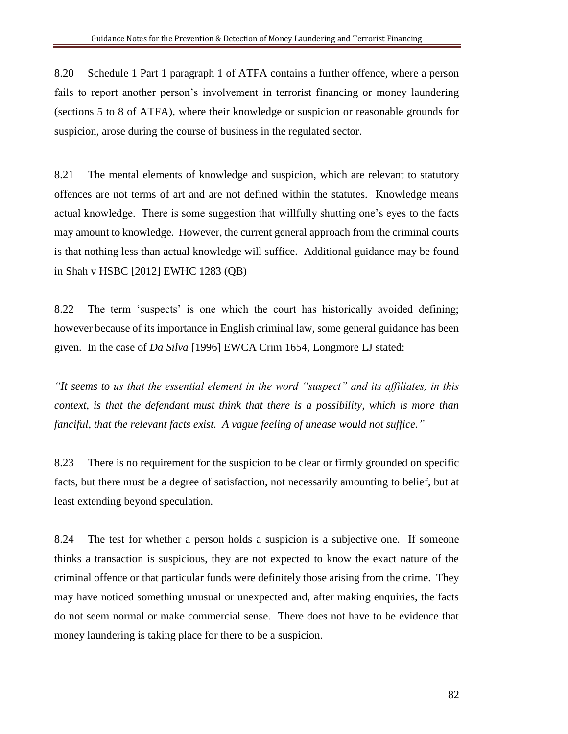8.20 Schedule 1 Part 1 paragraph 1 of ATFA contains a further offence, where a person fails to report another person's involvement in terrorist financing or money laundering (sections 5 to 8 of ATFA), where their knowledge or suspicion or reasonable grounds for suspicion, arose during the course of business in the regulated sector.

8.21 The mental elements of knowledge and suspicion, which are relevant to statutory offences are not terms of art and are not defined within the statutes. Knowledge means actual knowledge. There is some suggestion that willfully shutting one's eyes to the facts may amount to knowledge. However, the current general approach from the criminal courts is that nothing less than actual knowledge will suffice. Additional guidance may be found in Shah v HSBC [2012] EWHC 1283 (QB)

8.22 The term 'suspects' is one which the court has historically avoided defining; however because of its importance in English criminal law, some general guidance has been given. In the case of *Da Silva* [1996] EWCA Crim 1654, Longmore LJ stated:

*"It seems to us that the essential element in the word "suspect" and its affiliates, in this context, is that the defendant must think that there is a possibility, which is more than fanciful, that the relevant facts exist. A vague feeling of unease would not suffice."*

8.23 There is no requirement for the suspicion to be clear or firmly grounded on specific facts, but there must be a degree of satisfaction, not necessarily amounting to belief, but at least extending beyond speculation.

8.24 The test for whether a person holds a suspicion is a subjective one. If someone thinks a transaction is suspicious, they are not expected to know the exact nature of the criminal offence or that particular funds were definitely those arising from the crime. They may have noticed something unusual or unexpected and, after making enquiries, the facts do not seem normal or make commercial sense. There does not have to be evidence that money laundering is taking place for there to be a suspicion.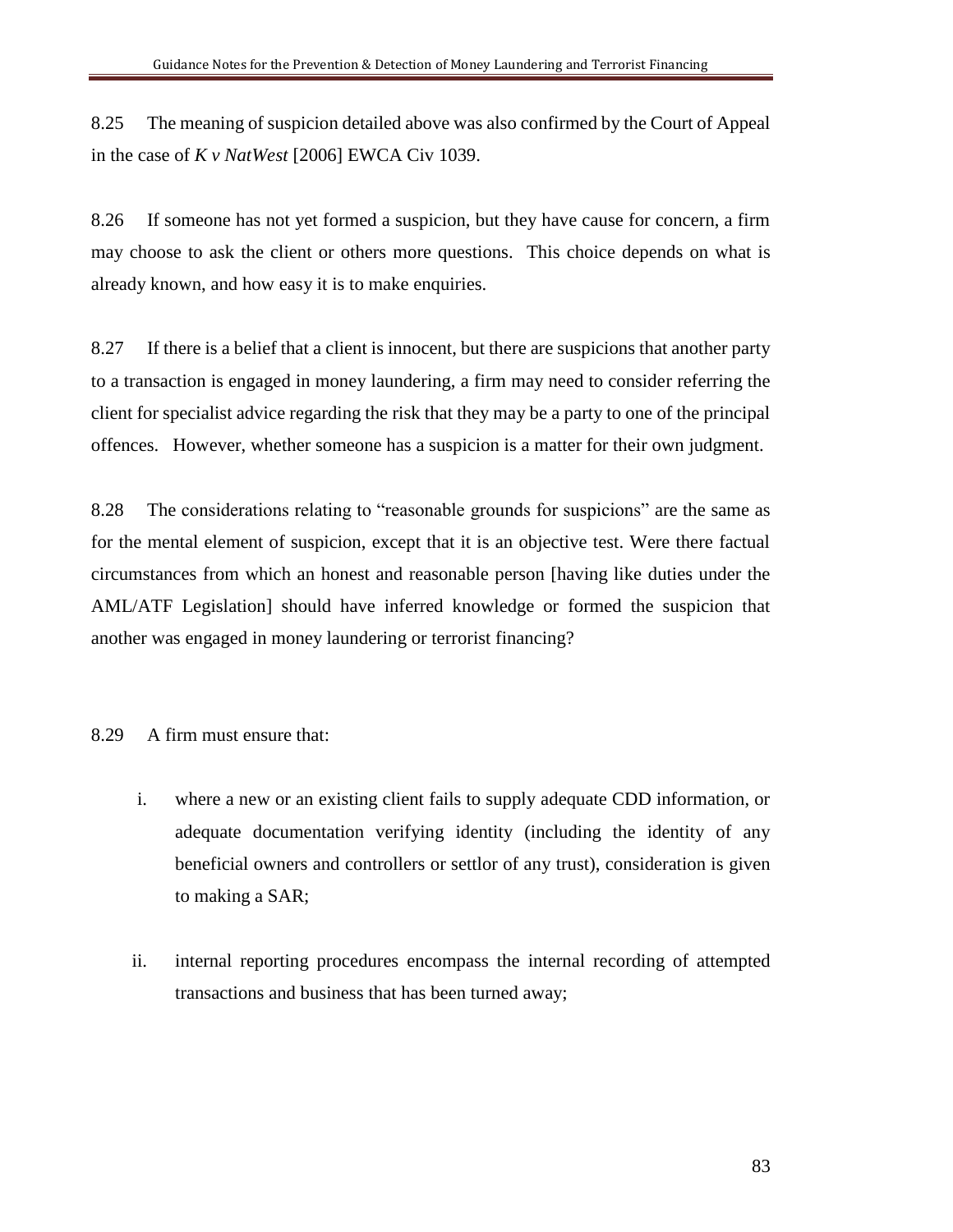8.25 The meaning of suspicion detailed above was also confirmed by the Court of Appeal in the case of *K v NatWest* [2006] EWCA Civ 1039.

8.26 If someone has not yet formed a suspicion, but they have cause for concern, a firm may choose to ask the client or others more questions. This choice depends on what is already known, and how easy it is to make enquiries.

8.27 If there is a belief that a client is innocent, but there are suspicions that another party to a transaction is engaged in money laundering, a firm may need to consider referring the client for specialist advice regarding the risk that they may be a party to one of the principal offences. However, whether someone has a suspicion is a matter for their own judgment.

8.28 The considerations relating to "reasonable grounds for suspicions" are the same as for the mental element of suspicion, except that it is an objective test. Were there factual circumstances from which an honest and reasonable person [having like duties under the AML/ATF Legislation] should have inferred knowledge or formed the suspicion that another was engaged in money laundering or terrorist financing?

8.29 A firm must ensure that:

i. where a new or an existing client fails to supply adequate CDD information, or adequate documentation verifying identity (including the identity of any beneficial owners and controllers or settlor of any trust), consideration is given to making a SAR;

ii. internal reporting procedures encompass the internal recording of attempted transactions and business that has been turned away;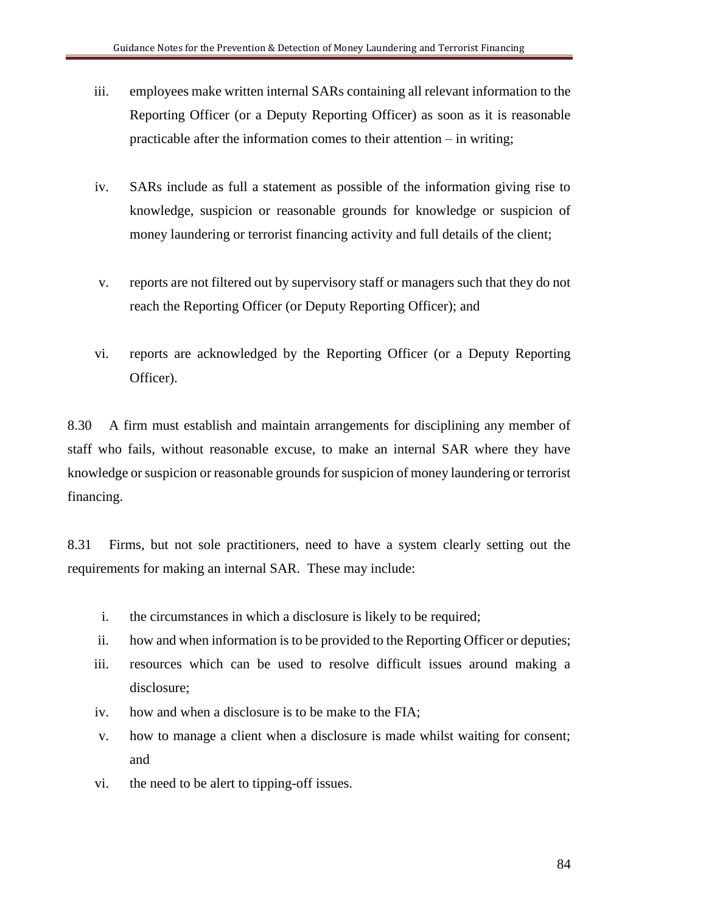iii. employees make written internal SARs containing all relevant information to the Reporting Officer (or a Deputy Reporting Officer) as soon as it is reasonable practicable after the information comes to their attention – in writing;

iv. SARs include as full a statement as possible of the information giving rise to knowledge, suspicion or reasonable grounds for knowledge or suspicion of money laundering or terrorist financing activity and full details of the client;

v. reports are not filtered out by supervisory staff or managers such that they do not reach the Reporting Officer (or Deputy Reporting Officer); and

vi. reports are acknowledged by the Reporting Officer (or a Deputy Reporting Officer).

8.30 A firm must establish and maintain arrangements for disciplining any member of staff who fails, without reasonable excuse, to make an internal SAR where they have knowledge or suspicion or reasonable grounds for suspicion of money laundering or terrorist financing.

8.31 Firms, but not sole practitioners, need to have a system clearly setting out the requirements for making an internal SAR. These may include:

i. the circumstances in which a disclosure is likely to be required;
ii. how and when information is to be provided to the Reporting Officer or deputies;
iii. resources which can be used to resolve difficult issues around making a disclosure;
iv. how and when a disclosure is to be make to the FIA;
v. how to manage a client when a disclosure is made whilst waiting for consent; and
vi. the need to be alert to tipping-off issues.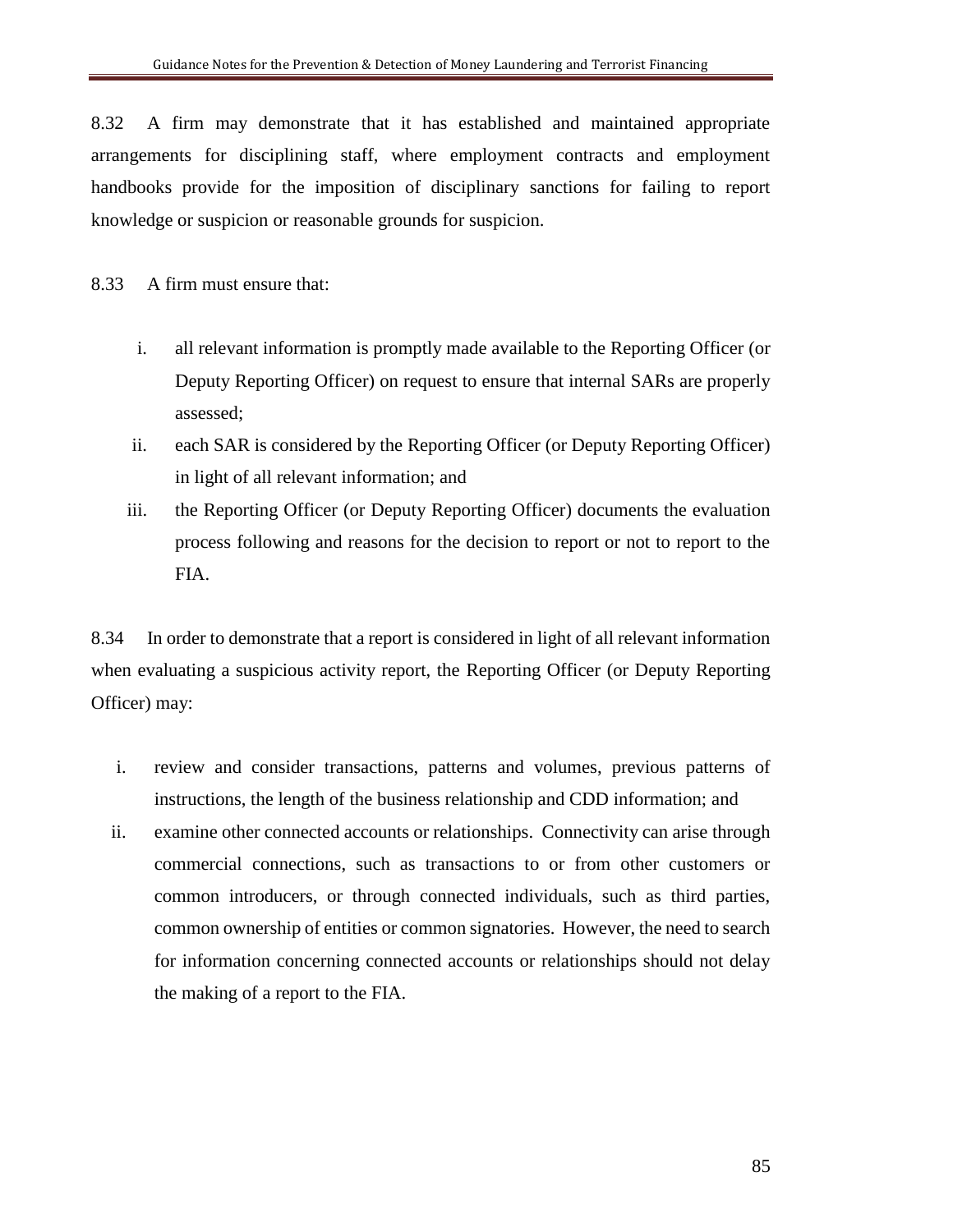8.32 A firm may demonstrate that it has established and maintained appropriate arrangements for disciplining staff, where employment contracts and employment handbooks provide for the imposition of disciplinary sanctions for failing to report knowledge or suspicion or reasonable grounds for suspicion.

8.33 A firm must ensure that:

i. all relevant information is promptly made available to the Reporting Officer (or Deputy Reporting Officer) on request to ensure that internal SARs are properly assessed;
ii. each SAR is considered by the Reporting Officer (or Deputy Reporting Officer) in light of all relevant information; and
iii. the Reporting Officer (or Deputy Reporting Officer) documents the evaluation process following and reasons for the decision to report or not to report to the FIA.

8.34 In order to demonstrate that a report is considered in light of all relevant information when evaluating a suspicious activity report, the Reporting Officer (or Deputy Reporting Officer) may:

i. review and consider transactions, patterns and volumes, previous patterns of instructions, the length of the business relationship and CDD information; and
ii. examine other connected accounts or relationships. Connectivity can arise through commercial connections, such as transactions to or from other customers or common introducers, or through connected individuals, such as third parties, common ownership of entities or common signatories. However, the need to search for information concerning connected accounts or relationships should not delay the making of a report to the FIA.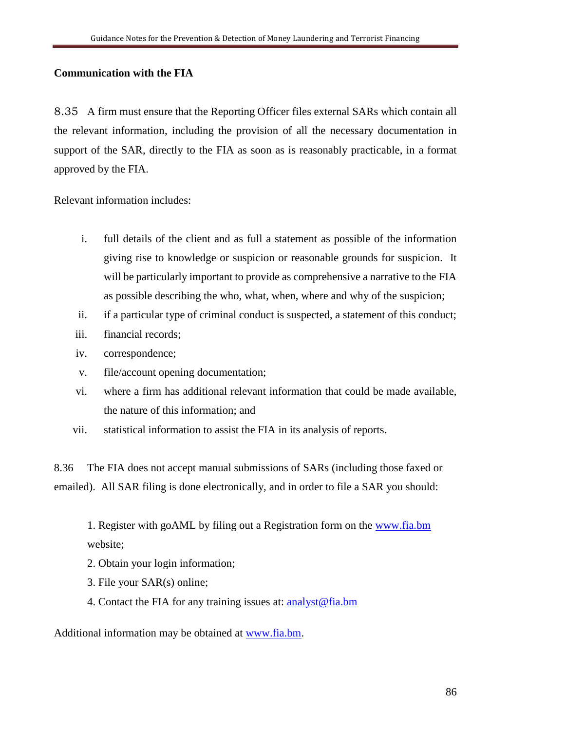**Communication with the FIA**

8.35 A firm must ensure that the Reporting Officer files external SARs which contain all the relevant information, including the provision of all the necessary documentation in support of the SAR, directly to the FIA as soon as is reasonably practicable, in a format approved by the FIA.

Relevant information includes:

i. full details of the client and as full a statement as possible of the information giving rise to knowledge or suspicion or reasonable grounds for suspicion. It will be particularly important to provide as comprehensive a narrative to the FIA as possible describing the who, what, when, where and why of the suspicion;
ii. if a particular type of criminal conduct is suspected, a statement of this conduct;
iii. financial records;
iv. correspondence;
v. file/account opening documentation;
vi. where a firm has additional relevant information that could be made available, the nature of this information; and
vii. statistical information to assist the FIA in its analysis of reports.

8.36 The FIA does not accept manual submissions of SARs (including those faxed or emailed). All SAR filing is done electronically, and in order to file a SAR you should:

1. Register with goAML by filing out a Registration form on the www.fia.bm website;
2. Obtain your login information;
3. File your SAR(s) online;
4. Contact the FIA for any training issues at: analyst@fia.bm

Additional information may be obtained at www.fia.bm.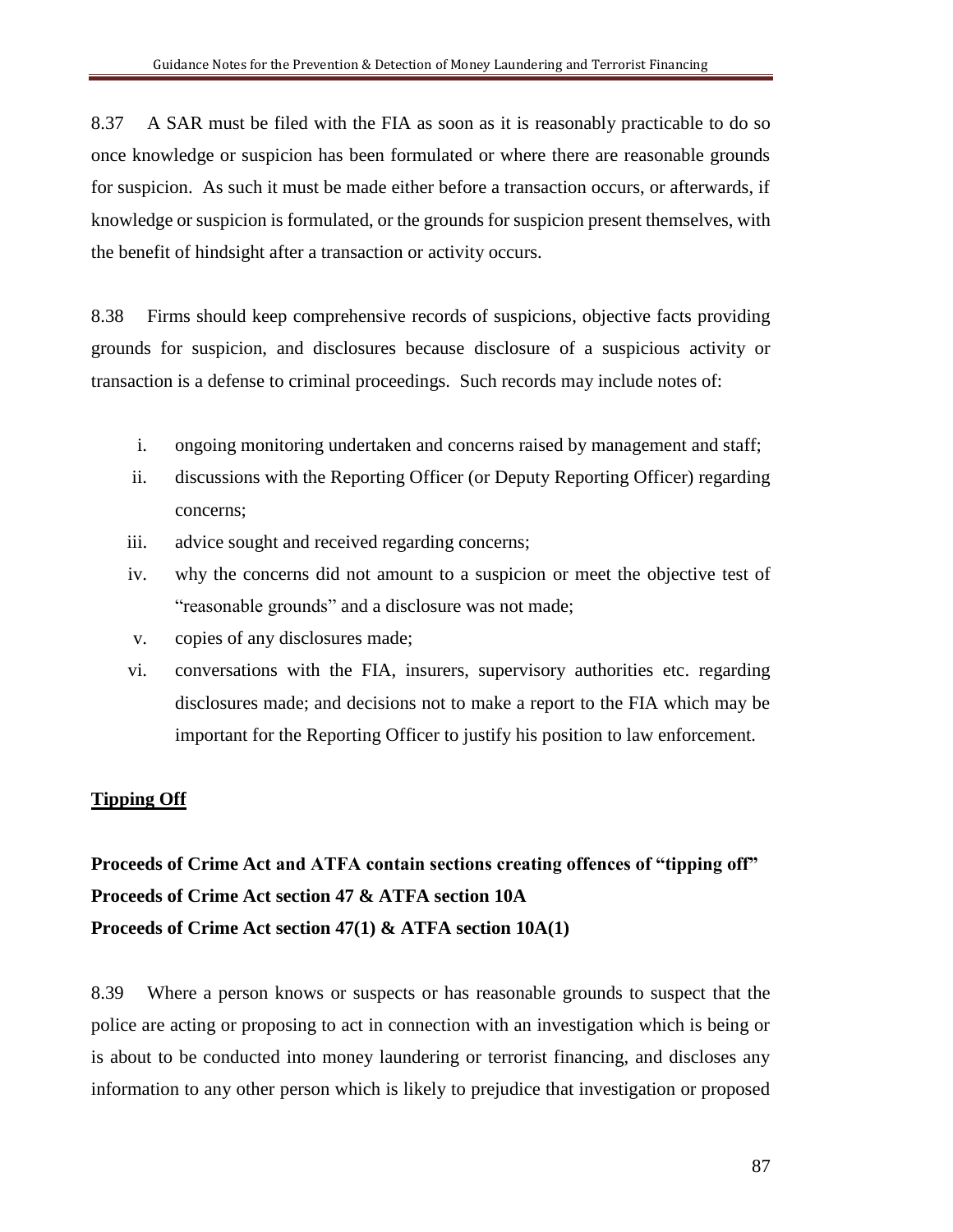8.37 A SAR must be filed with the FIA as soon as it is reasonably practicable to do so once knowledge or suspicion has been formulated or where there are reasonable grounds for suspicion. As such it must be made either before a transaction occurs, or afterwards, if knowledge or suspicion is formulated, or the grounds for suspicion present themselves, with the benefit of hindsight after a transaction or activity occurs.

8.38 Firms should keep comprehensive records of suspicions, objective facts providing grounds for suspicion, and disclosures because disclosure of a suspicious activity or transaction is a defense to criminal proceedings. Such records may include notes of:

i. ongoing monitoring undertaken and concerns raised by management and staff;
ii. discussions with the Reporting Officer (or Deputy Reporting Officer) regarding concerns;
iii. advice sought and received regarding concerns;
iv. why the concerns did not amount to a suspicion or meet the objective test of "reasonable grounds" and a disclosure was not made;
v. copies of any disclosures made;
vi. conversations with the FIA, insurers, supervisory authorities etc. regarding disclosures made; and decisions not to make a report to the FIA which may be important for the Reporting Officer to justify his position to law enforcement.

## Tipping Off

**Proceeds of Crime Act and ATFA contain sections creating offences of "tipping off"**
**Proceeds of Crime Act section 47 & ATFA section 10A**
**Proceeds of Crime Act section 47(1) & ATFA section 10A(1)**

8.39 Where a person knows or suspects or has reasonable grounds to suspect that the police are acting or proposing to act in connection with an investigation which is being or is about to be conducted into money laundering or terrorist financing, and discloses any information to any other person which is likely to prejudice that investigation or proposed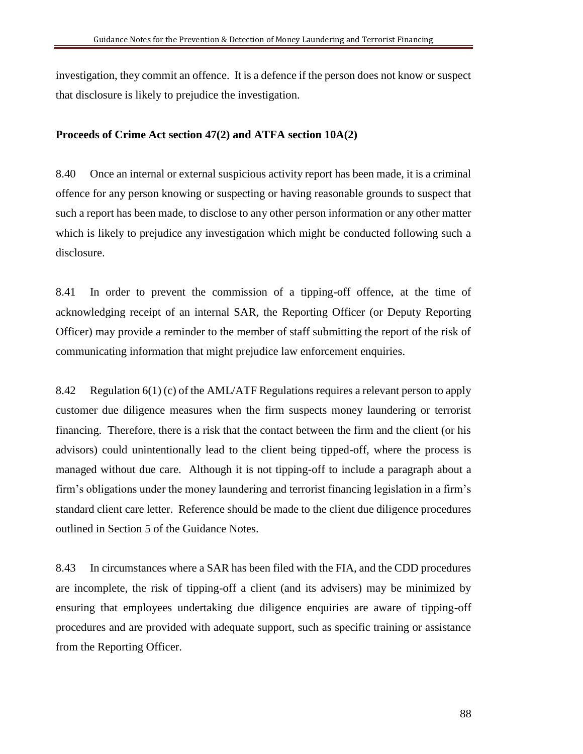investigation, they commit an offence. It is a defence if the person does not know or suspect that disclosure is likely to prejudice the investigation.

**Proceeds of Crime Act section 47(2) and ATFA section 10A(2)**

8.40 Once an internal or external suspicious activity report has been made, it is a criminal offence for any person knowing or suspecting or having reasonable grounds to suspect that such a report has been made, to disclose to any other person information or any other matter which is likely to prejudice any investigation which might be conducted following such a disclosure.

8.41 In order to prevent the commission of a tipping-off offence, at the time of acknowledging receipt of an internal SAR, the Reporting Officer (or Deputy Reporting Officer) may provide a reminder to the member of staff submitting the report of the risk of communicating information that might prejudice law enforcement enquiries.

8.42 Regulation 6(1) (c) of the AML/ATF Regulations requires a relevant person to apply customer due diligence measures when the firm suspects money laundering or terrorist financing. Therefore, there is a risk that the contact between the firm and the client (or his advisors) could unintentionally lead to the client being tipped-off, where the process is managed without due care. Although it is not tipping-off to include a paragraph about a firm's obligations under the money laundering and terrorist financing legislation in a firm's standard client care letter. Reference should be made to the client due diligence procedures outlined in Section 5 of the Guidance Notes.

8.43 In circumstances where a SAR has been filed with the FIA, and the CDD procedures are incomplete, the risk of tipping-off a client (and its advisers) may be minimized by ensuring that employees undertaking due diligence enquiries are aware of tipping-off procedures and are provided with adequate support, such as specific training or assistance from the Reporting Officer.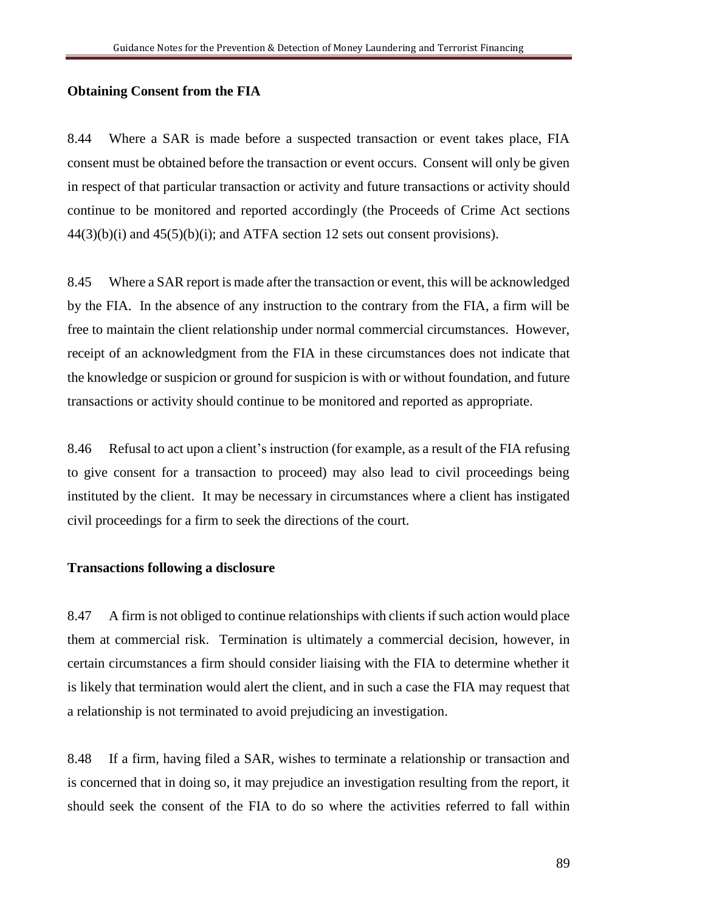**Obtaining Consent from the FIA**

8.44 Where a SAR is made before a suspected transaction or event takes place, FIA consent must be obtained before the transaction or event occurs. Consent will only be given in respect of that particular transaction or activity and future transactions or activity should continue to be monitored and reported accordingly (the Proceeds of Crime Act sections 44(3)(b)(i) and 45(5)(b)(i); and ATFA section 12 sets out consent provisions).

8.45 Where a SAR report is made after the transaction or event, this will be acknowledged by the FIA. In the absence of any instruction to the contrary from the FIA, a firm will be free to maintain the client relationship under normal commercial circumstances. However, receipt of an acknowledgment from the FIA in these circumstances does not indicate that the knowledge or suspicion or ground for suspicion is with or without foundation, and future transactions or activity should continue to be monitored and reported as appropriate.

8.46 Refusal to act upon a client's instruction (for example, as a result of the FIA refusing to give consent for a transaction to proceed) may also lead to civil proceedings being instituted by the client. It may be necessary in circumstances where a client has instigated civil proceedings for a firm to seek the directions of the court.

**Transactions following a disclosure**

8.47 A firm is not obliged to continue relationships with clients if such action would place them at commercial risk. Termination is ultimately a commercial decision, however, in certain circumstances a firm should consider liaising with the FIA to determine whether it is likely that termination would alert the client, and in such a case the FIA may request that a relationship is not terminated to avoid prejudicing an investigation.

8.48 If a firm, having filed a SAR, wishes to terminate a relationship or transaction and is concerned that in doing so, it may prejudice an investigation resulting from the report, it should seek the consent of the FIA to do so where the activities referred to fall within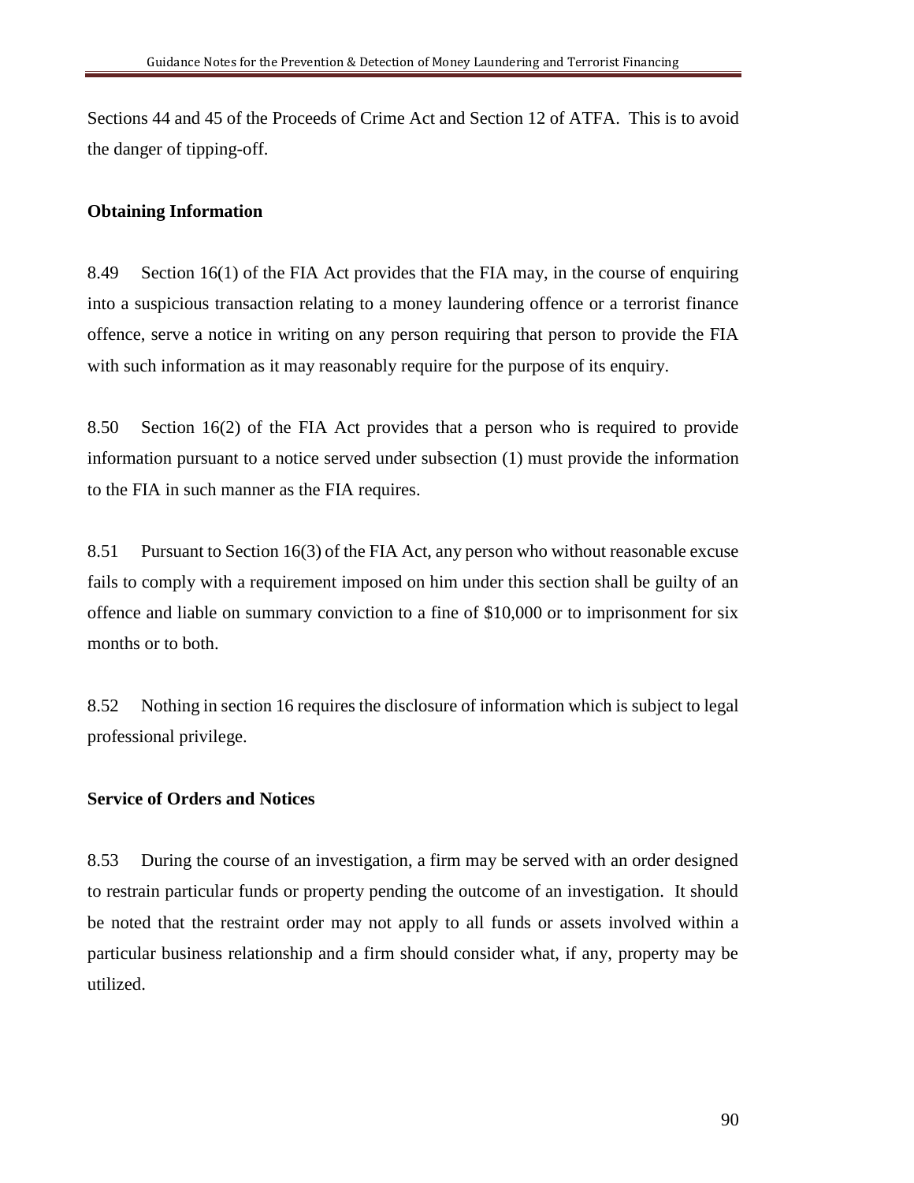Sections 44 and 45 of the Proceeds of Crime Act and Section 12 of ATFA. This is to avoid the danger of tipping-off.

**Obtaining Information**

8.49 Section 16(1) of the FIA Act provides that the FIA may, in the course of enquiring into a suspicious transaction relating to a money laundering offence or a terrorist finance offence, serve a notice in writing on any person requiring that person to provide the FIA with such information as it may reasonably require for the purpose of its enquiry.

8.50 Section 16(2) of the FIA Act provides that a person who is required to provide information pursuant to a notice served under subsection (1) must provide the information to the FIA in such manner as the FIA requires.

8.51 Pursuant to Section 16(3) of the FIA Act, any person who without reasonable excuse fails to comply with a requirement imposed on him under this section shall be guilty of an offence and liable on summary conviction to a fine of $10,000 or to imprisonment for six months or to both.

8.52 Nothing in section 16 requires the disclosure of information which is subject to legal professional privilege.

**Service of Orders and Notices**

8.53 During the course of an investigation, a firm may be served with an order designed to restrain particular funds or property pending the outcome of an investigation. It should be noted that the restraint order may not apply to all funds or assets involved within a particular business relationship and a firm should consider what, if any, property may be utilized.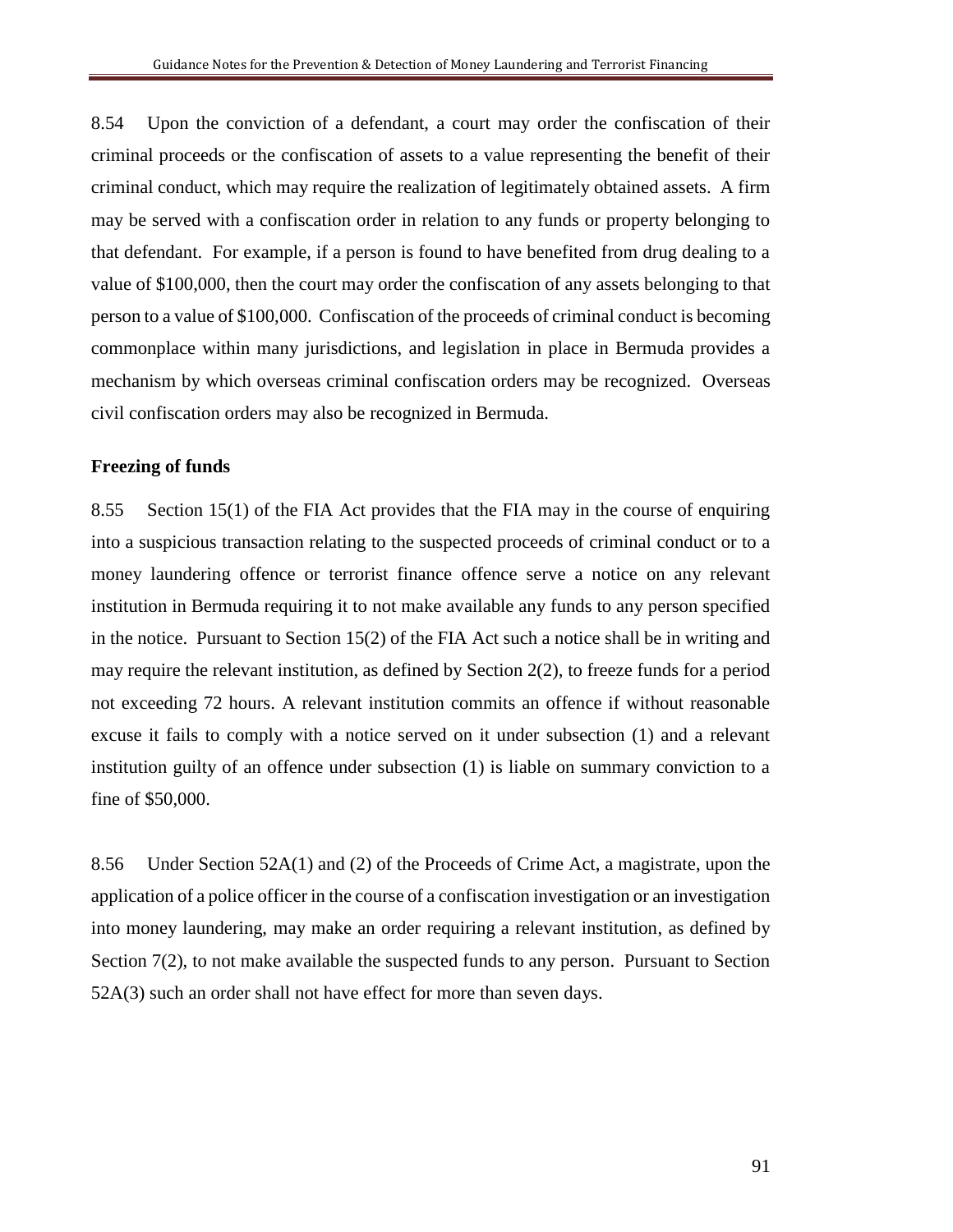8.54 Upon the conviction of a defendant, a court may order the confiscation of their criminal proceeds or the confiscation of assets to a value representing the benefit of their criminal conduct, which may require the realization of legitimately obtained assets. A firm may be served with a confiscation order in relation to any funds or property belonging to that defendant. For example, if a person is found to have benefited from drug dealing to a value of $100,000, then the court may order the confiscation of any assets belonging to that person to a value of $100,000. Confiscation of the proceeds of criminal conduct is becoming commonplace within many jurisdictions, and legislation in place in Bermuda provides a mechanism by which overseas criminal confiscation orders may be recognized. Overseas civil confiscation orders may also be recognized in Bermuda.

**Freezing of funds**

8.55 Section 15(1) of the FIA Act provides that the FIA may in the course of enquiring into a suspicious transaction relating to the suspected proceeds of criminal conduct or to a money laundering offence or terrorist finance offence serve a notice on any relevant institution in Bermuda requiring it to not make available any funds to any person specified in the notice. Pursuant to Section 15(2) of the FIA Act such a notice shall be in writing and may require the relevant institution, as defined by Section 2(2), to freeze funds for a period not exceeding 72 hours. A relevant institution commits an offence if without reasonable excuse it fails to comply with a notice served on it under subsection (1) and a relevant institution guilty of an offence under subsection (1) is liable on summary conviction to a fine of $50,000.

8.56 Under Section 52A(1) and (2) of the Proceeds of Crime Act, a magistrate, upon the application of a police officer in the course of a confiscation investigation or an investigation into money laundering, may make an order requiring a relevant institution, as defined by Section 7(2), to not make available the suspected funds to any person. Pursuant to Section 52A(3) such an order shall not have effect for more than seven days.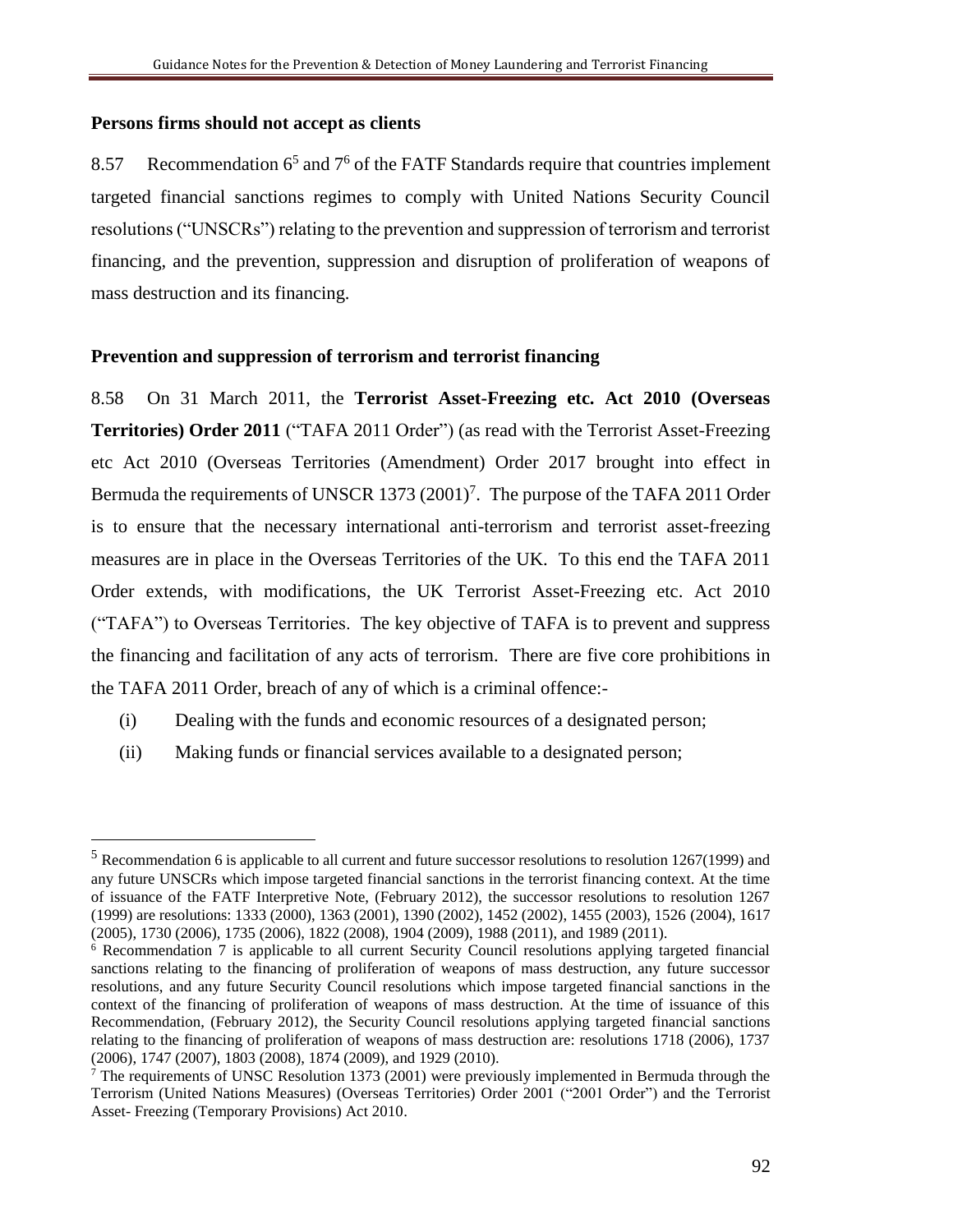**Persons firms should not accept as clients**

8.57 Recommendation 6[5] and 7[6] of the FATF Standards require that countries implement targeted financial sanctions regimes to comply with United Nations Security Council resolutions ("UNSCRs") relating to the prevention and suppression of terrorism and terrorist financing, and the prevention, suppression and disruption of proliferation of weapons of mass destruction and its financing.

**Prevention and suppression of terrorism and terrorist financing**

8.58 On 31 March 2011, the **Terrorist Asset-Freezing etc. Act 2010 (Overseas Territories) Order 2011** ("TAFA 2011 Order") (as read with the Terrorist Asset-Freezing etc Act 2010 (Overseas Territories (Amendment) Order 2017 brought into effect in Bermuda the requirements of UNSCR 1373 (2001)[7]. The purpose of the TAFA 2011 Order is to ensure that the necessary international anti-terrorism and terrorist asset-freezing measures are in place in the Overseas Territories of the UK. To this end the TAFA 2011 Order extends, with modifications, the UK Terrorist Asset-Freezing etc. Act 2010 ("TAFA") to Overseas Territories. The key objective of TAFA is to prevent and suppress the financing and facilitation of any acts of terrorism. There are five core prohibitions in the TAFA 2011 Order, breach of any of which is a criminal offence:-

(i) Dealing with the funds and economic resources of a designated person;

(ii) Making funds or financial services available to a designated person;

---

[5] Recommendation 6 is applicable to all current and future successor resolutions to resolution 1267(1999) and any future UNSCRs which impose targeted financial sanctions in the terrorist financing context. At the time of issuance of the FATF Interpretive Note, (February 2012), the successor resolutions to resolution 1267 (1999) are resolutions: 1333 (2000), 1363 (2001), 1390 (2002), 1452 (2002), 1455 (2003), 1526 (2004), 1617 (2005), 1730 (2006), 1735 (2006), 1822 (2008), 1904 (2009), 1988 (2011), and 1989 (2011).

[6] Recommendation 7 is applicable to all current Security Council resolutions applying targeted financial sanctions relating to the financing of proliferation of weapons of mass destruction, any future successor resolutions, and any future Security Council resolutions which impose targeted financial sanctions in the context of the financing of proliferation of weapons of mass destruction. At the time of issuance of this Recommendation, (February 2012), the Security Council resolutions applying targeted financial sanctions relating to the financing of proliferation of weapons of mass destruction are: resolutions 1718 (2006), 1737 (2006), 1747 (2007), 1803 (2008), 1874 (2009), and 1929 (2010).

[7] The requirements of UNSC Resolution 1373 (2001) were previously implemented in Bermuda through the Terrorism (United Nations Measures) (Overseas Territories) Order 2001 ("2001 Order") and the Terrorist Asset- Freezing (Temporary Provisions) Act 2010.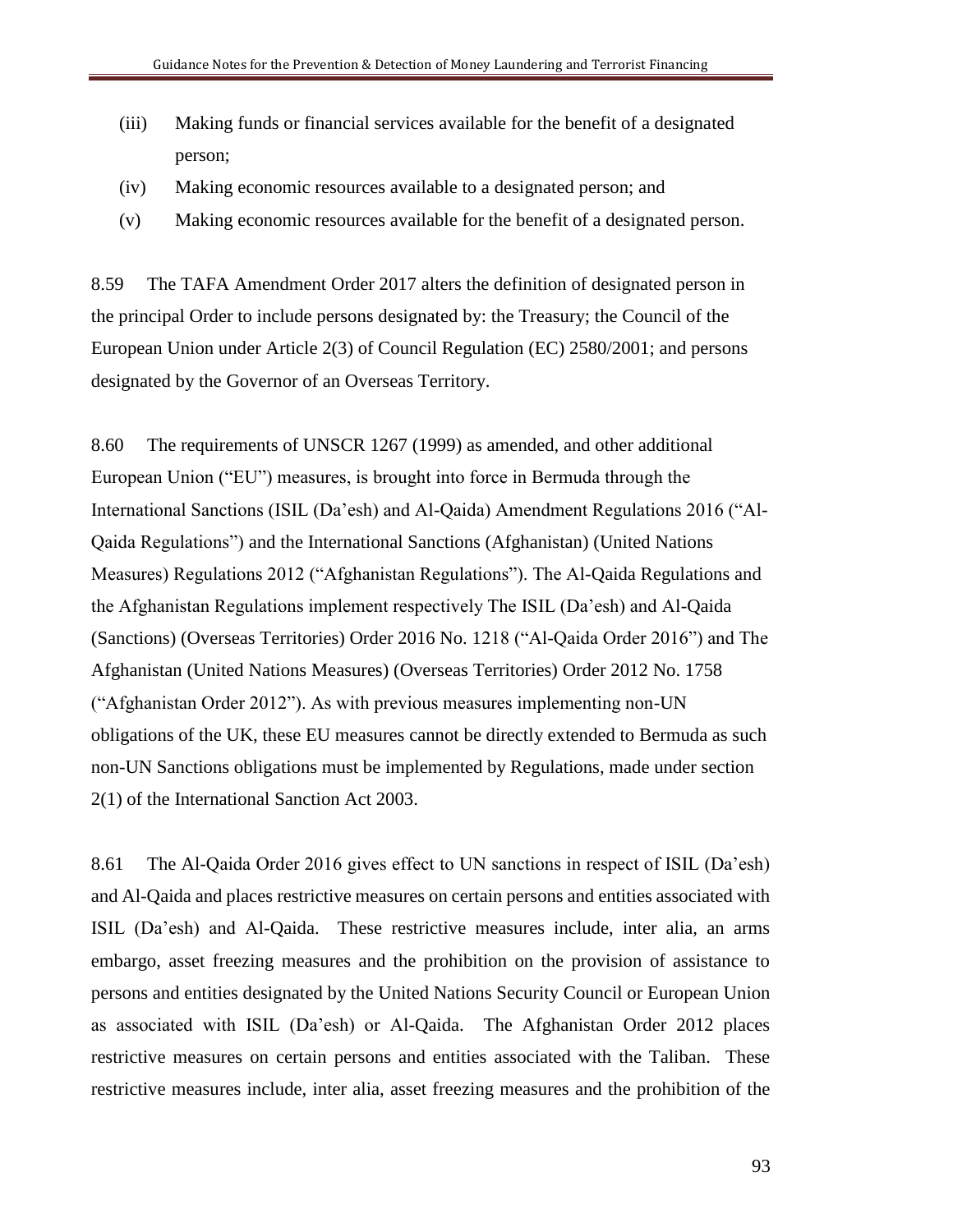(iii) Making funds or financial services available for the benefit of a designated person;

(iv) Making economic resources available to a designated person; and

(v) Making economic resources available for the benefit of a designated person.

8.59 The TAFA Amendment Order 2017 alters the definition of designated person in the principal Order to include persons designated by: the Treasury; the Council of the European Union under Article 2(3) of Council Regulation (EC) 2580/2001; and persons designated by the Governor of an Overseas Territory.

8.60 The requirements of UNSCR 1267 (1999) as amended, and other additional European Union ("EU") measures, is brought into force in Bermuda through the International Sanctions (ISIL (Da'esh) and Al-Qaida) Amendment Regulations 2016 ("Al-Qaida Regulations") and the International Sanctions (Afghanistan) (United Nations Measures) Regulations 2012 ("Afghanistan Regulations"). The Al-Qaida Regulations and the Afghanistan Regulations implement respectively The ISIL (Da'esh) and Al-Qaida (Sanctions) (Overseas Territories) Order 2016 No. 1218 ("Al-Qaida Order 2016") and The Afghanistan (United Nations Measures) (Overseas Territories) Order 2012 No. 1758 ("Afghanistan Order 2012"). As with previous measures implementing non-UN obligations of the UK, these EU measures cannot be directly extended to Bermuda as such non-UN Sanctions obligations must be implemented by Regulations, made under section 2(1) of the International Sanction Act 2003.

8.61 The Al-Qaida Order 2016 gives effect to UN sanctions in respect of ISIL (Da'esh) and Al-Qaida and places restrictive measures on certain persons and entities associated with ISIL (Da'esh) and Al-Qaida. These restrictive measures include, inter alia, an arms embargo, asset freezing measures and the prohibition on the provision of assistance to persons and entities designated by the United Nations Security Council or European Union as associated with ISIL (Da'esh) or Al-Qaida. The Afghanistan Order 2012 places restrictive measures on certain persons and entities associated with the Taliban. These restrictive measures include, inter alia, asset freezing measures and the prohibition of the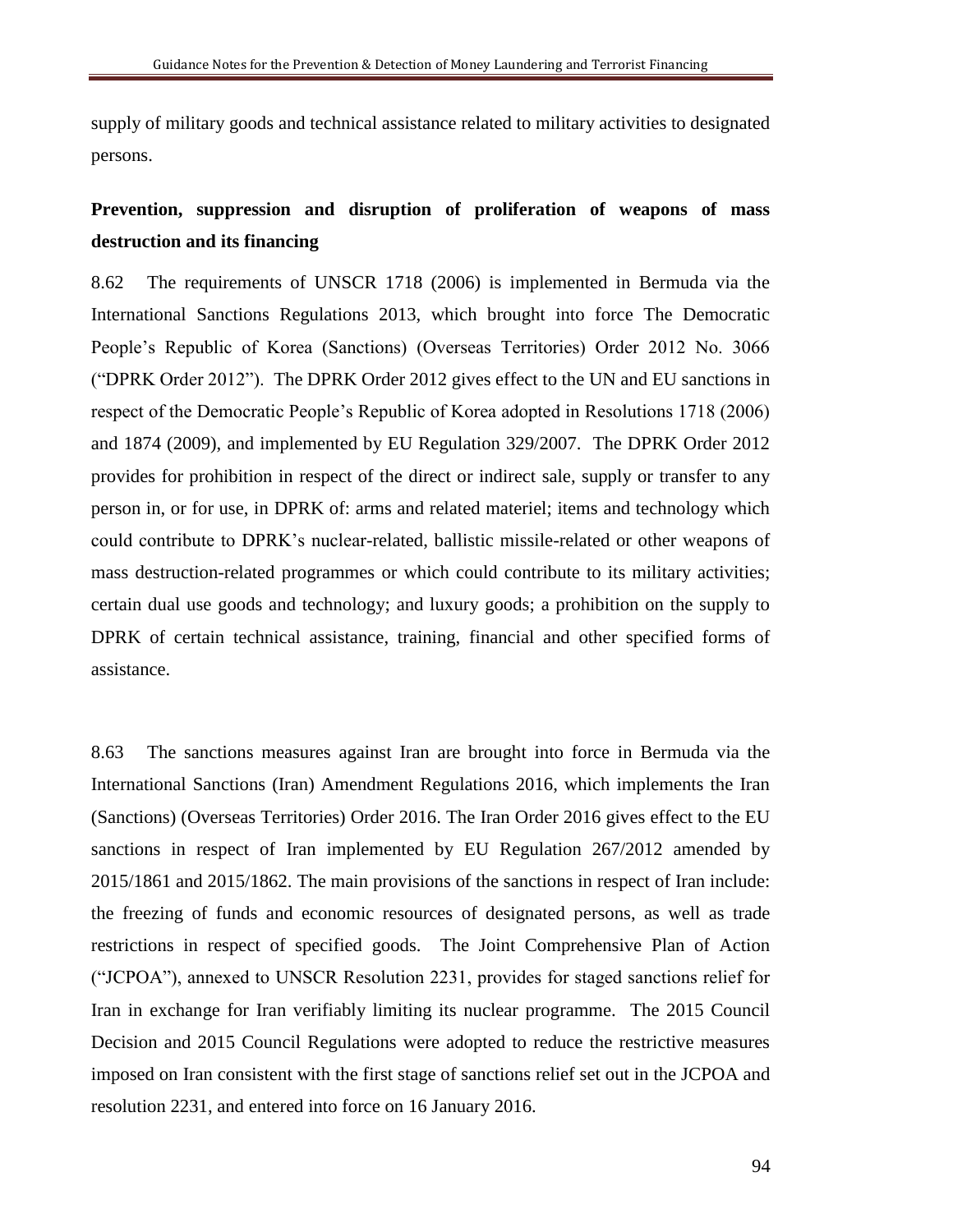supply of military goods and technical assistance related to military activities to designated persons.

**Prevention, suppression and disruption of proliferation of weapons of mass destruction and its financing**

8.62 The requirements of UNSCR 1718 (2006) is implemented in Bermuda via the International Sanctions Regulations 2013, which brought into force The Democratic People's Republic of Korea (Sanctions) (Overseas Territories) Order 2012 No. 3066 ("DPRK Order 2012"). The DPRK Order 2012 gives effect to the UN and EU sanctions in respect of the Democratic People's Republic of Korea adopted in Resolutions 1718 (2006) and 1874 (2009), and implemented by EU Regulation 329/2007. The DPRK Order 2012 provides for prohibition in respect of the direct or indirect sale, supply or transfer to any person in, or for use, in DPRK of: arms and related materiel; items and technology which could contribute to DPRK's nuclear-related, ballistic missile-related or other weapons of mass destruction-related programmes or which could contribute to its military activities; certain dual use goods and technology; and luxury goods; a prohibition on the supply to DPRK of certain technical assistance, training, financial and other specified forms of assistance.

8.63 The sanctions measures against Iran are brought into force in Bermuda via the International Sanctions (Iran) Amendment Regulations 2016, which implements the Iran (Sanctions) (Overseas Territories) Order 2016. The Iran Order 2016 gives effect to the EU sanctions in respect of Iran implemented by EU Regulation 267/2012 amended by 2015/1861 and 2015/1862. The main provisions of the sanctions in respect of Iran include: the freezing of funds and economic resources of designated persons, as well as trade restrictions in respect of specified goods. The Joint Comprehensive Plan of Action ("JCPOA"), annexed to UNSCR Resolution 2231, provides for staged sanctions relief for Iran in exchange for Iran verifiably limiting its nuclear programme. The 2015 Council Decision and 2015 Council Regulations were adopted to reduce the restrictive measures imposed on Iran consistent with the first stage of sanctions relief set out in the JCPOA and resolution 2231, and entered into force on 16 January 2016.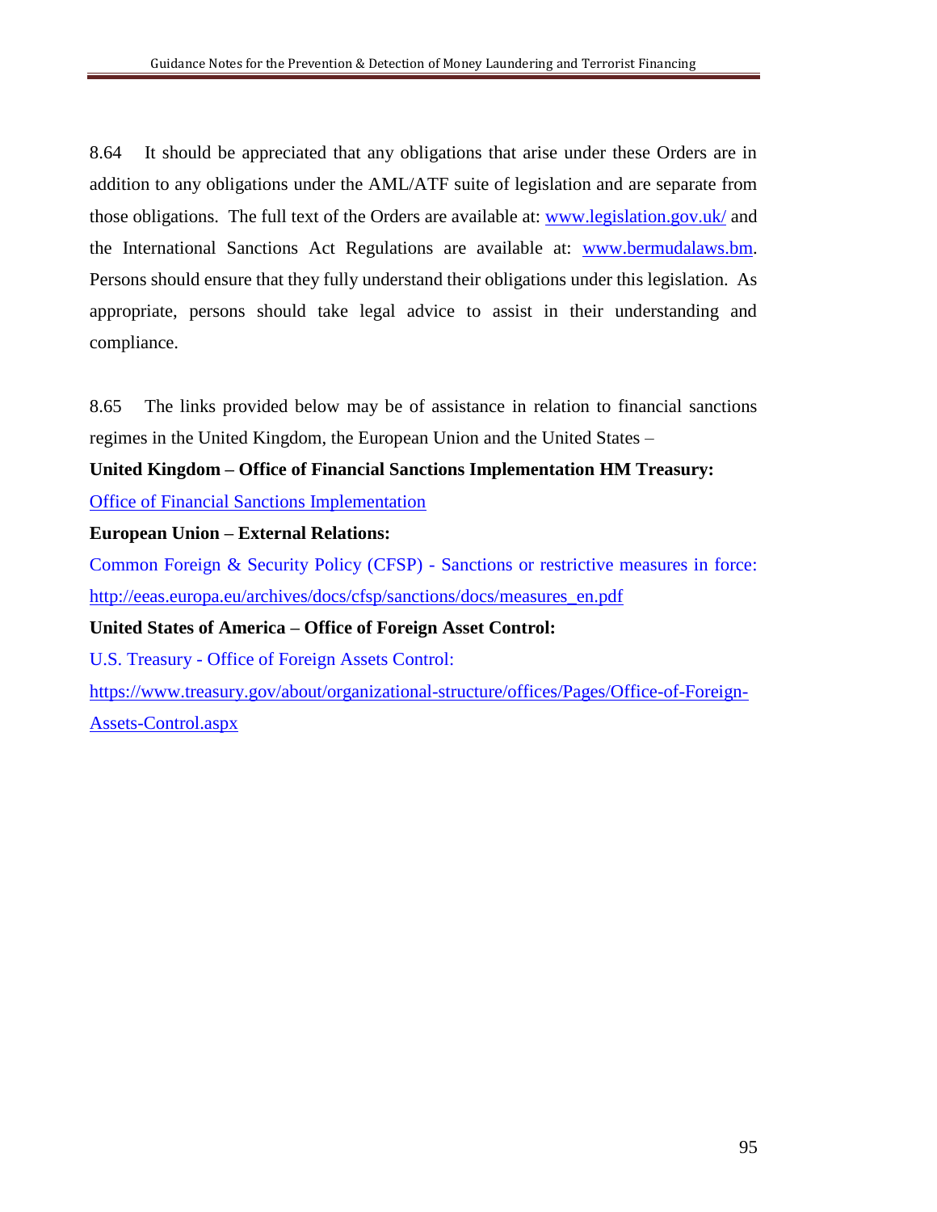8.64 It should be appreciated that any obligations that arise under these Orders are in addition to any obligations under the AML/ATF suite of legislation and are separate from those obligations. The full text of the Orders are available at: www.legislation.gov.uk/ and the International Sanctions Act Regulations are available at: www.bermudalaws.bm. Persons should ensure that they fully understand their obligations under this legislation. As appropriate, persons should take legal advice to assist in their understanding and compliance.

8.65 The links provided below may be of assistance in relation to financial sanctions regimes in the United Kingdom, the European Union and the United States –

**United Kingdom – Office of Financial Sanctions Implementation HM Treasury:**

Office of Financial Sanctions Implementation

**European Union – External Relations:**

Common Foreign & Security Policy (CFSP) - Sanctions or restrictive measures in force: http://eeas.europa.eu/archives/docs/cfsp/sanctions/docs/measures_en.pdf

**United States of America – Office of Foreign Asset Control:**

U.S. Treasury - Office of Foreign Assets Control:

https://www.treasury.gov/about/organizational-structure/offices/Pages/Office-of-Foreign-Assets-Control.aspx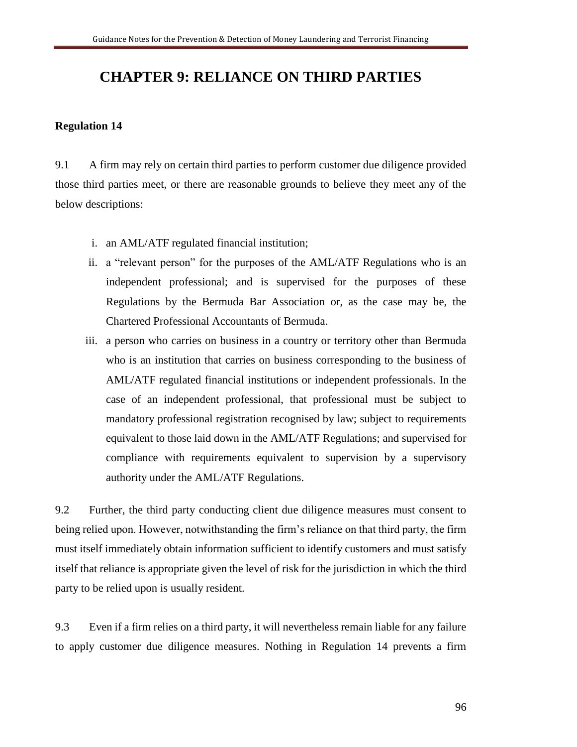# CHAPTER 9: RELIANCE ON THIRD PARTIES

**Regulation 14**

9.1 A firm may rely on certain third parties to perform customer due diligence provided those third parties meet, or there are reasonable grounds to believe they meet any of the below descriptions:

i. an AML/ATF regulated financial institution;

ii. a "relevant person" for the purposes of the AML/ATF Regulations who is an independent professional; and is supervised for the purposes of these Regulations by the Bermuda Bar Association or, as the case may be, the Chartered Professional Accountants of Bermuda.

iii. a person who carries on business in a country or territory other than Bermuda who is an institution that carries on business corresponding to the business of AML/ATF regulated financial institutions or independent professionals. In the case of an independent professional, that professional must be subject to mandatory professional registration recognised by law; subject to requirements equivalent to those laid down in the AML/ATF Regulations; and supervised for compliance with requirements equivalent to supervision by a supervisory authority under the AML/ATF Regulations.

9.2 Further, the third party conducting client due diligence measures must consent to being relied upon. However, notwithstanding the firm's reliance on that third party, the firm must itself immediately obtain information sufficient to identify customers and must satisfy itself that reliance is appropriate given the level of risk for the jurisdiction in which the third party to be relied upon is usually resident.

9.3 Even if a firm relies on a third party, it will nevertheless remain liable for any failure to apply customer due diligence measures. Nothing in Regulation 14 prevents a firm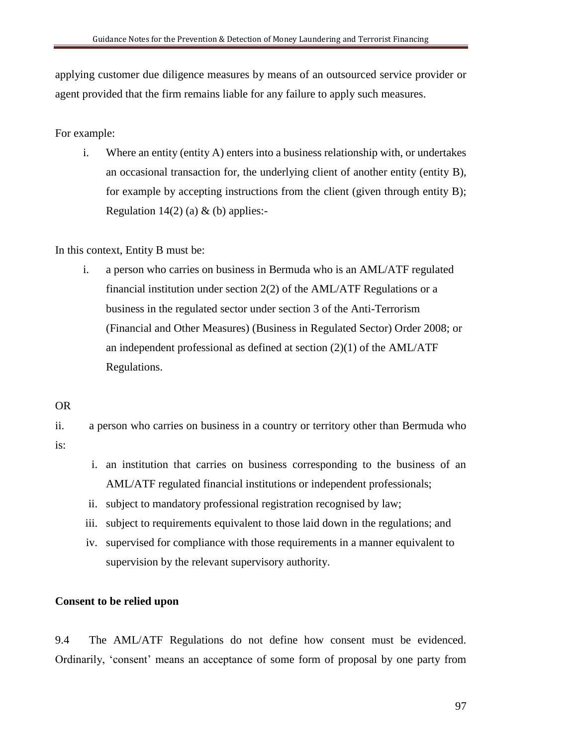applying customer due diligence measures by means of an outsourced service provider or agent provided that the firm remains liable for any failure to apply such measures.

For example:

i. Where an entity (entity A) enters into a business relationship with, or undertakes an occasional transaction for, the underlying client of another entity (entity B), for example by accepting instructions from the client (given through entity B); Regulation 14(2) (a) & (b) applies:-

In this context, Entity B must be:

i. a person who carries on business in Bermuda who is an AML/ATF regulated financial institution under section 2(2) of the AML/ATF Regulations or a business in the regulated sector under section 3 of the Anti-Terrorism (Financial and Other Measures) (Business in Regulated Sector) Order 2008; or an independent professional as defined at section (2)(1) of the AML/ATF Regulations.

OR

ii. a person who carries on business in a country or territory other than Bermuda who is:

   i. an institution that carries on business corresponding to the business of an AML/ATF regulated financial institutions or independent professionals;
   ii. subject to mandatory professional registration recognised by law;
   iii. subject to requirements equivalent to those laid down in the regulations; and
   iv. supervised for compliance with those requirements in a manner equivalent to supervision by the relevant supervisory authority.

**Consent to be relied upon**

9.4 The AML/ATF Regulations do not define how consent must be evidenced. Ordinarily, 'consent' means an acceptance of some form of proposal by one party from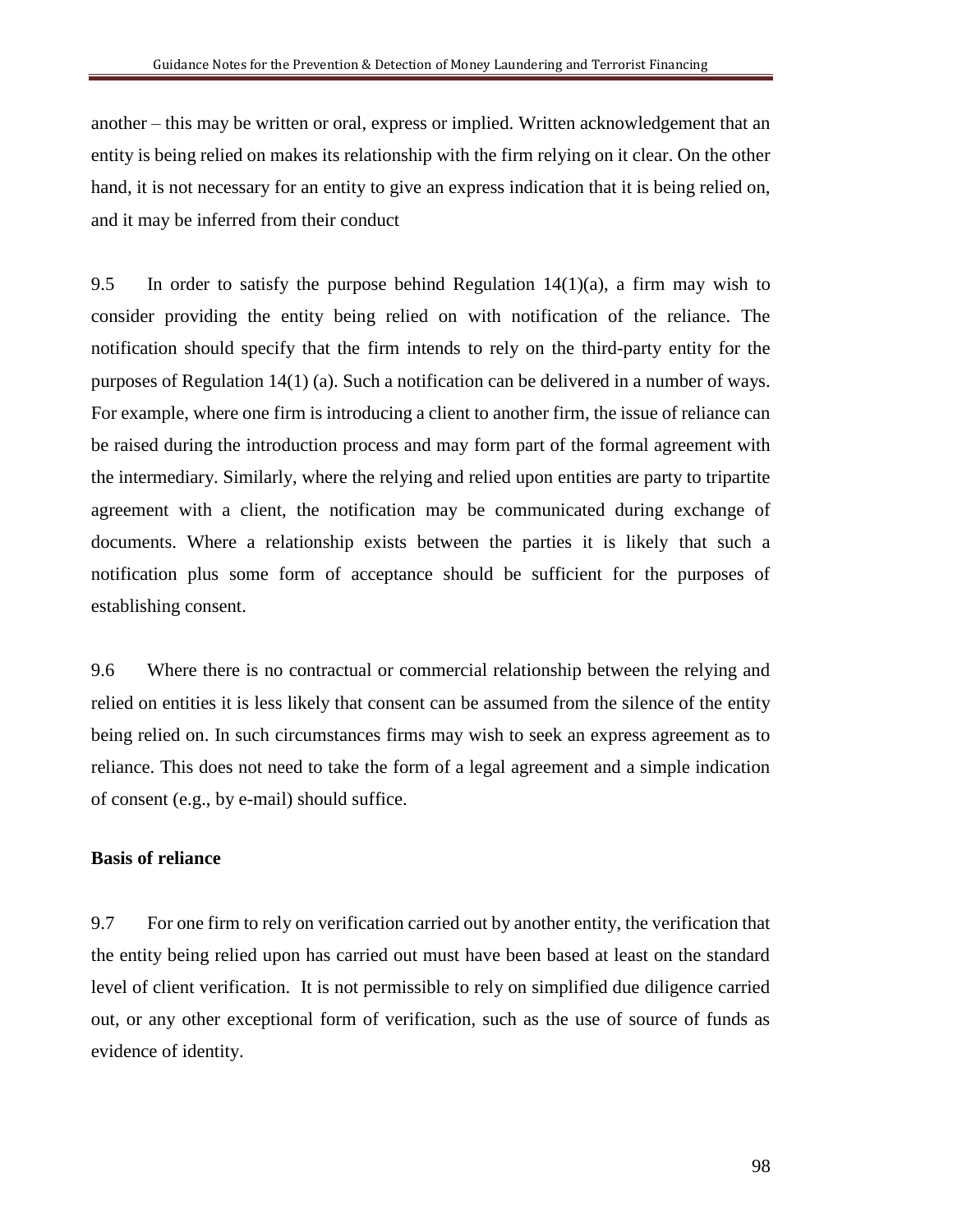another – this may be written or oral, express or implied. Written acknowledgement that an entity is being relied on makes its relationship with the firm relying on it clear. On the other hand, it is not necessary for an entity to give an express indication that it is being relied on, and it may be inferred from their conduct

9.5 In order to satisfy the purpose behind Regulation 14(1)(a), a firm may wish to consider providing the entity being relied on with notification of the reliance. The notification should specify that the firm intends to rely on the third-party entity for the purposes of Regulation 14(1) (a). Such a notification can be delivered in a number of ways. For example, where one firm is introducing a client to another firm, the issue of reliance can be raised during the introduction process and may form part of the formal agreement with the intermediary. Similarly, where the relying and relied upon entities are party to tripartite agreement with a client, the notification may be communicated during exchange of documents. Where a relationship exists between the parties it is likely that such a notification plus some form of acceptance should be sufficient for the purposes of establishing consent.

9.6 Where there is no contractual or commercial relationship between the relying and relied on entities it is less likely that consent can be assumed from the silence of the entity being relied on. In such circumstances firms may wish to seek an express agreement as to reliance. This does not need to take the form of a legal agreement and a simple indication of consent (e.g., by e-mail) should suffice.

**Basis of reliance**

9.7 For one firm to rely on verification carried out by another entity, the verification that the entity being relied upon has carried out must have been based at least on the standard level of client verification. It is not permissible to rely on simplified due diligence carried out, or any other exceptional form of verification, such as the use of source of funds as evidence of identity.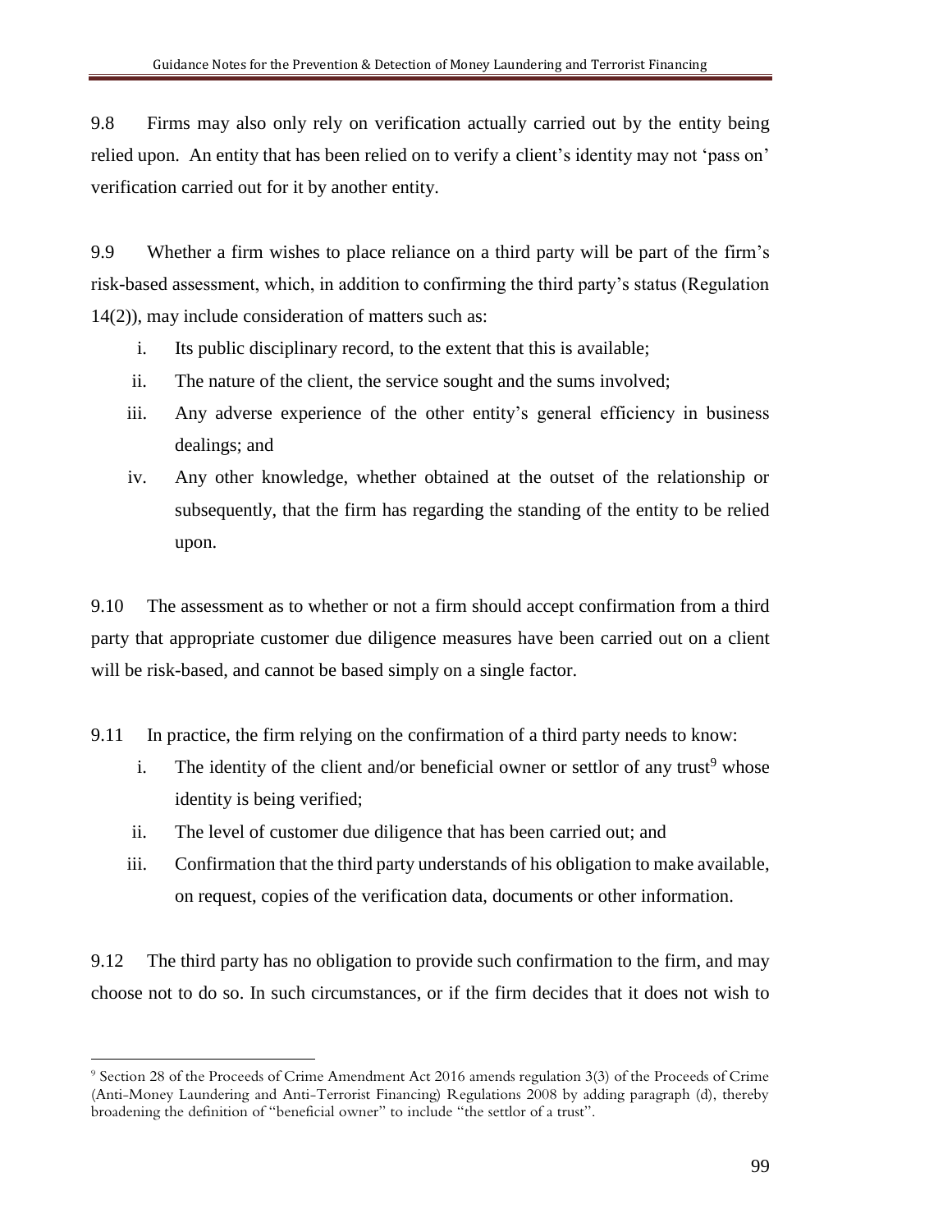9.8 Firms may also only rely on verification actually carried out by the entity being relied upon. An entity that has been relied on to verify a client's identity may not 'pass on' verification carried out for it by another entity.

9.9 Whether a firm wishes to place reliance on a third party will be part of the firm's risk-based assessment, which, in addition to confirming the third party's status (Regulation 14(2)), may include consideration of matters such as:

i. Its public disciplinary record, to the extent that this is available;
ii. The nature of the client, the service sought and the sums involved;
iii. Any adverse experience of the other entity's general efficiency in business dealings; and
iv. Any other knowledge, whether obtained at the outset of the relationship or subsequently, that the firm has regarding the standing of the entity to be relied upon.

9.10 The assessment as to whether or not a firm should accept confirmation from a third party that appropriate customer due diligence measures have been carried out on a client will be risk-based, and cannot be based simply on a single factor.

9.11 In practice, the firm relying on the confirmation of a third party needs to know:

i. The identity of the client and/or beneficial owner or settlor of any trust[9] whose identity is being verified;
ii. The level of customer due diligence that has been carried out; and
iii. Confirmation that the third party understands of his obligation to make available, on request, copies of the verification data, documents or other information.

9.12 The third party has no obligation to provide such confirmation to the firm, and may choose not to do so. In such circumstances, or if the firm decides that it does not wish to

---

[9] Section 28 of the Proceeds of Crime Amendment Act 2016 amends regulation 3(3) of the Proceeds of Crime (Anti-Money Laundering and Anti-Terrorist Financing) Regulations 2008 by adding paragraph (d), thereby broadening the definition of "beneficial owner" to include "the settlor of a trust".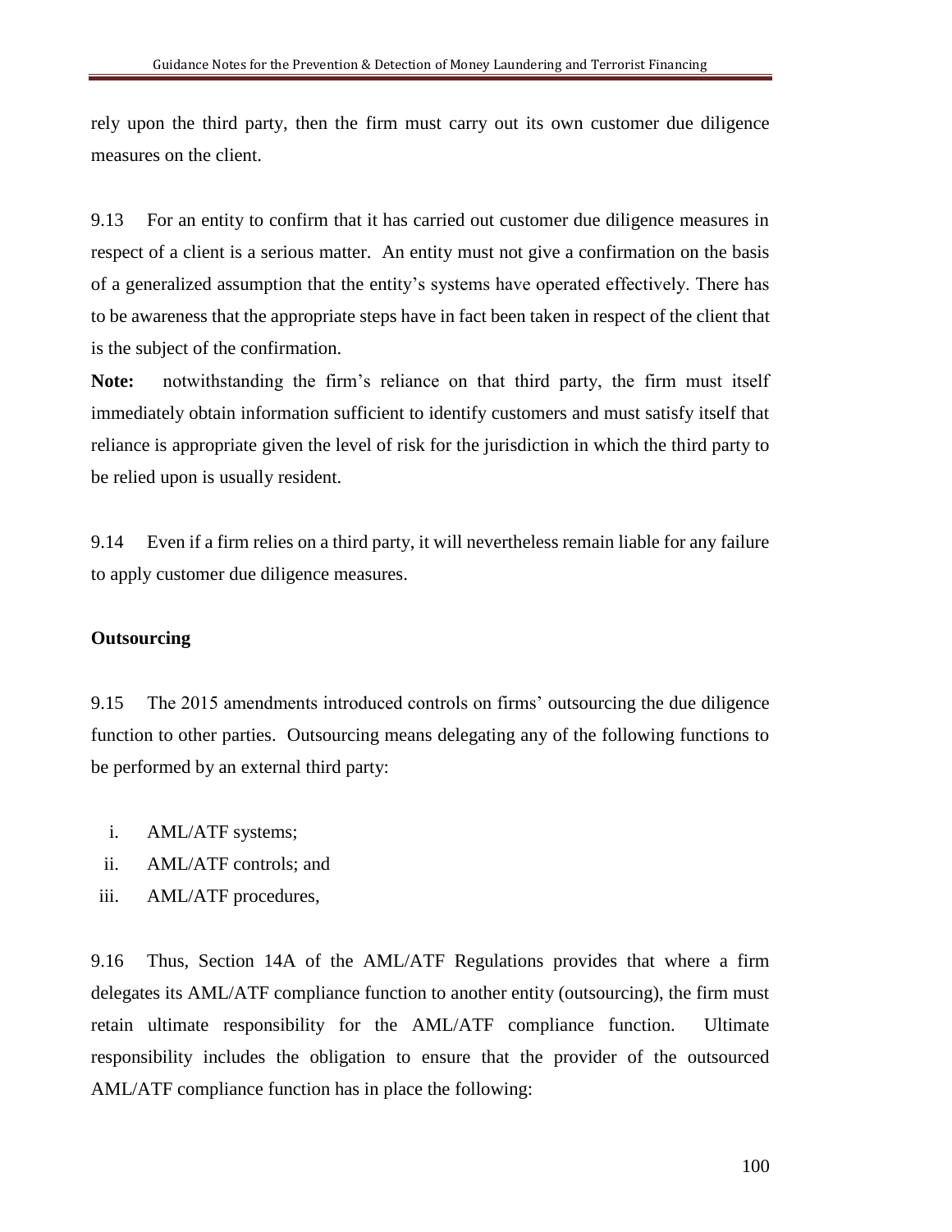rely upon the third party, then the firm must carry out its own customer due diligence measures on the client.

9.13 For an entity to confirm that it has carried out customer due diligence measures in respect of a client is a serious matter. An entity must not give a confirmation on the basis of a generalized assumption that the entity's systems have operated effectively. There has to be awareness that the appropriate steps have in fact been taken in respect of the client that is the subject of the confirmation.

**Note:** notwithstanding the firm's reliance on that third party, the firm must itself immediately obtain information sufficient to identify customers and must satisfy itself that reliance is appropriate given the level of risk for the jurisdiction in which the third party to be relied upon is usually resident.

9.14 Even if a firm relies on a third party, it will nevertheless remain liable for any failure to apply customer due diligence measures.

**Outsourcing**

9.15 The 2015 amendments introduced controls on firms' outsourcing the due diligence function to other parties. Outsourcing means delegating any of the following functions to be performed by an external third party:

i. AML/ATF systems;
ii. AML/ATF controls; and
iii. AML/ATF procedures,

9.16 Thus, Section 14A of the AML/ATF Regulations provides that where a firm delegates its AML/ATF compliance function to another entity (outsourcing), the firm must retain ultimate responsibility for the AML/ATF compliance function. Ultimate responsibility includes the obligation to ensure that the provider of the outsourced AML/ATF compliance function has in place the following: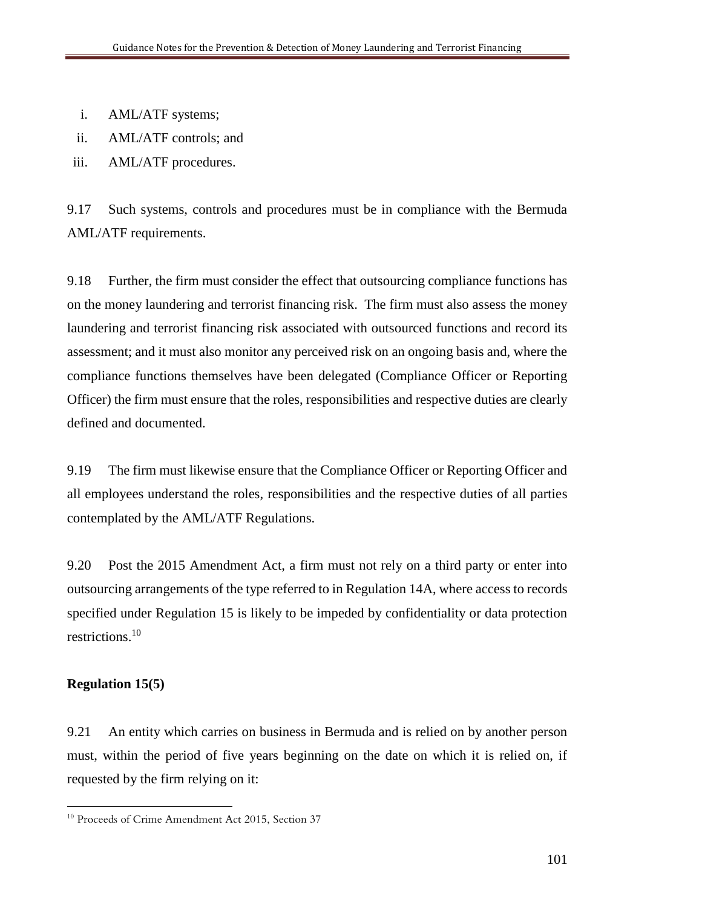i. AML/ATF systems;
ii. AML/ATF controls; and
iii. AML/ATF procedures.

9.17 Such systems, controls and procedures must be in compliance with the Bermuda AML/ATF requirements.

9.18 Further, the firm must consider the effect that outsourcing compliance functions has on the money laundering and terrorist financing risk. The firm must also assess the money laundering and terrorist financing risk associated with outsourced functions and record its assessment; and it must also monitor any perceived risk on an ongoing basis and, where the compliance functions themselves have been delegated (Compliance Officer or Reporting Officer) the firm must ensure that the roles, responsibilities and respective duties are clearly defined and documented.

9.19 The firm must likewise ensure that the Compliance Officer or Reporting Officer and all employees understand the roles, responsibilities and the respective duties of all parties contemplated by the AML/ATF Regulations.

9.20 Post the 2015 Amendment Act, a firm must not rely on a third party or enter into outsourcing arrangements of the type referred to in Regulation 14A, where access to records specified under Regulation 15 is likely to be impeded by confidentiality or data protection restrictions.[10]

**Regulation 15(5)**

9.21 An entity which carries on business in Bermuda and is relied on by another person must, within the period of five years beginning on the date on which it is relied on, if requested by the firm relying on it:

[10] Proceeds of Crime Amendment Act 2015, Section 37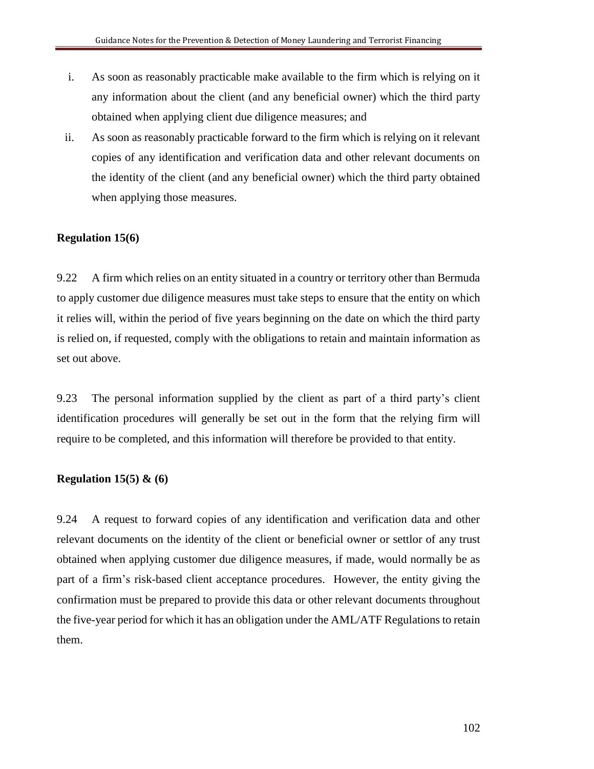i. As soon as reasonably practicable make available to the firm which is relying on it any information about the client (and any beneficial owner) which the third party obtained when applying client due diligence measures; and

ii. As soon as reasonably practicable forward to the firm which is relying on it relevant copies of any identification and verification data and other relevant documents on the identity of the client (and any beneficial owner) which the third party obtained when applying those measures.

**Regulation 15(6)**

9.22 A firm which relies on an entity situated in a country or territory other than Bermuda to apply customer due diligence measures must take steps to ensure that the entity on which it relies will, within the period of five years beginning on the date on which the third party is relied on, if requested, comply with the obligations to retain and maintain information as set out above.

9.23 The personal information supplied by the client as part of a third party's client identification procedures will generally be set out in the form that the relying firm will require to be completed, and this information will therefore be provided to that entity.

**Regulation 15(5) & (6)**

9.24 A request to forward copies of any identification and verification data and other relevant documents on the identity of the client or beneficial owner or settlor of any trust obtained when applying customer due diligence measures, if made, would normally be as part of a firm's risk-based client acceptance procedures. However, the entity giving the confirmation must be prepared to provide this data or other relevant documents throughout the five-year period for which it has an obligation under the AML/ATF Regulations to retain them.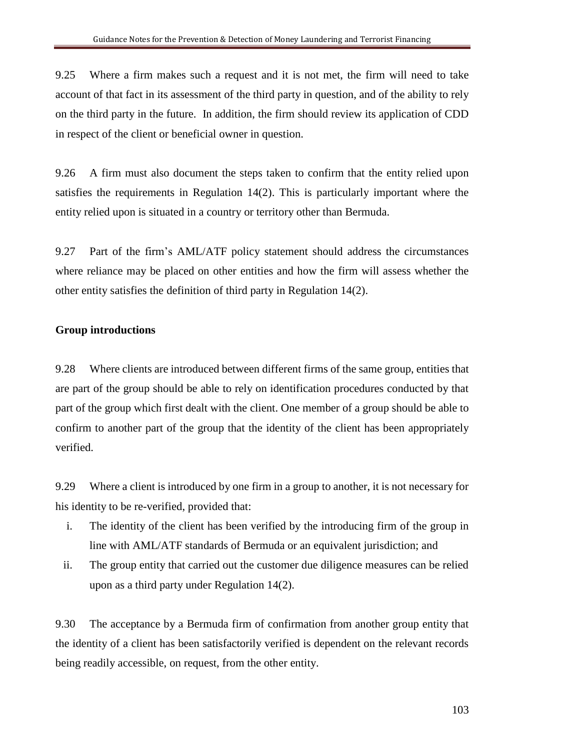9.25 Where a firm makes such a request and it is not met, the firm will need to take account of that fact in its assessment of the third party in question, and of the ability to rely on the third party in the future. In addition, the firm should review its application of CDD in respect of the client or beneficial owner in question.

9.26 A firm must also document the steps taken to confirm that the entity relied upon satisfies the requirements in Regulation 14(2). This is particularly important where the entity relied upon is situated in a country or territory other than Bermuda.

9.27 Part of the firm's AML/ATF policy statement should address the circumstances where reliance may be placed on other entities and how the firm will assess whether the other entity satisfies the definition of third party in Regulation 14(2).

**Group introductions**

9.28 Where clients are introduced between different firms of the same group, entities that are part of the group should be able to rely on identification procedures conducted by that part of the group which first dealt with the client. One member of a group should be able to confirm to another part of the group that the identity of the client has been appropriately verified.

9.29 Where a client is introduced by one firm in a group to another, it is not necessary for his identity to be re-verified, provided that:

i. The identity of the client has been verified by the introducing firm of the group in line with AML/ATF standards of Bermuda or an equivalent jurisdiction; and
ii. The group entity that carried out the customer due diligence measures can be relied upon as a third party under Regulation 14(2).

9.30 The acceptance by a Bermuda firm of confirmation from another group entity that the identity of a client has been satisfactorily verified is dependent on the relevant records being readily accessible, on request, from the other entity.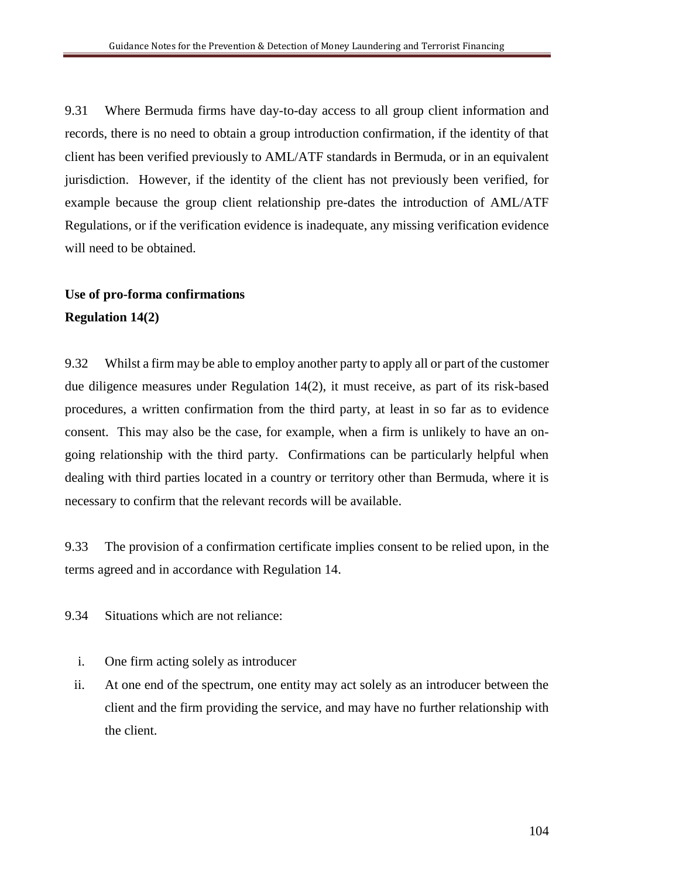9.31 Where Bermuda firms have day-to-day access to all group client information and records, there is no need to obtain a group introduction confirmation, if the identity of that client has been verified previously to AML/ATF standards in Bermuda, or in an equivalent jurisdiction. However, if the identity of the client has not previously been verified, for example because the group client relationship pre-dates the introduction of AML/ATF Regulations, or if the verification evidence is inadequate, any missing verification evidence will need to be obtained.

**Use of pro-forma confirmations**

**Regulation 14(2)**

9.32 Whilst a firm may be able to employ another party to apply all or part of the customer due diligence measures under Regulation 14(2), it must receive, as part of its risk-based procedures, a written confirmation from the third party, at least in so far as to evidence consent. This may also be the case, for example, when a firm is unlikely to have an on-going relationship with the third party. Confirmations can be particularly helpful when dealing with third parties located in a country or territory other than Bermuda, where it is necessary to confirm that the relevant records will be available.

9.33 The provision of a confirmation certificate implies consent to be relied upon, in the terms agreed and in accordance with Regulation 14.

9.34 Situations which are not reliance:

i. One firm acting solely as introducer

ii. At one end of the spectrum, one entity may act solely as an introducer between the client and the firm providing the service, and may have no further relationship with the client.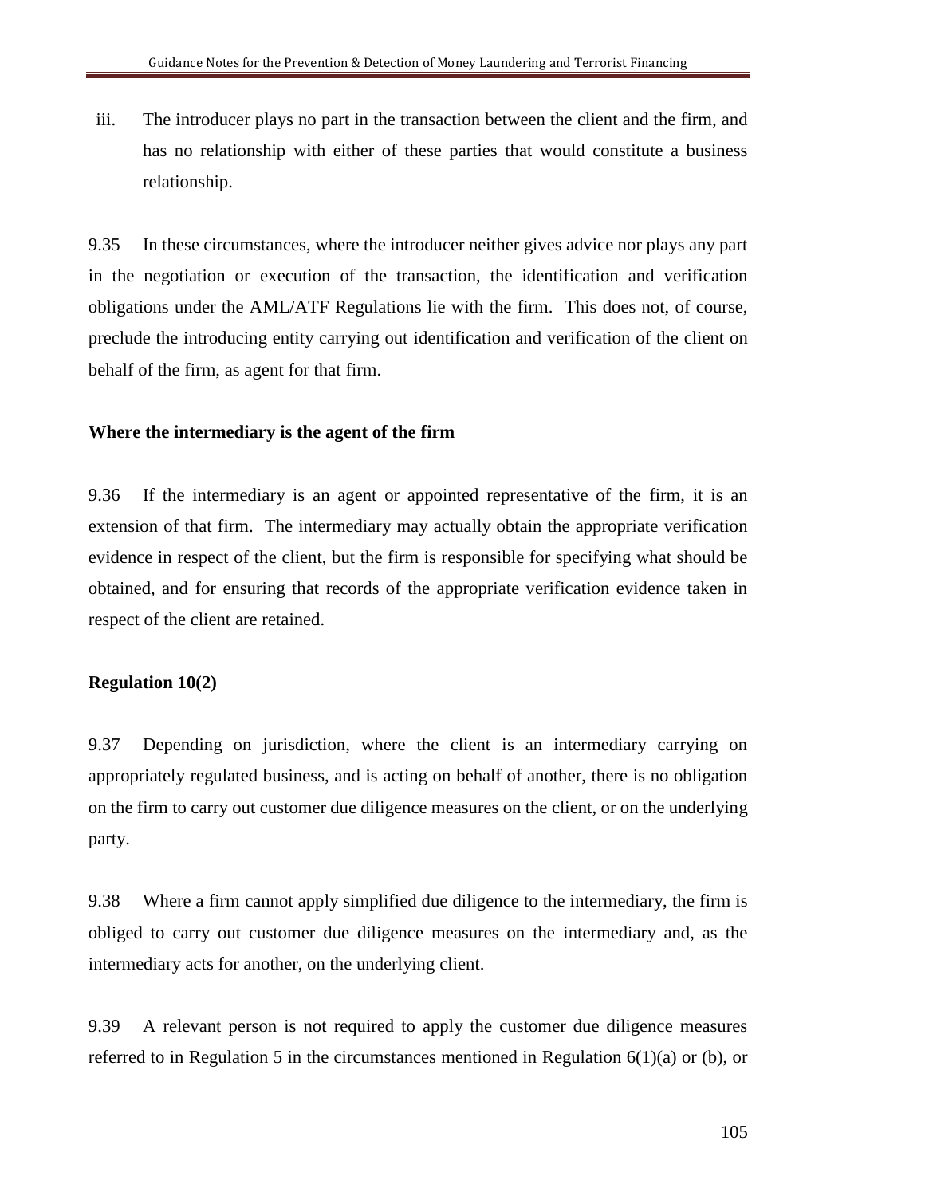iii. The introducer plays no part in the transaction between the client and the firm, and has no relationship with either of these parties that would constitute a business relationship.

9.35 In these circumstances, where the introducer neither gives advice nor plays any part in the negotiation or execution of the transaction, the identification and verification obligations under the AML/ATF Regulations lie with the firm. This does not, of course, preclude the introducing entity carrying out identification and verification of the client on behalf of the firm, as agent for that firm.

**Where the intermediary is the agent of the firm**

9.36 If the intermediary is an agent or appointed representative of the firm, it is an extension of that firm. The intermediary may actually obtain the appropriate verification evidence in respect of the client, but the firm is responsible for specifying what should be obtained, and for ensuring that records of the appropriate verification evidence taken in respect of the client are retained.

**Regulation 10(2)**

9.37 Depending on jurisdiction, where the client is an intermediary carrying on appropriately regulated business, and is acting on behalf of another, there is no obligation on the firm to carry out customer due diligence measures on the client, or on the underlying party.

9.38 Where a firm cannot apply simplified due diligence to the intermediary, the firm is obliged to carry out customer due diligence measures on the intermediary and, as the intermediary acts for another, on the underlying client.

9.39 A relevant person is not required to apply the customer due diligence measures referred to in Regulation 5 in the circumstances mentioned in Regulation 6(1)(a) or (b), or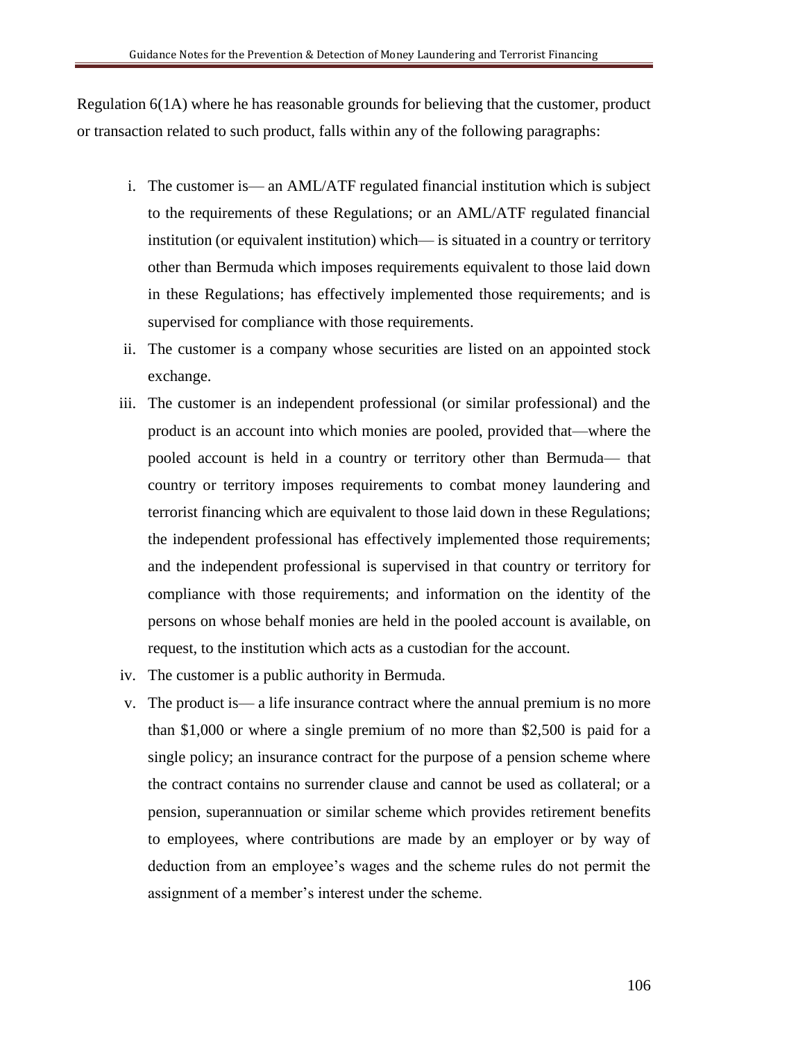Regulation 6(1A) where he has reasonable grounds for believing that the customer, product or transaction related to such product, falls within any of the following paragraphs:

i. The customer is— an AML/ATF regulated financial institution which is subject to the requirements of these Regulations; or an AML/ATF regulated financial institution (or equivalent institution) which— is situated in a country or territory other than Bermuda which imposes requirements equivalent to those laid down in these Regulations; has effectively implemented those requirements; and is supervised for compliance with those requirements.
ii. The customer is a company whose securities are listed on an appointed stock exchange.
iii. The customer is an independent professional (or similar professional) and the product is an account into which monies are pooled, provided that—where the pooled account is held in a country or territory other than Bermuda— that country or territory imposes requirements to combat money laundering and terrorist financing which are equivalent to those laid down in these Regulations; the independent professional has effectively implemented those requirements; and the independent professional is supervised in that country or territory for compliance with those requirements; and information on the identity of the persons on whose behalf monies are held in the pooled account is available, on request, to the institution which acts as a custodian for the account.
iv. The customer is a public authority in Bermuda.
v. The product is— a life insurance contract where the annual premium is no more than \$1,000 or where a single premium of no more than \$2,500 is paid for a single policy; an insurance contract for the purpose of a pension scheme where the contract contains no surrender clause and cannot be used as collateral; or a pension, superannuation or similar scheme which provides retirement benefits to employees, where contributions are made by an employer or by way of deduction from an employee's wages and the scheme rules do not permit the assignment of a member's interest under the scheme.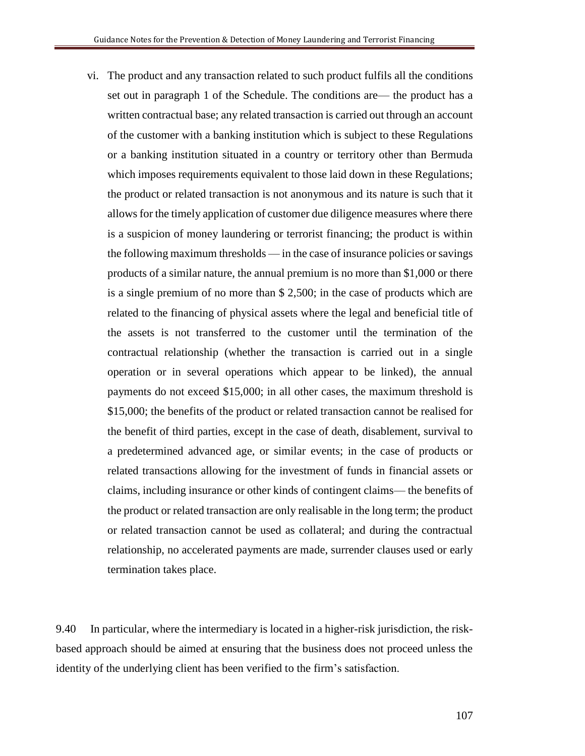vi. The product and any transaction related to such product fulfils all the conditions set out in paragraph 1 of the Schedule. The conditions are— the product has a written contractual base; any related transaction is carried out through an account of the customer with a banking institution which is subject to these Regulations or a banking institution situated in a country or territory other than Bermuda which imposes requirements equivalent to those laid down in these Regulations; the product or related transaction is not anonymous and its nature is such that it allows for the timely application of customer due diligence measures where there is a suspicion of money laundering or terrorist financing; the product is within the following maximum thresholds — in the case of insurance policies or savings products of a similar nature, the annual premium is no more than $1,000 or there is a single premium of no more than $ 2,500; in the case of products which are related to the financing of physical assets where the legal and beneficial title of the assets is not transferred to the customer until the termination of the contractual relationship (whether the transaction is carried out in a single operation or in several operations which appear to be linked), the annual payments do not exceed $15,000; in all other cases, the maximum threshold is $15,000; the benefits of the product or related transaction cannot be realised for the benefit of third parties, except in the case of death, disablement, survival to a predetermined advanced age, or similar events; in the case of products or related transactions allowing for the investment of funds in financial assets or claims, including insurance or other kinds of contingent claims— the benefits of the product or related transaction are only realisable in the long term; the product or related transaction cannot be used as collateral; and during the contractual relationship, no accelerated payments are made, surrender clauses used or early termination takes place.

9.40 In particular, where the intermediary is located in a higher-risk jurisdiction, the risk-based approach should be aimed at ensuring that the business does not proceed unless the identity of the underlying client has been verified to the firm's satisfaction.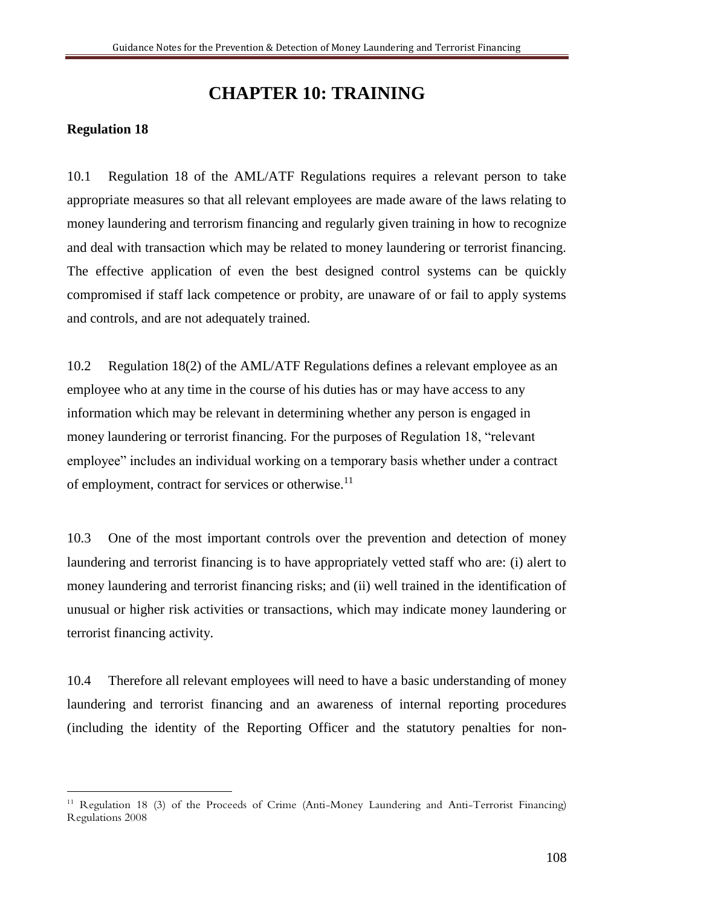# CHAPTER 10: TRAINING

**Regulation 18**

10.1 Regulation 18 of the AML/ATF Regulations requires a relevant person to take appropriate measures so that all relevant employees are made aware of the laws relating to money laundering and terrorism financing and regularly given training in how to recognize and deal with transaction which may be related to money laundering or terrorist financing. The effective application of even the best designed control systems can be quickly compromised if staff lack competence or probity, are unaware of or fail to apply systems and controls, and are not adequately trained.

10.2 Regulation 18(2) of the AML/ATF Regulations defines a relevant employee as an employee who at any time in the course of his duties has or may have access to any information which may be relevant in determining whether any person is engaged in money laundering or terrorist financing. For the purposes of Regulation 18, "relevant employee" includes an individual working on a temporary basis whether under a contract of employment, contract for services or otherwise.[11]

10.3 One of the most important controls over the prevention and detection of money laundering and terrorist financing is to have appropriately vetted staff who are: (i) alert to money laundering and terrorist financing risks; and (ii) well trained in the identification of unusual or higher risk activities or transactions, which may indicate money laundering or terrorist financing activity.

10.4 Therefore all relevant employees will need to have a basic understanding of money laundering and terrorist financing and an awareness of internal reporting procedures (including the identity of the Reporting Officer and the statutory penalties for non-

[11] Regulation 18 (3) of the Proceeds of Crime (Anti-Money Laundering and Anti-Terrorist Financing) Regulations 2008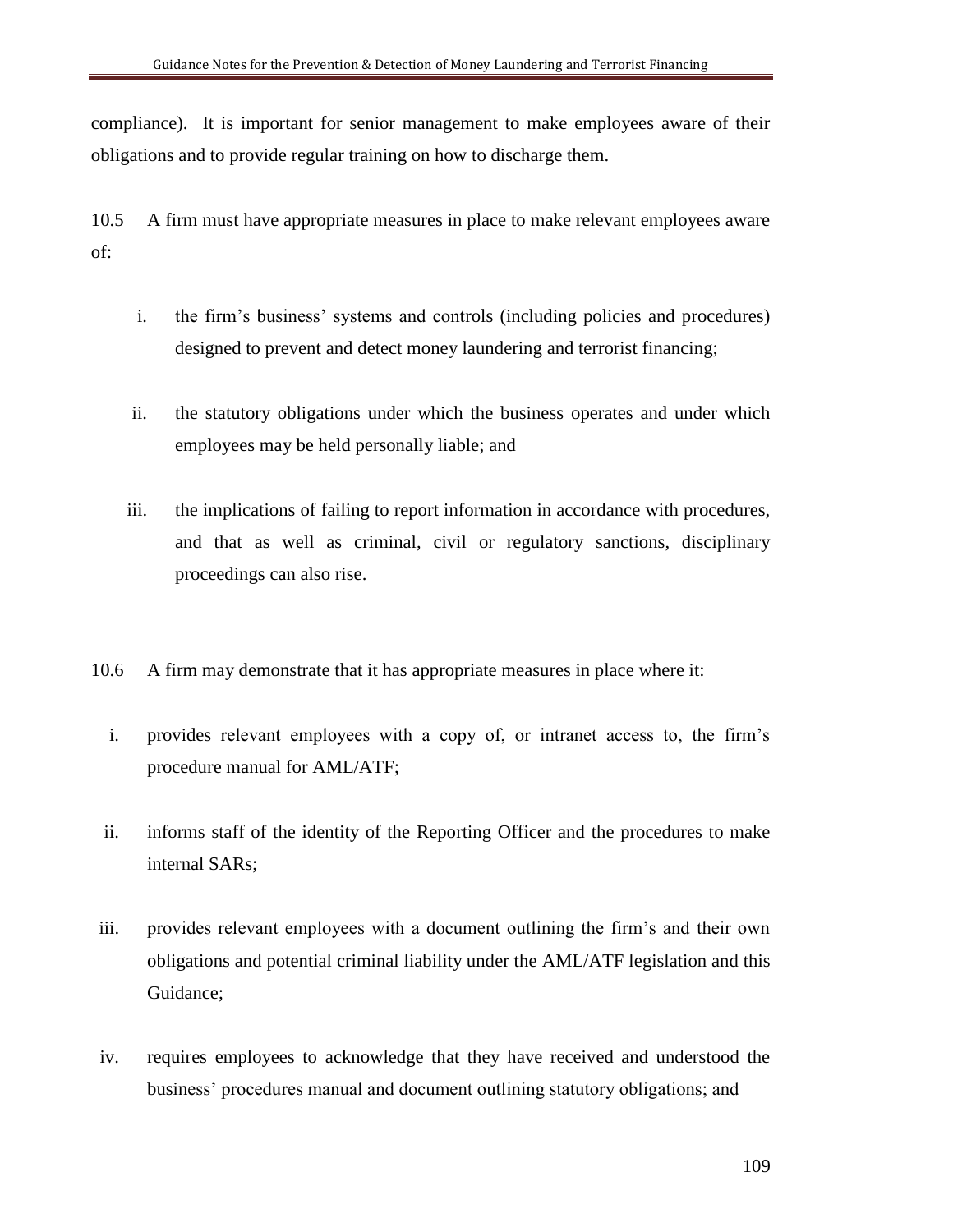compliance). It is important for senior management to make employees aware of their obligations and to provide regular training on how to discharge them.

10.5 A firm must have appropriate measures in place to make relevant employees aware of:

i. the firm's business' systems and controls (including policies and procedures) designed to prevent and detect money laundering and terrorist financing;

ii. the statutory obligations under which the business operates and under which employees may be held personally liable; and

iii. the implications of failing to report information in accordance with procedures, and that as well as criminal, civil or regulatory sanctions, disciplinary proceedings can also rise.

10.6 A firm may demonstrate that it has appropriate measures in place where it:

i. provides relevant employees with a copy of, or intranet access to, the firm's procedure manual for AML/ATF;

ii. informs staff of the identity of the Reporting Officer and the procedures to make internal SARs;

iii. provides relevant employees with a document outlining the firm's and their own obligations and potential criminal liability under the AML/ATF legislation and this Guidance;

iv. requires employees to acknowledge that they have received and understood the business' procedures manual and document outlining statutory obligations; and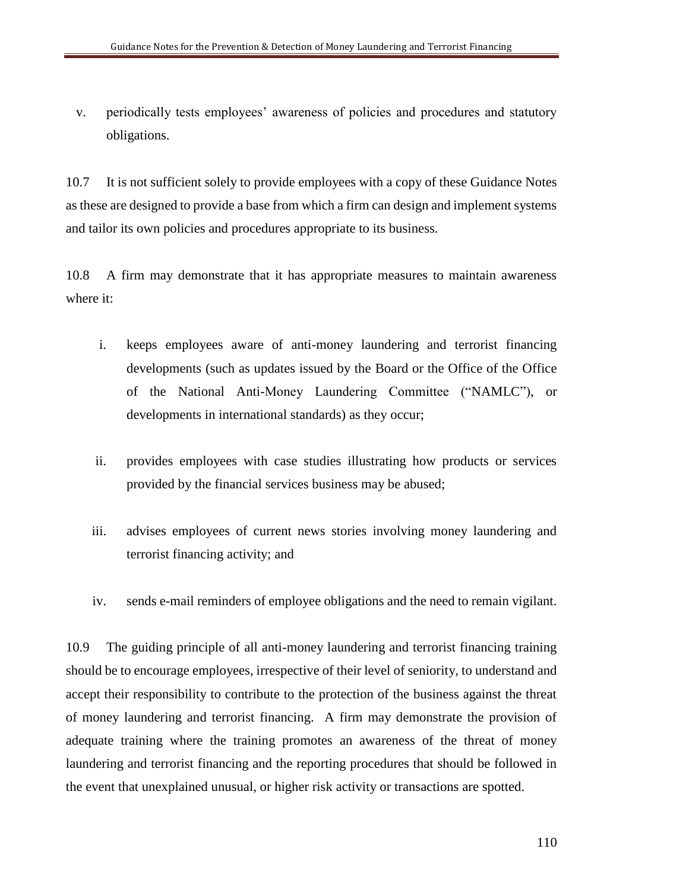v. periodically tests employees' awareness of policies and procedures and statutory obligations.

10.7 It is not sufficient solely to provide employees with a copy of these Guidance Notes as these are designed to provide a base from which a firm can design and implement systems and tailor its own policies and procedures appropriate to its business.

10.8 A firm may demonstrate that it has appropriate measures to maintain awareness where it:

i. keeps employees aware of anti-money laundering and terrorist financing developments (such as updates issued by the Board or the Office of the Office of the National Anti-Money Laundering Committee ("NAMLC"), or developments in international standards) as they occur;

ii. provides employees with case studies illustrating how products or services provided by the financial services business may be abused;

iii. advises employees of current news stories involving money laundering and terrorist financing activity; and

iv. sends e-mail reminders of employee obligations and the need to remain vigilant.

10.9 The guiding principle of all anti-money laundering and terrorist financing training should be to encourage employees, irrespective of their level of seniority, to understand and accept their responsibility to contribute to the protection of the business against the threat of money laundering and terrorist financing. A firm may demonstrate the provision of adequate training where the training promotes an awareness of the threat of money laundering and terrorist financing and the reporting procedures that should be followed in the event that unexplained unusual, or higher risk activity or transactions are spotted.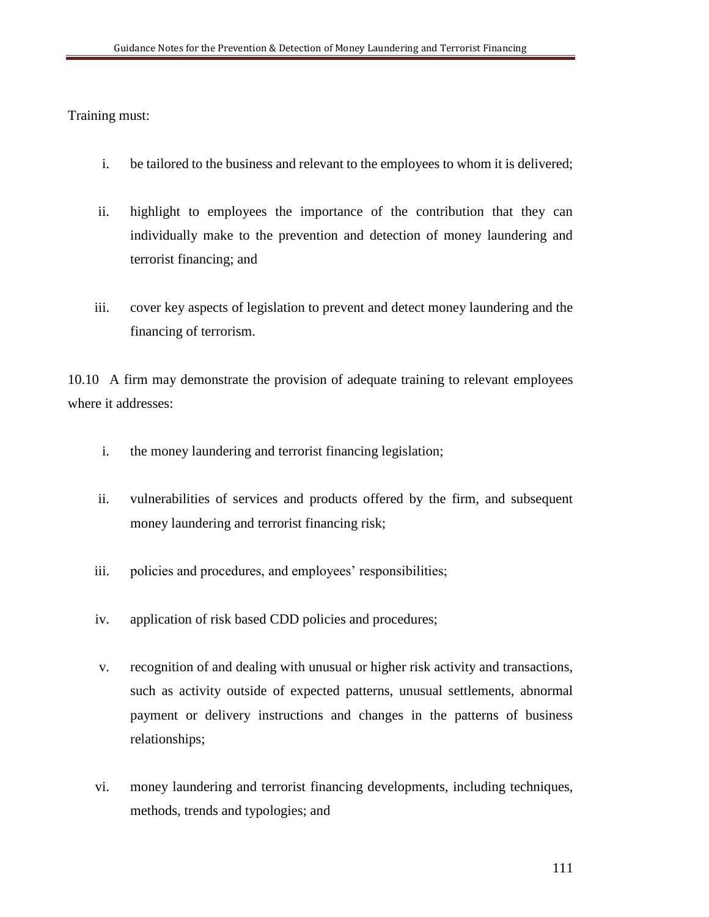Training must:

i. be tailored to the business and relevant to the employees to whom it is delivered;

ii. highlight to employees the importance of the contribution that they can individually make to the prevention and detection of money laundering and terrorist financing; and

iii. cover key aspects of legislation to prevent and detect money laundering and the financing of terrorism.

10.10 A firm may demonstrate the provision of adequate training to relevant employees where it addresses:

i. the money laundering and terrorist financing legislation;

ii. vulnerabilities of services and products offered by the firm, and subsequent money laundering and terrorist financing risk;

iii. policies and procedures, and employees' responsibilities;

iv. application of risk based CDD policies and procedures;

v. recognition of and dealing with unusual or higher risk activity and transactions, such as activity outside of expected patterns, unusual settlements, abnormal payment or delivery instructions and changes in the patterns of business relationships;

vi. money laundering and terrorist financing developments, including techniques, methods, trends and typologies; and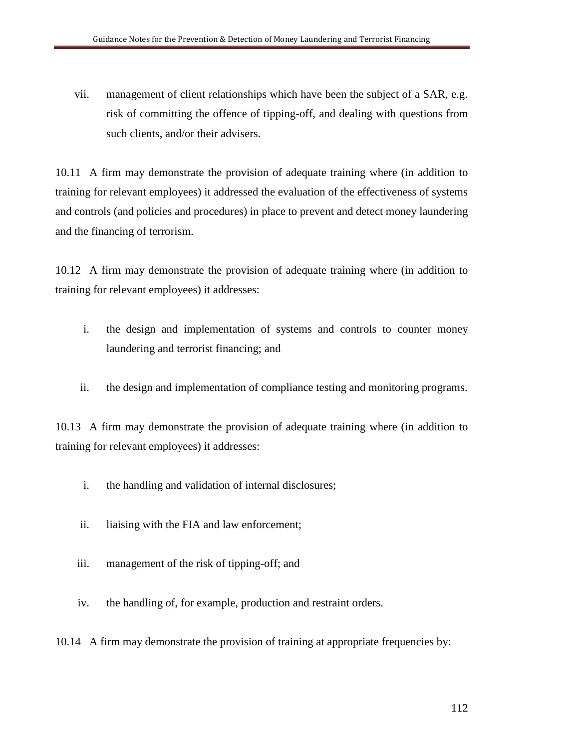vii. management of client relationships which have been the subject of a SAR, e.g. risk of committing the offence of tipping-off, and dealing with questions from such clients, and/or their advisers.

10.11 A firm may demonstrate the provision of adequate training where (in addition to training for relevant employees) it addressed the evaluation of the effectiveness of systems and controls (and policies and procedures) in place to prevent and detect money laundering and the financing of terrorism.

10.12 A firm may demonstrate the provision of adequate training where (in addition to training for relevant employees) it addresses:

i. the design and implementation of systems and controls to counter money laundering and terrorist financing; and

ii. the design and implementation of compliance testing and monitoring programs.

10.13 A firm may demonstrate the provision of adequate training where (in addition to training for relevant employees) it addresses:

i. the handling and validation of internal disclosures;

ii. liaising with the FIA and law enforcement;

iii. management of the risk of tipping-off; and

iv. the handling of, for example, production and restraint orders.

10.14 A firm may demonstrate the provision of training at appropriate frequencies by: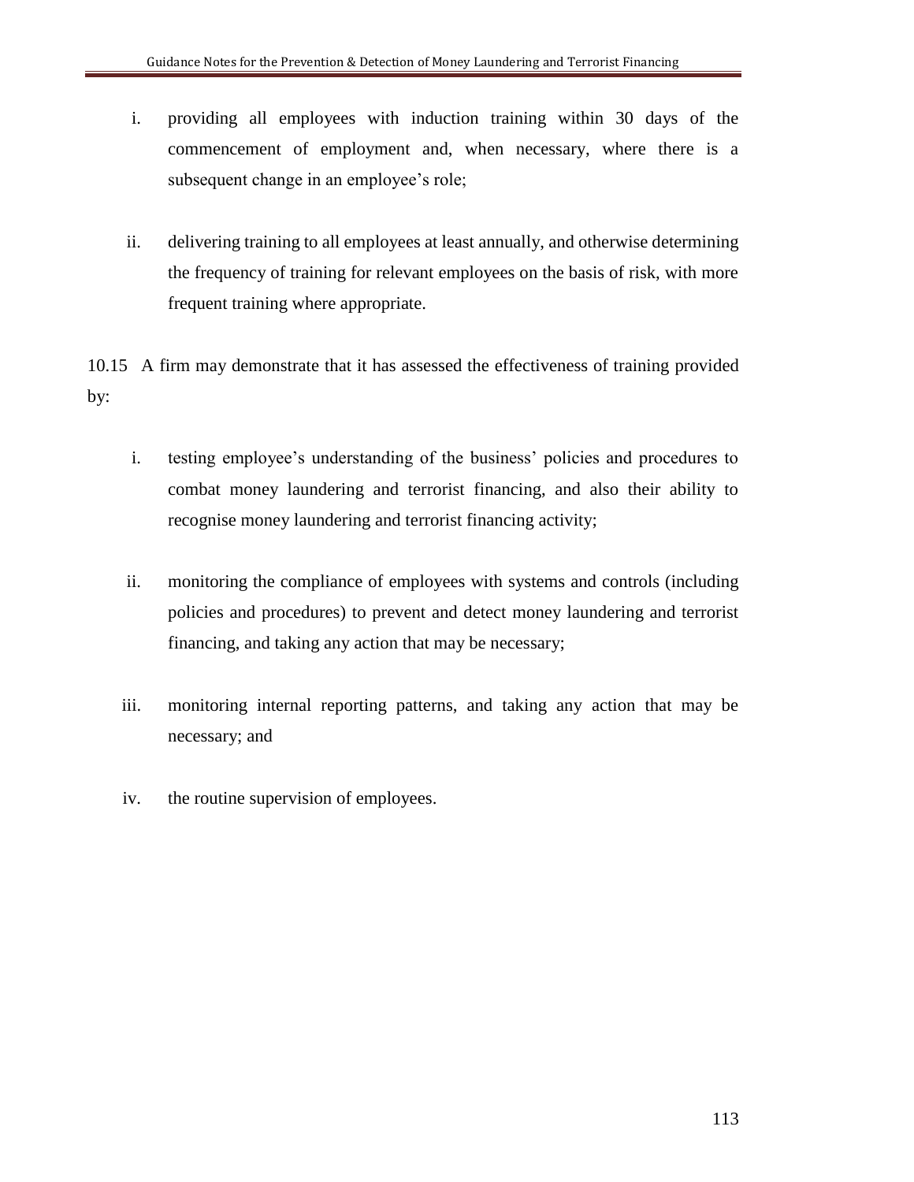i. providing all employees with induction training within 30 days of the commencement of employment and, when necessary, where there is a subsequent change in an employee's role;

ii. delivering training to all employees at least annually, and otherwise determining the frequency of training for relevant employees on the basis of risk, with more frequent training where appropriate.

10.15 A firm may demonstrate that it has assessed the effectiveness of training provided by:

i. testing employee's understanding of the business' policies and procedures to combat money laundering and terrorist financing, and also their ability to recognise money laundering and terrorist financing activity;

ii. monitoring the compliance of employees with systems and controls (including policies and procedures) to prevent and detect money laundering and terrorist financing, and taking any action that may be necessary;

iii. monitoring internal reporting patterns, and taking any action that may be necessary; and

iv. the routine supervision of employees.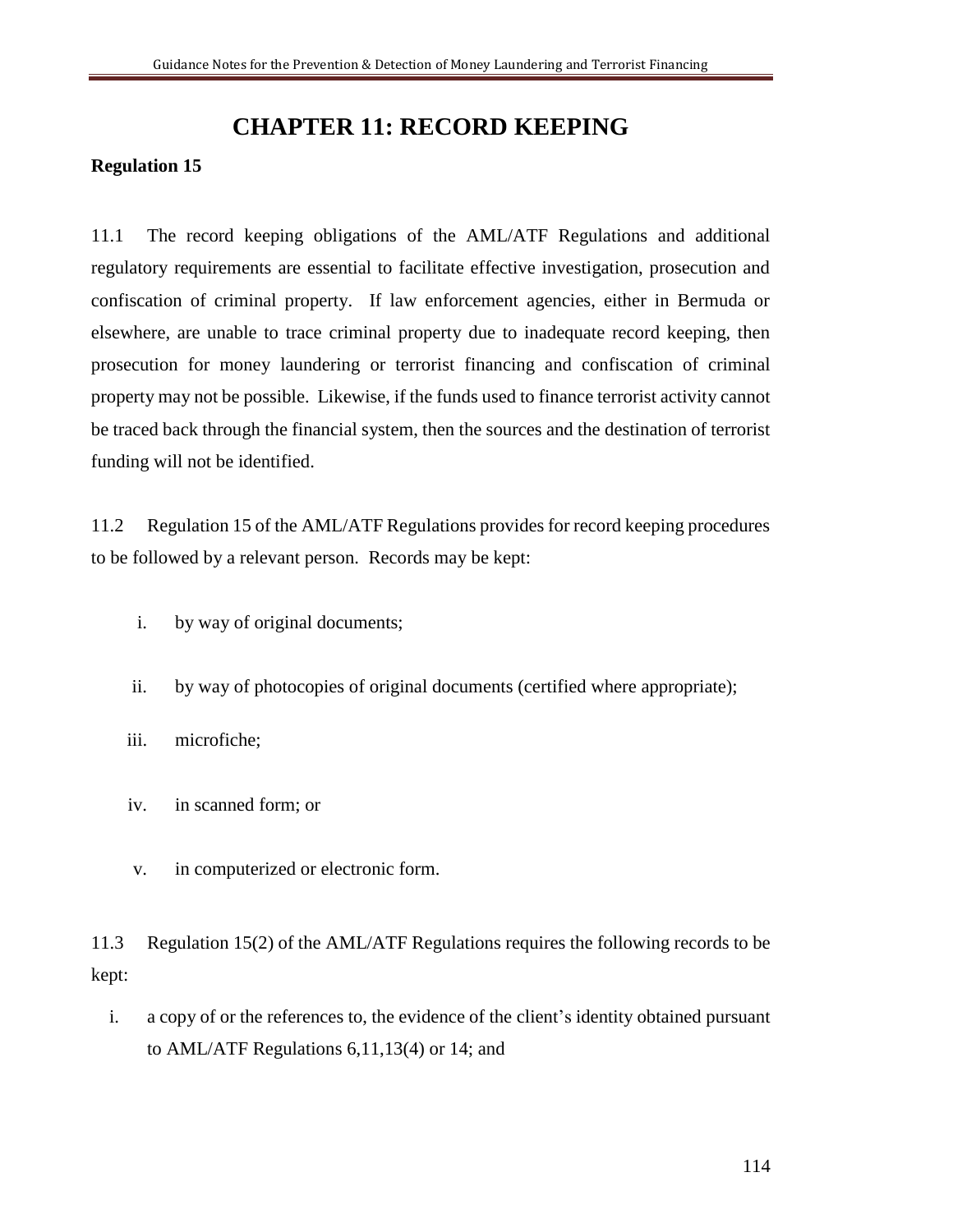# CHAPTER 11: RECORD KEEPING

**Regulation 15**

11.1 The record keeping obligations of the AML/ATF Regulations and additional regulatory requirements are essential to facilitate effective investigation, prosecution and confiscation of criminal property. If law enforcement agencies, either in Bermuda or elsewhere, are unable to trace criminal property due to inadequate record keeping, then prosecution for money laundering or terrorist financing and confiscation of criminal property may not be possible. Likewise, if the funds used to finance terrorist activity cannot be traced back through the financial system, then the sources and the destination of terrorist funding will not be identified.

11.2 Regulation 15 of the AML/ATF Regulations provides for record keeping procedures to be followed by a relevant person. Records may be kept:

i. by way of original documents;

ii. by way of photocopies of original documents (certified where appropriate);

iii. microfiche;

iv. in scanned form; or

v. in computerized or electronic form.

11.3 Regulation 15(2) of the AML/ATF Regulations requires the following records to be kept:

i. a copy of or the references to, the evidence of the client's identity obtained pursuant to AML/ATF Regulations 6,11,13(4) or 14; and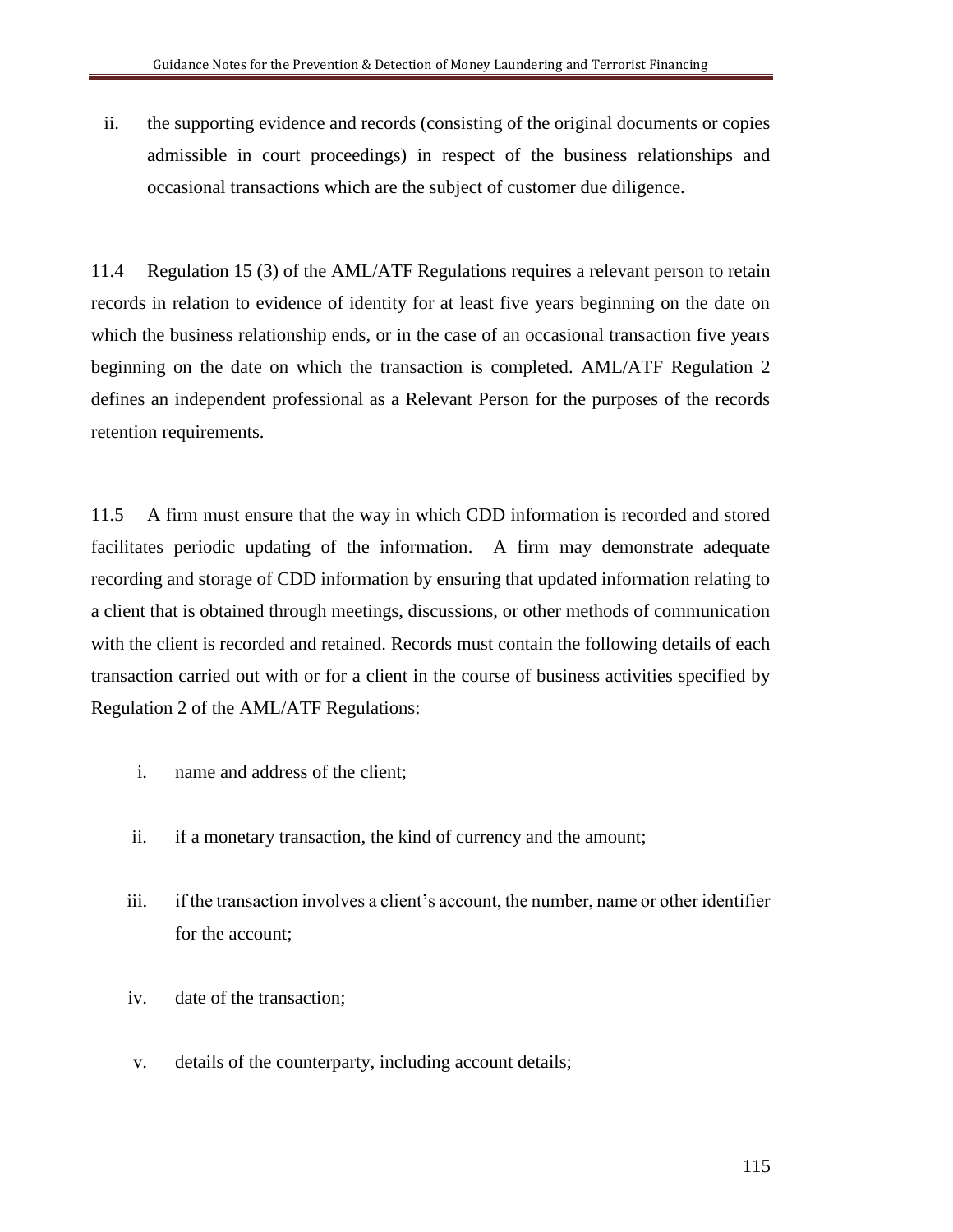ii. the supporting evidence and records (consisting of the original documents or copies admissible in court proceedings) in respect of the business relationships and occasional transactions which are the subject of customer due diligence.

11.4 Regulation 15 (3) of the AML/ATF Regulations requires a relevant person to retain records in relation to evidence of identity for at least five years beginning on the date on which the business relationship ends, or in the case of an occasional transaction five years beginning on the date on which the transaction is completed. AML/ATF Regulation 2 defines an independent professional as a Relevant Person for the purposes of the records retention requirements.

11.5 A firm must ensure that the way in which CDD information is recorded and stored facilitates periodic updating of the information. A firm may demonstrate adequate recording and storage of CDD information by ensuring that updated information relating to a client that is obtained through meetings, discussions, or other methods of communication with the client is recorded and retained. Records must contain the following details of each transaction carried out with or for a client in the course of business activities specified by Regulation 2 of the AML/ATF Regulations:

i. name and address of the client;

ii. if a monetary transaction, the kind of currency and the amount;

iii. if the transaction involves a client's account, the number, name or other identifier for the account;

iv. date of the transaction;

v. details of the counterparty, including account details;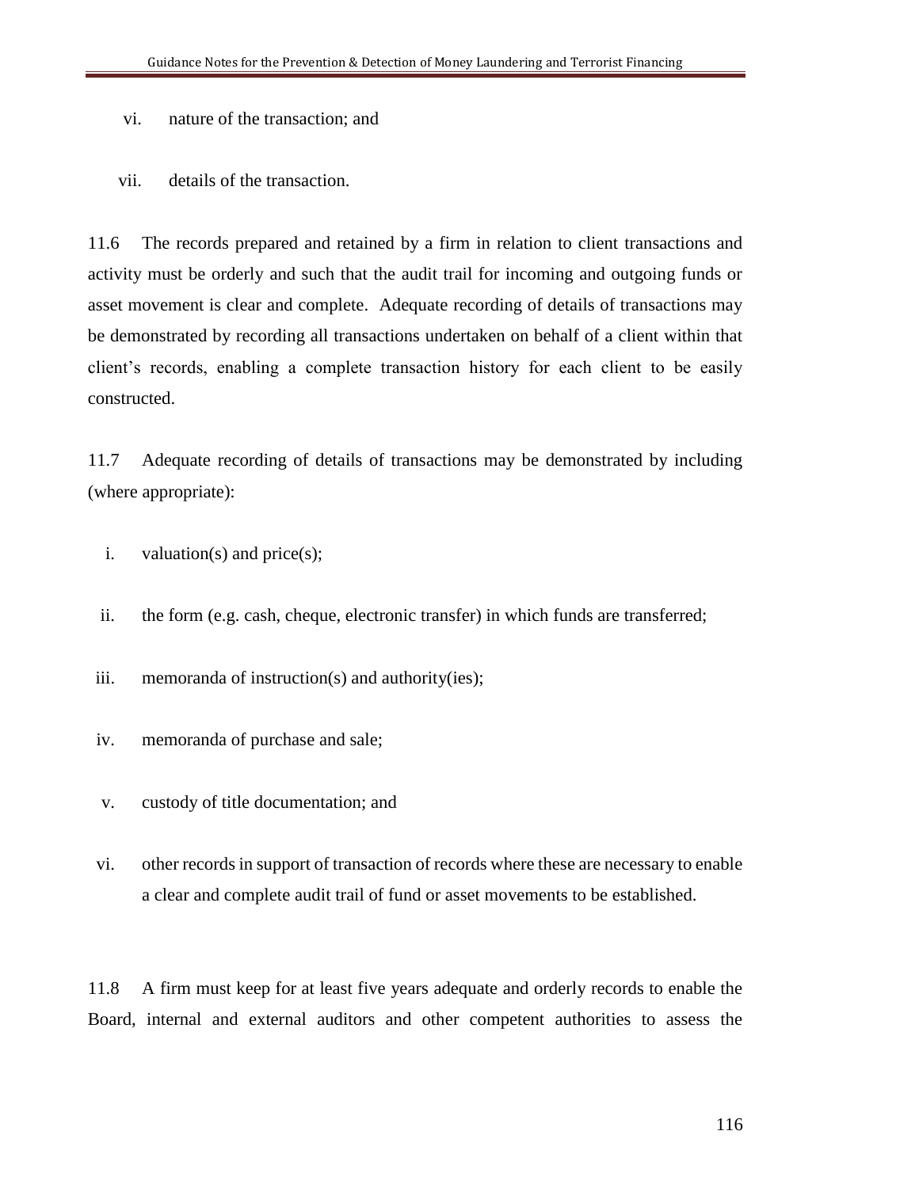vi. nature of the transaction; and

vii. details of the transaction.

11.6 The records prepared and retained by a firm in relation to client transactions and activity must be orderly and such that the audit trail for incoming and outgoing funds or asset movement is clear and complete. Adequate recording of details of transactions may be demonstrated by recording all transactions undertaken on behalf of a client within that client's records, enabling a complete transaction history for each client to be easily constructed.

11.7 Adequate recording of details of transactions may be demonstrated by including (where appropriate):

i. valuation(s) and price(s);

ii. the form (e.g. cash, cheque, electronic transfer) in which funds are transferred;

iii. memoranda of instruction(s) and authority(ies);

iv. memoranda of purchase and sale;

v. custody of title documentation; and

vi. other records in support of transaction of records where these are necessary to enable a clear and complete audit trail of fund or asset movements to be established.

11.8 A firm must keep for at least five years adequate and orderly records to enable the Board, internal and external auditors and other competent authorities to assess the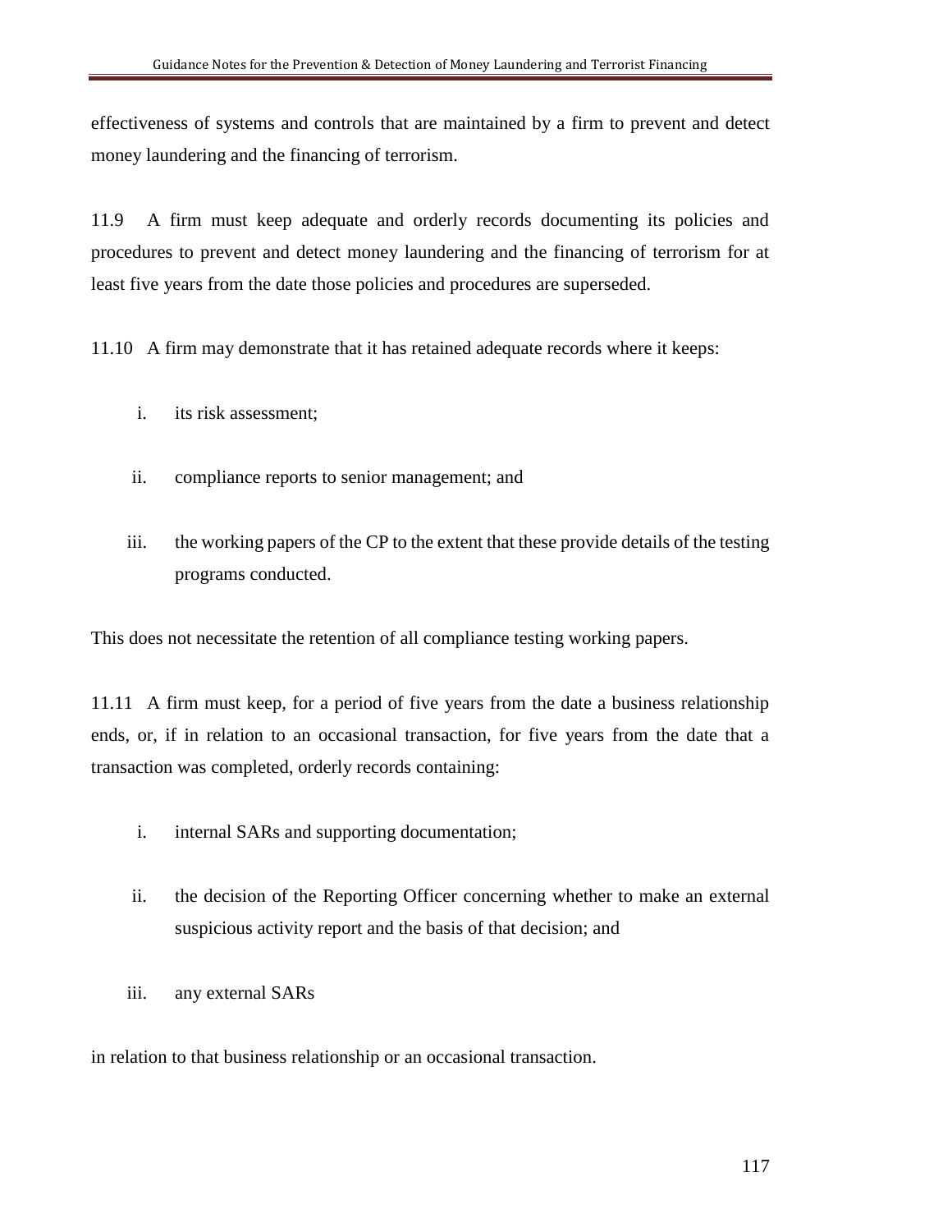effectiveness of systems and controls that are maintained by a firm to prevent and detect money laundering and the financing of terrorism.

11.9 A firm must keep adequate and orderly records documenting its policies and procedures to prevent and detect money laundering and the financing of terrorism for at least five years from the date those policies and procedures are superseded.

11.10 A firm may demonstrate that it has retained adequate records where it keeps:

i. its risk assessment;

ii. compliance reports to senior management; and

iii. the working papers of the CP to the extent that these provide details of the testing programs conducted.

This does not necessitate the retention of all compliance testing working papers.

11.11 A firm must keep, for a period of five years from the date a business relationship ends, or, if in relation to an occasional transaction, for five years from the date that a transaction was completed, orderly records containing:

i. internal SARs and supporting documentation;

ii. the decision of the Reporting Officer concerning whether to make an external suspicious activity report and the basis of that decision; and

iii. any external SARs

in relation to that business relationship or an occasional transaction.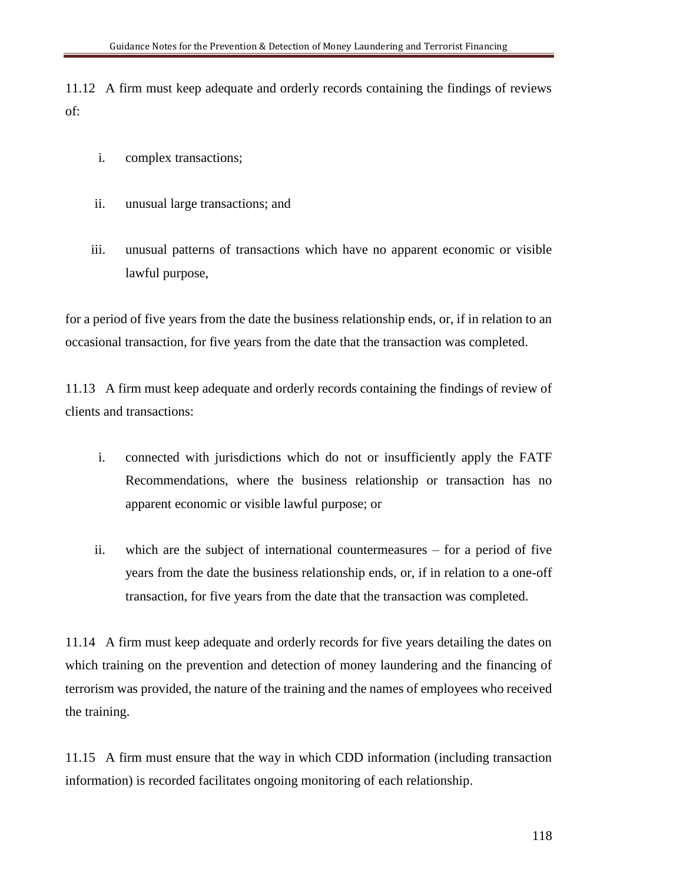11.12 A firm must keep adequate and orderly records containing the findings of reviews of:

i. complex transactions;

ii. unusual large transactions; and

iii. unusual patterns of transactions which have no apparent economic or visible lawful purpose,

for a period of five years from the date the business relationship ends, or, if in relation to an occasional transaction, for five years from the date that the transaction was completed.

11.13 A firm must keep adequate and orderly records containing the findings of review of clients and transactions:

i. connected with jurisdictions which do not or insufficiently apply the FATF Recommendations, where the business relationship or transaction has no apparent economic or visible lawful purpose; or

ii. which are the subject of international countermeasures – for a period of five years from the date the business relationship ends, or, if in relation to a one-off transaction, for five years from the date that the transaction was completed.

11.14 A firm must keep adequate and orderly records for five years detailing the dates on which training on the prevention and detection of money laundering and the financing of terrorism was provided, the nature of the training and the names of employees who received the training.

11.15 A firm must ensure that the way in which CDD information (including transaction information) is recorded facilitates ongoing monitoring of each relationship.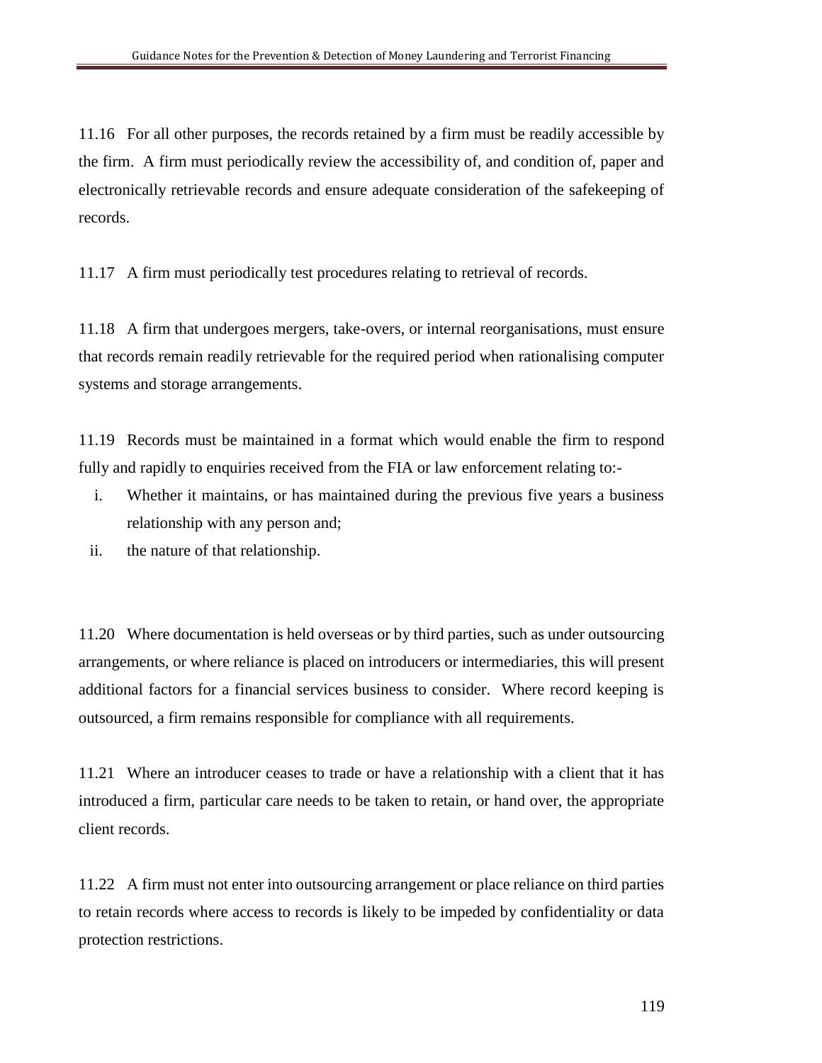11.16 For all other purposes, the records retained by a firm must be readily accessible by the firm. A firm must periodically review the accessibility of, and condition of, paper and electronically retrievable records and ensure adequate consideration of the safekeeping of records.

11.17 A firm must periodically test procedures relating to retrieval of records.

11.18 A firm that undergoes mergers, take-overs, or internal reorganisations, must ensure that records remain readily retrievable for the required period when rationalising computer systems and storage arrangements.

11.19 Records must be maintained in a format which would enable the firm to respond fully and rapidly to enquiries received from the FIA or law enforcement relating to:-

i. Whether it maintains, or has maintained during the previous five years a business relationship with any person and;
ii. the nature of that relationship.

11.20 Where documentation is held overseas or by third parties, such as under outsourcing arrangements, or where reliance is placed on introducers or intermediaries, this will present additional factors for a financial services business to consider. Where record keeping is outsourced, a firm remains responsible for compliance with all requirements.

11.21 Where an introducer ceases to trade or have a relationship with a client that it has introduced a firm, particular care needs to be taken to retain, or hand over, the appropriate client records.

11.22 A firm must not enter into outsourcing arrangement or place reliance on third parties to retain records where access to records is likely to be impeded by confidentiality or data protection restrictions.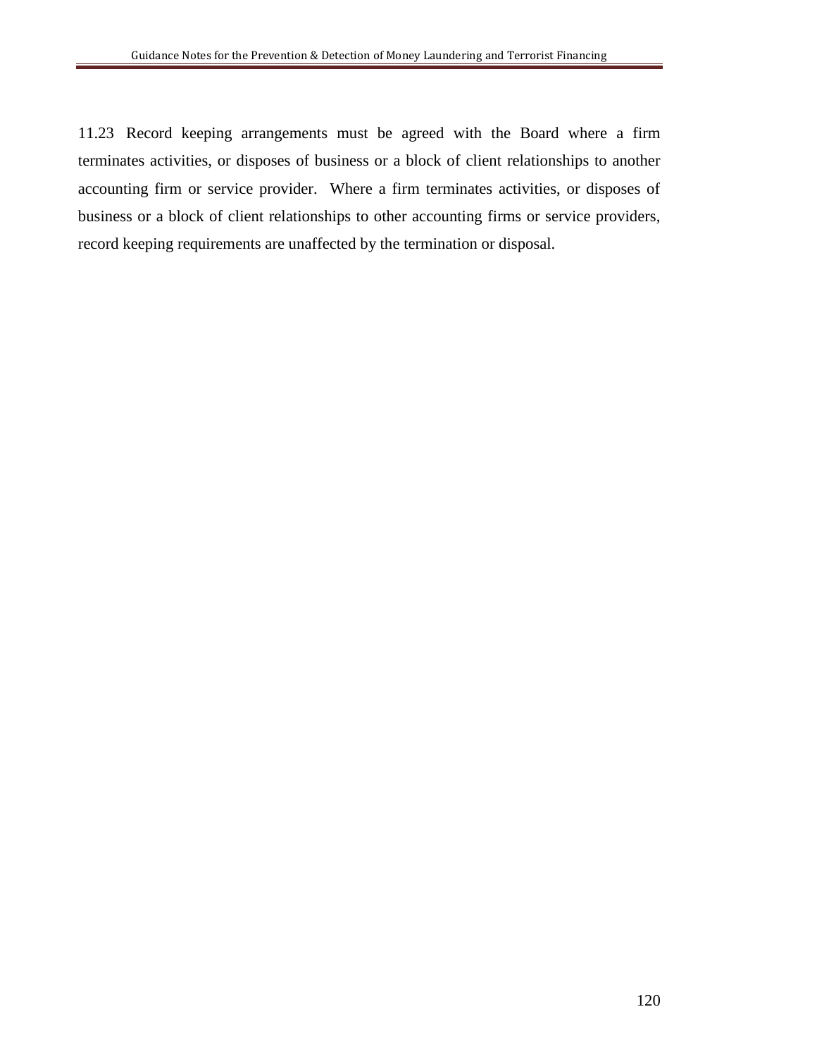11.23 Record keeping arrangements must be agreed with the Board where a firm terminates activities, or disposes of business or a block of client relationships to another accounting firm or service provider. Where a firm terminates activities, or disposes of business or a block of client relationships to other accounting firms or service providers, record keeping requirements are unaffected by the termination or disposal.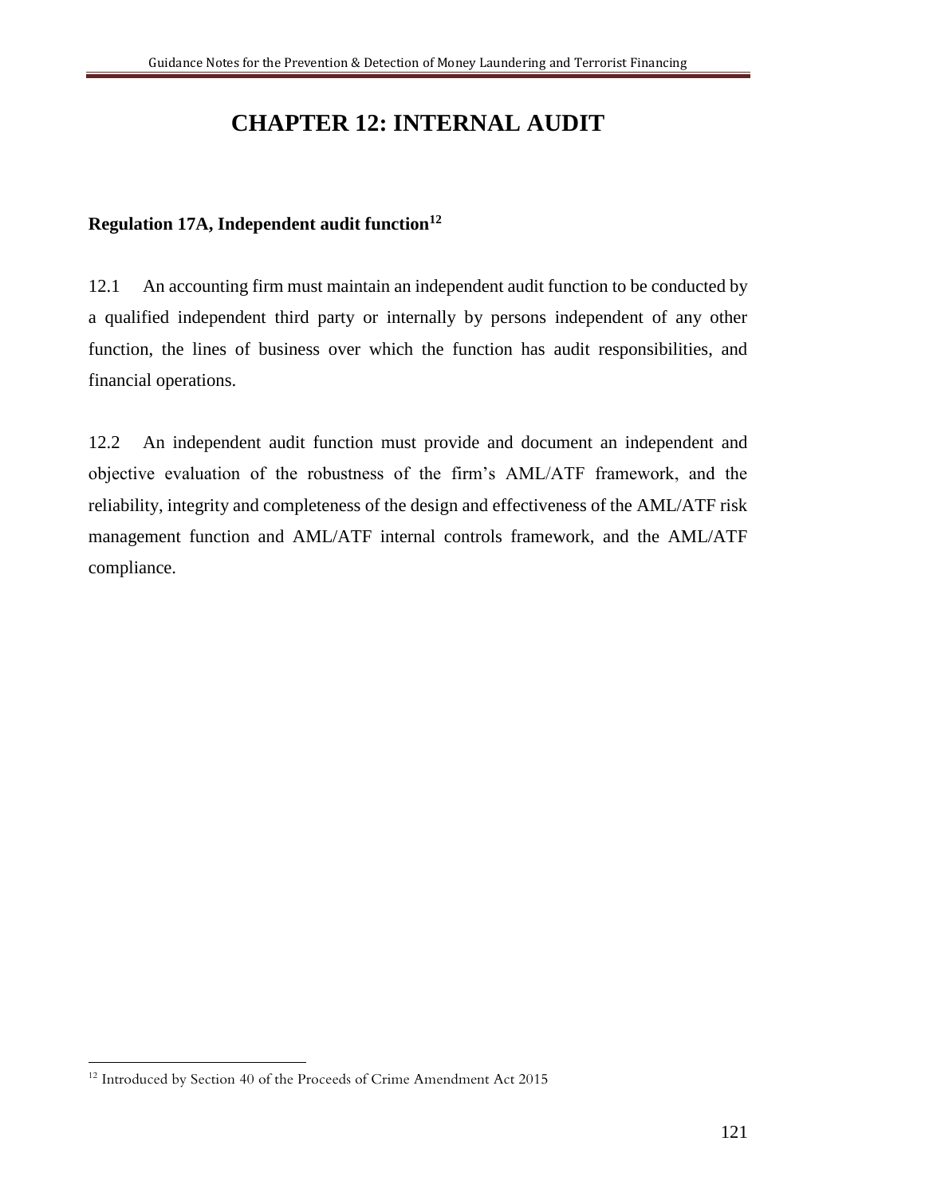# CHAPTER 12: INTERNAL AUDIT

**Regulation 17A, Independent audit function[12]**

12.1 An accounting firm must maintain an independent audit function to be conducted by a qualified independent third party or internally by persons independent of any other function, the lines of business over which the function has audit responsibilities, and financial operations.

12.2 An independent audit function must provide and document an independent and objective evaluation of the robustness of the firm's AML/ATF framework, and the reliability, integrity and completeness of the design and effectiveness of the AML/ATF risk management function and AML/ATF internal controls framework, and the AML/ATF compliance.

[12] Introduced by Section 40 of the Proceeds of Crime Amendment Act 2015